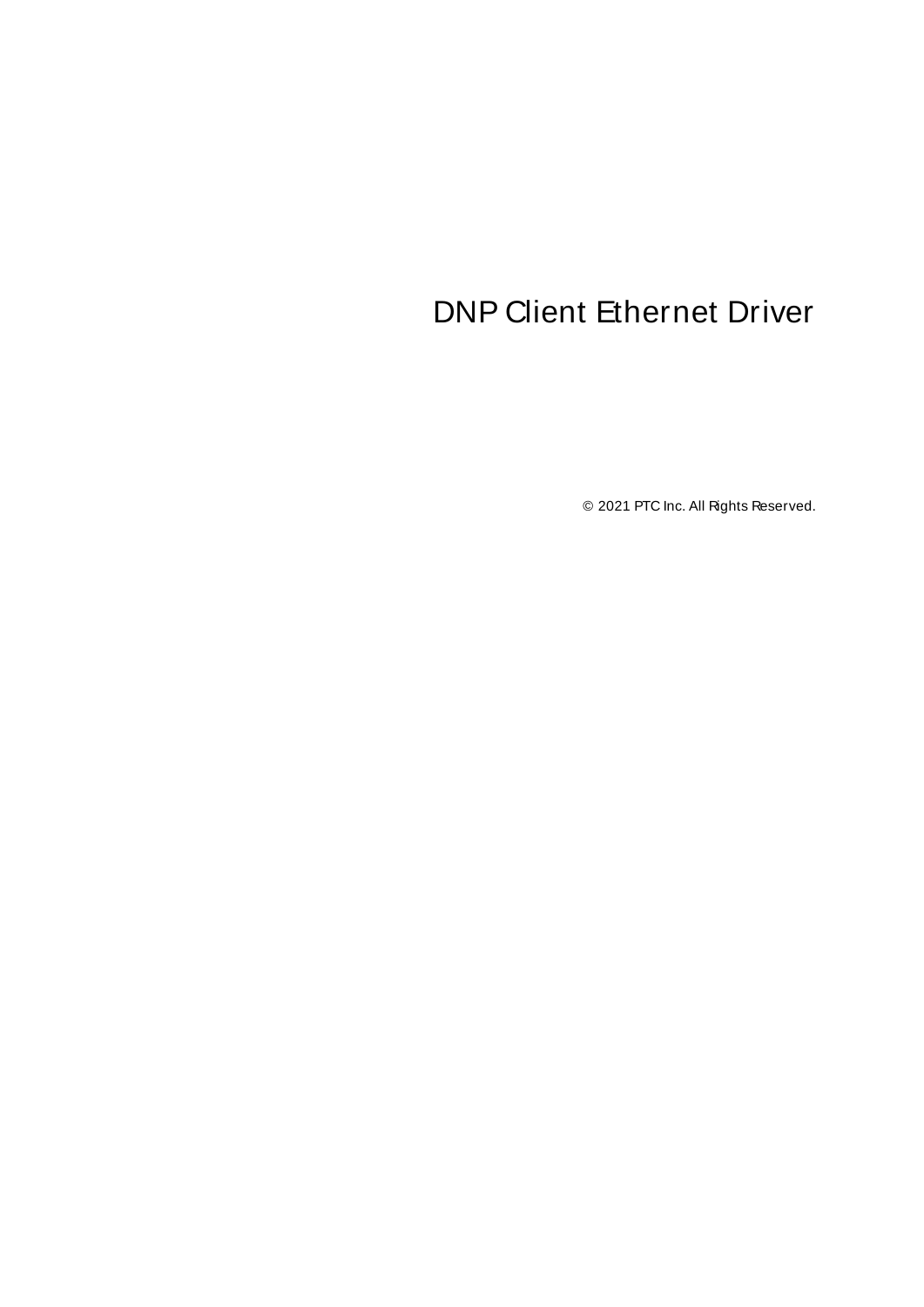# DNP Client Ethernet Driver

© 2021 PTC Inc. All Rights Reserved.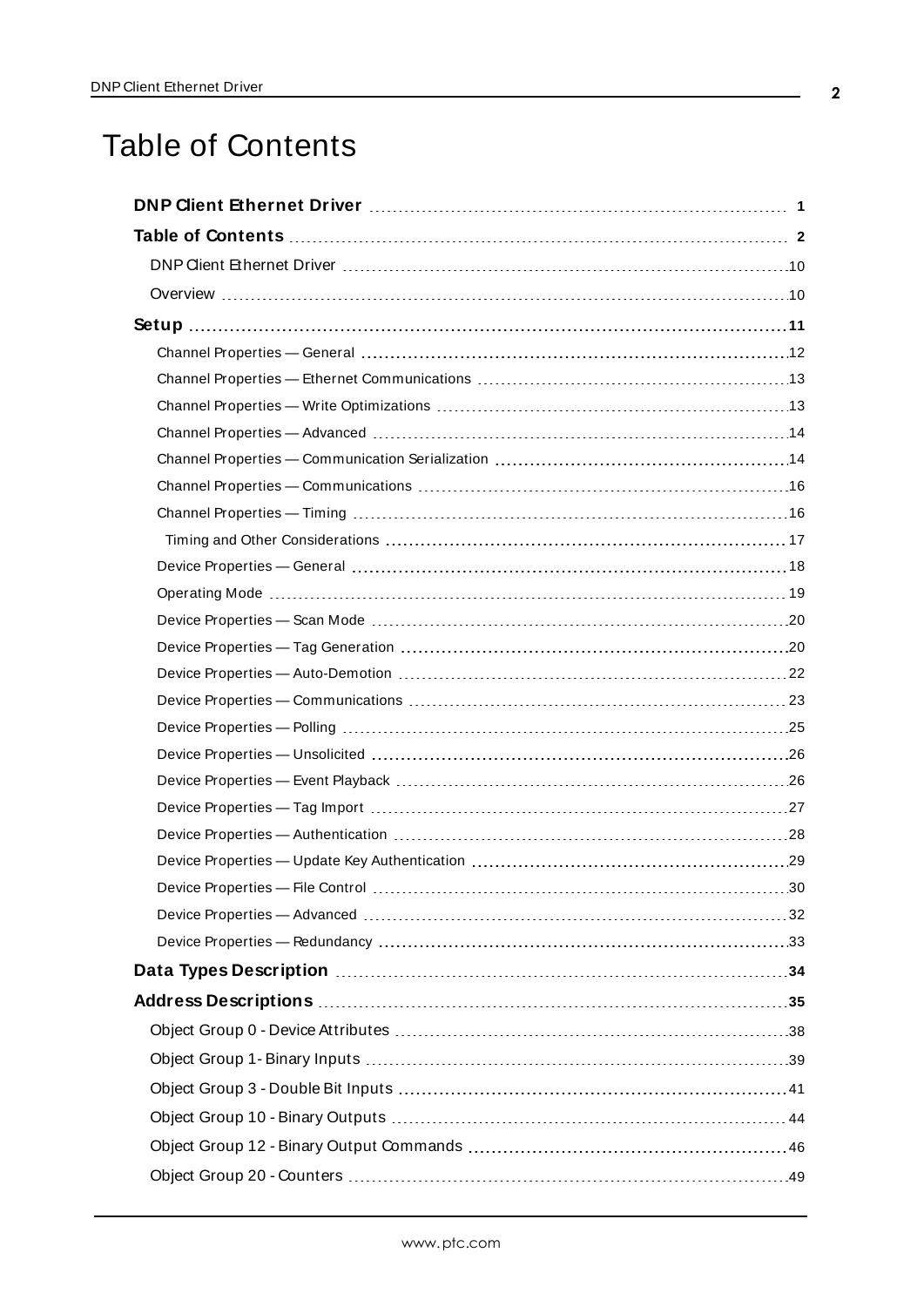# Table of Contents

**DNP Client Ethernet Driver** 1

**Table of Contents** 2

- DNP Client Ethernet Driver 10
- Overview 10

**Setup** 11

- Channel Properties — General 12
- Channel Properties — Ethernet Communications 13
- Channel Properties — Write Optimizations 13
- Channel Properties — Advanced 14
- Channel Properties — Communication Serialization 14
- Channel Properties — Communications 16
- Channel Properties — Timing 16
  - Timing and Other Considerations 17
- Device Properties — General 18
- Operating Mode 19
- Device Properties — Scan Mode 20
- Device Properties — Tag Generation 20
- Device Properties — Auto-Demotion 22
- Device Properties — Communications 23
- Device Properties — Polling 25
- Device Properties — Unsolicited 26
- Device Properties — Event Playback 26
- Device Properties — Tag Import 27
- Device Properties — Authentication 28
- Device Properties — Update Key Authentication 29
- Device Properties — File Control 30
- Device Properties — Advanced 32
- Device Properties — Redundancy 33

**Data Types Description** 34

**Address Descriptions** 35

- Object Group 0 - Device Attributes 38
- Object Group 1- Binary Inputs 39
- Object Group 3 - Double Bit Inputs 41
- Object Group 10 - Binary Outputs 44
- Object Group 12 - Binary Output Commands 46
- Object Group 20 - Counters 49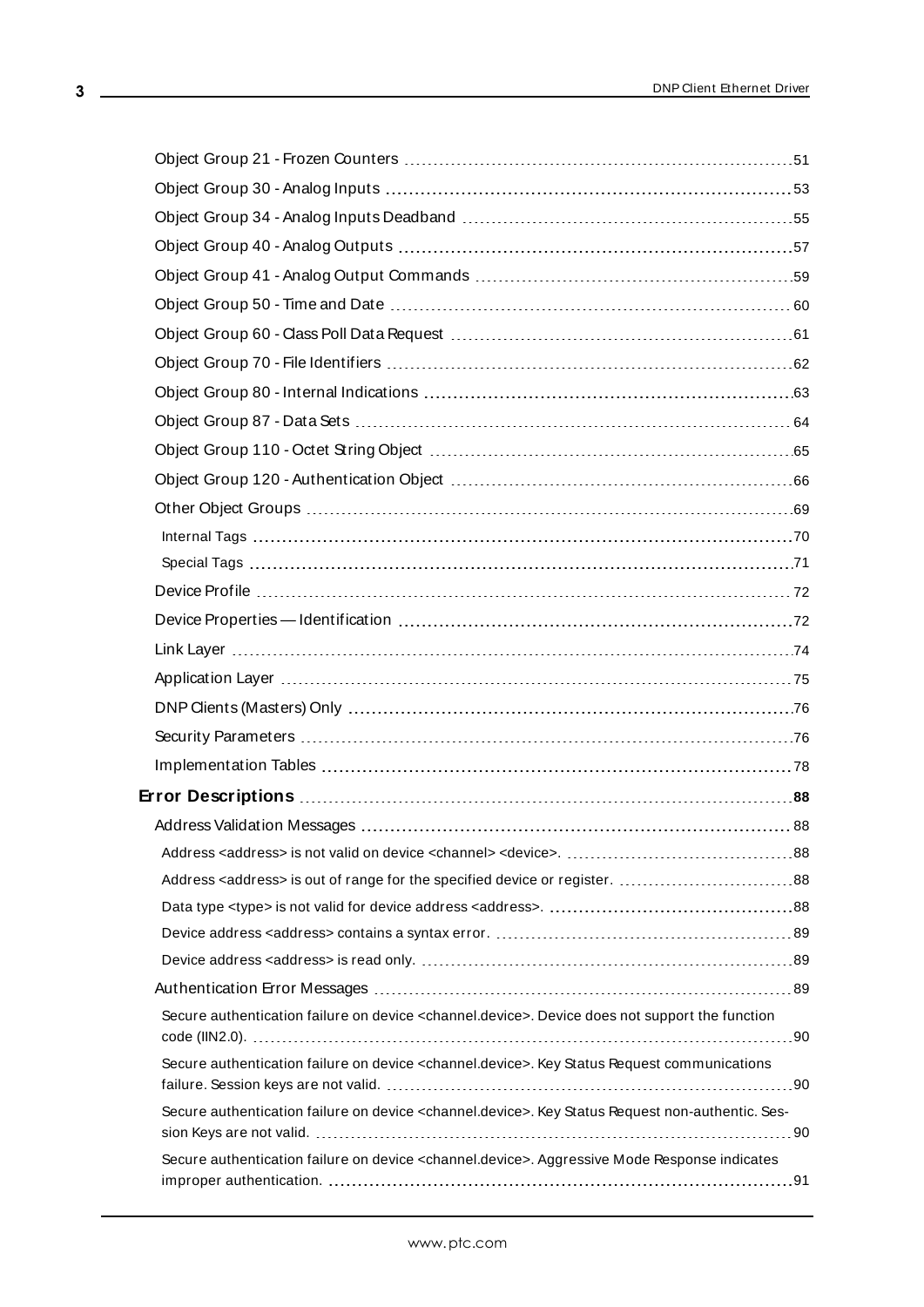Object Group 21 - Frozen Counters 51
Object Group 30 - Analog Inputs 53
Object Group 34 - Analog Inputs Deadband 55
Object Group 40 - Analog Outputs 57
Object Group 41 - Analog Output Commands 59
Object Group 50 - Time and Date 60
Object Group 60 - Class Poll Data Request 61
Object Group 70 - File Identifiers 62
Object Group 80 - Internal Indications 63
Object Group 87 - Data Sets 64
Object Group 110 - Octet String Object 65
Object Group 120 - Authentication Object 66
Other Object Groups 69
Internal Tags 70
Special Tags 71
Device Profile 72
Device Properties — Identification 72
Link Layer 74
Application Layer 75
DNP Clients (Masters) Only 76
Security Parameters 76
Implementation Tables 78

**Error Descriptions 88**

Address Validation Messages 88
Address <address> is not valid on device <channel> <device>. 88
Address <address> is out of range for the specified device or register. 88
Data type <type> is not valid for device address <address>. 88
Device address <address> contains a syntax error. 89
Device address <address> is read only. 89
Authentication Error Messages 89
Secure authentication failure on device <channel.device>. Device does not support the function code (IIN2.0). 90
Secure authentication failure on device <channel.device>. Key Status Request communications failure. Session keys are not valid. 90
Secure authentication failure on device <channel.device>. Key Status Request non-authentic. Session Keys are not valid. 90
Secure authentication failure on device <channel.device>. Aggressive Mode Response indicates improper authentication. 91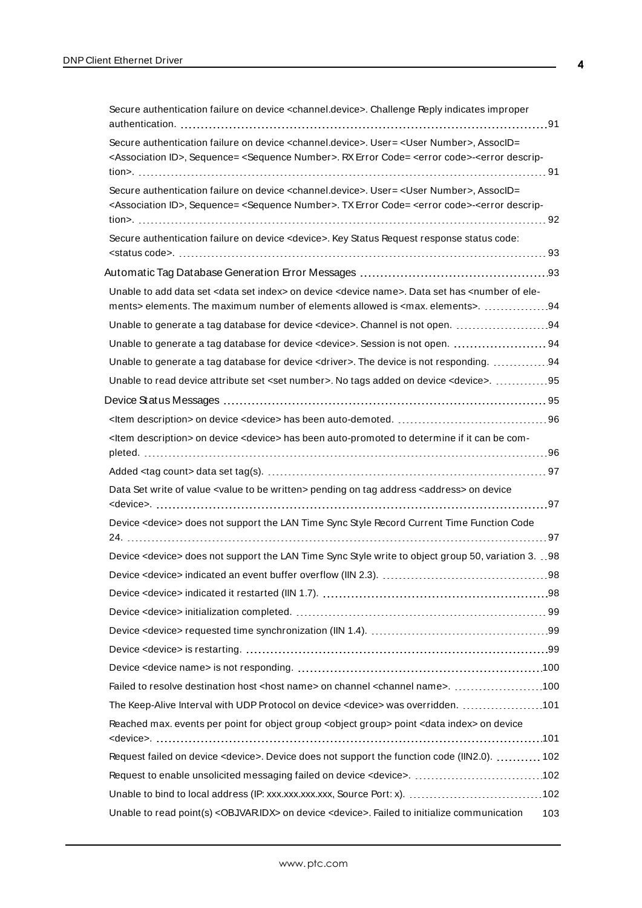Secure authentication failure on device <channel.device>. Challenge Reply indicates improper authentication. 91

Secure authentication failure on device <channel.device>. User= <User Number>, AssocID= <Association ID>, Sequence= <Sequence Number>. RX Error Code= <error code>-<error description>. 91

Secure authentication failure on device <channel.device>. User= <User Number>, AssocID= <Association ID>, Sequence= <Sequence Number>. TX Error Code= <error code>-<error description>. 92

Secure authentication failure on device <device>. Key Status Request response status code: <status code>. 93

Automatic Tag Database Generation Error Messages 93

Unable to add data set <data set index> on device <device name>. Data set has <number of elements> elements. The maximum number of elements allowed is <max. elements>. 94

Unable to generate a tag database for device <device>. Channel is not open. 94

Unable to generate a tag database for device <device>. Session is not open. 94

Unable to generate a tag database for device <driver>. The device is not responding. 94

Unable to read device attribute set <set number>. No tags added on device <device>. 95

Device Status Messages 95

<Item description> on device <device> has been auto-demoted. 96

<Item description> on device <device> has been auto-promoted to determine if it can be completed. 96

Added <tag count> data set tag(s). 97

Data Set write of value <value to be written> pending on tag address <address> on device <device>. 97

Device <device> does not support the LAN Time Sync Style Record Current Time Function Code 24. 97

Device <device> does not support the LAN Time Sync Style write to object group 50, variation 3. 98

Device <device> indicated an event buffer overflow (IIN 2.3). 98

Device <device> indicated it restarted (IIN 1.7). 98

Device <device> initialization completed. 99

Device <device> requested time synchronization (IIN 1.4). 99

Device <device> is restarting. 99

Device <device name> is not responding. 100

Failed to resolve destination host <host name> on channel <channel name>. 100

The Keep-Alive Interval with UDP Protocol on device <device> was overridden. 101

Reached max. events per point for object group <object group> point <data index> on device <device>. 101

Request failed on device <device>. Device does not support the function code (IIN2.0). 102

Request to enable unsolicited messaging failed on device <device>. 102

Unable to bind to local address (IP: xxx.xxx.xxx.xxx, Source Port: x). 102

Unable to read point(s) <OBJVAR.IDX> on device <device>. Failed to initialize communication 103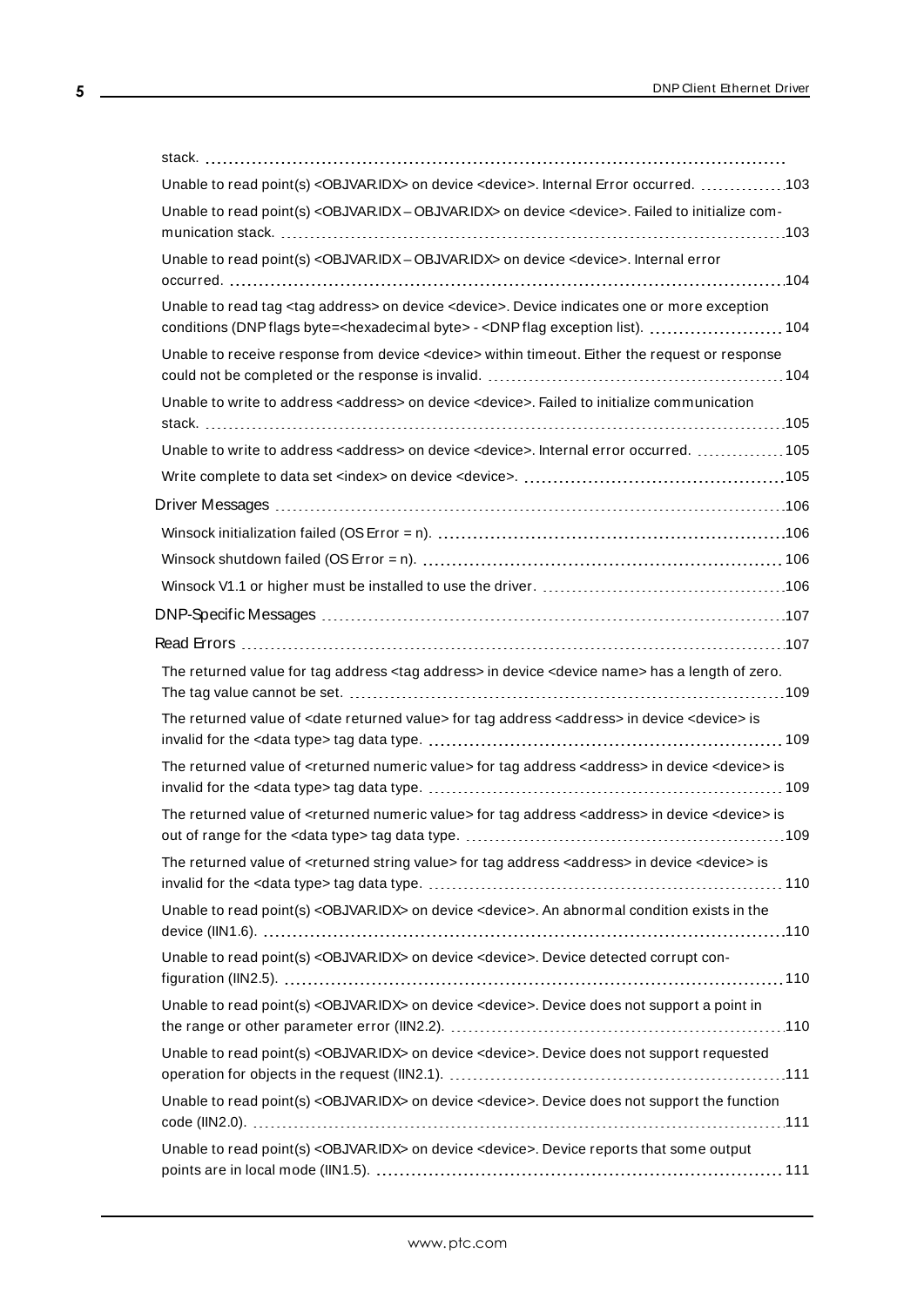stack. 

Unable to read point(s) <OBJVAR.IDX> on device <device>. Internal Error occurred. 103

Unable to read point(s) <OBJVAR.IDX – OBJVAR.IDX> on device <device>. Failed to initialize communication stack. 103

Unable to read point(s) <OBJVAR.IDX – OBJVAR.IDX> on device <device>. Internal error occurred. 104

Unable to read tag <tag address> on device <device>. Device indicates one or more exception conditions (DNP flags byte=<hexadecimal byte> - <DNP flag exception list). 104

Unable to receive response from device <device> within timeout. Either the request or response could not be completed or the response is invalid. 104

Unable to write to address <address> on device <device>. Failed to initialize communication stack. 105

Unable to write to address <address> on device <device>. Internal error occurred. 105

Write complete to data set <index> on device <device>. 105

Driver Messages 106

Winsock initialization failed (OS Error = n). 106

Winsock shutdown failed (OS Error = n). 106

Winsock V1.1 or higher must be installed to use the driver. 106

DNP-Specific Messages 107

Read Errors 107

The returned value for tag address <tag address> in device <device name> has a length of zero. The tag value cannot be set. 109

The returned value of <date returned value> for tag address <address> in device <device> is invalid for the <data type> tag data type. 109

The returned value of <returned numeric value> for tag address <address> in device <device> is invalid for the <data type> tag data type. 109

The returned value of <returned numeric value> for tag address <address> in device <device> is out of range for the <data type> tag data type. 109

The returned value of <returned string value> for tag address <address> in device <device> is invalid for the <data type> tag data type. 110

Unable to read point(s) <OBJVAR.IDX> on device <device>. An abnormal condition exists in the device (IIN1.6). 110

Unable to read point(s) <OBJVAR.IDX> on device <device>. Device detected corrupt configuration (IIN2.5). 110

Unable to read point(s) <OBJVAR.IDX> on device <device>. Device does not support a point in the range or other parameter error (IIN2.2). 110

Unable to read point(s) <OBJVAR.IDX> on device <device>. Device does not support requested operation for objects in the request (IIN2.1). 111

Unable to read point(s) <OBJVAR.IDX> on device <device>. Device does not support the function code (IIN2.0). 111

Unable to read point(s) <OBJVAR.IDX> on device <device>. Device reports that some output points are in local mode (IIN1.5). 111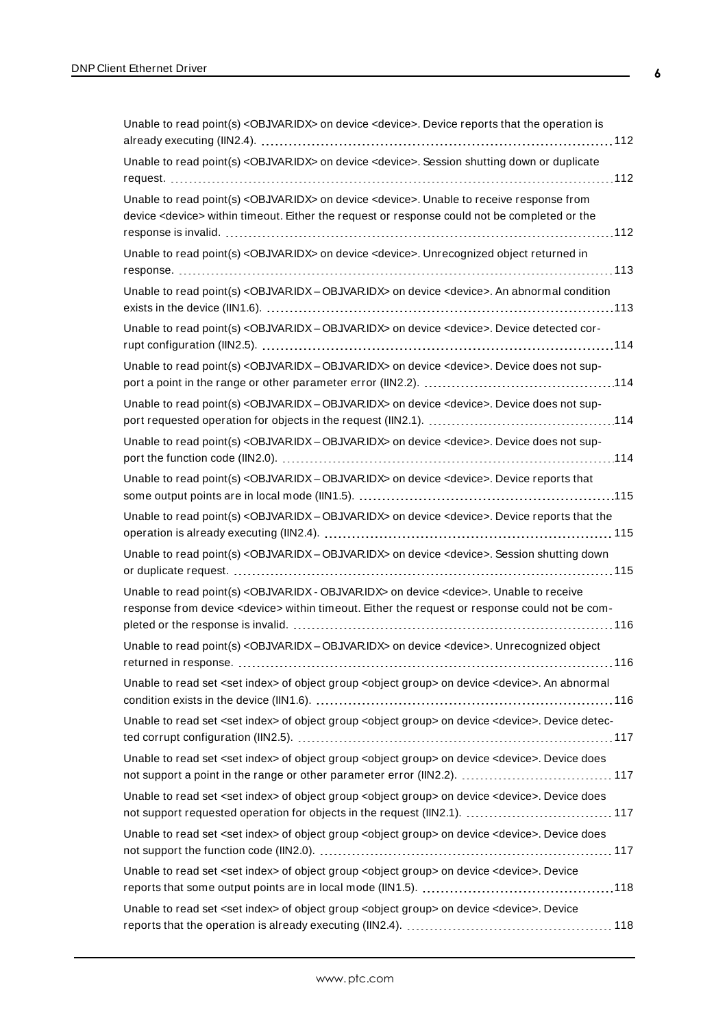Unable to read point(s) <OBJVAR.IDX> on device <device>. Device reports that the operation is already executing (IIN2.4). 112

Unable to read point(s) <OBJVAR.IDX> on device <device>. Session shutting down or duplicate request. 112

Unable to read point(s) <OBJVAR.IDX> on device <device>. Unable to receive response from device <device> within timeout. Either the request or response could not be completed or the response is invalid. 112

Unable to read point(s) <OBJVAR.IDX> on device <device>. Unrecognized object returned in response. 113

Unable to read point(s) <OBJVAR.IDX – OBJVAR.IDX> on device <device>. An abnormal condition exists in the device (IIN1.6). 113

Unable to read point(s) <OBJVAR.IDX – OBJVAR.IDX> on device <device>. Device detected corrupt configuration (IIN2.5). 114

Unable to read point(s) <OBJVAR.IDX – OBJVAR.IDX> on device <device>. Device does not support a point in the range or other parameter error (IIN2.2). 114

Unable to read point(s) <OBJVAR.IDX – OBJVAR.IDX> on device <device>. Device does not support requested operation for objects in the request (IIN2.1). 114

Unable to read point(s) <OBJVAR.IDX – OBJVAR.IDX> on device <device>. Device does not support the function code (IIN2.0). 114

Unable to read point(s) <OBJVAR.IDX – OBJVAR.IDX> on device <device>. Device reports that some output points are in local mode (IIN1.5). 115

Unable to read point(s) <OBJVAR.IDX – OBJVAR.IDX> on device <device>. Device reports that the operation is already executing (IIN2.4). 115

Unable to read point(s) <OBJVAR.IDX – OBJVAR.IDX> on device <device>. Session shutting down or duplicate request. 115

Unable to read point(s) <OBJVAR.IDX - OBJVAR.IDX> on device <device>. Unable to receive response from device <device> within timeout. Either the request or response could not be completed or the response is invalid. 116

Unable to read point(s) <OBJVAR.IDX – OBJVAR.IDX> on device <device>. Unrecognized object returned in response. 116

Unable to read set <set index> of object group <object group> on device <device>. An abnormal condition exists in the device (IIN1.6). 116

Unable to read set <set index> of object group <object group> on device <device>. Device detected corrupt configuration (IIN2.5). 117

Unable to read set <set index> of object group <object group> on device <device>. Device does not support a point in the range or other parameter error (IIN2.2). 117

Unable to read set <set index> of object group <object group> on device <device>. Device does not support requested operation for objects in the request (IIN2.1). 117

Unable to read set <set index> of object group <object group> on device <device>. Device does not support the function code (IIN2.0). 117

Unable to read set <set index> of object group <object group> on device <device>. Device reports that some output points are in local mode (IIN1.5). 118

Unable to read set <set index> of object group <object group> on device <device>. Device reports that the operation is already executing (IIN2.4). 118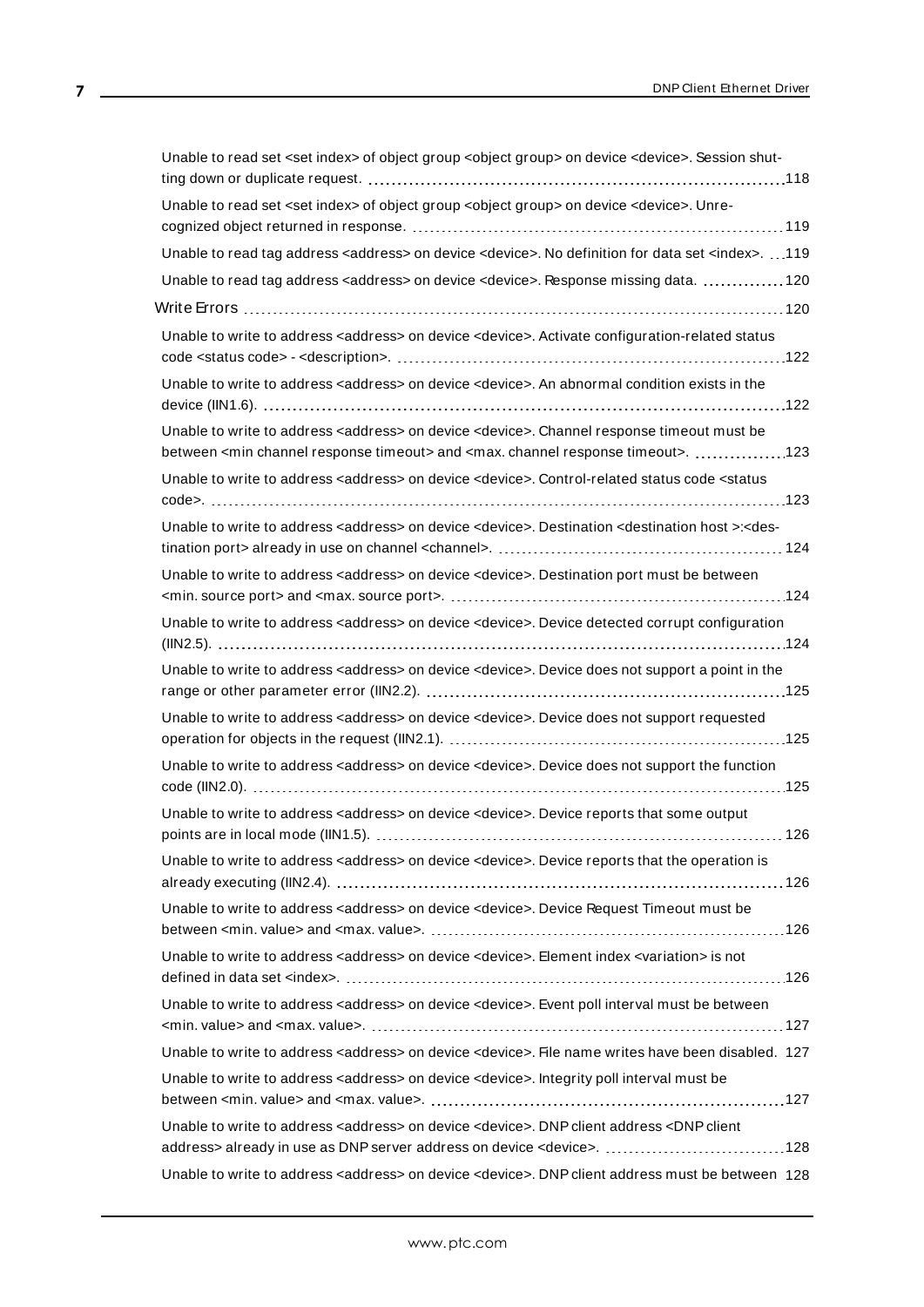Unable to read set <set index> of object group <object group> on device <device>. Session shutting down or duplicate request. 118

Unable to read set <set index> of object group <object group> on device <device>. Unrecognized object returned in response. 119

Unable to read tag address <address> on device <device>. No definition for data set <index>. 119

Unable to read tag address <address> on device <device>. Response missing data. 120

Write Errors 120

Unable to write to address <address> on device <device>. Activate configuration-related status code <status code> - <description>. 122

Unable to write to address <address> on device <device>. An abnormal condition exists in the device (IIN1.6). 122

Unable to write to address <address> on device <device>. Channel response timeout must be between <min channel response timeout> and <max. channel response timeout>. 123

Unable to write to address <address> on device <device>. Control-related status code <status code>. 123

Unable to write to address <address> on device <device>. Destination <destination host >:<destination port> already in use on channel <channel>. 124

Unable to write to address <address> on device <device>. Destination port must be between <min. source port> and <max. source port>. 124

Unable to write to address <address> on device <device>. Device detected corrupt configuration (IIN2.5). 124

Unable to write to address <address> on device <device>. Device does not support a point in the range or other parameter error (IIN2.2). 125

Unable to write to address <address> on device <device>. Device does not support requested operation for objects in the request (IIN2.1). 125

Unable to write to address <address> on device <device>. Device does not support the function code (IIN2.0). 125

Unable to write to address <address> on device <device>. Device reports that some output points are in local mode (IIN1.5). 126

Unable to write to address <address> on device <device>. Device reports that the operation is already executing (IIN2.4). 126

Unable to write to address <address> on device <device>. Device Request Timeout must be between <min. value> and <max. value>. 126

Unable to write to address <address> on device <device>. Element index <variation> is not defined in data set <index>. 126

Unable to write to address <address> on device <device>. Event poll interval must be between <min. value> and <max. value>. 127

Unable to write to address <address> on device <device>. File name writes have been disabled. 127

Unable to write to address <address> on device <device>. Integrity poll interval must be between <min. value> and <max. value>. 127

Unable to write to address <address> on device <device>. DNP client address <DNP client address> already in use as DNP server address on device <device>. 128

Unable to write to address <address> on device <device>. DNP client address must be between 128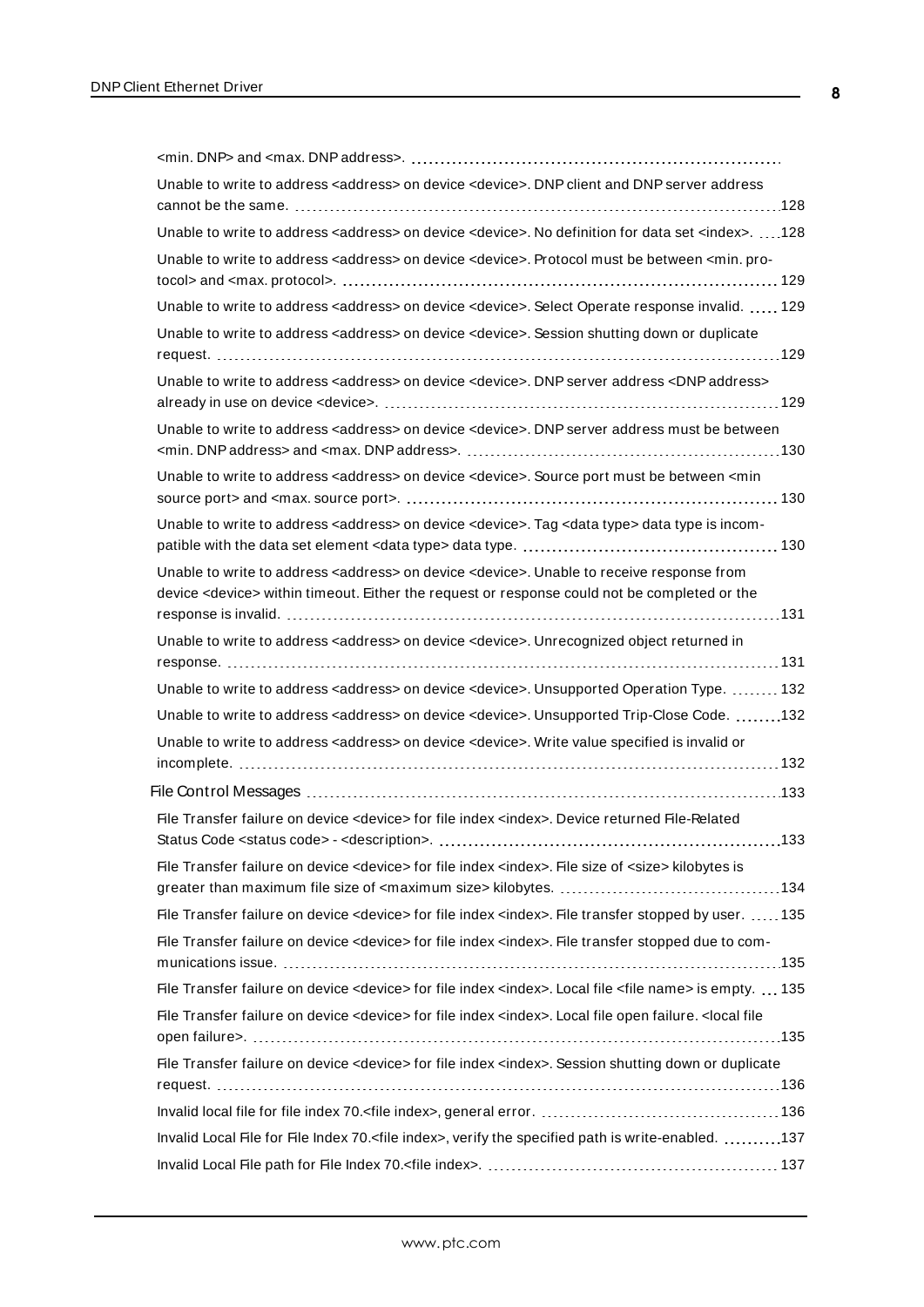<min. DNP> and <max. DNP address>.

Unable to write to address <address> on device <device>. DNP client and DNP server address cannot be the same. 128

Unable to write to address <address> on device <device>. No definition for data set <index>. 128

Unable to write to address <address> on device <device>. Protocol must be between <min. protocol> and <max. protocol>. 129

Unable to write to address <address> on device <device>. Select Operate response invalid. 129

Unable to write to address <address> on device <device>. Session shutting down or duplicate request. 129

Unable to write to address <address> on device <device>. DNP server address <DNP address> already in use on device <device>. 129

Unable to write to address <address> on device <device>. DNP server address must be between <min. DNP address> and <max. DNP address>. 130

Unable to write to address <address> on device <device>. Source port must be between <min source port> and <max. source port>. 130

Unable to write to address <address> on device <device>. Tag <data type> data type is incompatible with the data set element <data type> data type. 130

Unable to write to address <address> on device <device>. Unable to receive response from device <device> within timeout. Either the request or response could not be completed or the response is invalid. 131

Unable to write to address <address> on device <device>. Unrecognized object returned in response. 131

Unable to write to address <address> on device <device>. Unsupported Operation Type. 132

Unable to write to address <address> on device <device>. Unsupported Trip-Close Code. 132

Unable to write to address <address> on device <device>. Write value specified is invalid or incomplete. 132

File Control Messages 133

File Transfer failure on device <device> for file index <index>. Device returned File-Related Status Code <status code> - <description>. 133

File Transfer failure on device <device> for file index <index>. File size of <size> kilobytes is greater than maximum file size of <maximum size> kilobytes. 134

File Transfer failure on device <device> for file index <index>. File transfer stopped by user. 135

File Transfer failure on device <device> for file index <index>. File transfer stopped due to communications issue. 135

File Transfer failure on device <device> for file index <index>. Local file <file name> is empty. 135

File Transfer failure on device <device> for file index <index>. Local file open failure. <local file open failure>. 135

File Transfer failure on device <device> for file index <index>. Session shutting down or duplicate request. 136

Invalid local file for file index 70.<file index>, general error. 136

Invalid Local File for File Index 70.<file index>, verify the specified path is write-enabled. 137

Invalid Local File path for File Index 70.<file index>. 137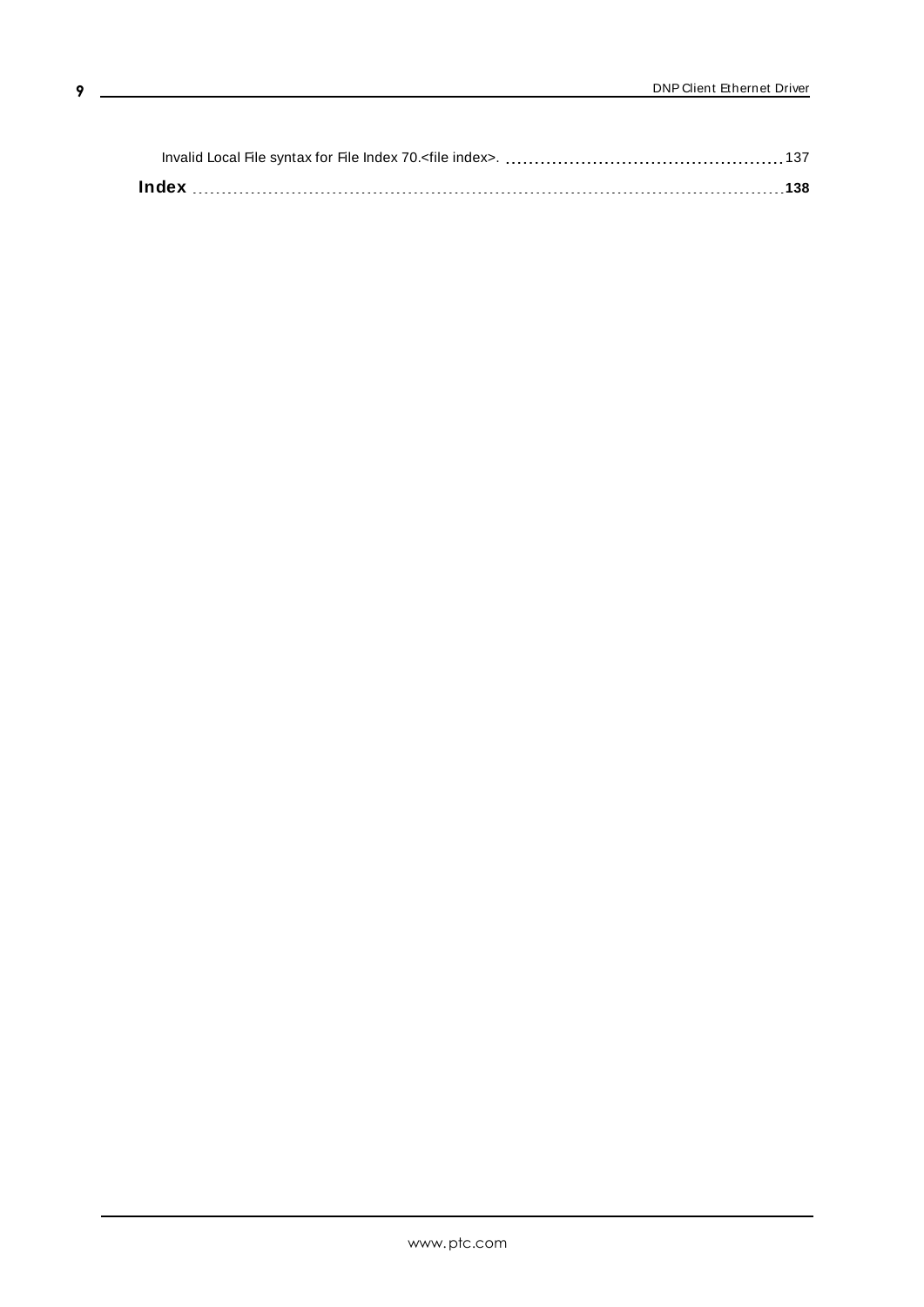Invalid Local File syntax for File Index 70.<file index>. 137

**Index** 138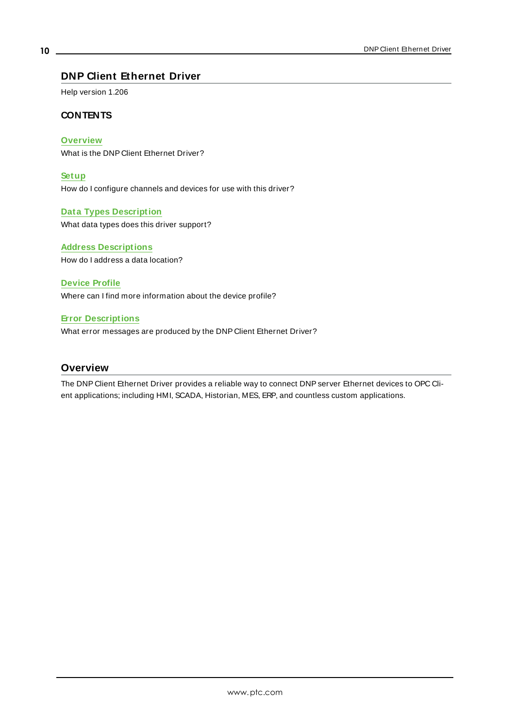# DNP Client Ethernet Driver

Help version 1.206

## CONTENTS

**Overview**
What is the DNP Client Ethernet Driver?

**Setup**
How do I configure channels and devices for use with this driver?

**Data Types Description**
What data types does this driver support?

**Address Descriptions**
How do I address a data location?

**Device Profile**
Where can I find more information about the device profile?

**Error Descriptions**
What error messages are produced by the DNP Client Ethernet Driver?

# Overview

The DNP Client Ethernet Driver provides a reliable way to connect DNP server Ethernet devices to OPC Client applications; including HMI, SCADA, Historian, MES, ERP, and countless custom applications.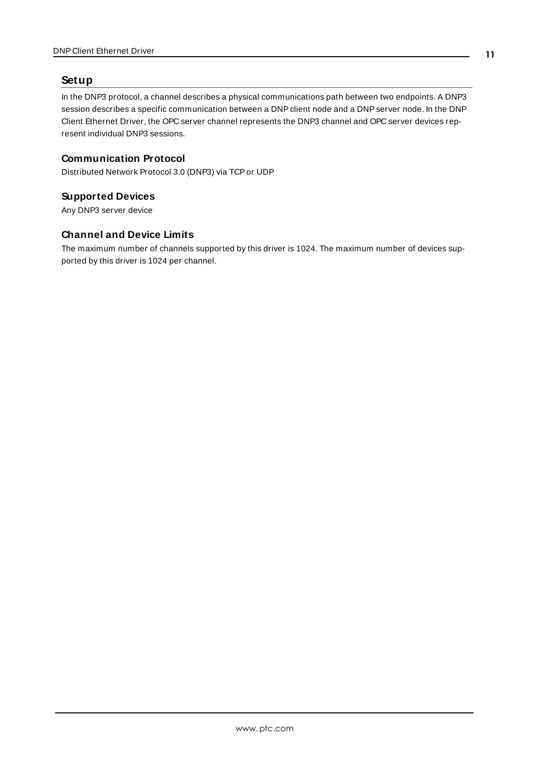# Setup

In the DNP3 protocol, a channel describes a physical communications path between two endpoints. A DNP3 session describes a specific communication between a DNP client node and a DNP server node. In the DNP Client Ethernet Driver, the OPC server channel represents the DNP3 channel and OPC server devices represent individual DNP3 sessions.

## Communication Protocol

Distributed Network Protocol 3.0 (DNP3) via TCP or UDP

## Supported Devices

Any DNP3 server device

## Channel and Device Limits

The maximum number of channels supported by this driver is 1024. The maximum number of devices supported by this driver is 1024 per channel.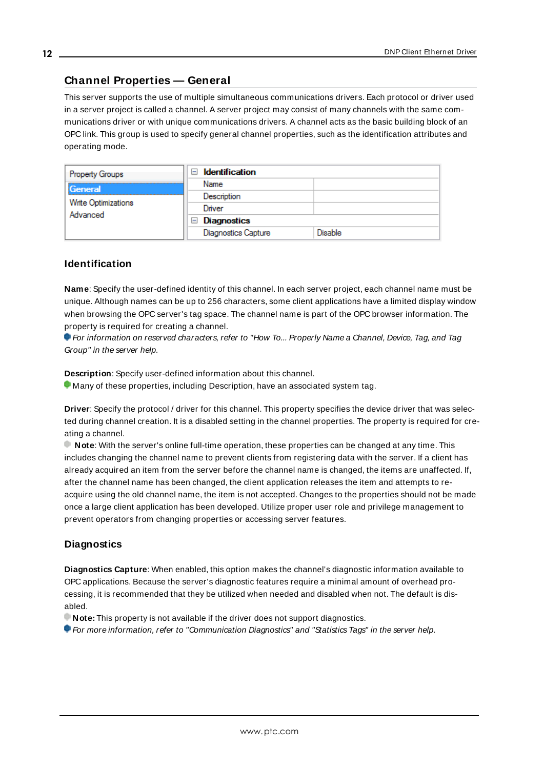## Channel Properties — General

This server supports the use of multiple simultaneous communications drivers. Each protocol or driver used in a server project is called a channel. A server project may consist of many channels with the same communications driver or with unique communications drivers. A channel acts as the basic building block of an OPC link. This group is used to specify general channel properties, such as the identification attributes and operating mode.

| Property Groups | Identification | |
|---|---|---|
| General | Name | |
| Write Optimizations | Description | |
| Advanced | Driver | |
| | Diagnostics | |
| | Diagnostics Capture | Disable |

### Identification

**Name**: Specify the user-defined identity of this channel. In each server project, each channel name must be unique. Although names can be up to 256 characters, some client applications have a limited display window when browsing the OPC server's tag space. The channel name is part of the OPC browser information. The property is required for creating a channel.

*For information on reserved characters, refer to "How To... Properly Name a Channel, Device, Tag, and Tag Group" in the server help.*

**Description**: Specify user-defined information about this channel.

Many of these properties, including Description, have an associated system tag.

**Driver**: Specify the protocol / driver for this channel. This property specifies the device driver that was selected during channel creation. It is a disabled setting in the channel properties. The property is required for creating a channel.

**Note**: With the server's online full-time operation, these properties can be changed at any time. This includes changing the channel name to prevent clients from registering data with the server. If a client has already acquired an item from the server before the channel name is changed, the items are unaffected. If, after the channel name has been changed, the client application releases the item and attempts to re-acquire using the old channel name, the item is not accepted. Changes to the properties should not be made once a large client application has been developed. Utilize proper user role and privilege management to prevent operators from changing properties or accessing server features.

### Diagnostics

**Diagnostics Capture**: When enabled, this option makes the channel's diagnostic information available to OPC applications. Because the server's diagnostic features require a minimal amount of overhead processing, it is recommended that they be utilized when needed and disabled when not. The default is disabled.

**Note:** This property is not available if the driver does not support diagnostics.

*For more information, refer to "Communication Diagnostics" and "Statistics Tags" in the server help.*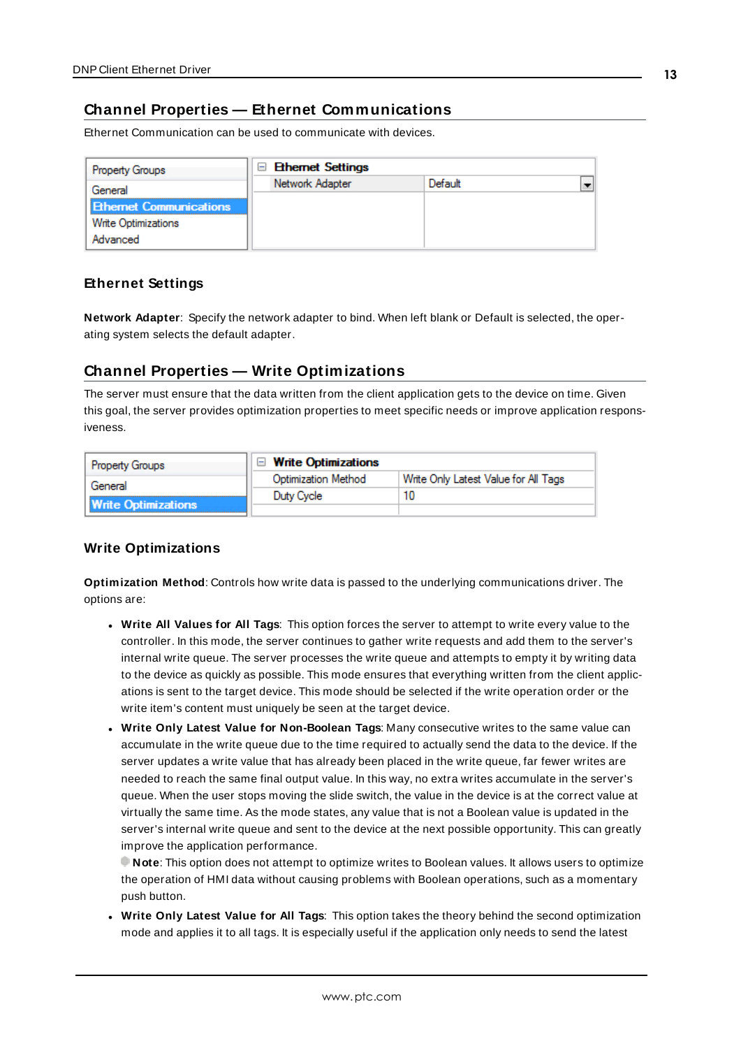## Channel Properties — Ethernet Communications

Ethernet Communication can be used to communicate with devices.

| Property Groups | Ethernet Settings | |
|---|---|---|
| General | Network Adapter | Default |
| Ethernet Communications | | |
| Write Optimizations | | |
| Advanced | | |

### Ethernet Settings

**Network Adapter**: Specify the network adapter to bind. When left blank or Default is selected, the operating system selects the default adapter.

## Channel Properties — Write Optimizations

The server must ensure that the data written from the client application gets to the device on time. Given this goal, the server provides optimization properties to meet specific needs or improve application responsiveness.

| Property Groups | Write Optimizations | |
|---|---|---|
| General | Optimization Method | Write Only Latest Value for All Tags |
| Write Optimizations | Duty Cycle | 10 |

### Write Optimizations

**Optimization Method**: Controls how write data is passed to the underlying communications driver. The options are:

- **Write All Values for All Tags**: This option forces the server to attempt to write every value to the controller. In this mode, the server continues to gather write requests and add them to the server's internal write queue. The server processes the write queue and attempts to empty it by writing data to the device as quickly as possible. This mode ensures that everything written from the client applications is sent to the target device. This mode should be selected if the write operation order or the write item's content must uniquely be seen at the target device.
- **Write Only Latest Value for Non-Boolean Tags**: Many consecutive writes to the same value can accumulate in the write queue due to the time required to actually send the data to the device. If the server updates a write value that has already been placed in the write queue, far fewer writes are needed to reach the same final output value. In this way, no extra writes accumulate in the server's queue. When the user stops moving the slide switch, the value in the device is at the correct value at virtually the same time. As the mode states, any value that is not a Boolean value is updated in the server's internal write queue and sent to the device at the next possible opportunity. This can greatly improve the application performance.
  **Note**: This option does not attempt to optimize writes to Boolean values. It allows users to optimize the operation of HMI data without causing problems with Boolean operations, such as a momentary push button.
- **Write Only Latest Value for All Tags**: This option takes the theory behind the second optimization mode and applies it to all tags. It is especially useful if the application only needs to send the latest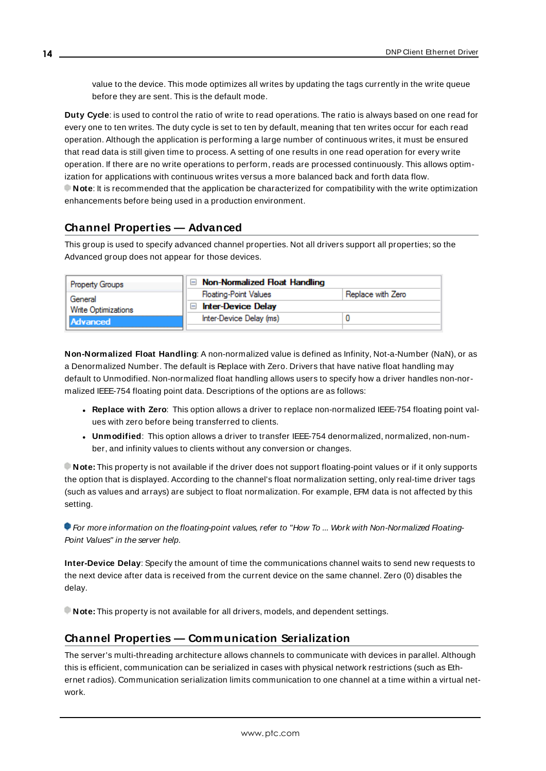value to the device. This mode optimizes all writes by updating the tags currently in the write queue before they are sent. This is the default mode.

**Duty Cycle**: is used to control the ratio of write to read operations. The ratio is always based on one read for every one to ten writes. The duty cycle is set to ten by default, meaning that ten writes occur for each read operation. Although the application is performing a large number of continuous writes, it must be ensured that read data is still given time to process. A setting of one results in one read operation for every write operation. If there are no write operations to perform, reads are processed continuously. This allows optimization for applications with continuous writes versus a more balanced back and forth data flow.

**Note**: It is recommended that the application be characterized for compatibility with the write optimization enhancements before being used in a production environment.

## Channel Properties — Advanced

This group is used to specify advanced channel properties. Not all drivers support all properties; so the Advanced group does not appear for those devices.

| Property Groups | Non-Normalized Float Handling | |
|---|---|---|
| General | Floating-Point Values | Replace with Zero |
| Write Optimizations | Inter-Device Delay | |
| Advanced | Inter-Device Delay (ms) | 0 |

**Non-Normalized Float Handling**: A non-normalized value is defined as Infinity, Not-a-Number (NaN), or as a Denormalized Number. The default is Replace with Zero. Drivers that have native float handling may default to Unmodified. Non-normalized float handling allows users to specify how a driver handles non-normalized IEEE-754 floating point data. Descriptions of the options are as follows:

- **Replace with Zero**: This option allows a driver to replace non-normalized IEEE-754 floating point values with zero before being transferred to clients.
- **Unmodified**: This option allows a driver to transfer IEEE-754 denormalized, normalized, non-number, and infinity values to clients without any conversion or changes.

**Note:** This property is not available if the driver does not support floating-point values or if it only supports the option that is displayed. According to the channel's float normalization setting, only real-time driver tags (such as values and arrays) are subject to float normalization. For example, EFM data is not affected by this setting.

*For more information on the floating-point values, refer to "How To ... Work with Non-Normalized Floating-Point Values" in the server help.*

**Inter-Device Delay**: Specify the amount of time the communications channel waits to send new requests to the next device after data is received from the current device on the same channel. Zero (0) disables the delay.

**Note:** This property is not available for all drivers, models, and dependent settings.

## Channel Properties — Communication Serialization

The server's multi-threading architecture allows channels to communicate with devices in parallel. Although this is efficient, communication can be serialized in cases with physical network restrictions (such as Ethernet radios). Communication serialization limits communication to one channel at a time within a virtual network.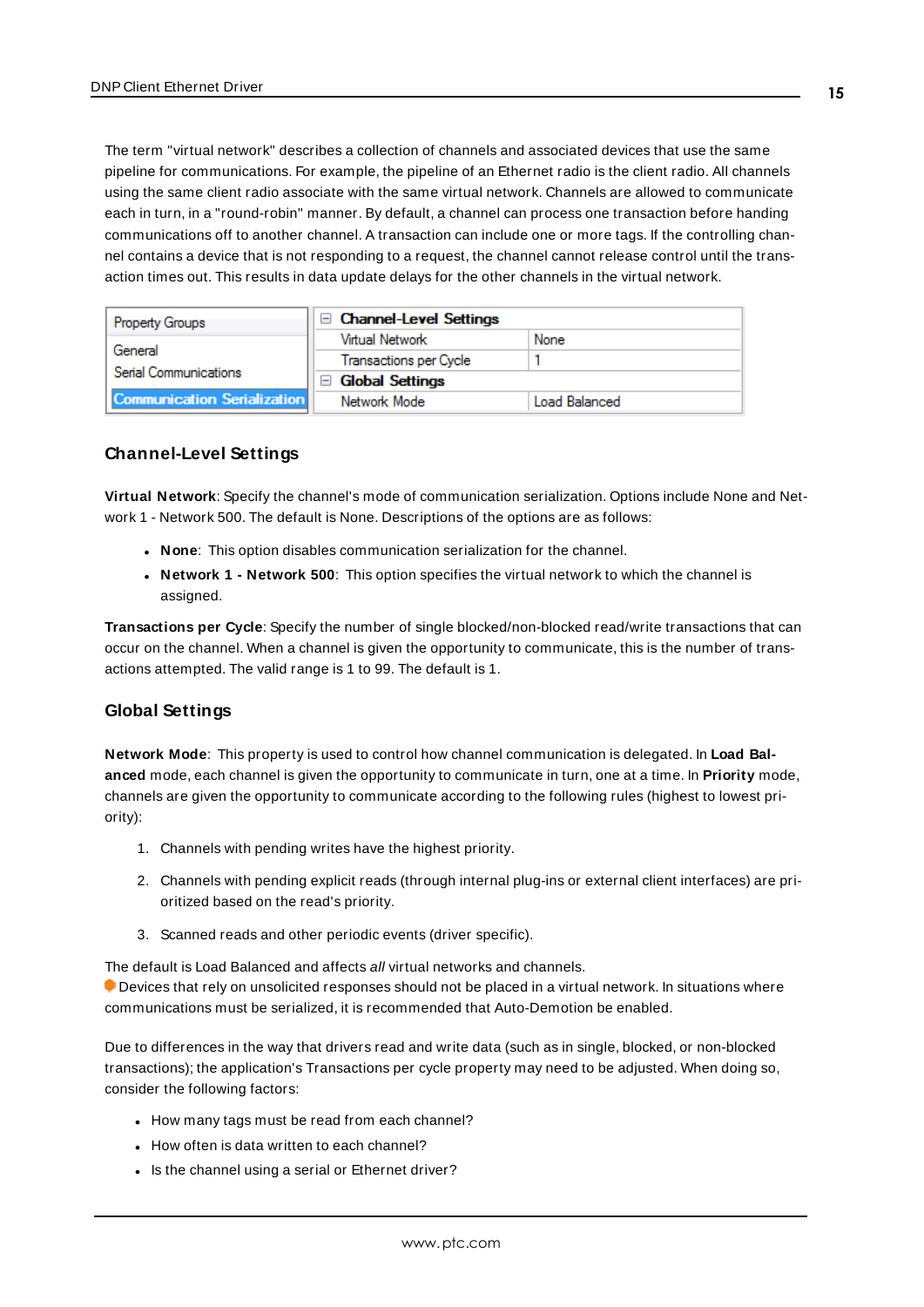The term "virtual network" describes a collection of channels and associated devices that use the same pipeline for communications. For example, the pipeline of an Ethernet radio is the client radio. All channels using the same client radio associate with the same virtual network. Channels are allowed to communicate each in turn, in a "round-robin" manner. By default, a channel can process one transaction before handing communications off to another channel. A transaction can include one or more tags. If the controlling channel contains a device that is not responding to a request, the channel cannot release control until the transaction times out. This results in data update delays for the other channels in the virtual network.

| Property Groups | ⊟ Channel-Level Settings | |
|---|---|---|
| General | Virtual Network | None |
| Serial Communications | Transactions per Cycle | 1 |
| | ⊟ Global Settings | |
| Communication Serialization | Network Mode | Load Balanced |

## Channel-Level Settings

**Virtual Network**: Specify the channel's mode of communication serialization. Options include None and Network 1 - Network 500. The default is None. Descriptions of the options are as follows:

- **None**: This option disables communication serialization for the channel.
- **Network 1 - Network 500**: This option specifies the virtual network to which the channel is assigned.

**Transactions per Cycle**: Specify the number of single blocked/non-blocked read/write transactions that can occur on the channel. When a channel is given the opportunity to communicate, this is the number of transactions attempted. The valid range is 1 to 99. The default is 1.

## Global Settings

**Network Mode**: This property is used to control how channel communication is delegated. In **Load Balanced** mode, each channel is given the opportunity to communicate in turn, one at a time. In **Priority** mode, channels are given the opportunity to communicate according to the following rules (highest to lowest priority):

1. Channels with pending writes have the highest priority.
2. Channels with pending explicit reads (through internal plug-ins or external client interfaces) are prioritized based on the read's priority.
3. Scanned reads and other periodic events (driver specific).

The default is Load Balanced and affects *all* virtual networks and channels.

Devices that rely on unsolicited responses should not be placed in a virtual network. In situations where communications must be serialized, it is recommended that Auto-Demotion be enabled.

Due to differences in the way that drivers read and write data (such as in single, blocked, or non-blocked transactions); the application's Transactions per cycle property may need to be adjusted. When doing so, consider the following factors:

- How many tags must be read from each channel?
- How often is data written to each channel?
- Is the channel using a serial or Ethernet driver?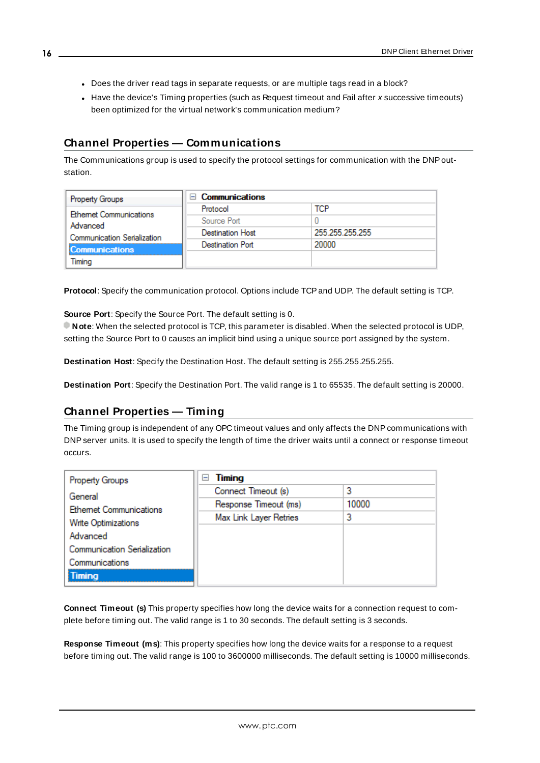- Does the driver read tags in separate requests, or are multiple tags read in a block?
- Have the device's Timing properties (such as Request timeout and Fail after *x* successive timeouts) been optimized for the virtual network's communication medium?

## Channel Properties — Communications

The Communications group is used to specify the protocol settings for communication with the DNP out-station.

| Property Groups | Communications | |
|---|---|---|
| Ethernet Communications | Protocol | TCP |
| Advanced | Source Port | 0 |
| Communication Serialization | Destination Host | 255.255.255.255 |
| **Communications** | Destination Port | 20000 |
| Timing | | |

**Protocol**: Specify the communication protocol. Options include TCP and UDP. The default setting is TCP.

**Source Port**: Specify the Source Port. The default setting is 0.
**Note**: When the selected protocol is TCP, this parameter is disabled. When the selected protocol is UDP, setting the Source Port to 0 causes an implicit bind using a unique source port assigned by the system.

**Destination Host**: Specify the Destination Host. The default setting is 255.255.255.255.

**Destination Port**: Specify the Destination Port. The valid range is 1 to 65535. The default setting is 20000.

## Channel Properties — Timing

The Timing group is independent of any OPC timeout values and only affects the DNP communications with DNP server units. It is used to specify the length of time the driver waits until a connect or response timeout occurs.

| Property Groups | Timing | |
|---|---|---|
| General | Connect Timeout (s) | 3 |
| Ethernet Communications | Response Timeout (ms) | 10000 |
| Write Optimizations | Max Link Layer Retries | 3 |
| Advanced | | |
| Communication Serialization | | |
| Communications | | |
| **Timing** | | |

**Connect Timeout (s)** This property specifies how long the device waits for a connection request to complete before timing out. The valid range is 1 to 30 seconds. The default setting is 3 seconds.

**Response Timeout (ms)**: This property specifies how long the device waits for a response to a request before timing out. The valid range is 100 to 3600000 milliseconds. The default setting is 10000 milliseconds.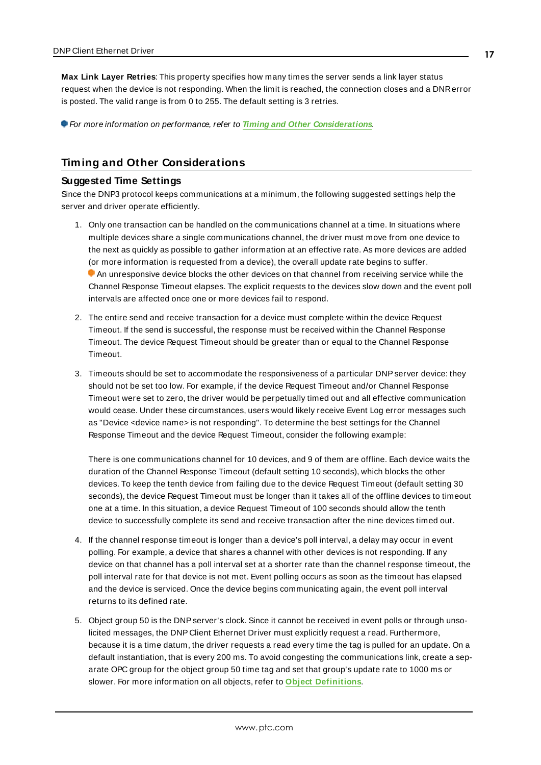**Max Link Layer Retries**: This property specifies how many times the server sends a link layer status request when the device is not responding. When the limit is reached, the connection closes and a DNR error is posted. The valid range is from 0 to 255. The default setting is 3 retries.

*For more information on performance, refer to* ***Timing and Other Considerations****.*

## Timing and Other Considerations

### Suggested Time Settings

Since the DNP3 protocol keeps communications at a minimum, the following suggested settings help the server and driver operate efficiently.

1. Only one transaction can be handled on the communications channel at a time. In situations where multiple devices share a single communications channel, the driver must move from one device to the next as quickly as possible to gather information at an effective rate. As more devices are added (or more information is requested from a device), the overall update rate begins to suffer.
   An unresponsive device blocks the other devices on that channel from receiving service while the Channel Response Timeout elapses. The explicit requests to the devices slow down and the event poll intervals are affected once one or more devices fail to respond.

2. The entire send and receive transaction for a device must complete within the device Request Timeout. If the send is successful, the response must be received within the Channel Response Timeout. The device Request Timeout should be greater than or equal to the Channel Response Timeout.

3. Timeouts should be set to accommodate the responsiveness of a particular DNP server device: they should not be set too low. For example, if the device Request Timeout and/or Channel Response Timeout were set to zero, the driver would be perpetually timed out and all effective communication would cease. Under these circumstances, users would likely receive Event Log error messages such as "Device <device name> is not responding". To determine the best settings for the Channel Response Timeout and the device Request Timeout, consider the following example:

   There is one communications channel for 10 devices, and 9 of them are offline. Each device waits the duration of the Channel Response Timeout (default setting 10 seconds), which blocks the other devices. To keep the tenth device from failing due to the device Request Timeout (default setting 30 seconds), the device Request Timeout must be longer than it takes all of the offline devices to timeout one at a time. In this situation, a device Request Timeout of 100 seconds should allow the tenth device to successfully complete its send and receive transaction after the nine devices timed out.

4. If the channel response timeout is longer than a device's poll interval, a delay may occur in event polling. For example, a device that shares a channel with other devices is not responding. If any device on that channel has a poll interval set at a shorter rate than the channel response timeout, the poll interval rate for that device is not met. Event polling occurs as soon as the timeout has elapsed and the device is serviced. Once the device begins communicating again, the event poll interval returns to its defined rate.

5. Object group 50 is the DNP server's clock. Since it cannot be received in event polls or through unsolicited messages, the DNP Client Ethernet Driver must explicitly request a read. Furthermore, because it is a time datum, the driver requests a read every time the tag is pulled for an update. On a default instantiation, that is every 200 ms. To avoid congesting the communications link, create a separate OPC group for the object group 50 time tag and set that group's update rate to 1000 ms or slower. For more information on all objects, refer to **Object Definitions**.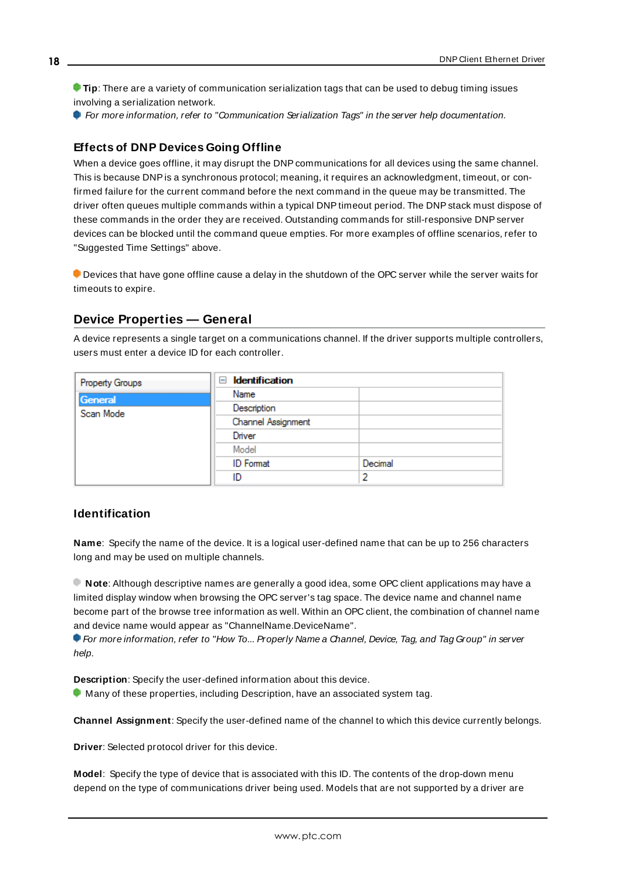**Tip**: There are a variety of communication serialization tags that can be used to debug timing issues involving a serialization network.

*For more information, refer to "Communication Serialization Tags" in the server help documentation.*

### Effects of DNP Devices Going Offline

When a device goes offline, it may disrupt the DNP communications for all devices using the same channel. This is because DNP is a synchronous protocol; meaning, it requires an acknowledgment, timeout, or confirmed failure for the current command before the next command in the queue may be transmitted. The driver often queues multiple commands within a typical DNP timeout period. The DNP stack must dispose of these commands in the order they are received. Outstanding commands for still-responsive DNP server devices can be blocked until the command queue empties. For more examples of offline scenarios, refer to "Suggested Time Settings" above.

Devices that have gone offline cause a delay in the shutdown of the OPC server while the server waits for timeouts to expire.

## Device Properties — General

A device represents a single target on a communications channel. If the driver supports multiple controllers, users must enter a device ID for each controller.

| Property Groups | Identification | |
|---|---|---|
| **General** | Name | |
| Scan Mode | Description | |
| | Channel Assignment | |
| | Driver | |
| | Model | |
| | ID Format | Decimal |
| | ID | 2 |

### Identification

**Name**: Specify the name of the device. It is a logical user-defined name that can be up to 256 characters long and may be used on multiple channels.

**Note**: Although descriptive names are generally a good idea, some OPC client applications may have a limited display window when browsing the OPC server's tag space. The device name and channel name become part of the browse tree information as well. Within an OPC client, the combination of channel name and device name would appear as "ChannelName.DeviceName".

*For more information, refer to "How To... Properly Name a Channel, Device, Tag, and Tag Group" in server help.*

**Description**: Specify the user-defined information about this device.

Many of these properties, including Description, have an associated system tag.

**Channel Assignment**: Specify the user-defined name of the channel to which this device currently belongs.

**Driver**: Selected protocol driver for this device.

**Model**: Specify the type of device that is associated with this ID. The contents of the drop-down menu depend on the type of communications driver being used. Models that are not supported by a driver are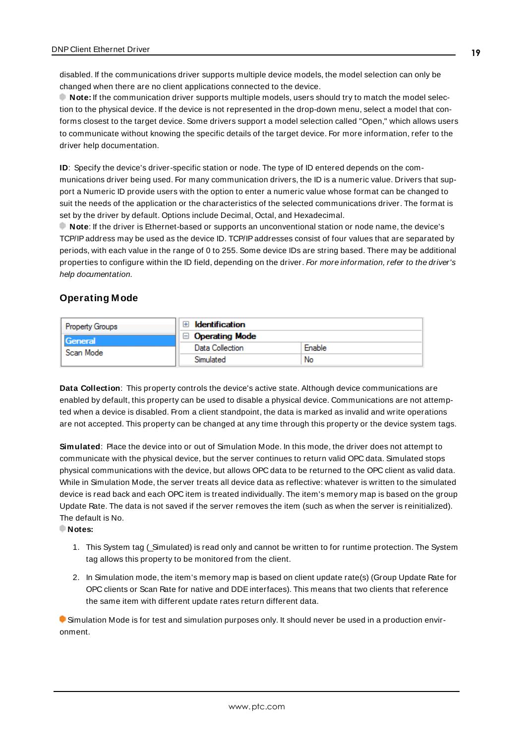disabled. If the communications driver supports multiple device models, the model selection can only be changed when there are no client applications connected to the device.

**Note:** If the communication driver supports multiple models, users should try to match the model selection to the physical device. If the device is not represented in the drop-down menu, select a model that conforms closest to the target device. Some drivers support a model selection called "Open," which allows users to communicate without knowing the specific details of the target device. For more information, refer to the driver help documentation.

**ID**: Specify the device's driver-specific station or node. The type of ID entered depends on the communications driver being used. For many communication drivers, the ID is a numeric value. Drivers that support a Numeric ID provide users with the option to enter a numeric value whose format can be changed to suit the needs of the application or the characteristics of the selected communications driver. The format is set by the driver by default. Options include Decimal, Octal, and Hexadecimal.

**Note**: If the driver is Ethernet-based or supports an unconventional station or node name, the device's TCP/IP address may be used as the device ID. TCP/IP addresses consist of four values that are separated by periods, with each value in the range of 0 to 255. Some device IDs are string based. There may be additional properties to configure within the ID field, depending on the driver. *For more information, refer to the driver's help documentation.*

## Operating Mode

| Property Groups | Identification | |
|---|---|---|
| General | **Operating Mode** | |
| Scan Mode | Data Collection | Enable |
| | Simulated | No |

**Data Collection**: This property controls the device's active state. Although device communications are enabled by default, this property can be used to disable a physical device. Communications are not attempted when a device is disabled. From a client standpoint, the data is marked as invalid and write operations are not accepted. This property can be changed at any time through this property or the device system tags.

**Simulated**: Place the device into or out of Simulation Mode. In this mode, the driver does not attempt to communicate with the physical device, but the server continues to return valid OPC data. Simulated stops physical communications with the device, but allows OPC data to be returned to the OPC client as valid data. While in Simulation Mode, the server treats all device data as reflective: whatever is written to the simulated device is read back and each OPC item is treated individually. The item's memory map is based on the group Update Rate. The data is not saved if the server removes the item (such as when the server is reinitialized). The default is No.

**Notes:**

1. This System tag (_Simulated) is read only and cannot be written to for runtime protection. The System tag allows this property to be monitored from the client.

2. In Simulation mode, the item's memory map is based on client update rate(s) (Group Update Rate for OPC clients or Scan Rate for native and DDE interfaces). This means that two clients that reference the same item with different update rates return different data.

Simulation Mode is for test and simulation purposes only. It should never be used in a production environment.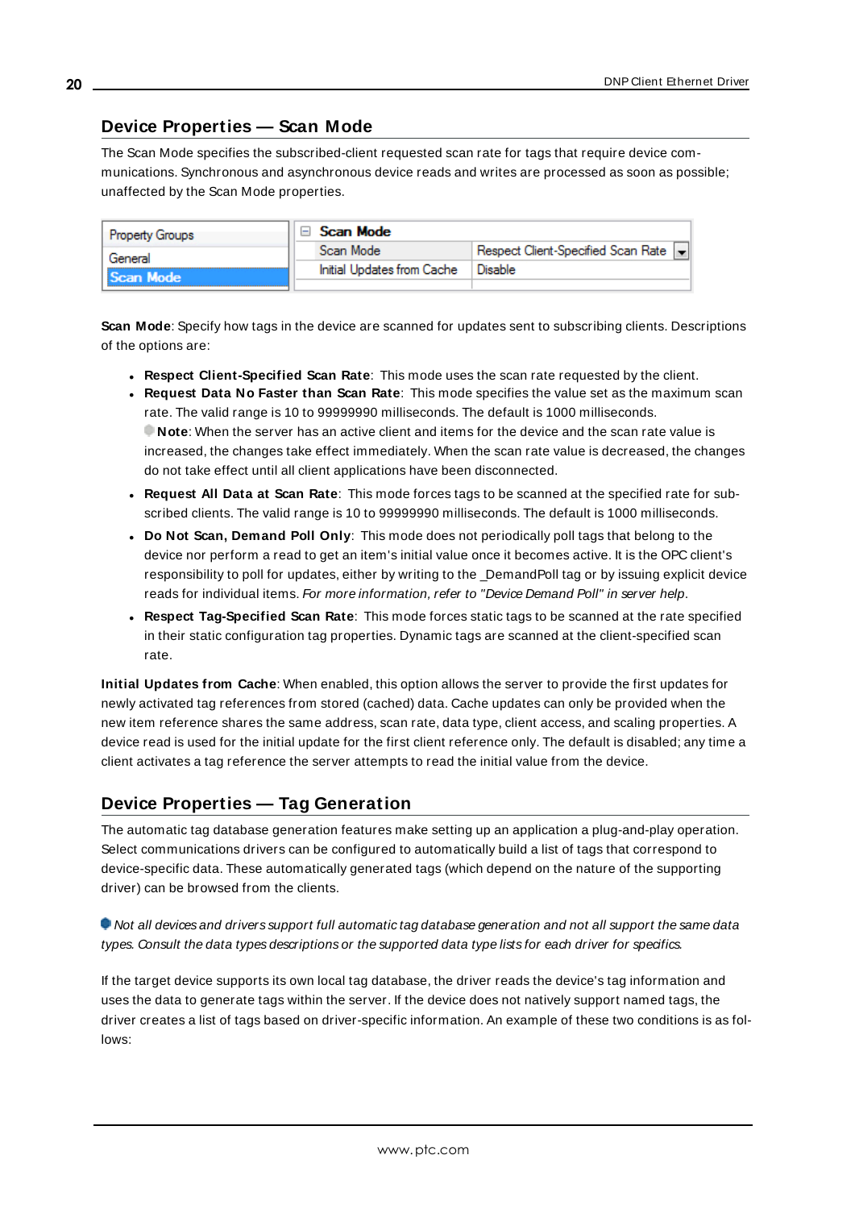## Device Properties — Scan Mode

The Scan Mode specifies the subscribed-client requested scan rate for tags that require device communications. Synchronous and asynchronous device reads and writes are processed as soon as possible; unaffected by the Scan Mode properties.

| Property Groups | Scan Mode | |
| --- | --- | --- |
| General | Scan Mode | Respect Client-Specified Scan Rate |
| Scan Mode | Initial Updates from Cache | Disable |

**Scan Mode**: Specify how tags in the device are scanned for updates sent to subscribing clients. Descriptions of the options are:

- **Respect Client-Specified Scan Rate**: This mode uses the scan rate requested by the client.
- **Request Data No Faster than Scan Rate**: This mode specifies the value set as the maximum scan rate. The valid range is 10 to 99999990 milliseconds. The default is 1000 milliseconds.
  **Note**: When the server has an active client and items for the device and the scan rate value is increased, the changes take effect immediately. When the scan rate value is decreased, the changes do not take effect until all client applications have been disconnected.
- **Request All Data at Scan Rate**: This mode forces tags to be scanned at the specified rate for subscribed clients. The valid range is 10 to 99999990 milliseconds. The default is 1000 milliseconds.
- **Do Not Scan, Demand Poll Only**: This mode does not periodically poll tags that belong to the device nor perform a read to get an item's initial value once it becomes active. It is the OPC client's responsibility to poll for updates, either by writing to the _DemandPoll tag or by issuing explicit device reads for individual items. *For more information, refer to "Device Demand Poll" in server help*.
- **Respect Tag-Specified Scan Rate**: This mode forces static tags to be scanned at the rate specified in their static configuration tag properties. Dynamic tags are scanned at the client-specified scan rate.

**Initial Updates from Cache**: When enabled, this option allows the server to provide the first updates for newly activated tag references from stored (cached) data. Cache updates can only be provided when the new item reference shares the same address, scan rate, data type, client access, and scaling properties. A device read is used for the initial update for the first client reference only. The default is disabled; any time a client activates a tag reference the server attempts to read the initial value from the device.

## Device Properties — Tag Generation

The automatic tag database generation features make setting up an application a plug-and-play operation. Select communications drivers can be configured to automatically build a list of tags that correspond to device-specific data. These automatically generated tags (which depend on the nature of the supporting driver) can be browsed from the clients.

*Not all devices and drivers support full automatic tag database generation and not all support the same data types. Consult the data types descriptions or the supported data type lists for each driver for specifics.*

If the target device supports its own local tag database, the driver reads the device's tag information and uses the data to generate tags within the server. If the device does not natively support named tags, the driver creates a list of tags based on driver-specific information. An example of these two conditions is as follows: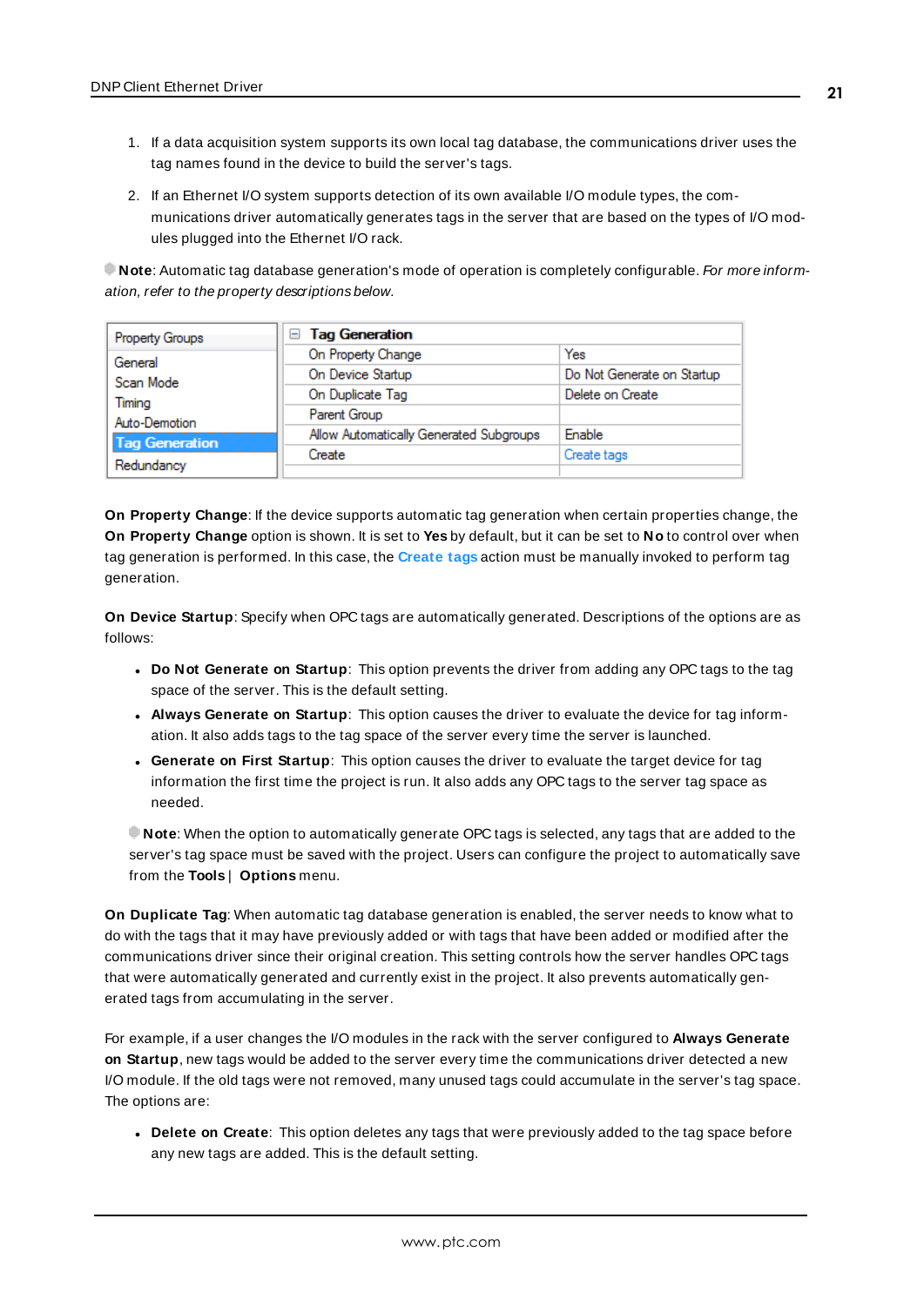1. If a data acquisition system supports its own local tag database, the communications driver uses the tag names found in the device to build the server's tags.
2. If an Ethernet I/O system supports detection of its own available I/O module types, the communications driver automatically generates tags in the server that are based on the types of I/O modules plugged into the Ethernet I/O rack.

**Note**: Automatic tag database generation's mode of operation is completely configurable. *For more information, refer to the property descriptions below.*

| Property Groups | Tag Generation | |
|---|---|---|
| General | On Property Change | Yes |
| Scan Mode | On Device Startup | Do Not Generate on Startup |
| Timing | On Duplicate Tag | Delete on Create |
| Auto-Demotion | Parent Group | |
| **Tag Generation** | Allow Automatically Generated Subgroups | Enable |
| Redundancy | Create | Create tags |

**On Property Change**: If the device supports automatic tag generation when certain properties change, the **On Property Change** option is shown. It is set to **Yes** by default, but it can be set to **No** to control over when tag generation is performed. In this case, the **Create tags** action must be manually invoked to perform tag generation.

**On Device Startup**: Specify when OPC tags are automatically generated. Descriptions of the options are as follows:

- **Do Not Generate on Startup**: This option prevents the driver from adding any OPC tags to the tag space of the server. This is the default setting.
- **Always Generate on Startup**: This option causes the driver to evaluate the device for tag information. It also adds tags to the tag space of the server every time the server is launched.
- **Generate on First Startup**: This option causes the driver to evaluate the target device for tag information the first time the project is run. It also adds any OPC tags to the server tag space as needed.

**Note**: When the option to automatically generate OPC tags is selected, any tags that are added to the server's tag space must be saved with the project. Users can configure the project to automatically save from the **Tools** | **Options** menu.

**On Duplicate Tag**: When automatic tag database generation is enabled, the server needs to know what to do with the tags that it may have previously added or with tags that have been added or modified after the communications driver since their original creation. This setting controls how the server handles OPC tags that were automatically generated and currently exist in the project. It also prevents automatically generated tags from accumulating in the server.

For example, if a user changes the I/O modules in the rack with the server configured to **Always Generate on Startup**, new tags would be added to the server every time the communications driver detected a new I/O module. If the old tags were not removed, many unused tags could accumulate in the server's tag space. The options are:

- **Delete on Create**: This option deletes any tags that were previously added to the tag space before any new tags are added. This is the default setting.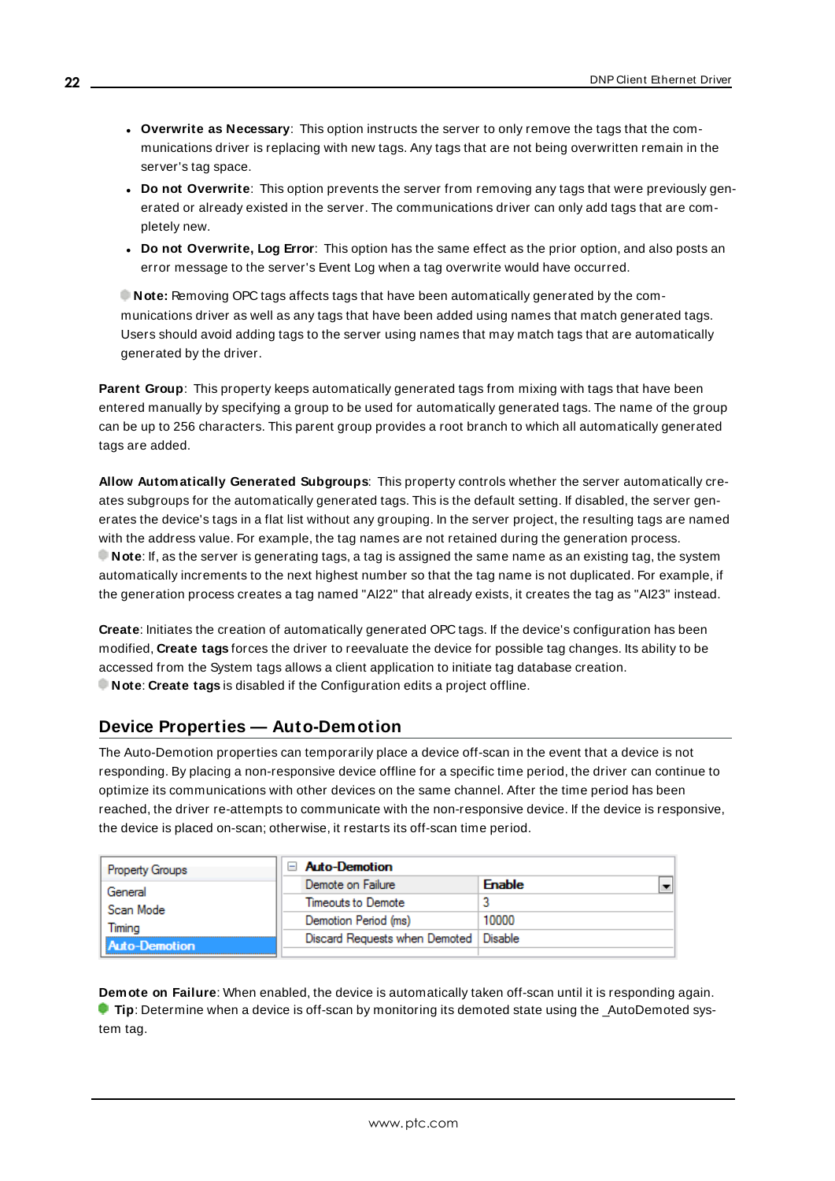- **Overwrite as Necessary**: This option instructs the server to only remove the tags that the communications driver is replacing with new tags. Any tags that are not being overwritten remain in the server's tag space.
- **Do not Overwrite**: This option prevents the server from removing any tags that were previously generated or already existed in the server. The communications driver can only add tags that are completely new.
- **Do not Overwrite, Log Error**: This option has the same effect as the prior option, and also posts an error message to the server's Event Log when a tag overwrite would have occurred.

**Note:** Removing OPC tags affects tags that have been automatically generated by the communications driver as well as any tags that have been added using names that match generated tags. Users should avoid adding tags to the server using names that may match tags that are automatically generated by the driver.

**Parent Group**: This property keeps automatically generated tags from mixing with tags that have been entered manually by specifying a group to be used for automatically generated tags. The name of the group can be up to 256 characters. This parent group provides a root branch to which all automatically generated tags are added.

**Allow Automatically Generated Subgroups**: This property controls whether the server automatically creates subgroups for the automatically generated tags. This is the default setting. If disabled, the server generates the device's tags in a flat list without any grouping. In the server project, the resulting tags are named with the address value. For example, the tag names are not retained during the generation process.
**Note**: If, as the server is generating tags, a tag is assigned the same name as an existing tag, the system automatically increments to the next highest number so that the tag name is not duplicated. For example, if the generation process creates a tag named "AI22" that already exists, it creates the tag as "AI23" instead.

**Create**: Initiates the creation of automatically generated OPC tags. If the device's configuration has been modified, **Create tags** forces the driver to reevaluate the device for possible tag changes. Its ability to be accessed from the System tags allows a client application to initiate tag database creation.
**Note**: **Create tags** is disabled if the Configuration edits a project offline.

## Device Properties — Auto-Demotion

The Auto-Demotion properties can temporarily place a device off-scan in the event that a device is not responding. By placing a non-responsive device offline for a specific time period, the driver can continue to optimize its communications with other devices on the same channel. After the time period has been reached, the driver re-attempts to communicate with the non-responsive device. If the device is responsive, the device is placed on-scan; otherwise, it restarts its off-scan time period.

| Property Groups | Auto-Demotion | |
|---|---|---|
| General | Demote on Failure | Enable |
| Scan Mode | Timeouts to Demote | 3 |
| Timing | Demotion Period (ms) | 10000 |
| **Auto-Demotion** | Discard Requests when Demoted | Disable |

**Demote on Failure**: When enabled, the device is automatically taken off-scan until it is responding again.
**Tip**: Determine when a device is off-scan by monitoring its demoted state using the _AutoDemoted system tag.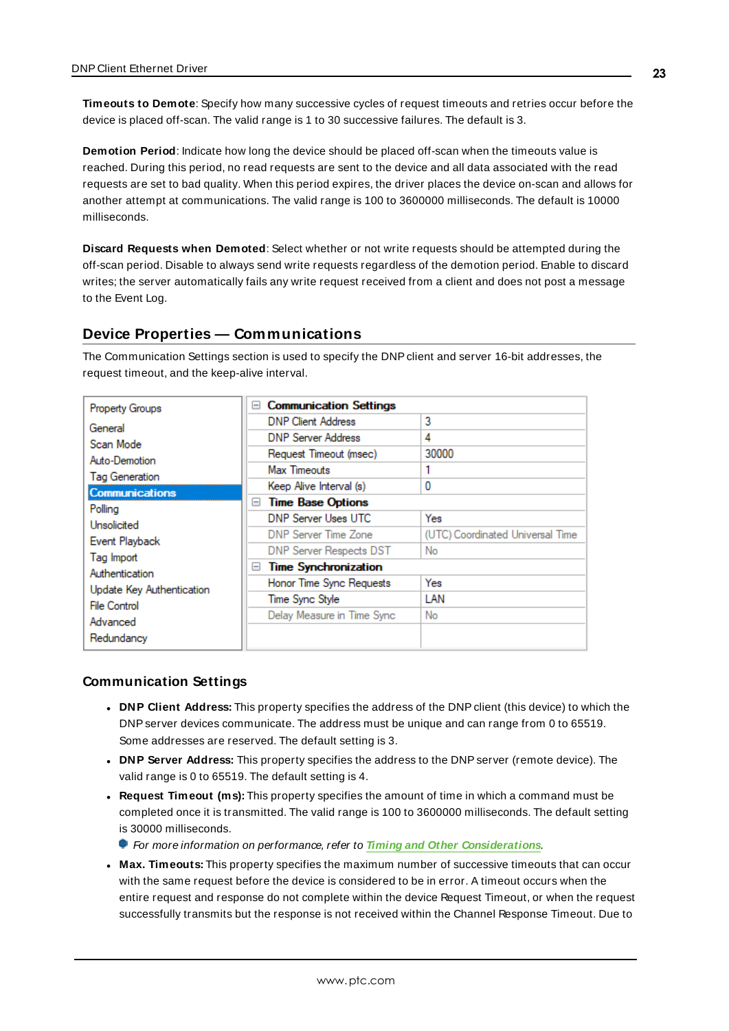**Timeouts to Demote**: Specify how many successive cycles of request timeouts and retries occur before the device is placed off-scan. The valid range is 1 to 30 successive failures. The default is 3.

**Demotion Period**: Indicate how long the device should be placed off-scan when the timeouts value is reached. During this period, no read requests are sent to the device and all data associated with the read requests are set to bad quality. When this period expires, the driver places the device on-scan and allows for another attempt at communications. The valid range is 100 to 3600000 milliseconds. The default is 10000 milliseconds.

**Discard Requests when Demoted**: Select whether or not write requests should be attempted during the off-scan period. Disable to always send write requests regardless of the demotion period. Enable to discard writes; the server automatically fails any write request received from a client and does not post a message to the Event Log.

## Device Properties — Communications

The Communication Settings section is used to specify the DNP client and server 16-bit addresses, the request timeout, and the keep-alive interval.

| Property Groups | Property | Value |
|---|---|---|
| General | **Communication Settings** | |
| Scan Mode | DNP Client Address | 3 |
| Auto-Demotion | DNP Server Address | 4 |
| Tag Generation | Request Timeout (msec) | 30000 |
| **Communications** | Max Timeouts | 1 |
| Polling | Keep Alive Interval (s) | 0 |
| Unsolicited | **Time Base Options** | |
| Event Playback | DNP Server Uses UTC | Yes |
| Tag Import | DNP Server Time Zone | (UTC) Coordinated Universal Time |
| Authentication | DNP Server Respects DST | No |
| Update Key Authentication | **Time Synchronization** | |
| File Control | Honor Time Sync Requests | Yes |
| Advanced | Time Sync Style | LAN |
| Redundancy | Delay Measure in Time Sync | No |

### Communication Settings

- **DNP Client Address:** This property specifies the address of the DNP client (this device) to which the DNP server devices communicate. The address must be unique and can range from 0 to 65519. Some addresses are reserved. The default setting is 3.
- **DNP Server Address:** This property specifies the address to the DNP server (remote device). The valid range is 0 to 65519. The default setting is 4.
- **Request Timeout (ms):** This property specifies the amount of time in which a command must be completed once it is transmitted. The valid range is 100 to 3600000 milliseconds. The default setting is 30000 milliseconds.
  *For more information on performance, refer to Timing and Other Considerations.*
- **Max. Timeouts:** This property specifies the maximum number of successive timeouts that can occur with the same request before the device is considered to be in error. A timeout occurs when the entire request and response do not complete within the device Request Timeout, or when the request successfully transmits but the response is not received within the Channel Response Timeout. Due to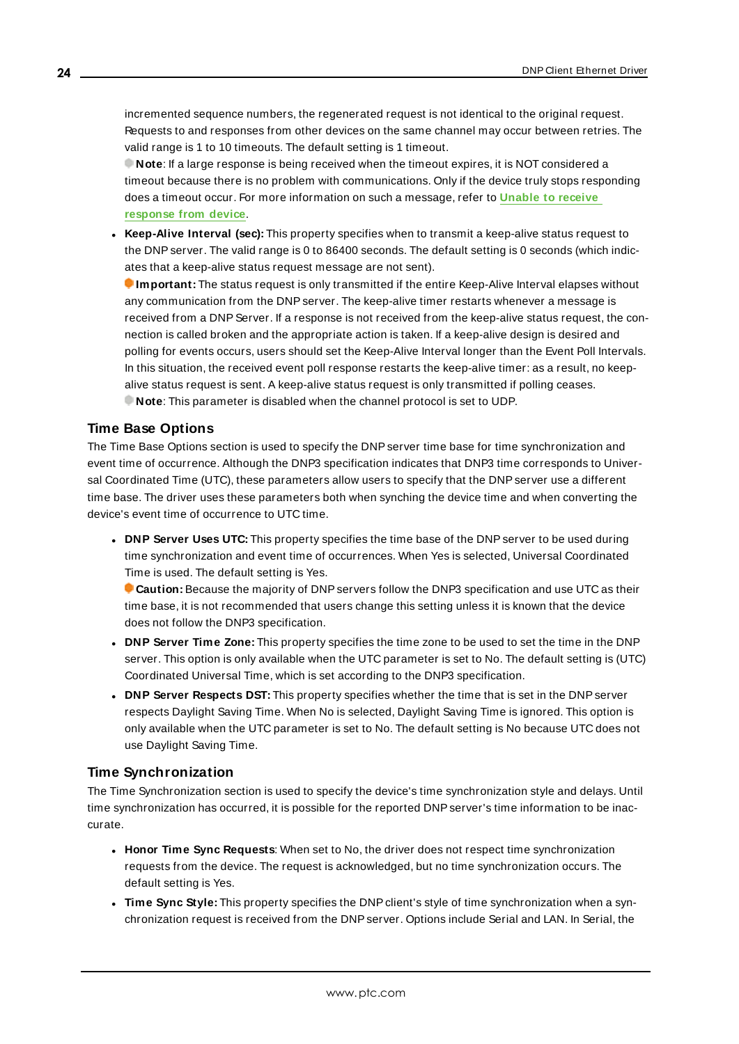incremented sequence numbers, the regenerated request is not identical to the original request. Requests to and responses from other devices on the same channel may occur between retries. The valid range is 1 to 10 timeouts. The default setting is 1 timeout.

**Note**: If a large response is being received when the timeout expires, it is NOT considered a timeout because there is no problem with communications. Only if the device truly stops responding does a timeout occur. For more information on such a message, refer to **Unable to receive response from device**.

- **Keep-Alive Interval (sec):** This property specifies when to transmit a keep-alive status request to the DNP server. The valid range is 0 to 86400 seconds. The default setting is 0 seconds (which indicates that a keep-alive status request message are not sent).

  **Important:** The status request is only transmitted if the entire Keep-Alive Interval elapses without any communication from the DNP server. The keep-alive timer restarts whenever a message is received from a DNP Server. If a response is not received from the keep-alive status request, the connection is called broken and the appropriate action is taken. If a keep-alive design is desired and polling for events occurs, users should set the Keep-Alive Interval longer than the Event Poll Intervals. In this situation, the received event poll response restarts the keep-alive timer: as a result, no keep-alive status request is sent. A keep-alive status request is only transmitted if polling ceases.

  **Note**: This parameter is disabled when the channel protocol is set to UDP.

## Time Base Options

The Time Base Options section is used to specify the DNP server time base for time synchronization and event time of occurrence. Although the DNP3 specification indicates that DNP3 time corresponds to Universal Coordinated Time (UTC), these parameters allow users to specify that the DNP server use a different time base. The driver uses these parameters both when synching the device time and when converting the device's event time of occurrence to UTC time.

- **DNP Server Uses UTC:** This property specifies the time base of the DNP server to be used during time synchronization and event time of occurrences. When Yes is selected, Universal Coordinated Time is used. The default setting is Yes.

  **Caution:** Because the majority of DNP servers follow the DNP3 specification and use UTC as their time base, it is not recommended that users change this setting unless it is known that the device does not follow the DNP3 specification.

- **DNP Server Time Zone:** This property specifies the time zone to be used to set the time in the DNP server. This option is only available when the UTC parameter is set to No. The default setting is (UTC) Coordinated Universal Time, which is set according to the DNP3 specification.
- **DNP Server Respects DST:** This property specifies whether the time that is set in the DNP server respects Daylight Saving Time. When No is selected, Daylight Saving Time is ignored. This option is only available when the UTC parameter is set to No. The default setting is No because UTC does not use Daylight Saving Time.

## Time Synchronization

The Time Synchronization section is used to specify the device's time synchronization style and delays. Until time synchronization has occurred, it is possible for the reported DNP server's time information to be inaccurate.

- **Honor Time Sync Requests**: When set to No, the driver does not respect time synchronization requests from the device. The request is acknowledged, but no time synchronization occurs. The default setting is Yes.
- **Time Sync Style:** This property specifies the DNP client's style of time synchronization when a synchronization request is received from the DNP server. Options include Serial and LAN. In Serial, the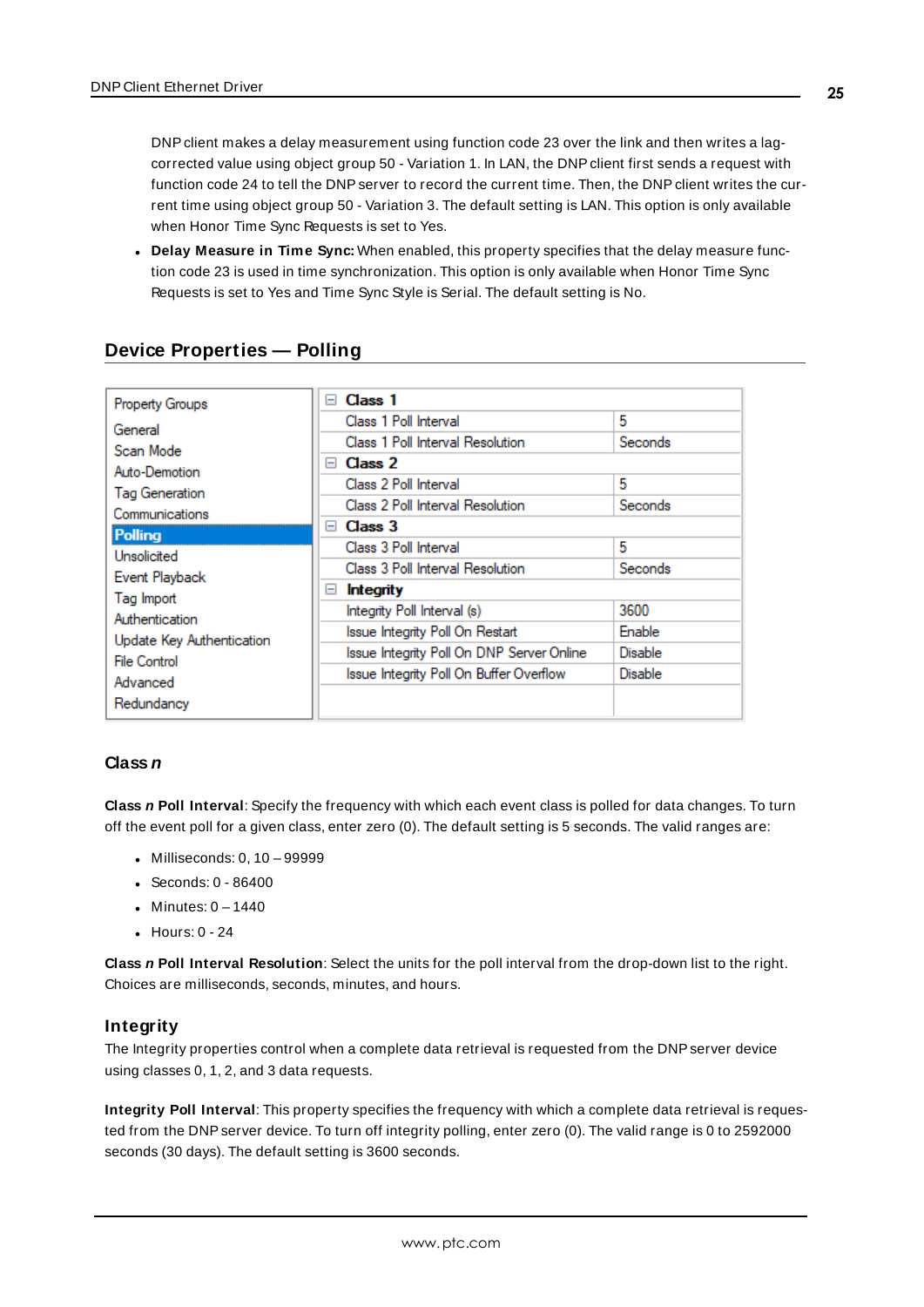DNP client makes a delay measurement using function code 23 over the link and then writes a lag-corrected value using object group 50 - Variation 1. In LAN, the DNP client first sends a request with function code 24 to tell the DNP server to record the current time. Then, the DNP client writes the current time using object group 50 - Variation 3. The default setting is LAN. This option is only available when Honor Time Sync Requests is set to Yes.

- **Delay Measure in Time Sync:** When enabled, this property specifies that the delay measure function code 23 is used in time synchronization. This option is only available when Honor Time Sync Requests is set to Yes and Time Sync Style is Serial. The default setting is No.

## Device Properties — Polling

| Property Groups | | |
|---|---|---|
| General | **Class 1** | |
| Scan Mode | Class 1 Poll Interval | 5 |
| Auto-Demotion | Class 1 Poll Interval Resolution | Seconds |
| Tag Generation | **Class 2** | |
| Communications | Class 2 Poll Interval | 5 |
| **Polling** | Class 2 Poll Interval Resolution | Seconds |
| Unsolicited | **Class 3** | |
| Event Playback | Class 3 Poll Interval | 5 |
| Tag Import | Class 3 Poll Interval Resolution | Seconds |
| Authentication | **Integrity** | |
| Update Key Authentication | Integrity Poll Interval (s) | 3600 |
| File Control | Issue Integrity Poll On Restart | Enable |
| Advanced | Issue Integrity Poll On DNP Server Online | Disable |
| Redundancy | Issue Integrity Poll On Buffer Overflow | Disable |

### Class *n*

**Class *n* Poll Interval**: Specify the frequency with which each event class is polled for data changes. To turn off the event poll for a given class, enter zero (0). The default setting is 5 seconds. The valid ranges are:

- Milliseconds: 0, 10 – 99999
- Seconds: 0 - 86400
- Minutes: 0 – 1440
- Hours: 0 - 24

**Class *n* Poll Interval Resolution**: Select the units for the poll interval from the drop-down list to the right. Choices are milliseconds, seconds, minutes, and hours.

### Integrity

The Integrity properties control when a complete data retrieval is requested from the DNP server device using classes 0, 1, 2, and 3 data requests.

**Integrity Poll Interval**: This property specifies the frequency with which a complete data retrieval is requested from the DNP server device. To turn off integrity polling, enter zero (0). The valid range is 0 to 2592000 seconds (30 days). The default setting is 3600 seconds.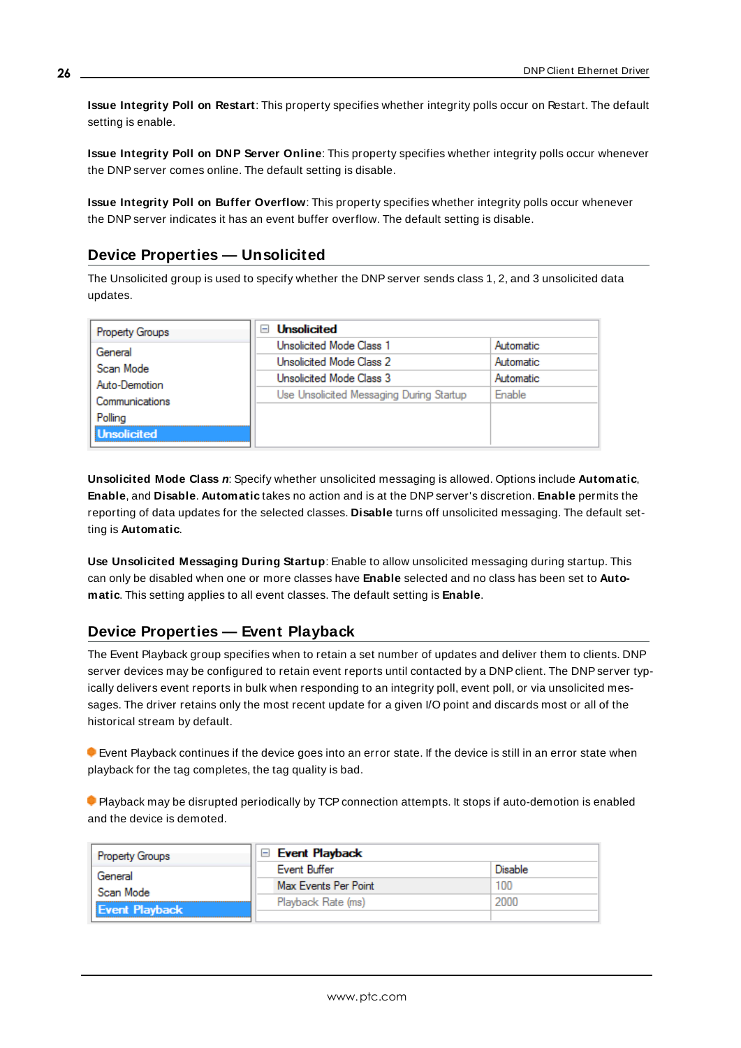**Issue Integrity Poll on Restart**: This property specifies whether integrity polls occur on Restart. The default setting is enable.

**Issue Integrity Poll on DNP Server Online**: This property specifies whether integrity polls occur whenever the DNP server comes online. The default setting is disable.

**Issue Integrity Poll on Buffer Overflow**: This property specifies whether integrity polls occur whenever the DNP server indicates it has an event buffer overflow. The default setting is disable.

## Device Properties — Unsolicited

The Unsolicited group is used to specify whether the DNP server sends class 1, 2, and 3 unsolicited data updates.

| Property Groups |
|---|
| General |
| Scan Mode |
| Auto-Demotion |
| Communications |
| Polling |
| **Unsolicited** |

| Unsolicited | |
|---|---|
| Unsolicited Mode Class 1 | Automatic |
| Unsolicited Mode Class 2 | Automatic |
| Unsolicited Mode Class 3 | Automatic |
| Use Unsolicited Messaging During Startup | Enable |

**Unsolicited Mode Class *n***: Specify whether unsolicited messaging is allowed. Options include **Automatic**, **Enable**, and **Disable**. **Automatic** takes no action and is at the DNP server's discretion. **Enable** permits the reporting of data updates for the selected classes. **Disable** turns off unsolicited messaging. The default setting is **Automatic**.

**Use Unsolicited Messaging During Startup**: Enable to allow unsolicited messaging during startup. This can only be disabled when one or more classes have **Enable** selected and no class has been set to **Automatic**. This setting applies to all event classes. The default setting is **Enable**.

## Device Properties — Event Playback

The Event Playback group specifies when to retain a set number of updates and deliver them to clients. DNP server devices may be configured to retain event reports until contacted by a DNP client. The DNP server typically delivers event reports in bulk when responding to an integrity poll, event poll, or via unsolicited messages. The driver retains only the most recent update for a given I/O point and discards most or all of the historical stream by default.

Event Playback continues if the device goes into an error state. If the device is still in an error state when playback for the tag completes, the tag quality is bad.

Playback may be disrupted periodically by TCP connection attempts. It stops if auto-demotion is enabled and the device is demoted.

| Property Groups |
|---|
| General |
| Scan Mode |
| **Event Playback** |

| Event Playback | |
|---|---|
| Event Buffer | Disable |
| Max Events Per Point | 100 |
| Playback Rate (ms) | 2000 |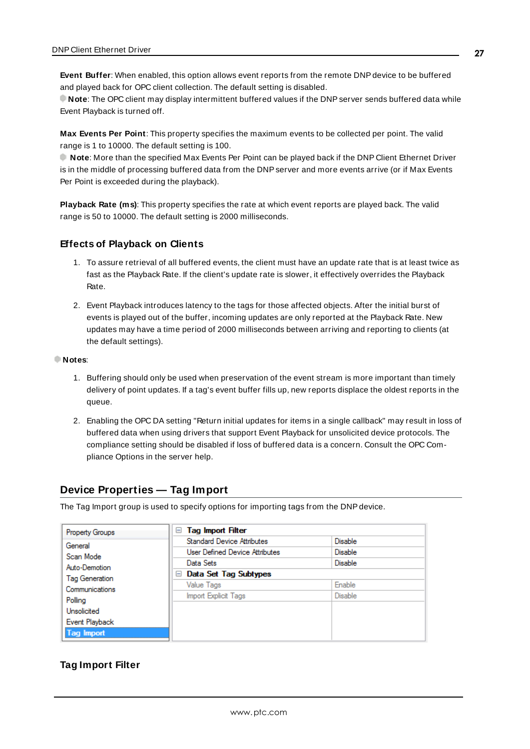**Event Buffer**: When enabled, this option allows event reports from the remote DNP device to be buffered and played back for OPC client collection. The default setting is disabled.

**Note**: The OPC client may display intermittent buffered values if the DNP server sends buffered data while Event Playback is turned off.

**Max Events Per Point**: This property specifies the maximum events to be collected per point. The valid range is 1 to 10000. The default setting is 100.

**Note**: More than the specified Max Events Per Point can be played back if the DNP Client Ethernet Driver is in the middle of processing buffered data from the DNP server and more events arrive (or if Max Events Per Point is exceeded during the playback).

**Playback Rate (ms)**: This property specifies the rate at which event reports are played back. The valid range is 50 to 10000. The default setting is 2000 milliseconds.

### Effects of Playback on Clients

1. To assure retrieval of all buffered events, the client must have an update rate that is at least twice as fast as the Playback Rate. If the client's update rate is slower, it effectively overrides the Playback Rate.

2. Event Playback introduces latency to the tags for those affected objects. After the initial burst of events is played out of the buffer, incoming updates are only reported at the Playback Rate. New updates may have a time period of 2000 milliseconds between arriving and reporting to clients (at the default settings).

**Notes**:

1. Buffering should only be used when preservation of the event stream is more important than timely delivery of point updates. If a tag's event buffer fills up, new reports displace the oldest reports in the queue.

2. Enabling the OPC DA setting "Return initial updates for items in a single callback" may result in loss of buffered data when using drivers that support Event Playback for unsolicited device protocols. The compliance setting should be disabled if loss of buffered data is a concern. Consult the OPC Compliance Options in the server help.

## Device Properties — Tag Import

The Tag Import group is used to specify options for importing tags from the DNP device.

| Property Groups | | |
|---|---|---|
| General | **Tag Import Filter** | |
| Scan Mode | Standard Device Attributes | Disable |
| Auto-Demotion | User Defined Device Attributes | Disable |
| Tag Generation | Data Sets | Disable |
| Communications | **Data Set Tag Subtypes** | |
| Polling | Value Tags | Enable |
| Unsolicited | Import Explicit Tags | Disable |
| Event Playback | | |
| **Tag Import** | | |

### Tag Import Filter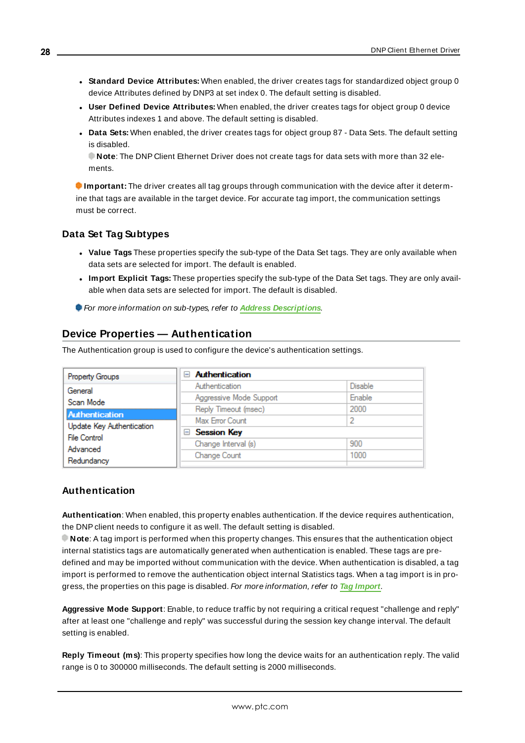- **Standard Device Attributes:** When enabled, the driver creates tags for standardized object group 0 device Attributes defined by DNP3 at set index 0. The default setting is disabled.
- **User Defined Device Attributes:** When enabled, the driver creates tags for object group 0 device Attributes indexes 1 and above. The default setting is disabled.
- **Data Sets:** When enabled, the driver creates tags for object group 87 - Data Sets. The default setting is disabled.
  **Note**: The DNP Client Ethernet Driver does not create tags for data sets with more than 32 elements.

**Important:** The driver creates all tag groups through communication with the device after it determine that tags are available in the target device. For accurate tag import, the communication settings must be correct.

### Data Set Tag Subtypes

- **Value Tags** These properties specify the sub-type of the Data Set tags. They are only available when data sets are selected for import. The default is enabled.
- **Import Explicit Tags:** These properties specify the sub-type of the Data Set tags. They are only available when data sets are selected for import. The default is disabled.

*For more information on sub-types, refer to* ***Address Descriptions***.

## Device Properties — Authentication

The Authentication group is used to configure the device's authentication settings.

| Property Groups | Authentication | |
|---|---|---|
| General | Authentication | Disable |
| Scan Mode | Aggressive Mode Support | Enable |
| **Authentication** | Reply Timeout (msec) | 2000 |
| Update Key Authentication | Max Error Count | 2 |
| File Control | **Session Key** | |
| Advanced | Change Interval (s) | 900 |
| Redundancy | Change Count | 1000 |

### Authentication

**Authentication**: When enabled, this property enables authentication. If the device requires authentication, the DNP client needs to configure it as well. The default setting is disabled.
**Note**: A tag import is performed when this property changes. This ensures that the authentication object internal statistics tags are automatically generated when authentication is enabled. These tags are predefined and may be imported without communication with the device. When authentication is disabled, a tag import is performed to remove the authentication object internal Statistics tags. When a tag import is in progress, the properties on this page is disabled. *For more information, refer to* ***Tag Import***.

**Aggressive Mode Support**: Enable, to reduce traffic by not requiring a critical request "challenge and reply" after at least one "challenge and reply" was successful during the session key change interval. The default setting is enabled.

**Reply Timeout (ms)**: This property specifies how long the device waits for an authentication reply. The valid range is 0 to 300000 milliseconds. The default setting is 2000 milliseconds.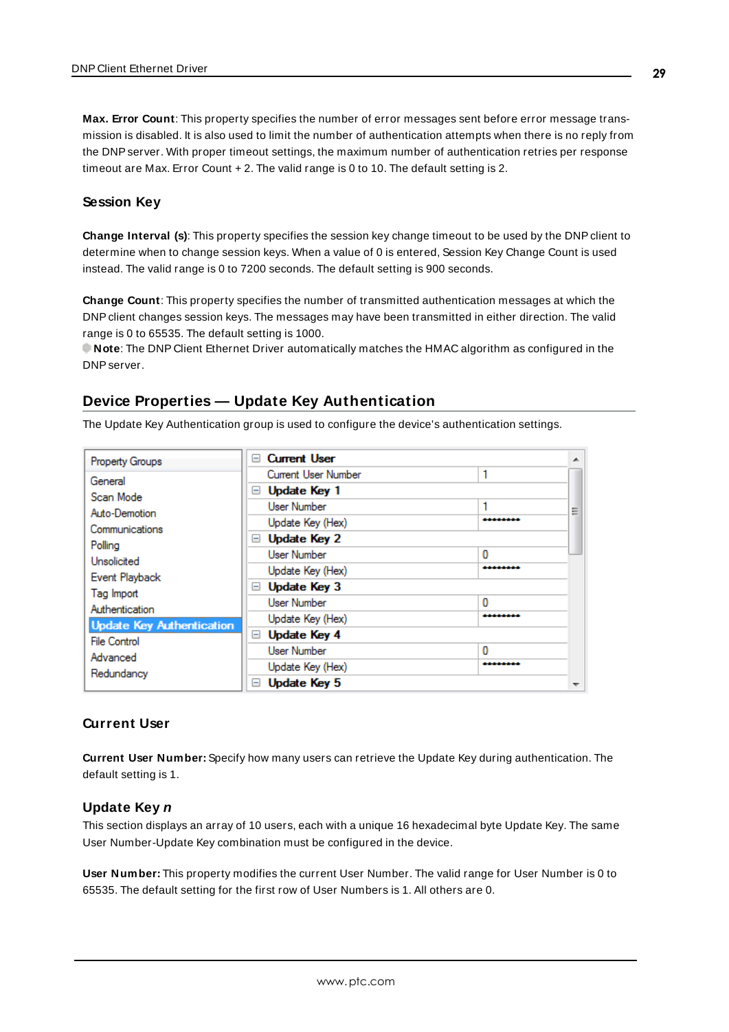**Max. Error Count**: This property specifies the number of error messages sent before error message transmission is disabled. It is also used to limit the number of authentication attempts when there is no reply from the DNP server. With proper timeout settings, the maximum number of authentication retries per response timeout are Max. Error Count + 2. The valid range is 0 to 10. The default setting is 2.

### Session Key

**Change Interval (s)**: This property specifies the session key change timeout to be used by the DNP client to determine when to change session keys. When a value of 0 is entered, Session Key Change Count is used instead. The valid range is 0 to 7200 seconds. The default setting is 900 seconds.

**Change Count**: This property specifies the number of transmitted authentication messages at which the DNP client changes session keys. The messages may have been transmitted in either direction. The valid range is 0 to 65535. The default setting is 1000.

**Note**: The DNP Client Ethernet Driver automatically matches the HMAC algorithm as configured in the DNP server.

## Device Properties — Update Key Authentication

The Update Key Authentication group is used to configure the device's authentication settings.

| Property Groups | Property | Value |
| --- | --- | --- |
| General | **Current User** | |
| Scan Mode | Current User Number | 1 |
| Auto-Demotion | **Update Key 1** | |
| Communications | User Number | 1 |
| Polling | Update Key (Hex) | ******** |
| Unsolicited | **Update Key 2** | |
| Event Playback | User Number | 0 |
| Tag Import | Update Key (Hex) | ******** |
| Authentication | **Update Key 3** | |
| **Update Key Authentication** | User Number | 0 |
| File Control | Update Key (Hex) | ******** |
| Advanced | **Update Key 4** | |
| Redundancy | User Number | 0 |
| | Update Key (Hex) | ******** |
| | **Update Key 5** | |

### Current User

**Current User Number:** Specify how many users can retrieve the Update Key during authentication. The default setting is 1.

### Update Key *n*

This section displays an array of 10 users, each with a unique 16 hexadecimal byte Update Key. The same User Number-Update Key combination must be configured in the device.

**User Number:** This property modifies the current User Number. The valid range for User Number is 0 to 65535. The default setting for the first row of User Numbers is 1. All others are 0.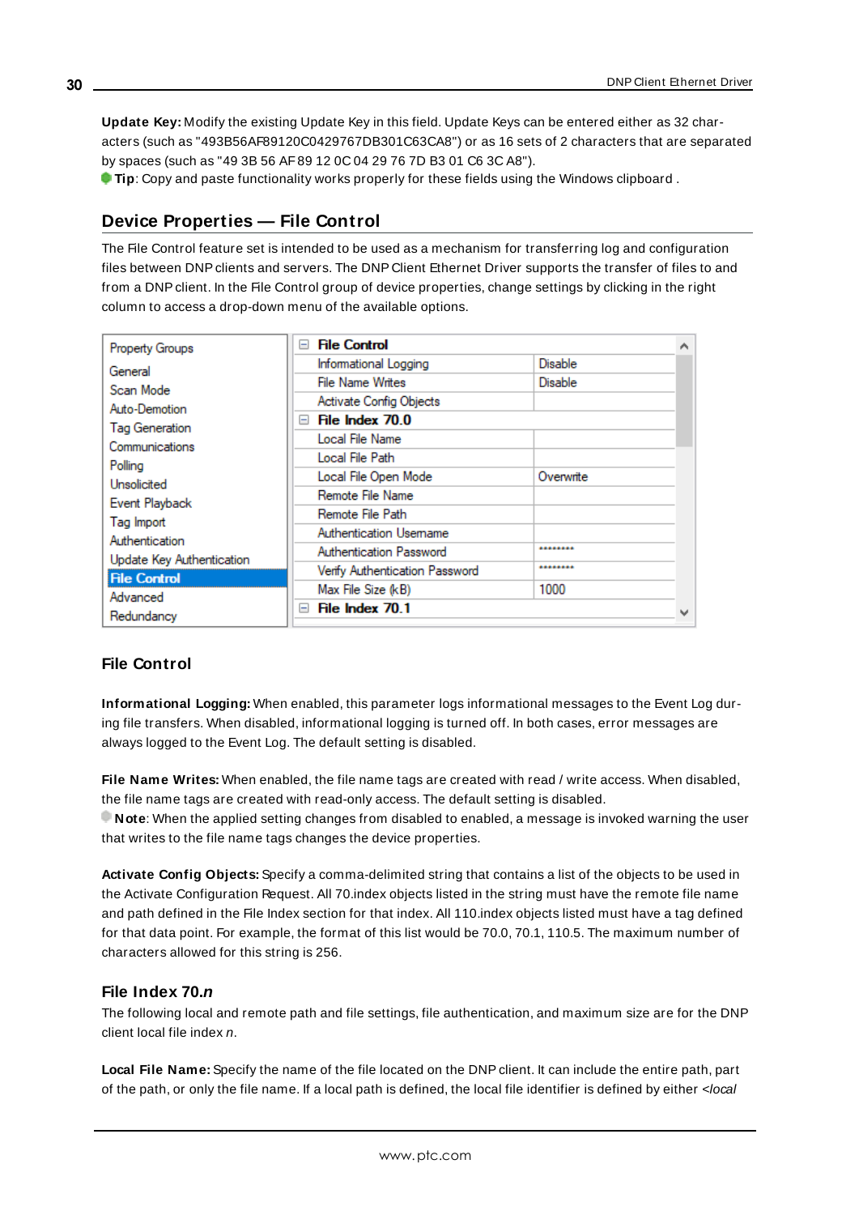**Update Key:** Modify the existing Update Key in this field. Update Keys can be entered either as 32 characters (such as "493B56AF89120C0429767DB301C63CA8") or as 16 sets of 2 characters that are separated by spaces (such as "49 3B 56 AF 89 12 0C 04 29 76 7D B3 01 C6 3C A8").

**Tip**: Copy and paste functionality works properly for these fields using the Windows clipboard .

## Device Properties — File Control

The File Control feature set is intended to be used as a mechanism for transferring log and configuration files between DNP clients and servers. The DNP Client Ethernet Driver supports the transfer of files to and from a DNP client. In the File Control group of device properties, change settings by clicking in the right column to access a drop-down menu of the available options.

| Property Groups | File Control | |
|---|---|---|
| General | Informational Logging | Disable |
| Scan Mode | File Name Writes | Disable |
| Auto-Demotion | Activate Config Objects | |
| Tag Generation | **File Index 70.0** | |
| Communications | Local File Name | |
| Polling | Local File Path | |
| Unsolicited | Local File Open Mode | Overwrite |
| Event Playback | Remote File Name | |
| Tag Import | Remote File Path | |
| Authentication | Authentication Username | |
| Update Key Authentication | Authentication Password | ******** |
| **File Control** | Verify Authentication Password | ******** |
| Advanced | Max File Size (kB) | 1000 |
| Redundancy | **File Index 70.1** | |

### File Control

**Informational Logging:** When enabled, this parameter logs informational messages to the Event Log during file transfers. When disabled, informational logging is turned off. In both cases, error messages are always logged to the Event Log. The default setting is disabled.

**File Name Writes:** When enabled, the file name tags are created with read / write access. When disabled, the file name tags are created with read-only access. The default setting is disabled.

**Note**: When the applied setting changes from disabled to enabled, a message is invoked warning the user that writes to the file name tags changes the device properties.

**Activate Config Objects:** Specify a comma-delimited string that contains a list of the objects to be used in the Activate Configuration Request. All 70.index objects listed in the string must have the remote file name and path defined in the File Index section for that index. All 110.index objects listed must have a tag defined for that data point. For example, the format of this list would be 70.0, 70.1, 110.5. The maximum number of characters allowed for this string is 256.

### File Index 70.*n*

The following local and remote path and file settings, file authentication, and maximum size are for the DNP client local file index *n*.

**Local File Name:** Specify the name of the file located on the DNP client. It can include the entire path, part of the path, or only the file name. If a local path is defined, the local file identifier is defined by either *<local*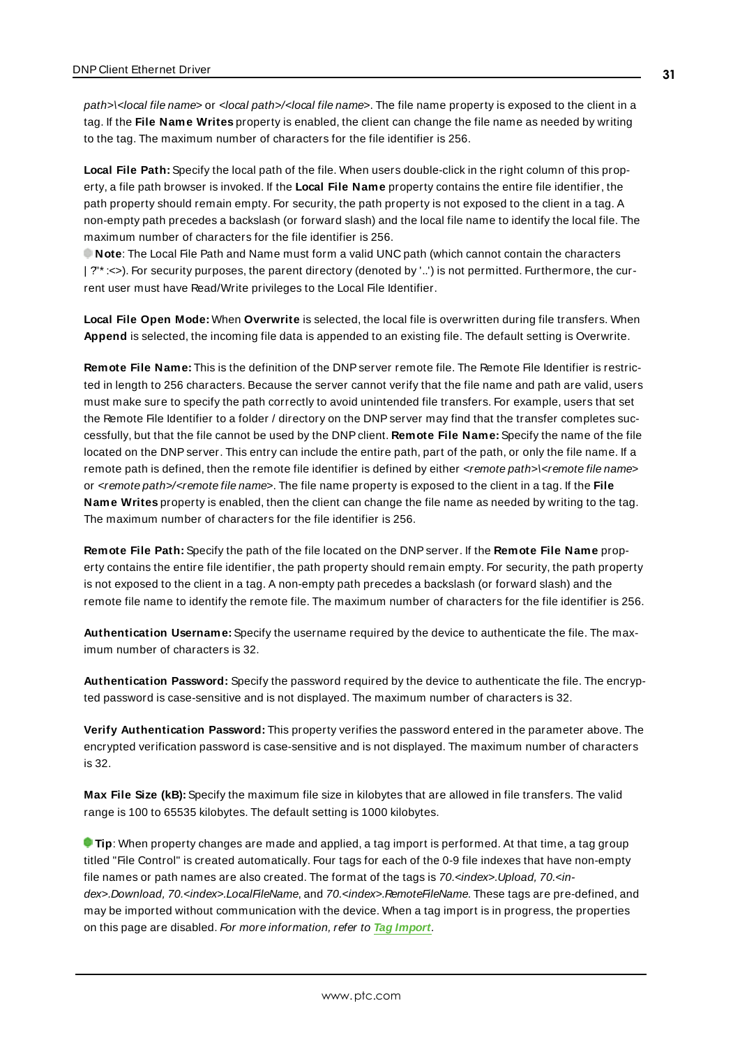*path>\<local file name>* or *<local path>/<local file name>*. The file name property is exposed to the client in a tag. If the **File Name Writes** property is enabled, the client can change the file name as needed by writing to the tag. The maximum number of characters for the file identifier is 256.

**Local File Path:** Specify the local path of the file. When users double-click in the right column of this property, a file path browser is invoked. If the **Local File Name** property contains the entire file identifier, the path property should remain empty. For security, the path property is not exposed to the client in a tag. A non-empty path precedes a backslash (or forward slash) and the local file name to identify the local file. The maximum number of characters for the file identifier is 256.

**Note**: The Local File Path and Name must form a valid UNC path (which cannot contain the characters | ?"* :<>). For security purposes, the parent directory (denoted by '..') is not permitted. Furthermore, the current user must have Read/Write privileges to the Local File Identifier.

**Local File Open Mode:** When **Overwrite** is selected, the local file is overwritten during file transfers. When **Append** is selected, the incoming file data is appended to an existing file. The default setting is Overwrite.

**Remote File Name:** This is the definition of the DNP server remote file. The Remote File Identifier is restricted in length to 256 characters. Because the server cannot verify that the file name and path are valid, users must make sure to specify the path correctly to avoid unintended file transfers. For example, users that set the Remote File Identifier to a folder / directory on the DNP server may find that the transfer completes successfully, but that the file cannot be used by the DNP client. **Remote File Name:** Specify the name of the file located on the DNP server. This entry can include the entire path, part of the path, or only the file name. If a remote path is defined, then the remote file identifier is defined by either *<remote path>\<remote file name>* or *<remote path>/<remote file name>*. The file name property is exposed to the client in a tag. If the **File Name Writes** property is enabled, then the client can change the file name as needed by writing to the tag. The maximum number of characters for the file identifier is 256.

**Remote File Path:** Specify the path of the file located on the DNP server. If the **Remote File Name** property contains the entire file identifier, the path property should remain empty. For security, the path property is not exposed to the client in a tag. A non-empty path precedes a backslash (or forward slash) and the remote file name to identify the remote file. The maximum number of characters for the file identifier is 256.

**Authentication Username:** Specify the username required by the device to authenticate the file. The maximum number of characters is 32.

**Authentication Password:** Specify the password required by the device to authenticate the file. The encrypted password is case-sensitive and is not displayed. The maximum number of characters is 32.

**Verify Authentication Password:** This property verifies the password entered in the parameter above. The encrypted verification password is case-sensitive and is not displayed. The maximum number of characters is 32.

**Max File Size (kB):** Specify the maximum file size in kilobytes that are allowed in file transfers. The valid range is 100 to 65535 kilobytes. The default setting is 1000 kilobytes.

**Tip**: When property changes are made and applied, a tag import is performed. At that time, a tag group titled "File Control" is created automatically. Four tags for each of the 0-9 file indexes that have non-empty file names or path names are also created. The format of the tags is *70.<index>.Upload, 70.<index>.Download, 70.<index>.LocalFileName,* and *70.<index>.RemoteFileName*. These tags are pre-defined, and may be imported without communication with the device. When a tag import is in progress, the properties on this page are disabled. *For more information, refer to* ***Tag Import****.*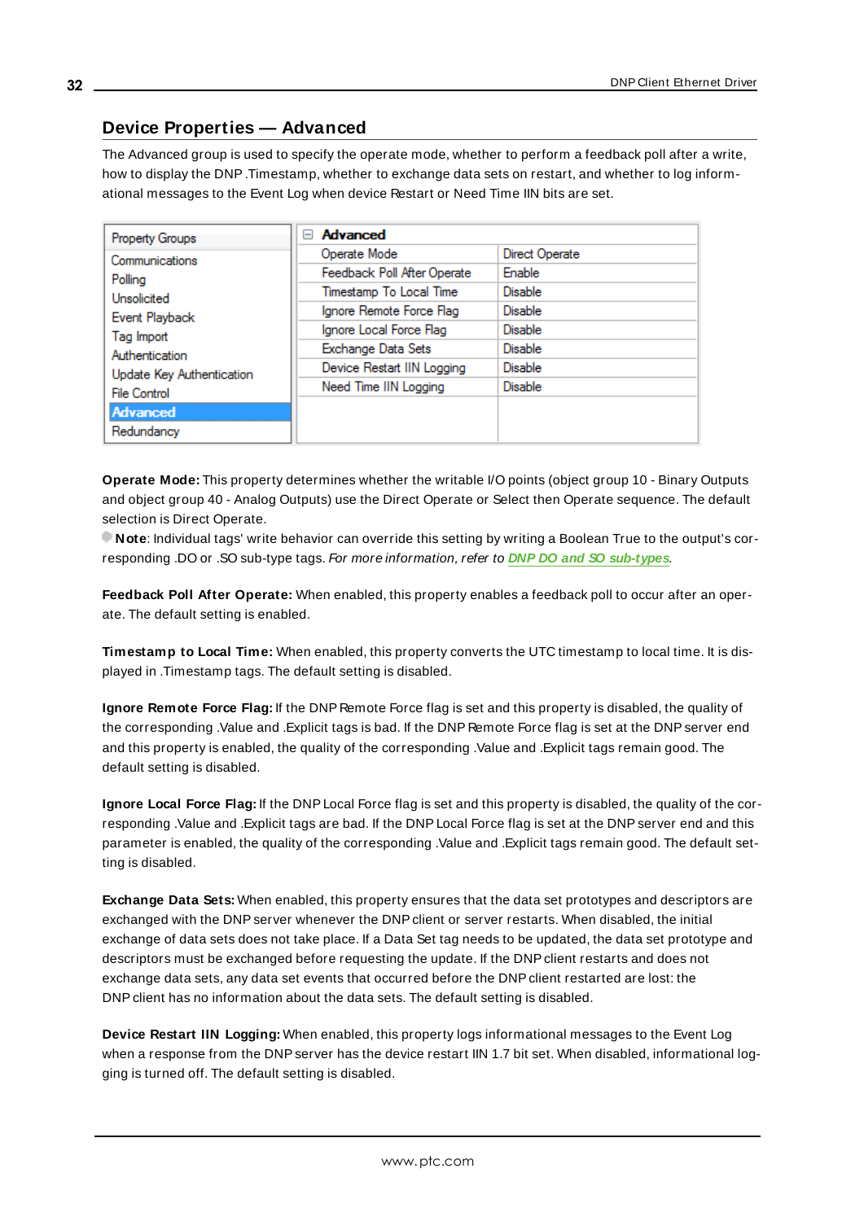## Device Properties — Advanced

The Advanced group is used to specify the operate mode, whether to perform a feedback poll after a write, how to display the DNP .Timestamp, whether to exchange data sets on restart, and whether to log informational messages to the Event Log when device Restart or Need Time IIN bits are set.

| Property Groups | Advanced | |
|---|---|---|
| Communications | Operate Mode | Direct Operate |
| Polling | Feedback Poll After Operate | Enable |
| Unsolicited | Timestamp To Local Time | Disable |
| Event Playback | Ignore Remote Force Flag | Disable |
| Tag Import | Ignore Local Force Flag | Disable |
| Authentication | Exchange Data Sets | Disable |
| Update Key Authentication | Device Restart IIN Logging | Disable |
| File Control | Need Time IIN Logging | Disable |
| **Advanced** | | |
| Redundancy | | |

**Operate Mode:** This property determines whether the writable I/O points (object group 10 - Binary Outputs and object group 40 - Analog Outputs) use the Direct Operate or Select then Operate sequence. The default selection is Direct Operate.

**Note**: Individual tags' write behavior can override this setting by writing a Boolean True to the output's corresponding .DO or .SO sub-type tags. *For more information, refer to* ***DNP DO and SO sub-types***.

**Feedback Poll After Operate:** When enabled, this property enables a feedback poll to occur after an operate. The default setting is enabled.

**Timestamp to Local Time:** When enabled, this property converts the UTC timestamp to local time. It is displayed in .Timestamp tags. The default setting is disabled.

**Ignore Remote Force Flag:** If the DNP Remote Force flag is set and this property is disabled, the quality of the corresponding .Value and .Explicit tags is bad. If the DNP Remote Force flag is set at the DNP server end and this property is enabled, the quality of the corresponding .Value and .Explicit tags remain good. The default setting is disabled.

**Ignore Local Force Flag:** If the DNP Local Force flag is set and this property is disabled, the quality of the corresponding .Value and .Explicit tags are bad. If the DNP Local Force flag is set at the DNP server end and this parameter is enabled, the quality of the corresponding .Value and .Explicit tags remain good. The default setting is disabled.

**Exchange Data Sets:** When enabled, this property ensures that the data set prototypes and descriptors are exchanged with the DNP server whenever the DNP client or server restarts. When disabled, the initial exchange of data sets does not take place. If a Data Set tag needs to be updated, the data set prototype and descriptors must be exchanged before requesting the update. If the DNP client restarts and does not exchange data sets, any data set events that occurred before the DNP client restarted are lost: the DNP client has no information about the data sets. The default setting is disabled.

**Device Restart IIN Logging:** When enabled, this property logs informational messages to the Event Log when a response from the DNP server has the device restart IIN 1.7 bit set. When disabled, informational logging is turned off. The default setting is disabled.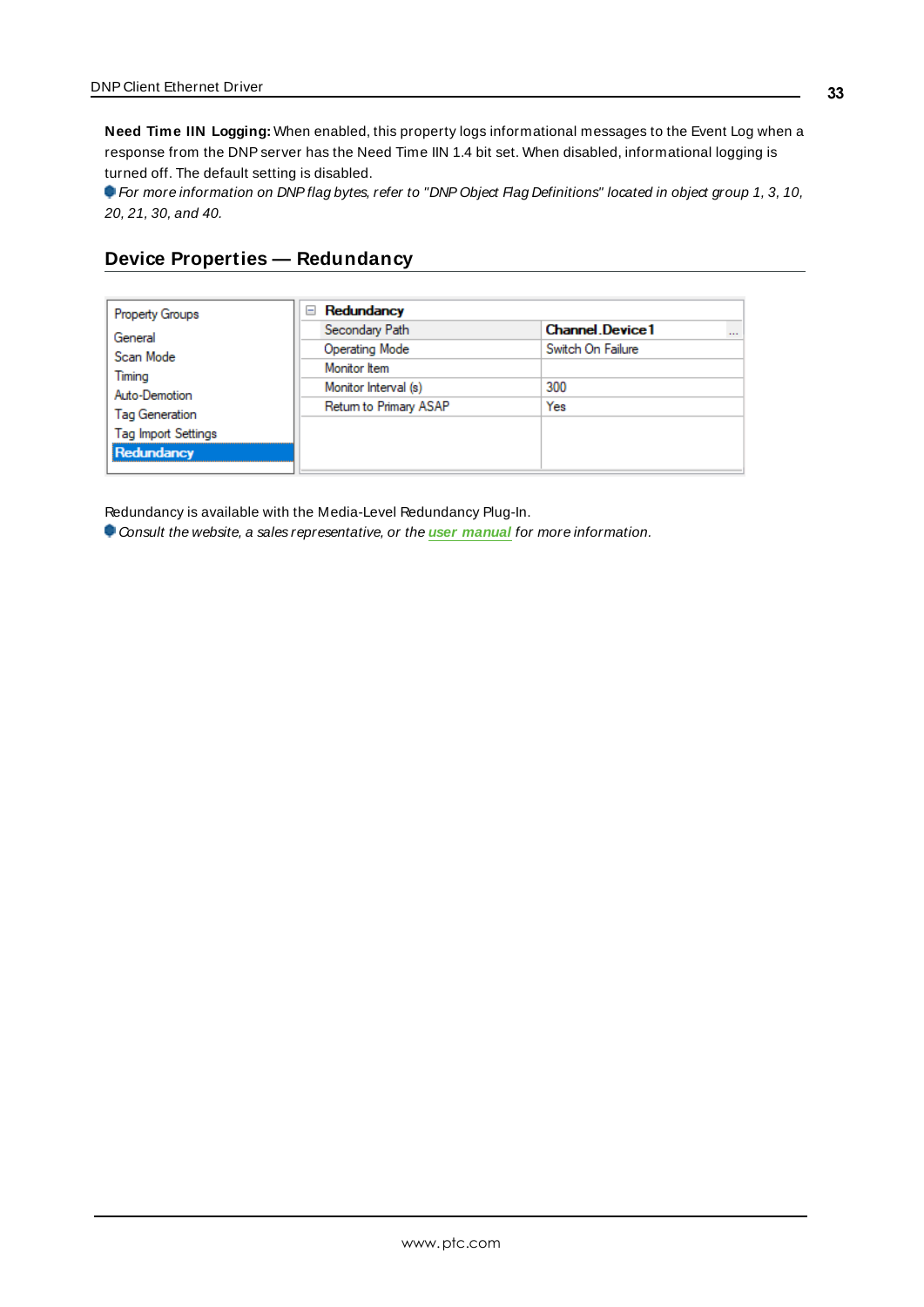**Need Time IIN Logging:** When enabled, this property logs informational messages to the Event Log when a response from the DNP server has the Need Time IIN 1.4 bit set. When disabled, informational logging is turned off. The default setting is disabled.

*For more information on DNP flag bytes, refer to "DNP Object Flag Definitions" located in object group 1, 3, 10, 20, 21, 30, and 40.*

## Device Properties — Redundancy

| Property Groups | Redundancy | |
|---|---|---|
| General | Secondary Path | Channel.Device1 |
| Scan Mode | Operating Mode | Switch On Failure |
| Timing | Monitor Item | |
| Auto-Demotion | Monitor Interval (s) | 300 |
| Tag Generation | Return to Primary ASAP | Yes |
| Tag Import Settings | | |
| **Redundancy** | | |

Redundancy is available with the Media-Level Redundancy Plug-In.

*Consult the website, a sales representative, or the* ***user manual*** *for more information.*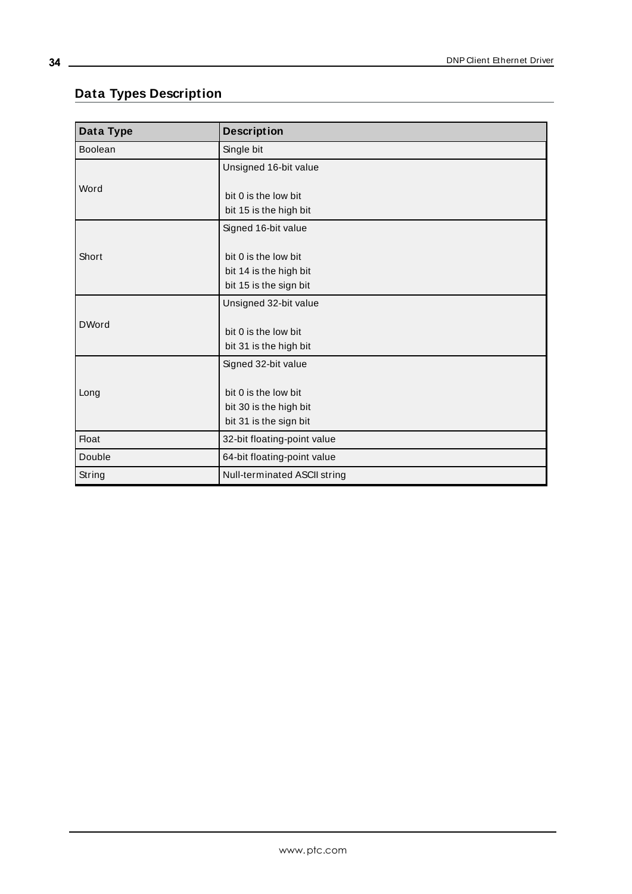## Data Types Description

| Data Type | Description |
|---|---|
| Boolean | Single bit |
| Word | Unsigned 16-bit value<br><br>bit 0 is the low bit<br>bit 15 is the high bit |
| Short | Signed 16-bit value<br><br>bit 0 is the low bit<br>bit 14 is the high bit<br>bit 15 is the sign bit |
| DWord | Unsigned 32-bit value<br><br>bit 0 is the low bit<br>bit 31 is the high bit |
| Long | Signed 32-bit value<br><br>bit 0 is the low bit<br>bit 30 is the high bit<br>bit 31 is the sign bit |
| Float | 32-bit floating-point value |
| Double | 64-bit floating-point value |
| String | Null-terminated ASCII string |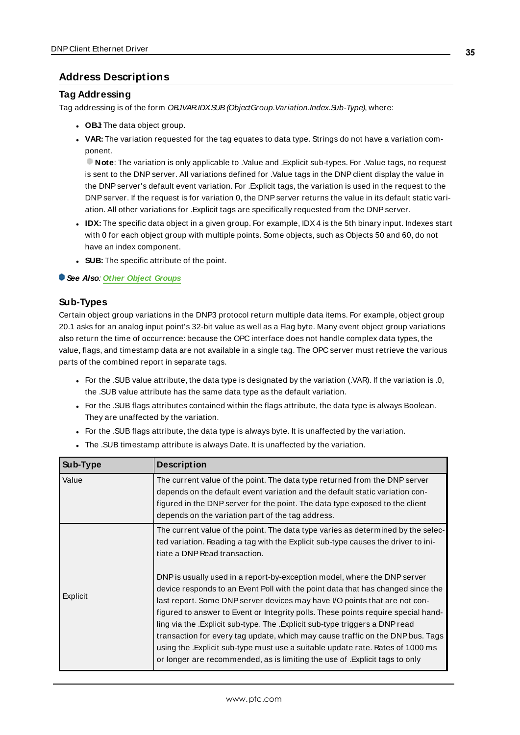## Address Descriptions

### Tag Addressing

Tag addressing is of the form *OBJ.VAR.IDX.SUB (ObjectGroup.Variation.Index.Sub-Type)*, where:

- **OBJ:** The data object group.
- **VAR:** The variation requested for the tag equates to data type. Strings do not have a variation component.

  **Note**: The variation is only applicable to .Value and .Explicit sub-types. For .Value tags, no request is sent to the DNP server. All variations defined for .Value tags in the DNP client display the value in the DNP server's default event variation. For .Explicit tags, the variation is used in the request to the DNP server. If the request is for variation 0, the DNP server returns the value in its default static variation. All other variations for .Explicit tags are specifically requested from the DNP server.
- **IDX:** The specific data object in a given group. For example, IDX 4 is the 5th binary input. Indexes start with 0 for each object group with multiple points. Some objects, such as Objects 50 and 60, do not have an index component.
- **SUB:** The specific attribute of the point.

***See Also**: **Other Object Groups***

### Sub-Types

Certain object group variations in the DNP3 protocol return multiple data items. For example, object group 20.1 asks for an analog input point's 32-bit value as well as a Flag byte. Many event object group variations also return the time of occurrence: because the OPC interface does not handle complex data types, the value, flags, and timestamp data are not available in a single tag. The OPC server must retrieve the various parts of the combined report in separate tags.

- For the .SUB value attribute, the data type is designated by the variation (.VAR). If the variation is .0, the .SUB value attribute has the same data type as the default variation.
- For the .SUB flags attributes contained within the flags attribute, the data type is always Boolean. They are unaffected by the variation.
- For the .SUB flags attribute, the data type is always byte. It is unaffected by the variation.
- The .SUB timestamp attribute is always Date. It is unaffected by the variation.

| Sub-Type | Description |
|---|---|
| Value | The current value of the point. The data type returned from the DNP server depends on the default event variation and the default static variation configured in the DNP server for the point. The data type exposed to the client depends on the variation part of the tag address. |
| Explicit | The current value of the point. The data type varies as determined by the selected variation. Reading a tag with the Explicit sub-type causes the driver to initiate a DNP Read transaction.<br><br>DNP is usually used in a report-by-exception model, where the DNP server device responds to an Event Poll with the point data that has changed since the last report. Some DNP server devices may have I/O points that are not configured to answer to Event or Integrity polls. These points require special handling via the .Explicit sub-type. The .Explicit sub-type triggers a DNP read transaction for every tag update, which may cause traffic on the DNP bus. Tags using the .Explicit sub-type must use a suitable update rate. Rates of 1000 ms or longer are recommended, as is limiting the use of .Explicit tags to only |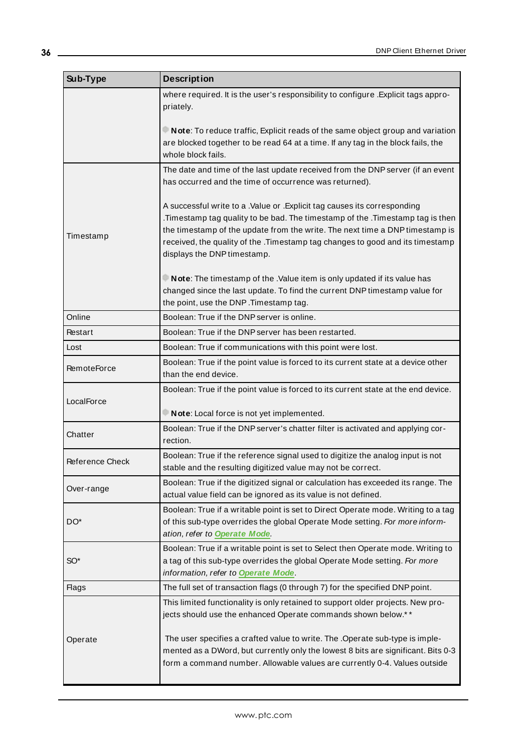| Sub-Type | Description |
| --- | --- |
| | where required. It is the user's responsibility to configure .Explicit tags appropriately.<br><br>**Note**: To reduce traffic, Explicit reads of the same object group and variation are blocked together to be read 64 at a time. If any tag in the block fails, the whole block fails. |
| Timestamp | The date and time of the last update received from the DNP server (if an event has occurred and the time of occurrence was returned).<br><br>A successful write to a .Value or .Explicit tag causes its corresponding .Timestamp tag quality to be bad. The timestamp of the .Timestamp tag is then the timestamp of the update from the write. The next time a DNP timestamp is received, the quality of the .Timestamp tag changes to good and its timestamp displays the DNP timestamp.<br><br>**Note**: The timestamp of the .Value item is only updated if its value has changed since the last update. To find the current DNP timestamp value for the point, use the DNP .Timestamp tag. |
| Online | Boolean: True if the DNP server is online. |
| Restart | Boolean: True if the DNP server has been restarted. |
| Lost | Boolean: True if communications with this point were lost. |
| RemoteForce | Boolean: True if the point value is forced to its current state at a device other than the end device. |
| LocalForce | Boolean: True if the point value is forced to its current state at the end device.<br><br>**Note**: Local force is not yet implemented. |
| Chatter | Boolean: True if the DNP server's chatter filter is activated and applying correction. |
| Reference Check | Boolean: True if the reference signal used to digitize the analog input is not stable and the resulting digitized value may not be correct. |
| Over-range | Boolean: True if the digitized signal or calculation has exceeded its range. The actual value field can be ignored as its value is not defined. |
| DO* | Boolean: True if a writable point is set to Direct Operate mode. Writing to a tag of this sub-type overrides the global Operate Mode setting. *For more information, refer to **Operate Mode**.* |
| SO* | Boolean: True if a writable point is set to Select then Operate mode. Writing to a tag of this sub-type overrides the global Operate Mode setting. *For more information, refer to **Operate Mode**.* |
| Flags | The full set of transaction flags (0 through 7) for the specified DNP point. |
| Operate | This limited functionality is only retained to support older projects. New projects should use the enhanced Operate commands shown below.**<br><br>The user specifies a crafted value to write. The .Operate sub-type is implemented as a DWord, but currently only the lowest 8 bits are significant. Bits 0-3 form a command number. Allowable values are currently 0-4. Values outside |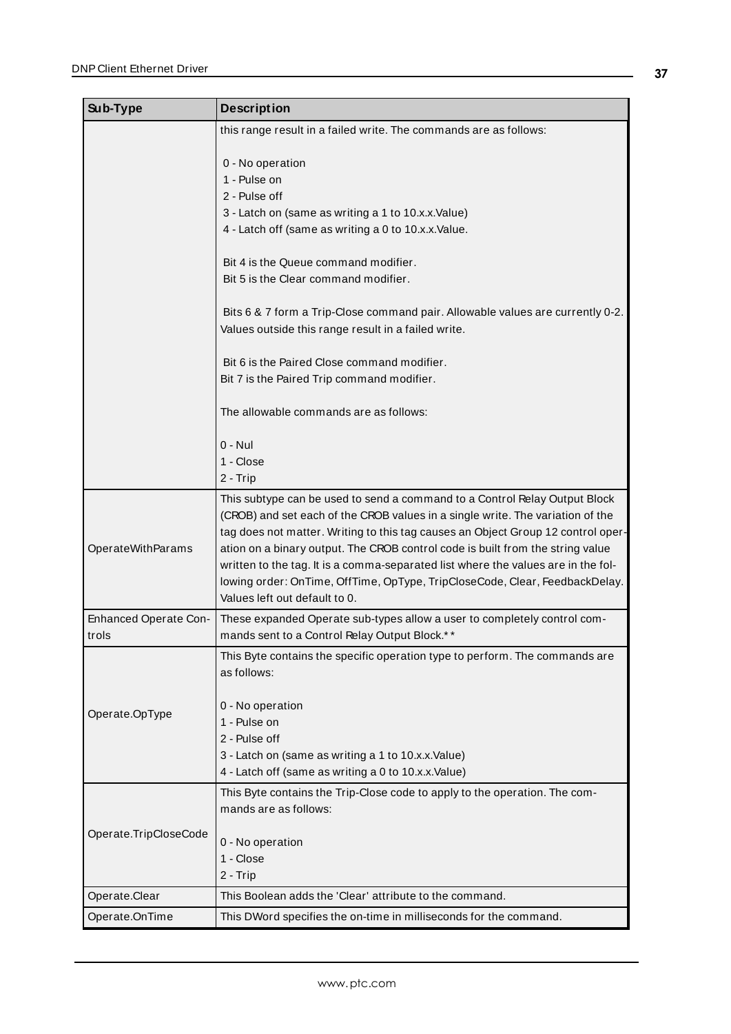| Sub-Type | Description |
| --- | --- |
| | this range result in a failed write. The commands are as follows:<br><br>0 - No operation<br>1 - Pulse on<br>2 - Pulse off<br>3 - Latch on (same as writing a 1 to 10.x.x.Value)<br>4 - Latch off (same as writing a 0 to 10.x.x.Value.<br><br>Bit 4 is the Queue command modifier.<br>Bit 5 is the Clear command modifier.<br><br>Bits 6 & 7 form a Trip-Close command pair. Allowable values are currently 0-2. Values outside this range result in a failed write.<br><br>Bit 6 is the Paired Close command modifier.<br>Bit 7 is the Paired Trip command modifier.<br><br>The allowable commands are as follows:<br><br>0 - Nul<br>1 - Close<br>2 - Trip |
| OperateWithParams | This subtype can be used to send a command to a Control Relay Output Block (CROB) and set each of the CROB values in a single write. The variation of the tag does not matter. Writing to this tag causes an Object Group 12 control operation on a binary output. The CROB control code is built from the string value written to the tag. It is a comma-separated list where the values are in the following order: OnTime, OffTime, OpType, TripCloseCode, Clear, FeedbackDelay. Values left out default to 0. |
| Enhanced Operate Controls | These expanded Operate sub-types allow a user to completely control commands sent to a Control Relay Output Block.** |
| Operate.OpType | This Byte contains the specific operation type to perform. The commands are as follows:<br><br>0 - No operation<br>1 - Pulse on<br>2 - Pulse off<br>3 - Latch on (same as writing a 1 to 10.x.x.Value)<br>4 - Latch off (same as writing a 0 to 10.x.x.Value) |
| Operate.TripCloseCode | This Byte contains the Trip-Close code to apply to the operation. The commands are as follows:<br><br>0 - No operation<br>1 - Close<br>2 - Trip |
| Operate.Clear | This Boolean adds the 'Clear' attribute to the command. |
| Operate.OnTime | This DWord specifies the on-time in milliseconds for the command. |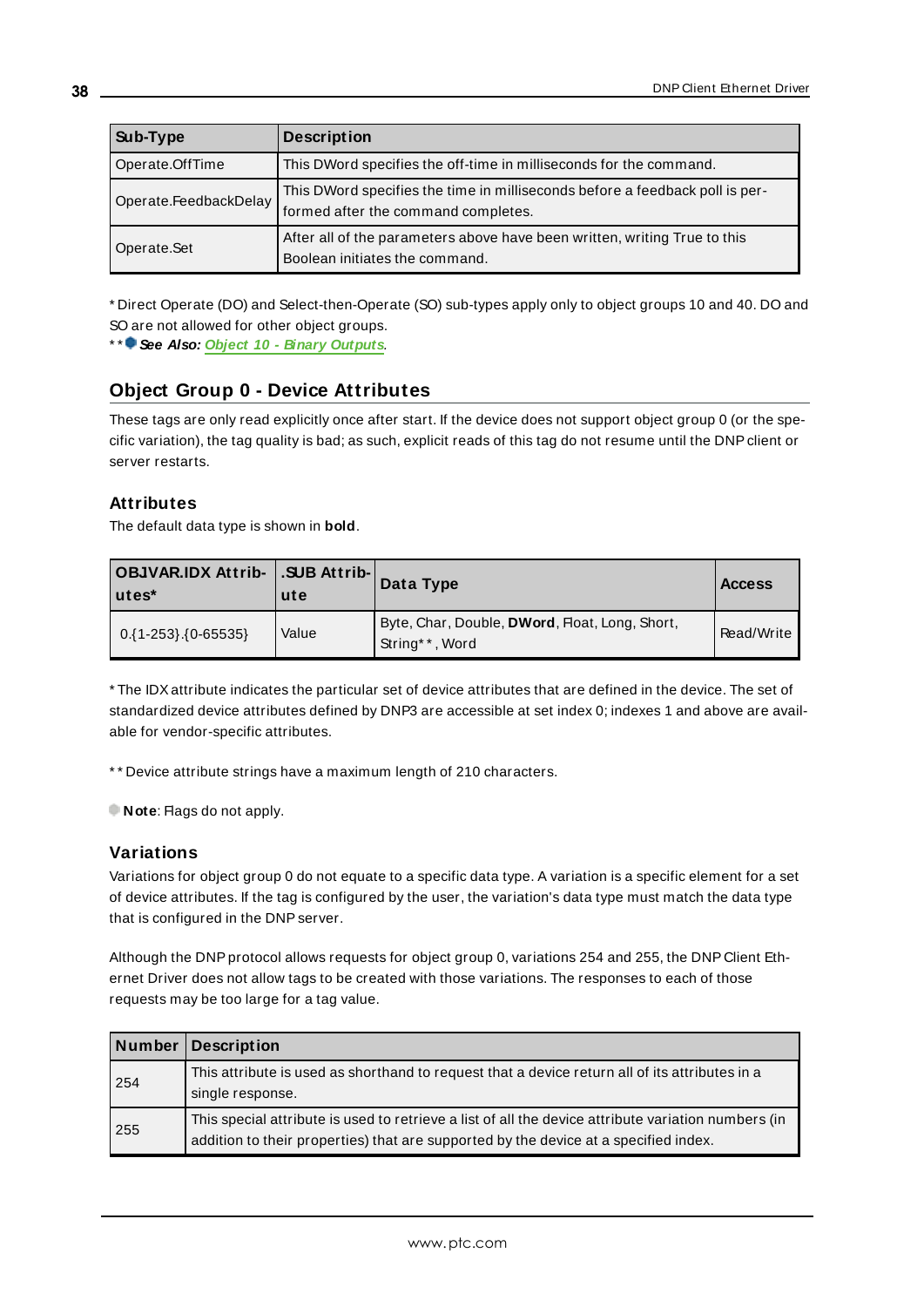| Sub-Type | Description |
|---|---|
| Operate.OffTime | This DWord specifies the off-time in milliseconds for the command. |
| Operate.FeedbackDelay | This DWord specifies the time in milliseconds before a feedback poll is performed after the command completes. |
| Operate.Set | After all of the parameters above have been written, writing True to this Boolean initiates the command. |

* Direct Operate (DO) and Select-then-Operate (SO) sub-types apply only to object groups 10 and 40. DO and SO are not allowed for other object groups.
** **See Also: Object 10 - Binary Outputs**.

## Object Group 0 - Device Attributes

These tags are only read explicitly once after start. If the device does not support object group 0 (or the specific variation), the tag quality is bad; as such, explicit reads of this tag do not resume until the DNP client or server restarts.

### Attributes

The default data type is shown in **bold**.

| OBJVAR.IDX Attributes* | .SUB Attribute | Data Type | Access |
|---|---|---|---|
| 0.{1-253}.{0-65535} | Value | Byte, Char, Double, **DWord**, Float, Long, Short, String**, Word | Read/Write |

* The IDX attribute indicates the particular set of device attributes that are defined in the device. The set of standardized device attributes defined by DNP3 are accessible at set index 0; indexes 1 and above are available for vendor-specific attributes.

** Device attribute strings have a maximum length of 210 characters.

**Note**: Flags do not apply.

### Variations

Variations for object group 0 do not equate to a specific data type. A variation is a specific element for a set of device attributes. If the tag is configured by the user, the variation's data type must match the data type that is configured in the DNP server.

Although the DNP protocol allows requests for object group 0, variations 254 and 255, the DNP Client Ethernet Driver does not allow tags to be created with those variations. The responses to each of those requests may be too large for a tag value.

| Number | Description |
|---|---|
| 254 | This attribute is used as shorthand to request that a device return all of its attributes in a single response. |
| 255 | This special attribute is used to retrieve a list of all the device attribute variation numbers (in addition to their properties) that are supported by the device at a specified index. |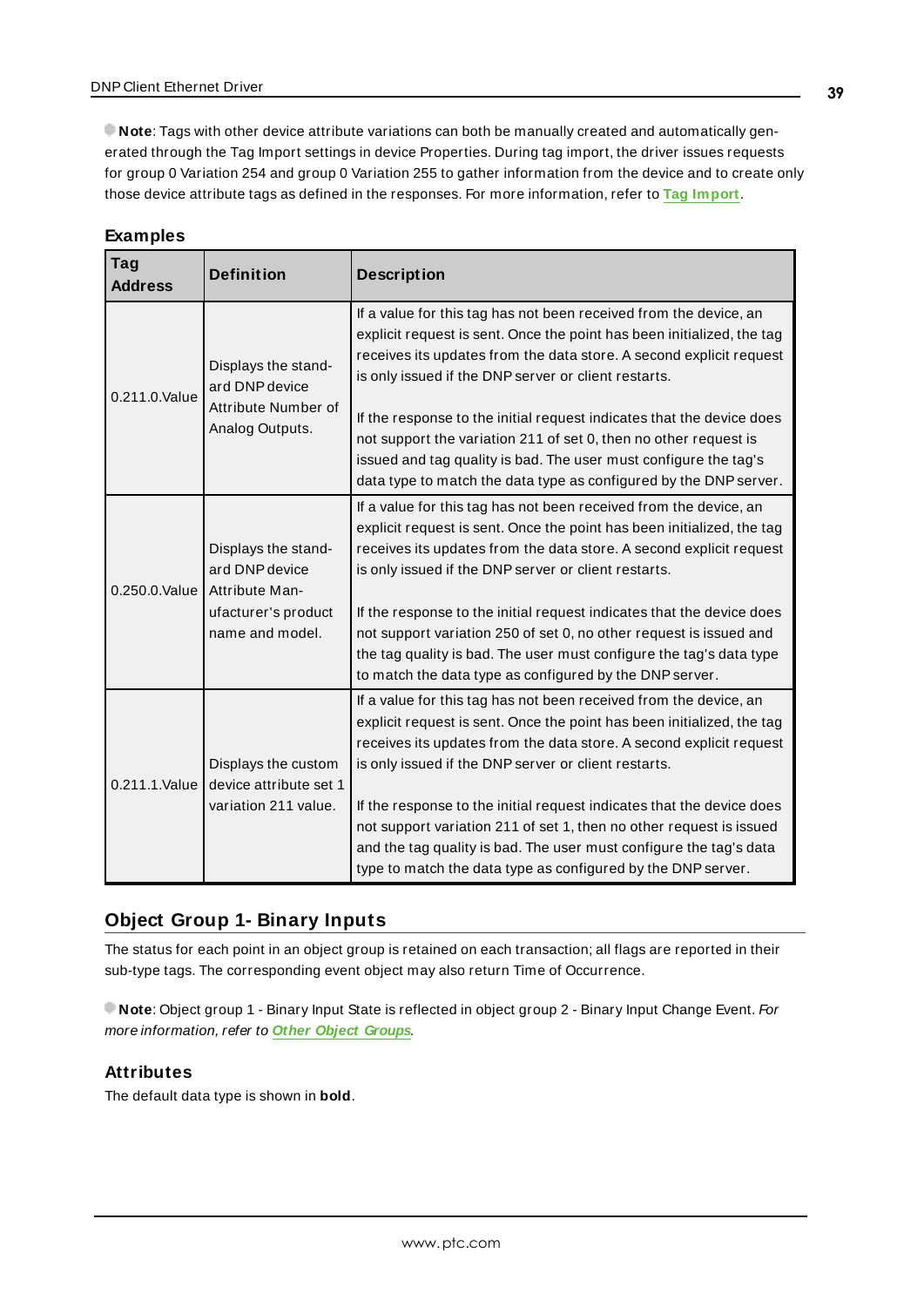**Note**: Tags with other device attribute variations can both be manually created and automatically generated through the Tag Import settings in device Properties. During tag import, the driver issues requests for group 0 Variation 254 and group 0 Variation 255 to gather information from the device and to create only those device attribute tags as defined in the responses. For more information, refer to **Tag Import**.

### Examples

| Tag Address | Definition | Description |
|---|---|---|
| 0.211.0.Value | Displays the standard DNP device Attribute Number of Analog Outputs. | If a value for this tag has not been received from the device, an explicit request is sent. Once the point has been initialized, the tag receives its updates from the data store. A second explicit request is only issued if the DNP server or client restarts.<br><br>If the response to the initial request indicates that the device does not support the variation 211 of set 0, then no other request is issued and tag quality is bad. The user must configure the tag's data type to match the data type as configured by the DNP server. |
| 0.250.0.Value | Displays the standard DNP device Attribute Manufacturer's product name and model. | If a value for this tag has not been received from the device, an explicit request is sent. Once the point has been initialized, the tag receives its updates from the data store. A second explicit request is only issued if the DNP server or client restarts.<br><br>If the response to the initial request indicates that the device does not support variation 250 of set 0, no other request is issued and the tag quality is bad. The user must configure the tag's data type to match the data type as configured by the DNP server. |
| 0.211.1.Value | Displays the custom device attribute set 1 variation 211 value. | If a value for this tag has not been received from the device, an explicit request is sent. Once the point has been initialized, the tag receives its updates from the data store. A second explicit request is only issued if the DNP server or client restarts.<br><br>If the response to the initial request indicates that the device does not support variation 211 of set 1, then no other request is issued and the tag quality is bad. The user must configure the tag's data type to match the data type as configured by the DNP server. |

## Object Group 1- Binary Inputs

The status for each point in an object group is retained on each transaction; all flags are reported in their sub-type tags. The corresponding event object may also return Time of Occurrence.

**Note**: Object group 1 - Binary Input State is reflected in object group 2 - Binary Input Change Event. *For more information, refer to* ***Other Object Groups****.*

### Attributes

The default data type is shown in **bold**.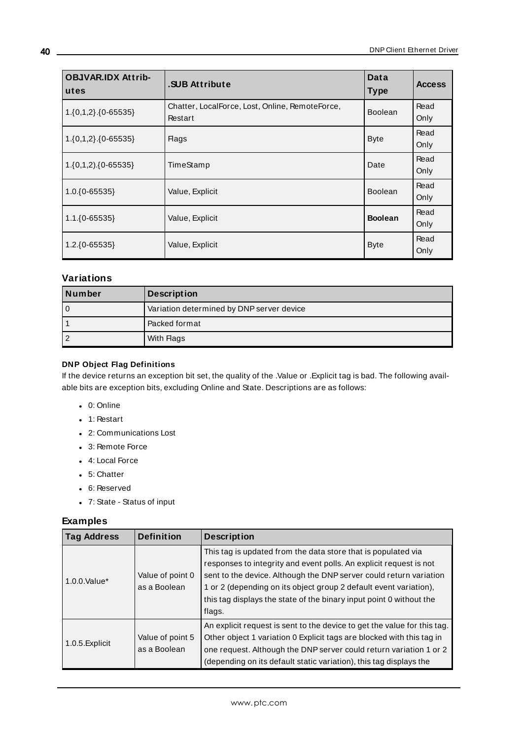| OBJVAR.IDX Attributes | .SUB Attribute | Data Type | Access |
|---|---|---|---|
| 1.{0,1,2}.{0-65535} | Chatter, LocalForce, Lost, Online, RemoteForce, Restart | Boolean | Read Only |
| 1.{0,1,2}.{0-65535} | Flags | Byte | Read Only |
| 1.{0,1,2).{0-65535} | TimeStamp | Date | Read Only |
| 1.0.{0-65535} | Value, Explicit | Boolean | Read Only |
| 1.1.{0-65535} | Value, Explicit | **Boolean** | Read Only |
| 1.2.{0-65535} | Value, Explicit | Byte | Read Only |

## Variations

| Number | Description |
|---|---|
| 0 | Variation determined by DNP server device |
| 1 | Packed format |
| 2 | With Flags |

#### DNP Object Flag Definitions

If the device returns an exception bit set, the quality of the .Value or .Explicit tag is bad. The following available bits are exception bits, excluding Online and State. Descriptions are as follows:

- 0: Online
- 1: Restart
- 2: Communications Lost
- 3: Remote Force
- 4: Local Force
- 5: Chatter
- 6: Reserved
- 7: State - Status of input

## Examples

| Tag Address | Definition | Description |
|---|---|---|
| 1.0.0.Value* | Value of point 0 as a Boolean | This tag is updated from the data store that is populated via responses to integrity and event polls. An explicit request is not sent to the device. Although the DNP server could return variation 1 or 2 (depending on its object group 2 default event variation), this tag displays the state of the binary input point 0 without the flags. |
| 1.0.5.Explicit | Value of point 5 as a Boolean | An explicit request is sent to the device to get the value for this tag. Other object 1 variation 0 Explicit tags are blocked with this tag in one request. Although the DNP server could return variation 1 or 2 (depending on its default static variation), this tag displays the |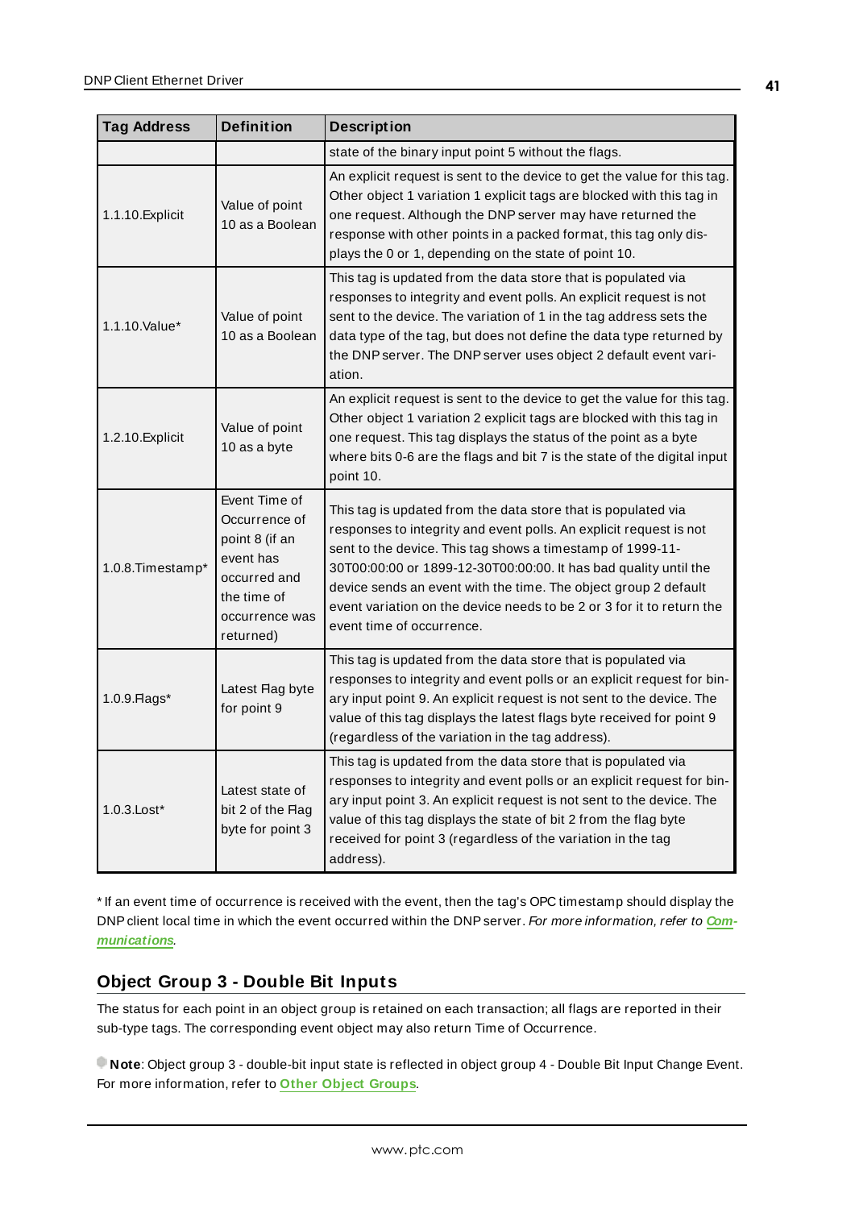| Tag Address | Definition | Description |
|---|---|---|
| | | state of the binary input point 5 without the flags. |
| 1.1.10.Explicit | Value of point 10 as a Boolean | An explicit request is sent to the device to get the value for this tag. Other object 1 variation 1 explicit tags are blocked with this tag in one request. Although the DNP server may have returned the response with other points in a packed format, this tag only displays the 0 or 1, depending on the state of point 10. |
| 1.1.10.Value* | Value of point 10 as a Boolean | This tag is updated from the data store that is populated via responses to integrity and event polls. An explicit request is not sent to the device. The variation of 1 in the tag address sets the data type of the tag, but does not define the data type returned by the DNP server. The DNP server uses object 2 default event variation. |
| 1.2.10.Explicit | Value of point 10 as a byte | An explicit request is sent to the device to get the value for this tag. Other object 1 variation 2 explicit tags are blocked with this tag in one request. This tag displays the status of the point as a byte where bits 0-6 are the flags and bit 7 is the state of the digital input point 10. |
| 1.0.8.Timestamp* | Event Time of Occurrence of point 8 (if an event has occurred and the time of occurrence was returned) | This tag is updated from the data store that is populated via responses to integrity and event polls. An explicit request is not sent to the device. This tag shows a timestamp of 1999-11-30T00:00:00 or 1899-12-30T00:00:00. It has bad quality until the device sends an event with the time. The object group 2 default event variation on the device needs to be 2 or 3 for it to return the event time of occurrence. |
| 1.0.9.Flags* | Latest Flag byte for point 9 | This tag is updated from the data store that is populated via responses to integrity and event polls or an explicit request for binary input point 9. An explicit request is not sent to the device. The value of this tag displays the latest flags byte received for point 9 (regardless of the variation in the tag address). |
| 1.0.3.Lost* | Latest state of bit 2 of the Flag byte for point 3 | This tag is updated from the data store that is populated via responses to integrity and event polls or an explicit request for binary input point 3. An explicit request is not sent to the device. The value of this tag displays the state of bit 2 from the flag byte received for point 3 (regardless of the variation in the tag address). |

* If an event time of occurrence is received with the event, then the tag's OPC timestamp should display the DNP client local time in which the event occurred within the DNP server. *For more information, refer to **Communications**.*

## Object Group 3 - Double Bit Inputs

The status for each point in an object group is retained on each transaction; all flags are reported in their sub-type tags. The corresponding event object may also return Time of Occurrence.

**Note**: Object group 3 - double-bit input state is reflected in object group 4 - Double Bit Input Change Event. For more information, refer to **Other Object Groups**.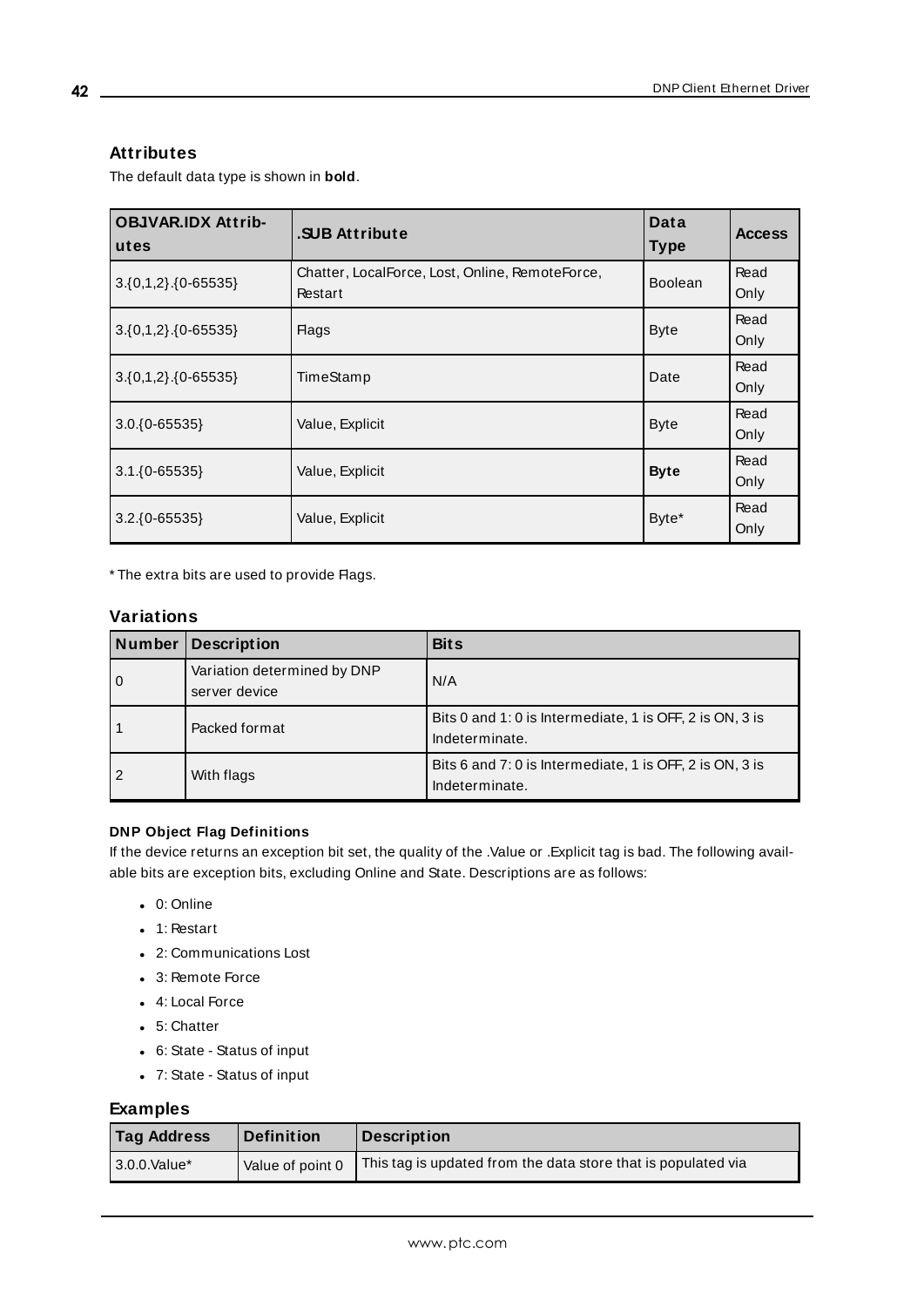## Attributes

The default data type is shown in **bold**.

| OBJVAR.IDX Attributes | .SUB Attribute | Data Type | Access |
|---|---|---|---|
| 3.{0,1,2}.{0-65535} | Chatter, LocalForce, Lost, Online, RemoteForce, Restart | Boolean | Read Only |
| 3.{0,1,2}.{0-65535} | Flags | Byte | Read Only |
| 3.{0,1,2}.{0-65535} | TimeStamp | Date | Read Only |
| 3.0.{0-65535} | Value, Explicit | Byte | Read Only |
| 3.1.{0-65535} | Value, Explicit | **Byte** | Read Only |
| 3.2.{0-65535} | Value, Explicit | Byte* | Read Only |

* The extra bits are used to provide Flags.

## Variations

| Number | Description | Bits |
|---|---|---|
| 0 | Variation determined by DNP server device | N/A |
| 1 | Packed format | Bits 0 and 1: 0 is Intermediate, 1 is OFF, 2 is ON, 3 is Indeterminate. |
| 2 | With flags | Bits 6 and 7: 0 is Intermediate, 1 is OFF, 2 is ON, 3 is Indeterminate. |

#### DNP Object Flag Definitions

If the device returns an exception bit set, the quality of the .Value or .Explicit tag is bad. The following available bits are exception bits, excluding Online and State. Descriptions are as follows:

- 0: Online
- 1: Restart
- 2: Communications Lost
- 3: Remote Force
- 4: Local Force
- 5: Chatter
- 6: State - Status of input
- 7: State - Status of input

## Examples

| Tag Address | Definition | Description |
|---|---|---|
| 3.0.0.Value* | Value of point 0 | This tag is updated from the data store that is populated via |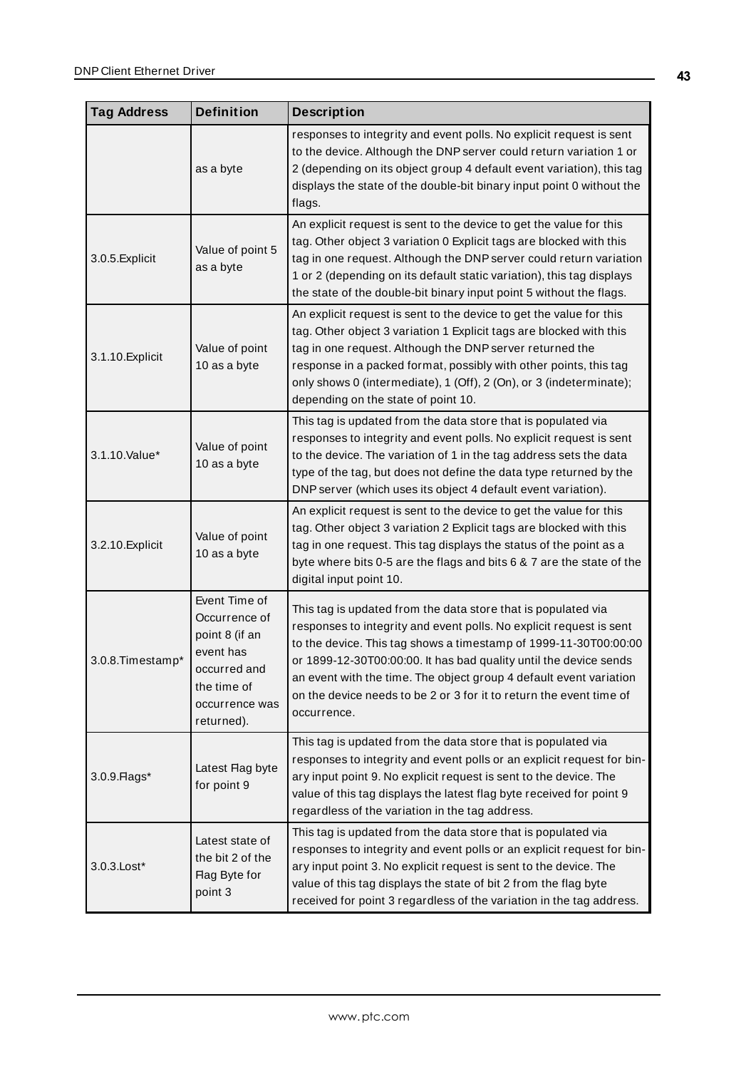| Tag Address | Definition | Description |
| --- | --- | --- |
| | as a byte | responses to integrity and event polls. No explicit request is sent to the device. Although the DNP server could return variation 1 or 2 (depending on its object group 4 default event variation), this tag displays the state of the double-bit binary input point 0 without the flags. |
| 3.0.5.Explicit | Value of point 5 as a byte | An explicit request is sent to the device to get the value for this tag. Other object 3 variation 0 Explicit tags are blocked with this tag in one request. Although the DNP server could return variation 1 or 2 (depending on its default static variation), this tag displays the state of the double-bit binary input point 5 without the flags. |
| 3.1.10.Explicit | Value of point 10 as a byte | An explicit request is sent to the device to get the value for this tag. Other object 3 variation 1 Explicit tags are blocked with this tag in one request. Although the DNP server returned the response in a packed format, possibly with other points, this tag only shows 0 (intermediate), 1 (Off), 2 (On), or 3 (indeterminate); depending on the state of point 10. |
| 3.1.10.Value* | Value of point 10 as a byte | This tag is updated from the data store that is populated via responses to integrity and event polls. No explicit request is sent to the device. The variation of 1 in the tag address sets the data type of the tag, but does not define the data type returned by the DNP server (which uses its object 4 default event variation). |
| 3.2.10.Explicit | Value of point 10 as a byte | An explicit request is sent to the device to get the value for this tag. Other object 3 variation 2 Explicit tags are blocked with this tag in one request. This tag displays the status of the point as a byte where bits 0-5 are the flags and bits 6 & 7 are the state of the digital input point 10. |
| 3.0.8.Timestamp* | Event Time of Occurrence of point 8 (if an event has occurred and the time of occurrence was returned). | This tag is updated from the data store that is populated via responses to integrity and event polls. No explicit request is sent to the device. This tag shows a timestamp of 1999-11-30T00:00:00 or 1899-12-30T00:00:00. It has bad quality until the device sends an event with the time. The object group 4 default event variation on the device needs to be 2 or 3 for it to return the event time of occurrence. |
| 3.0.9.Flags* | Latest Flag byte for point 9 | This tag is updated from the data store that is populated via responses to integrity and event polls or an explicit request for binary input point 9. No explicit request is sent to the device. The value of this tag displays the latest flag byte received for point 9 regardless of the variation in the tag address. |
| 3.0.3.Lost* | Latest state of the bit 2 of the Flag Byte for point 3 | This tag is updated from the data store that is populated via responses to integrity and event polls or an explicit request for binary input point 3. No explicit request is sent to the device. The value of this tag displays the state of bit 2 from the flag byte received for point 3 regardless of the variation in the tag address. |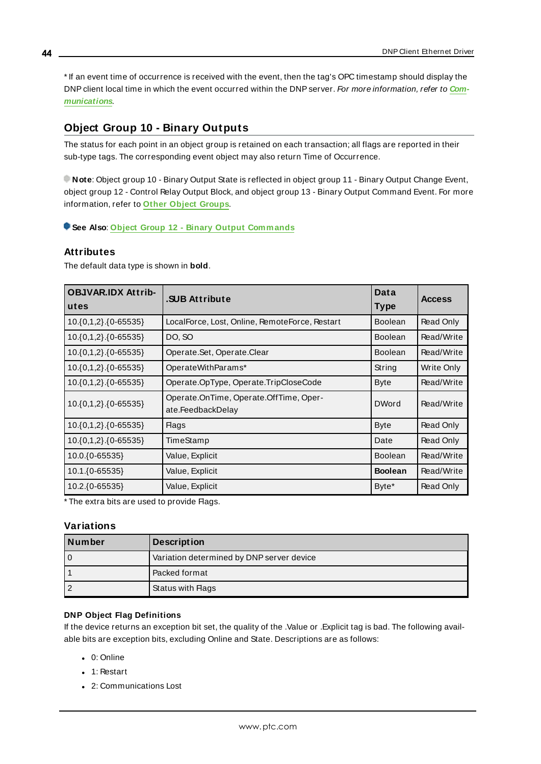* If an event time of occurrence is received with the event, then the tag's OPC timestamp should display the DNP client local time in which the event occurred within the DNP server. *For more information, refer to* ***Communications***.

## Object Group 10 - Binary Outputs

The status for each point in an object group is retained on each transaction; all flags are reported in their sub-type tags. The corresponding event object may also return Time of Occurrence.

**Note**: Object group 10 - Binary Output State is reflected in object group 11 - Binary Output Change Event, object group 12 - Control Relay Output Block, and object group 13 - Binary Output Command Event. For more information, refer to **Other Object Groups**.

**See Also**: **Object Group 12 - Binary Output Commands**

### Attributes

The default data type is shown in **bold**.

| OBJVAR.IDX Attributes | .SUB Attribute | Data Type | Access |
|---|---|---|---|
| 10.{0,1,2}.{0-65535} | LocalForce, Lost, Online, RemoteForce, Restart | Boolean | Read Only |
| 10.{0,1,2}.{0-65535} | DO, SO | Boolean | Read/Write |
| 10.{0,1,2}.{0-65535} | Operate.Set, Operate.Clear | Boolean | Read/Write |
| 10.{0,1,2}.{0-65535} | OperateWithParams* | String | Write Only |
| 10.{0,1,2}.{0-65535} | Operate.OpType, Operate.TripCloseCode | Byte | Read/Write |
| 10.{0,1,2}.{0-65535} | Operate.OnTime, Operate.OffTime, Operate.FeedbackDelay | DWord | Read/Write |
| 10.{0,1,2}.{0-65535} | Flags | Byte | Read Only |
| 10.{0,1,2}.{0-65535} | TimeStamp | Date | Read Only |
| 10.0.{0-65535} | Value, Explicit | Boolean | Read/Write |
| 10.1.{0-65535} | Value, Explicit | **Boolean** | Read/Write |
| 10.2.{0-65535} | Value, Explicit | Byte* | Read Only |

* The extra bits are used to provide Flags.

### Variations

| Number | Description |
|---|---|
| 0 | Variation determined by DNP server device |
| 1 | Packed format |
| 2 | Status with Flags |

#### DNP Object Flag Definitions

If the device returns an exception bit set, the quality of the .Value or .Explicit tag is bad. The following available bits are exception bits, excluding Online and State. Descriptions are as follows:

- 0: Online
- 1: Restart
- 2: Communications Lost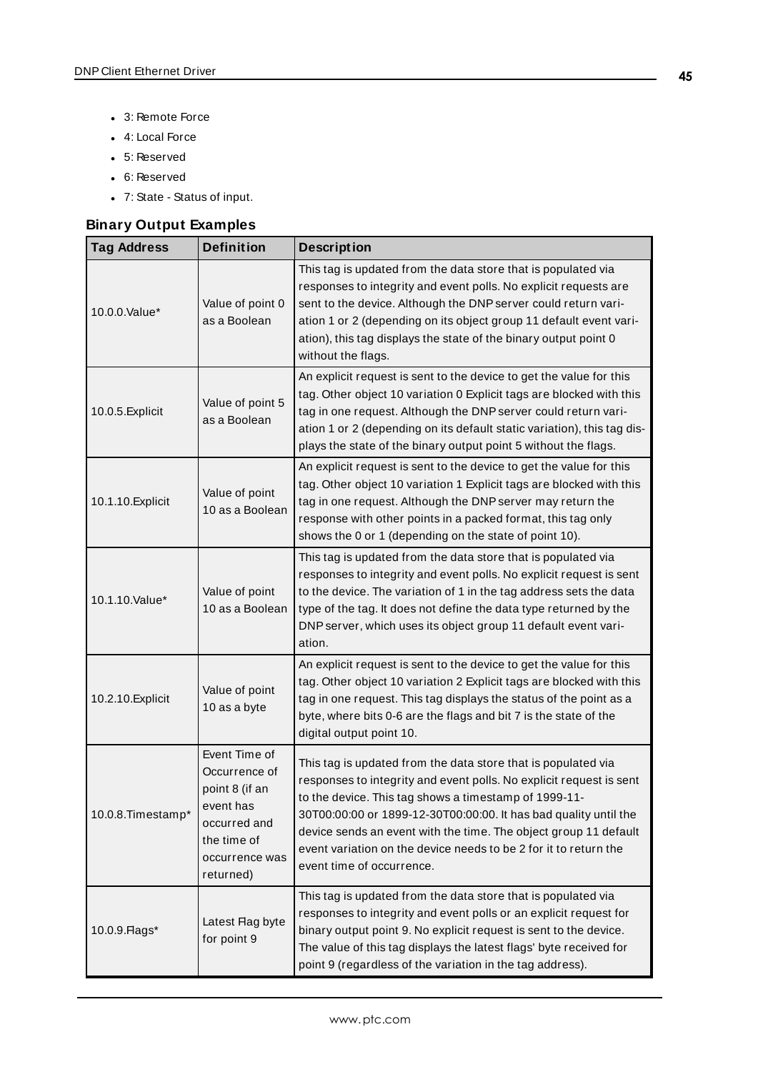- 3: Remote Force
- 4: Local Force
- 5: Reserved
- 6: Reserved
- 7: State - Status of input.

### Binary Output Examples

| Tag Address | Definition | Description |
|---|---|---|
| 10.0.0.Value* | Value of point 0 as a Boolean | This tag is updated from the data store that is populated via responses to integrity and event polls. No explicit requests are sent to the device. Although the DNP server could return variation 1 or 2 (depending on its object group 11 default event variation), this tag displays the state of the binary output point 0 without the flags. |
| 10.0.5.Explicit | Value of point 5 as a Boolean | An explicit request is sent to the device to get the value for this tag. Other object 10 variation 0 Explicit tags are blocked with this tag in one request. Although the DNP server could return variation 1 or 2 (depending on its default static variation), this tag displays the state of the binary output point 5 without the flags. |
| 10.1.10.Explicit | Value of point 10 as a Boolean | An explicit request is sent to the device to get the value for this tag. Other object 10 variation 1 Explicit tags are blocked with this tag in one request. Although the DNP server may return the response with other points in a packed format, this tag only shows the 0 or 1 (depending on the state of point 10). |
| 10.1.10.Value* | Value of point 10 as a Boolean | This tag is updated from the data store that is populated via responses to integrity and event polls. No explicit request is sent to the device. The variation of 1 in the tag address sets the data type of the tag. It does not define the data type returned by the DNP server, which uses its object group 11 default event variation. |
| 10.2.10.Explicit | Value of point 10 as a byte | An explicit request is sent to the device to get the value for this tag. Other object 10 variation 2 Explicit tags are blocked with this tag in one request. This tag displays the status of the point as a byte, where bits 0-6 are the flags and bit 7 is the state of the digital output point 10. |
| 10.0.8.Timestamp* | Event Time of Occurrence of point 8 (if an event has occurred and the time of occurrence was returned) | This tag is updated from the data store that is populated via responses to integrity and event polls. No explicit request is sent to the device. This tag shows a timestamp of 1999-11-30T00:00:00 or 1899-12-30T00:00:00. It has bad quality until the device sends an event with the time. The object group 11 default event variation on the device needs to be 2 for it to return the event time of occurrence. |
| 10.0.9.Flags* | Latest Flag byte for point 9 | This tag is updated from the data store that is populated via responses to integrity and event polls or an explicit request for binary output point 9. No explicit request is sent to the device. The value of this tag displays the latest flags' byte received for point 9 (regardless of the variation in the tag address). |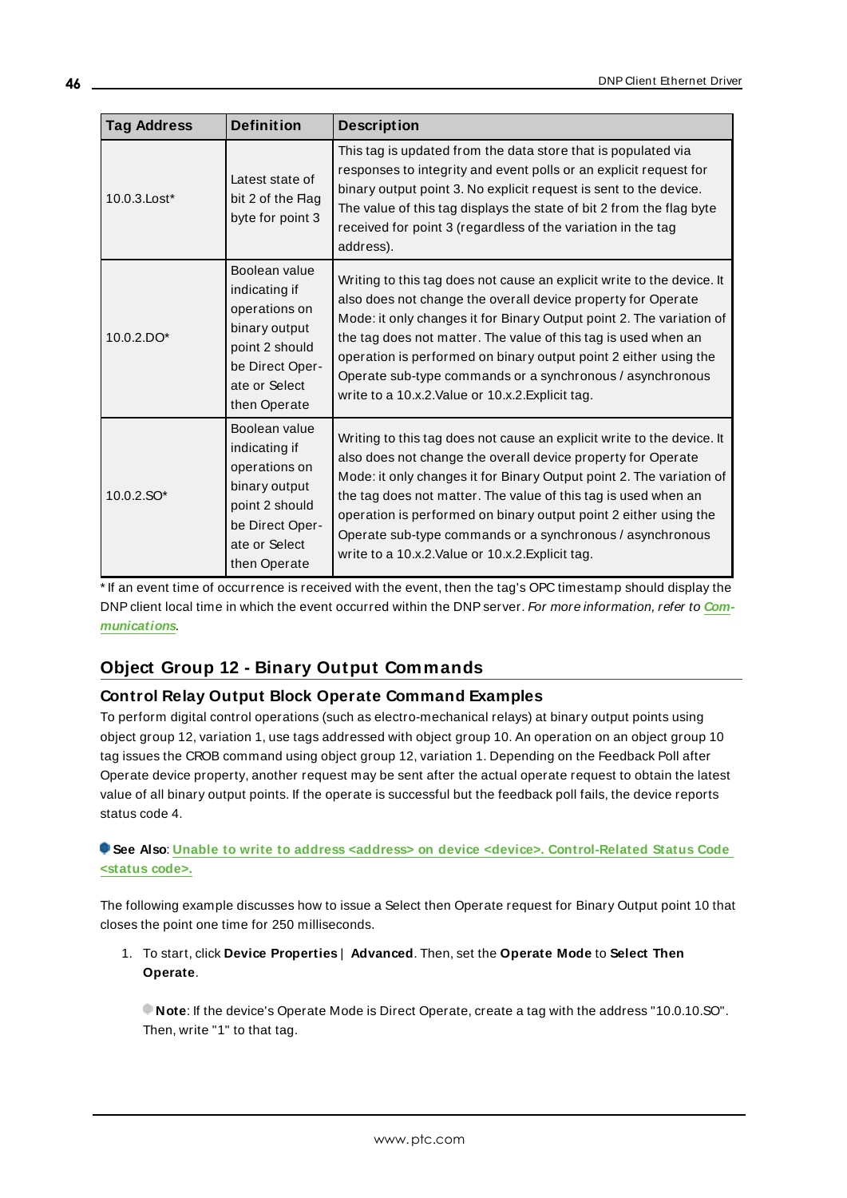| Tag Address | Definition | Description |
| --- | --- | --- |
| 10.0.3.Lost* | Latest state of bit 2 of the Flag byte for point 3 | This tag is updated from the data store that is populated via responses to integrity and event polls or an explicit request for binary output point 3. No explicit request is sent to the device. The value of this tag displays the state of bit 2 from the flag byte received for point 3 (regardless of the variation in the tag address). |
| 10.0.2.DO* | Boolean value indicating if operations on binary output point 2 should be Direct Operate or Select then Operate | Writing to this tag does not cause an explicit write to the device. It also does not change the overall device property for Operate Mode: it only changes it for Binary Output point 2. The variation of the tag does not matter. The value of this tag is used when an operation is performed on binary output point 2 either using the Operate sub-type commands or a synchronous / asynchronous write to a 10.x.2.Value or 10.x.2.Explicit tag. |
| 10.0.2.SO* | Boolean value indicating if operations on binary output point 2 should be Direct Operate or Select then Operate | Writing to this tag does not cause an explicit write to the device. It also does not change the overall device property for Operate Mode: it only changes it for Binary Output point 2. The variation of the tag does not matter. The value of this tag is used when an operation is performed on binary output point 2 either using the Operate sub-type commands or a synchronous / asynchronous write to a 10.x.2.Value or 10.x.2.Explicit tag. |

* If an event time of occurrence is received with the event, then the tag's OPC timestamp should display the DNP client local time in which the event occurred within the DNP server. *For more information, refer to **Communications**.*

## Object Group 12 - Binary Output Commands

### Control Relay Output Block Operate Command Examples

To perform digital control operations (such as electro-mechanical relays) at binary output points using object group 12, variation 1, use tags addressed with object group 10. An operation on an object group 10 tag issues the CROB command using object group 12, variation 1. Depending on the Feedback Poll after Operate device property, another request may be sent after the actual operate request to obtain the latest value of all binary output points. If the operate is successful but the feedback poll fails, the device reports status code 4.

**See Also**: **Unable to write to address <address> on device <device>. Control-Related Status Code <status code>.**

The following example discusses how to issue a Select then Operate request for Binary Output point 10 that closes the point one time for 250 milliseconds.

1. To start, click **Device Properties** | **Advanced**. Then, set the **Operate Mode** to **Select Then Operate**.

   **Note**: If the device's Operate Mode is Direct Operate, create a tag with the address "10.0.10.SO". Then, write "1" to that tag.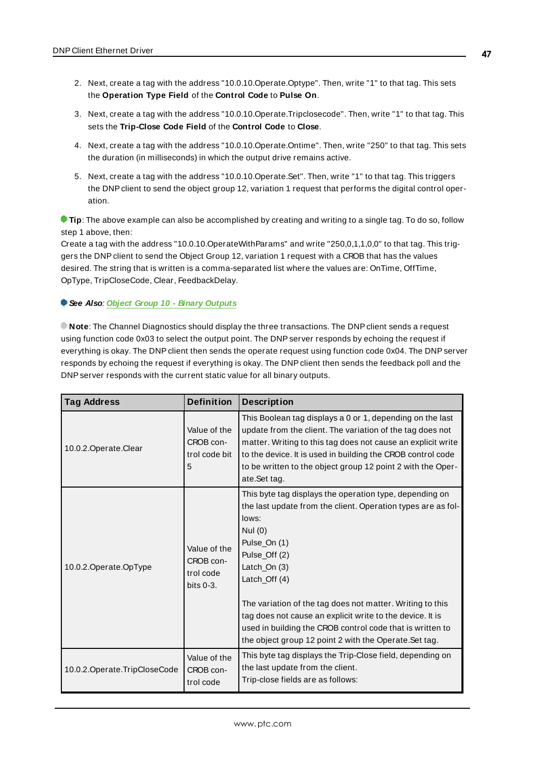2. Next, create a tag with the address "10.0.10.Operate.Optype". Then, write "1" to that tag. This sets the **Operation Type Field** of the **Control Code** to **Pulse On**.
3. Next, create a tag with the address "10.0.10.Operate.Tripclosecode". Then, write "1" to that tag. This sets the **Trip-Close Code Field** of the **Control Code** to **Close**.
4. Next, create a tag with the address "10.0.10.Operate.Ontime". Then, write "250" to that tag. This sets the duration (in milliseconds) in which the output drive remains active.
5. Next, create a tag with the address "10.0.10.Operate.Set". Then, write "1" to that tag. This triggers the DNP client to send the object group 12, variation 1 request that performs the digital control operation.

**Tip**: The above example can also be accomplished by creating and writing to a single tag. To do so, follow step 1 above, then:
Create a tag with the address "10.0.10.OperateWithParams" and write "250,0,1,1,0,0" to that tag. This triggers the DNP client to send the Object Group 12, variation 1 request with a CROB that has the values desired. The string that is written is a comma-separated list where the values are: OnTime, OffTime, OpType, TripCloseCode, Clear, FeedbackDelay.

***See Also**: Object Group 10 - Binary Outputs*

**Note**: The Channel Diagnostics should display the three transactions. The DNP client sends a request using function code 0x03 to select the output point. The DNP server responds by echoing the request if everything is okay. The DNP client then sends the operate request using function code 0x04. The DNP server responds by echoing the request if everything is okay. The DNP client then sends the feedback poll and the DNP server responds with the current static value for all binary outputs.

| Tag Address | Definition | Description |
|---|---|---|
| 10.0.2.Operate.Clear | Value of the CROB control code bit 5 | This Boolean tag displays a 0 or 1, depending on the last update from the client. The variation of the tag does not matter. Writing to this tag does not cause an explicit write to the device. It is used in building the CROB control code to be written to the object group 12 point 2 with the Operate.Set tag. |
| 10.0.2.Operate.OpType | Value of the CROB control code bits 0-3. | This byte tag displays the operation type, depending on the last update from the client. Operation types are as follows:<br>Nul (0)<br>Pulse_On (1)<br>Pulse_Off (2)<br>Latch_On (3)<br>Latch_Off (4)<br><br>The variation of the tag does not matter. Writing to this tag does not cause an explicit write to the device. It is used in building the CROB control code that is written to the object group 12 point 2 with the Operate.Set tag. |
| 10.0.2.Operate.TripCloseCode | Value of the CROB control code | This byte tag displays the Trip-Close field, depending on the last update from the client.<br>Trip-close fields are as follows: |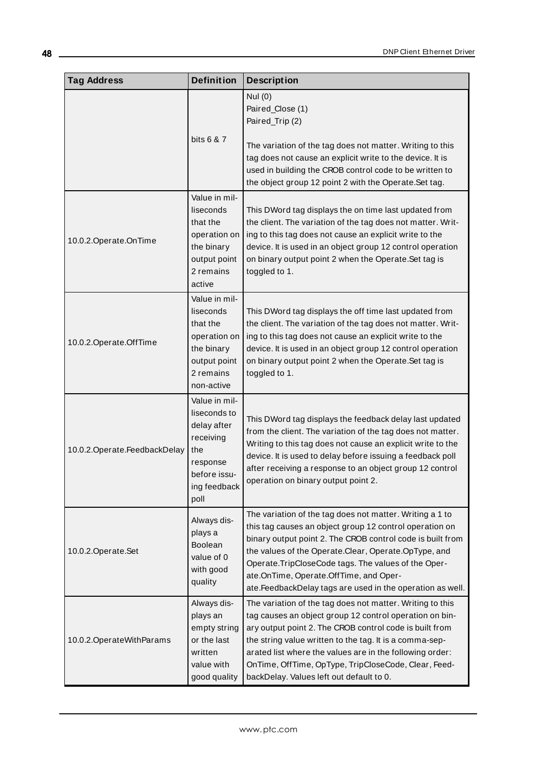| Tag Address | Definition | Description |
|---|---|---|
| | bits 6 & 7 | Nul (0)<br>Paired_Close (1)<br>Paired_Trip (2)<br><br>The variation of the tag does not matter. Writing to this tag does not cause an explicit write to the device. It is used in building the CROB control code to be written to the object group 12 point 2 with the Operate.Set tag. |
| 10.0.2.Operate.OnTime | Value in milliseconds that the operation on the binary output point 2 remains active | This DWord tag displays the on time last updated from the client. The variation of the tag does not matter. Writing to this tag does not cause an explicit write to the device. It is used in an object group 12 control operation on binary output point 2 when the Operate.Set tag is toggled to 1. |
| 10.0.2.Operate.OffTime | Value in milliseconds that the operation on the binary output point 2 remains non-active | This DWord tag displays the off time last updated from the client. The variation of the tag does not matter. Writing to this tag does not cause an explicit write to the device. It is used in an object group 12 control operation on binary output point 2 when the Operate.Set tag is toggled to 1. |
| 10.0.2.Operate.FeedbackDelay | Value in milliseconds to delay after receiving the response before issuing feedback poll | This DWord tag displays the feedback delay last updated from the client. The variation of the tag does not matter. Writing to this tag does not cause an explicit write to the device. It is used to delay before issuing a feedback poll after receiving a response to an object group 12 control operation on binary output point 2. |
| 10.0.2.Operate.Set | Always displays a Boolean value of 0 with good quality | The variation of the tag does not matter. Writing a 1 to this tag causes an object group 12 control operation on binary output point 2. The CROB control code is built from the values of the Operate.Clear, Operate.OpType, and Operate.TripCloseCode tags. The values of the Operate.OnTime, Operate.OffTime, and Operate.FeedbackDelay tags are used in the operation as well. |
| 10.0.2.OperateWithParams | Always displays an empty string or the last written value with good quality | The variation of the tag does not matter. Writing to this tag causes an object group 12 control operation on binary output point 2. The CROB control code is built from the string value written to the tag. It is a comma-separated list where the values are in the following order: OnTime, OffTime, OpType, TripCloseCode, Clear, FeedbackDelay. Values left out default to 0. |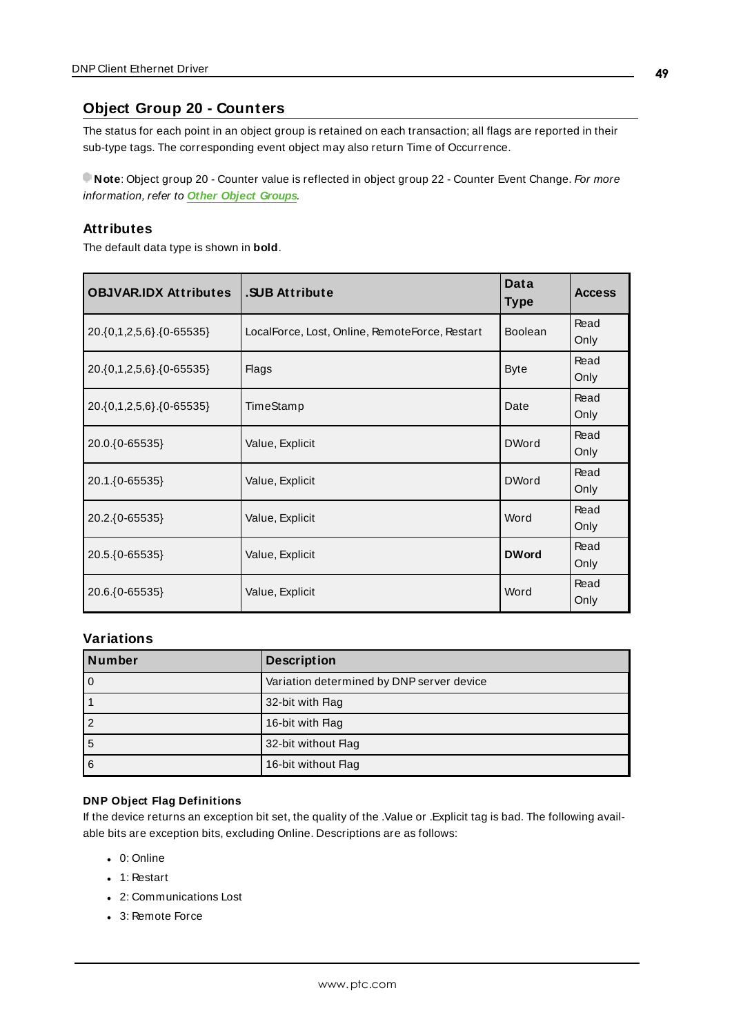## Object Group 20 - Counters

The status for each point in an object group is retained on each transaction; all flags are reported in their sub-type tags. The corresponding event object may also return Time of Occurrence.

**Note**: Object group 20 - Counter value is reflected in object group 22 - Counter Event Change. *For more information, refer to* ***Other Object Groups****.*

### Attributes

The default data type is shown in **bold**.

| OBJVAR.IDX Attributes | .SUB Attribute | Data Type | Access |
|---|---|---|---|
| 20.{0,1,2,5,6}.{0-65535} | LocalForce, Lost, Online, RemoteForce, Restart | Boolean | Read Only |
| 20.{0,1,2,5,6}.{0-65535} | Flags | Byte | Read Only |
| 20.{0,1,2,5,6}.{0-65535} | TimeStamp | Date | Read Only |
| 20.0.{0-65535} | Value, Explicit | DWord | Read Only |
| 20.1.{0-65535} | Value, Explicit | DWord | Read Only |
| 20.2.{0-65535} | Value, Explicit | Word | Read Only |
| 20.5.{0-65535} | Value, Explicit | **DWord** | Read Only |
| 20.6.{0-65535} | Value, Explicit | Word | Read Only |

### Variations

| Number | Description |
|---|---|
| 0 | Variation determined by DNP server device |
| 1 | 32-bit with Flag |
| 2 | 16-bit with Flag |
| 5 | 32-bit without Flag |
| 6 | 16-bit without Flag |

#### DNP Object Flag Definitions

If the device returns an exception bit set, the quality of the .Value or .Explicit tag is bad. The following available bits are exception bits, excluding Online. Descriptions are as follows:

- 0: Online
- 1: Restart
- 2: Communications Lost
- 3: Remote Force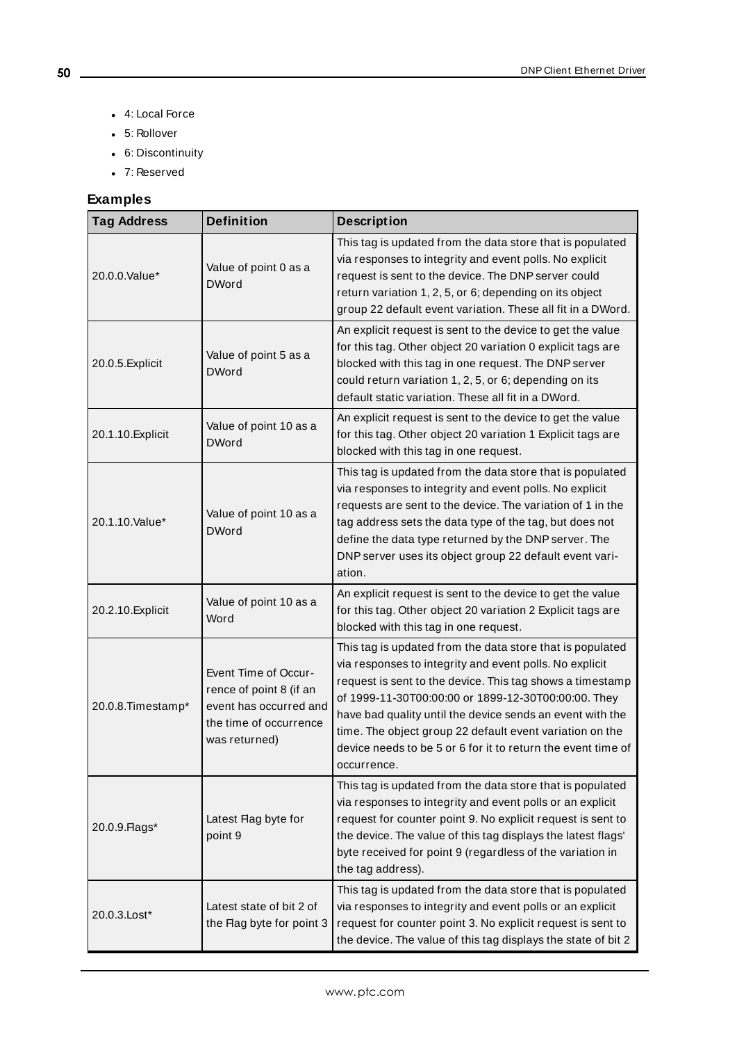- 4: Local Force
- 5: Rollover
- 6: Discontinuity
- 7: Reserved

### Examples

| Tag Address | Definition | Description |
|---|---|---|
| 20.0.0.Value* | Value of point 0 as a DWord | This tag is updated from the data store that is populated via responses to integrity and event polls. No explicit request is sent to the device. The DNP server could return variation 1, 2, 5, or 6; depending on its object group 22 default event variation. These all fit in a DWord. |
| 20.0.5.Explicit | Value of point 5 as a DWord | An explicit request is sent to the device to get the value for this tag. Other object 20 variation 0 explicit tags are blocked with this tag in one request. The DNP server could return variation 1, 2, 5, or 6; depending on its default static variation. These all fit in a DWord. |
| 20.1.10.Explicit | Value of point 10 as a DWord | An explicit request is sent to the device to get the value for this tag. Other object 20 variation 1 Explicit tags are blocked with this tag in one request. |
| 20.1.10.Value* | Value of point 10 as a DWord | This tag is updated from the data store that is populated via responses to integrity and event polls. No explicit requests are sent to the device. The variation of 1 in the tag address sets the data type of the tag, but does not define the data type returned by the DNP server. The DNP server uses its object group 22 default event variation. |
| 20.2.10.Explicit | Value of point 10 as a Word | An explicit request is sent to the device to get the value for this tag. Other object 20 variation 2 Explicit tags are blocked with this tag in one request. |
| 20.0.8.Timestamp* | Event Time of Occurrence of point 8 (if an event has occurred and the time of occurrence was returned) | This tag is updated from the data store that is populated via responses to integrity and event polls. No explicit request is sent to the device. This tag shows a timestamp of 1999-11-30T00:00:00 or 1899-12-30T00:00:00. They have bad quality until the device sends an event with the time. The object group 22 default event variation on the device needs to be 5 or 6 for it to return the event time of occurrence. |
| 20.0.9.Flags* | Latest Flag byte for point 9 | This tag is updated from the data store that is populated via responses to integrity and event polls or an explicit request for counter point 9. No explicit request is sent to the device. The value of this tag displays the latest flags' byte received for point 9 (regardless of the variation in the tag address). |
| 20.0.3.Lost* | Latest state of bit 2 of the Flag byte for point 3 | This tag is updated from the data store that is populated via responses to integrity and event polls or an explicit request for counter point 3. No explicit request is sent to the device. The value of this tag displays the state of bit 2 |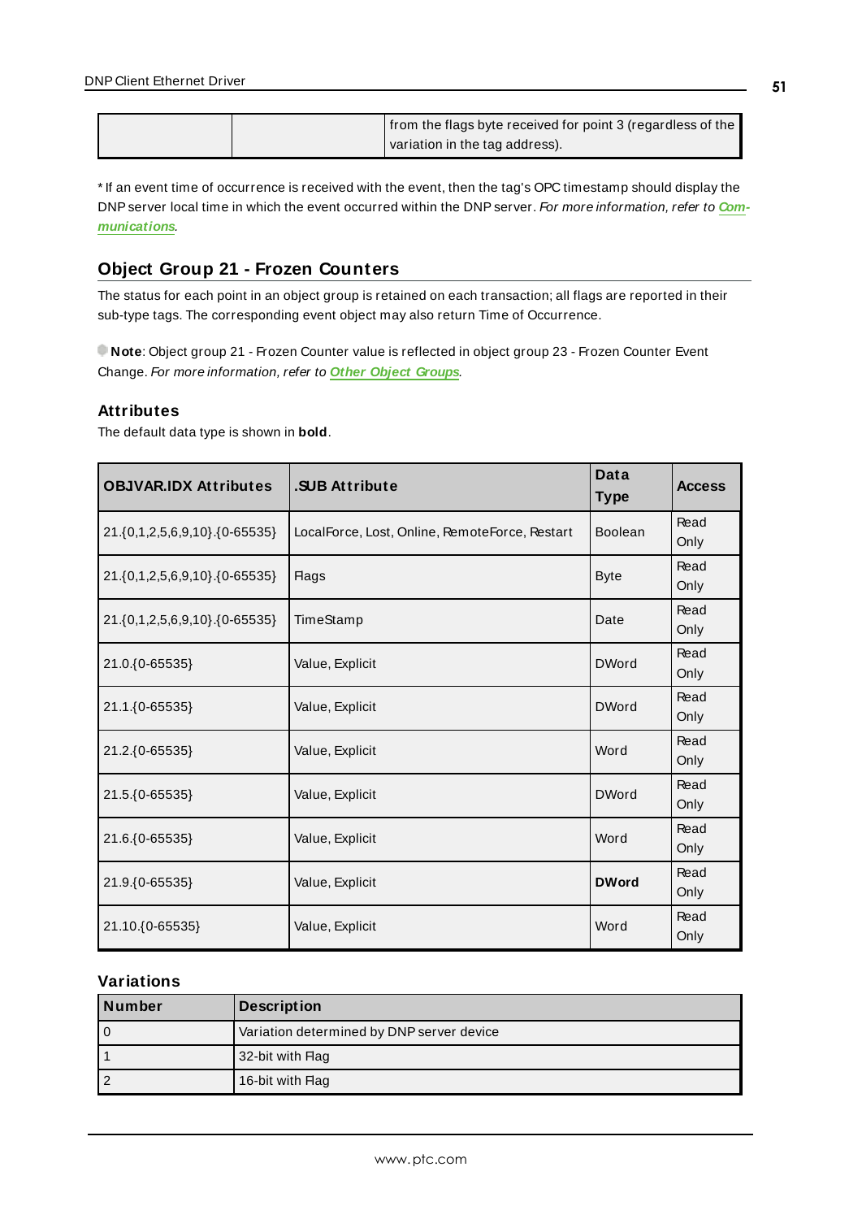| | | from the flags byte received for point 3 (regardless of the variation in the tag address). |
|---|---|---|

* If an event time of occurrence is received with the event, then the tag's OPC timestamp should display the DNP server local time in which the event occurred within the DNP server. *For more information, refer to **Communications**.*

## Object Group 21 - Frozen Counters

The status for each point in an object group is retained on each transaction; all flags are reported in their sub-type tags. The corresponding event object may also return Time of Occurrence.

**Note**: Object group 21 - Frozen Counter value is reflected in object group 23 - Frozen Counter Event Change. *For more information, refer to **Other Object Groups**.*

### Attributes

The default data type is shown in **bold**.

| OBJVAR.IDX Attributes | .SUB Attribute | Data Type | Access |
|---|---|---|---|
| 21.{0,1,2,5,6,9,10}.{0-65535} | LocalForce, Lost, Online, RemoteForce, Restart | Boolean | Read Only |
| 21.{0,1,2,5,6,9,10}.{0-65535} | Flags | Byte | Read Only |
| 21.{0,1,2,5,6,9,10}.{0-65535} | TimeStamp | Date | Read Only |
| 21.0.{0-65535} | Value, Explicit | DWord | Read Only |
| 21.1.{0-65535} | Value, Explicit | DWord | Read Only |
| 21.2.{0-65535} | Value, Explicit | Word | Read Only |
| 21.5.{0-65535} | Value, Explicit | DWord | Read Only |
| 21.6.{0-65535} | Value, Explicit | Word | Read Only |
| 21.9.{0-65535} | Value, Explicit | **DWord** | Read Only |
| 21.10.{0-65535} | Value, Explicit | Word | Read Only |

### Variations

| Number | Description |
|---|---|
| 0 | Variation determined by DNP server device |
| 1 | 32-bit with Flag |
| 2 | 16-bit with Flag |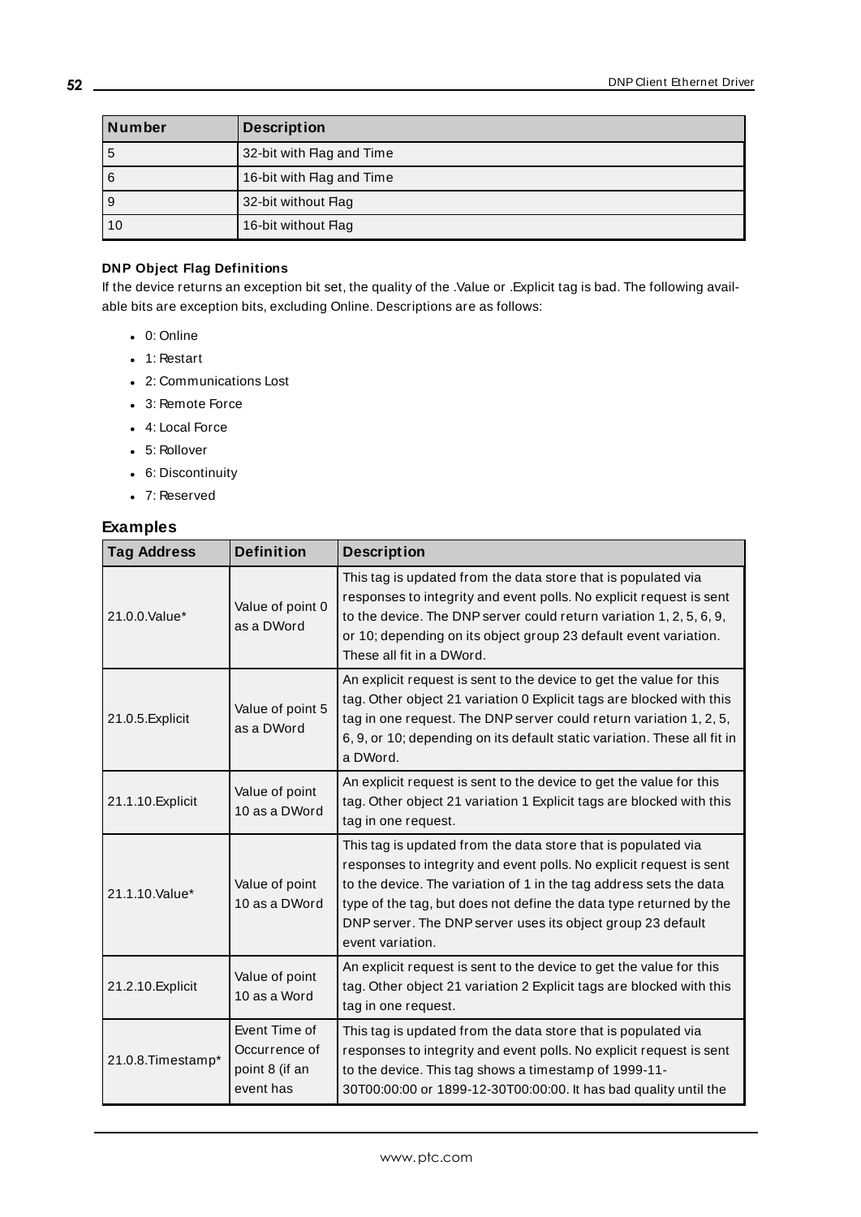| Number | Description |
|---|---|
| 5 | 32-bit with Flag and Time |
| 6 | 16-bit with Flag and Time |
| 9 | 32-bit without Flag |
| 10 | 16-bit without Flag |

**DNP Object Flag Definitions**

If the device returns an exception bit set, the quality of the .Value or .Explicit tag is bad. The following available bits are exception bits, excluding Online. Descriptions are as follows:

- 0: Online
- 1: Restart
- 2: Communications Lost
- 3: Remote Force
- 4: Local Force
- 5: Rollover
- 6: Discontinuity
- 7: Reserved

## Examples

| Tag Address | Definition | Description |
|---|---|---|
| 21.0.0.Value* | Value of point 0 as a DWord | This tag is updated from the data store that is populated via responses to integrity and event polls. No explicit request is sent to the device. The DNP server could return variation 1, 2, 5, 6, 9, or 10; depending on its object group 23 default event variation. These all fit in a DWord. |
| 21.0.5.Explicit | Value of point 5 as a DWord | An explicit request is sent to the device to get the value for this tag. Other object 21 variation 0 Explicit tags are blocked with this tag in one request. The DNP server could return variation 1, 2, 5, 6, 9, or 10; depending on its default static variation. These all fit in a DWord. |
| 21.1.10.Explicit | Value of point 10 as a DWord | An explicit request is sent to the device to get the value for this tag. Other object 21 variation 1 Explicit tags are blocked with this tag in one request. |
| 21.1.10.Value* | Value of point 10 as a DWord | This tag is updated from the data store that is populated via responses to integrity and event polls. No explicit request is sent to the device. The variation of 1 in the tag address sets the data type of the tag, but does not define the data type returned by the DNP server. The DNP server uses its object group 23 default event variation. |
| 21.2.10.Explicit | Value of point 10 as a Word | An explicit request is sent to the device to get the value for this tag. Other object 21 variation 2 Explicit tags are blocked with this tag in one request. |
| 21.0.8.Timestamp* | Event Time of Occurrence of point 8 (if an event has | This tag is updated from the data store that is populated via responses to integrity and event polls. No explicit request is sent to the device. This tag shows a timestamp of 1999-11-30T00:00:00 or 1899-12-30T00:00:00. It has bad quality until the |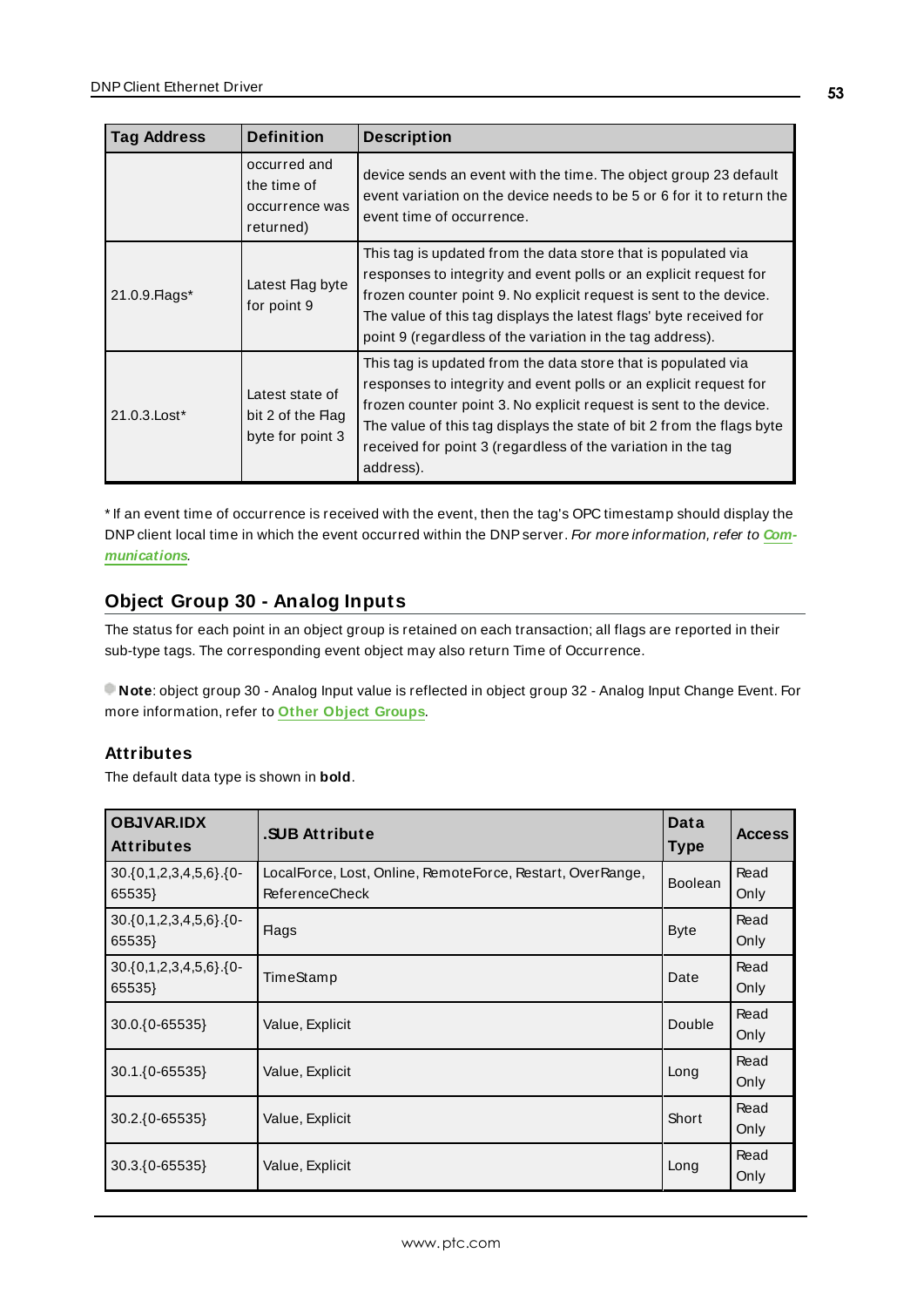| Tag Address | Definition | Description |
| --- | --- | --- |
| | occurred and the time of occurrence was returned) | device sends an event with the time. The object group 23 default event variation on the device needs to be 5 or 6 for it to return the event time of occurrence. |
| 21.0.9.Flags* | Latest Flag byte for point 9 | This tag is updated from the data store that is populated via responses to integrity and event polls or an explicit request for frozen counter point 9. No explicit request is sent to the device. The value of this tag displays the latest flags' byte received for point 9 (regardless of the variation in the tag address). |
| 21.0.3.Lost* | Latest state of bit 2 of the Flag byte for point 3 | This tag is updated from the data store that is populated via responses to integrity and event polls or an explicit request for frozen counter point 3. No explicit request is sent to the device. The value of this tag displays the state of bit 2 from the flags byte received for point 3 (regardless of the variation in the tag address). |

* If an event time of occurrence is received with the event, then the tag's OPC timestamp should display the DNP client local time in which the event occurred within the DNP server. *For more information, refer to* ***Communications***.

## Object Group 30 - Analog Inputs

The status for each point in an object group is retained on each transaction; all flags are reported in their sub-type tags. The corresponding event object may also return Time of Occurrence.

**Note**: object group 30 - Analog Input value is reflected in object group 32 - Analog Input Change Event. For more information, refer to **Other Object Groups**.

### Attributes

The default data type is shown in **bold**.

| OBJVAR.IDX Attributes | .SUB Attribute | Data Type | Access |
| --- | --- | --- | --- |
| 30.{0,1,2,3,4,5,6}.{0-65535} | LocalForce, Lost, Online, RemoteForce, Restart, OverRange, ReferenceCheck | Boolean | Read Only |
| 30.{0,1,2,3,4,5,6}.{0-65535} | Flags | Byte | Read Only |
| 30.{0,1,2,3,4,5,6}.{0-65535} | TimeStamp | Date | Read Only |
| 30.0.{0-65535} | Value, Explicit | Double | Read Only |
| 30.1.{0-65535} | Value, Explicit | Long | Read Only |
| 30.2.{0-65535} | Value, Explicit | Short | Read Only |
| 30.3.{0-65535} | Value, Explicit | Long | Read Only |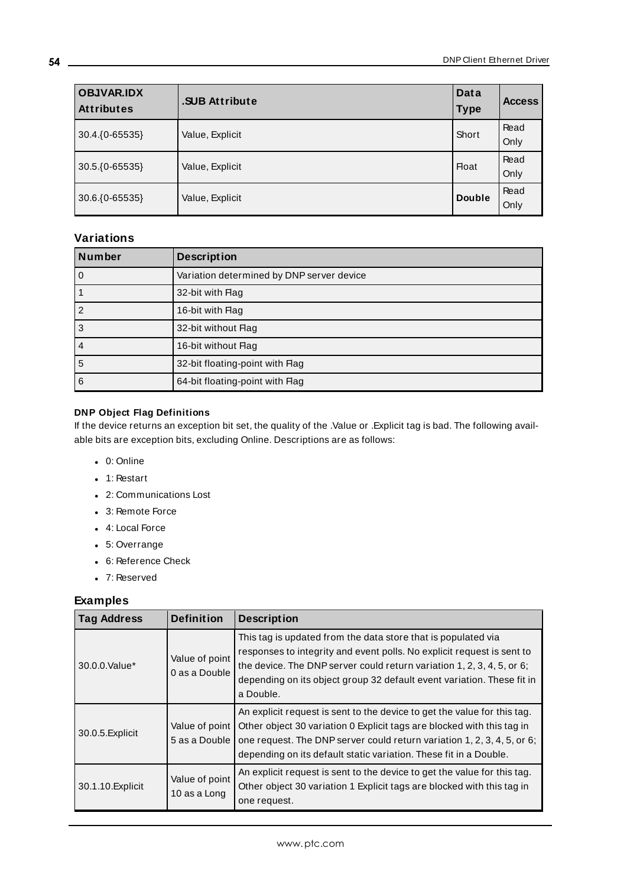| OBJVAR.IDX Attributes | .SUB Attribute | Data Type | Access |
|---|---|---|---|
| 30.4.{0-65535} | Value, Explicit | Short | Read Only |
| 30.5.{0-65535} | Value, Explicit | Float | Read Only |
| 30.6.{0-65535} | Value, Explicit | **Double** | Read Only |

## Variations

| Number | Description |
|---|---|
| 0 | Variation determined by DNP server device |
| 1 | 32-bit with Flag |
| 2 | 16-bit with Flag |
| 3 | 32-bit without Flag |
| 4 | 16-bit without Flag |
| 5 | 32-bit floating-point with Flag |
| 6 | 64-bit floating-point with Flag |

#### DNP Object Flag Definitions

If the device returns an exception bit set, the quality of the .Value or .Explicit tag is bad. The following available bits are exception bits, excluding Online. Descriptions are as follows:

- 0: Online
- 1: Restart
- 2: Communications Lost
- 3: Remote Force
- 4: Local Force
- 5: Overrange
- 6: Reference Check
- 7: Reserved

## Examples

| Tag Address | Definition | Description |
|---|---|---|
| 30.0.0.Value* | Value of point 0 as a Double | This tag is updated from the data store that is populated via responses to integrity and event polls. No explicit request is sent to the device. The DNP server could return variation 1, 2, 3, 4, 5, or 6; depending on its object group 32 default event variation. These fit in a Double. |
| 30.0.5.Explicit | Value of point 5 as a Double | An explicit request is sent to the device to get the value for this tag. Other object 30 variation 0 Explicit tags are blocked with this tag in one request. The DNP server could return variation 1, 2, 3, 4, 5, or 6; depending on its default static variation. These fit in a Double. |
| 30.1.10.Explicit | Value of point 10 as a Long | An explicit request is sent to the device to get the value for this tag. Other object 30 variation 1 Explicit tags are blocked with this tag in one request. |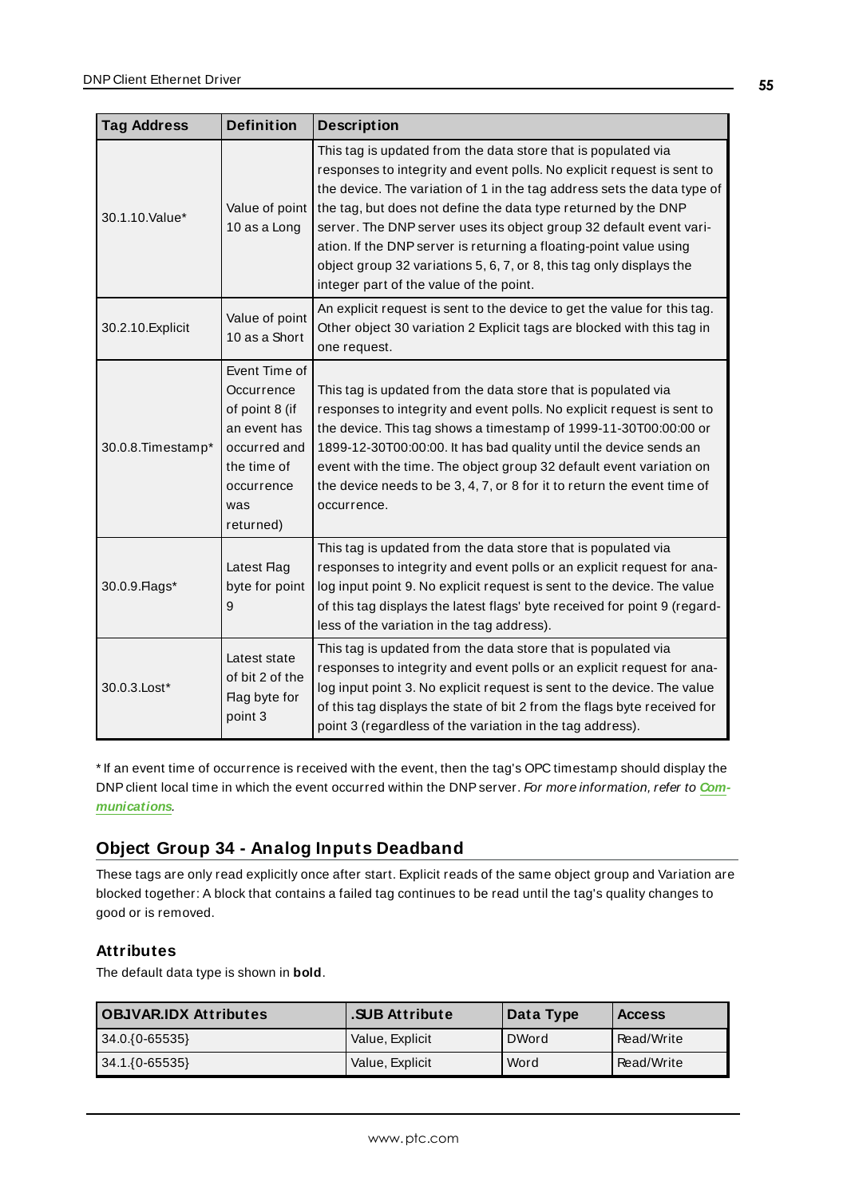| Tag Address | Definition | Description |
| --- | --- | --- |
| 30.1.10.Value* | Value of point 10 as a Long | This tag is updated from the data store that is populated via responses to integrity and event polls. No explicit request is sent to the device. The variation of 1 in the tag address sets the data type of the tag, but does not define the data type returned by the DNP server. The DNP server uses its object group 32 default event variation. If the DNP server is returning a floating-point value using object group 32 variations 5, 6, 7, or 8, this tag only displays the integer part of the value of the point. |
| 30.2.10.Explicit | Value of point 10 as a Short | An explicit request is sent to the device to get the value for this tag. Other object 30 variation 2 Explicit tags are blocked with this tag in one request. |
| 30.0.8.Timestamp* | Event Time of Occurrence of point 8 (if an event has occurred and the time of occurrence was returned) | This tag is updated from the data store that is populated via responses to integrity and event polls. No explicit request is sent to the device. This tag shows a timestamp of 1999-11-30T00:00:00 or 1899-12-30T00:00:00. It has bad quality until the device sends an event with the time. The object group 32 default event variation on the device needs to be 3, 4, 7, or 8 for it to return the event time of occurrence. |
| 30.0.9.Flags* | Latest Flag byte for point 9 | This tag is updated from the data store that is populated via responses to integrity and event polls or an explicit request for analog input point 9. No explicit request is sent to the device. The value of this tag displays the latest flags' byte received for point 9 (regardless of the variation in the tag address). |
| 30.0.3.Lost* | Latest state of bit 2 of the Flag byte for point 3 | This tag is updated from the data store that is populated via responses to integrity and event polls or an explicit request for analog input point 3. No explicit request is sent to the device. The value of this tag displays the state of bit 2 from the flags byte received for point 3 (regardless of the variation in the tag address). |

* If an event time of occurrence is received with the event, then the tag's OPC timestamp should display the DNP client local time in which the event occurred within the DNP server. *For more information, refer to* ***Communications***.

## Object Group 34 - Analog Inputs Deadband

These tags are only read explicitly once after start. Explicit reads of the same object group and Variation are blocked together: A block that contains a failed tag continues to be read until the tag's quality changes to good or is removed.

### Attributes

The default data type is shown in **bold**.

| OBJVAR.IDX Attributes | .SUB Attribute | Data Type | Access |
| --- | --- | --- | --- |
| 34.0.{0-65535} | Value, Explicit | DWord | Read/Write |
| 34.1.{0-65535} | Value, Explicit | Word | Read/Write |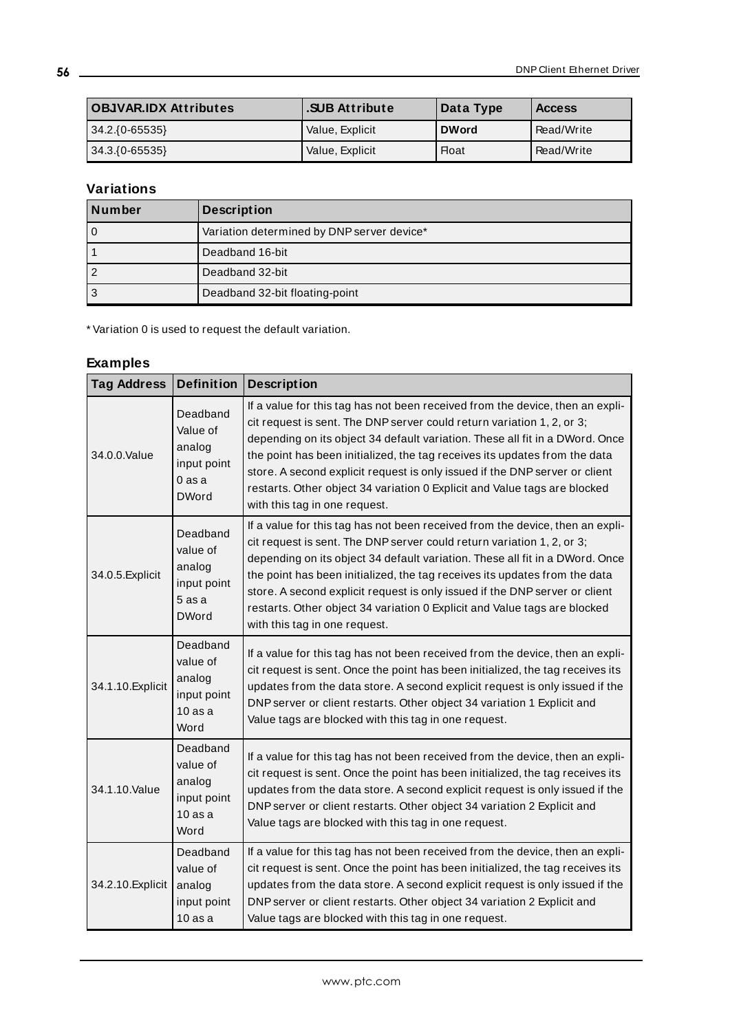| OBJVAR.IDX Attributes | .SUB Attribute | Data Type | Access |
|---|---|---|---|
| 34.2.{0-65535} | Value, Explicit | **DWord** | Read/Write |
| 34.3.{0-65535} | Value, Explicit | Float | Read/Write |

### Variations

| Number | Description |
|---|---|
| 0 | Variation determined by DNP server device* |
| 1 | Deadband 16-bit |
| 2 | Deadband 32-bit |
| 3 | Deadband 32-bit floating-point |

* Variation 0 is used to request the default variation.

### Examples

| Tag Address | Definition | Description |
|---|---|---|
| 34.0.0.Value | Deadband Value of analog input point 0 as a DWord | If a value for this tag has not been received from the device, then an explicit request is sent. The DNP server could return variation 1, 2, or 3; depending on its object 34 default variation. These all fit in a DWord. Once the point has been initialized, the tag receives its updates from the data store. A second explicit request is only issued if the DNP server or client restarts. Other object 34 variation 0 Explicit and Value tags are blocked with this tag in one request. |
| 34.0.5.Explicit | Deadband value of analog input point 5 as a DWord | If a value for this tag has not been received from the device, then an explicit request is sent. The DNP server could return variation 1, 2, or 3; depending on its object 34 default variation. These all fit in a DWord. Once the point has been initialized, the tag receives its updates from the data store. A second explicit request is only issued if the DNP server or client restarts. Other object 34 variation 0 Explicit and Value tags are blocked with this tag in one request. |
| 34.1.10.Explicit | Deadband value of analog input point 10 as a Word | If a value for this tag has not been received from the device, then an explicit request is sent. Once the point has been initialized, the tag receives its updates from the data store. A second explicit request is only issued if the DNP server or client restarts. Other object 34 variation 1 Explicit and Value tags are blocked with this tag in one request. |
| 34.1.10.Value | Deadband value of analog input point 10 as a Word | If a value for this tag has not been received from the device, then an explicit request is sent. Once the point has been initialized, the tag receives its updates from the data store. A second explicit request is only issued if the DNP server or client restarts. Other object 34 variation 2 Explicit and Value tags are blocked with this tag in one request. |
| 34.2.10.Explicit | Deadband value of analog input point 10 as a | If a value for this tag has not been received from the device, then an explicit request is sent. Once the point has been initialized, the tag receives its updates from the data store. A second explicit request is only issued if the DNP server or client restarts. Other object 34 variation 2 Explicit and Value tags are blocked with this tag in one request. |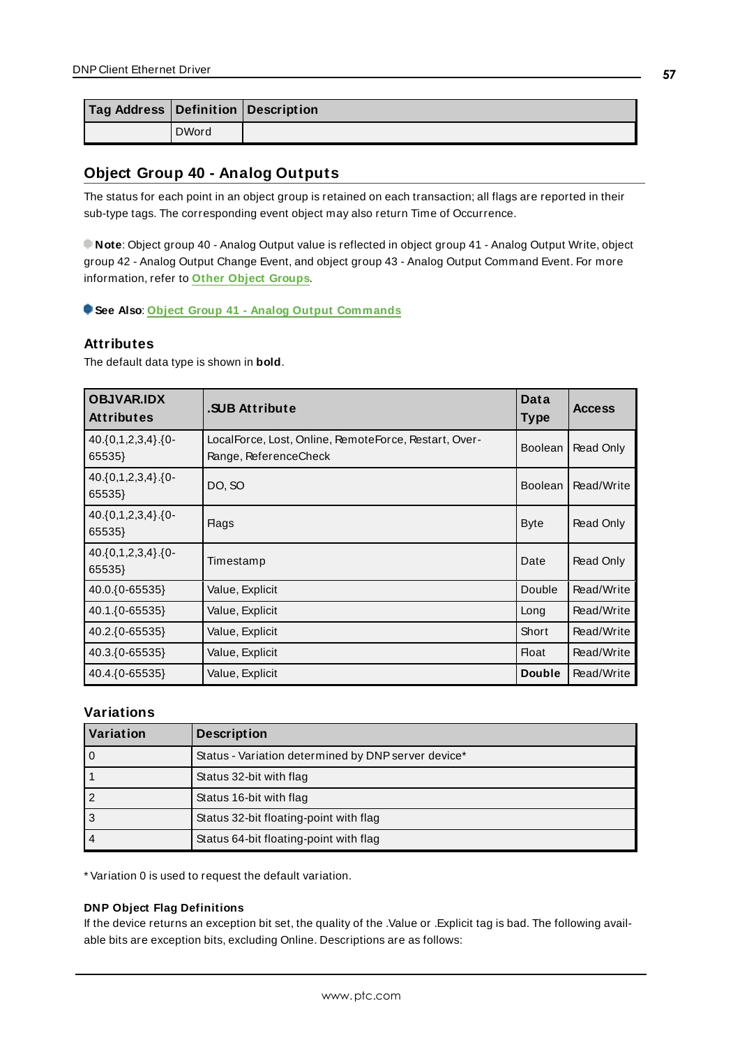| Tag Address | Definition | Description |
|---|---|---|
| | DWord | |

## Object Group 40 - Analog Outputs

The status for each point in an object group is retained on each transaction; all flags are reported in their sub-type tags. The corresponding event object may also return Time of Occurrence.

**Note**: Object group 40 - Analog Output value is reflected in object group 41 - Analog Output Write, object group 42 - Analog Output Change Event, and object group 43 - Analog Output Command Event. For more information, refer to Other Object Groups.

**See Also**: Object Group 41 - Analog Output Commands

### Attributes

The default data type is shown in **bold**.

| OBJVAR.IDX Attributes | .SUB Attribute | Data Type | Access |
|---|---|---|---|
| 40.{0,1,2,3,4}.{0-65535} | LocalForce, Lost, Online, RemoteForce, Restart, Over-Range, ReferenceCheck | Boolean | Read Only |
| 40.{0,1,2,3,4}.{0-65535} | DO, SO | Boolean | Read/Write |
| 40.{0,1,2,3,4}.{0-65535} | Flags | Byte | Read Only |
| 40.{0,1,2,3,4}.{0-65535} | Timestamp | Date | Read Only |
| 40.0.{0-65535} | Value, Explicit | Double | Read/Write |
| 40.1.{0-65535} | Value, Explicit | Long | Read/Write |
| 40.2.{0-65535} | Value, Explicit | Short | Read/Write |
| 40.3.{0-65535} | Value, Explicit | Float | Read/Write |
| 40.4.{0-65535} | Value, Explicit | **Double** | Read/Write |

### Variations

| Variation | Description |
|---|---|
| 0 | Status - Variation determined by DNP server device* |
| 1 | Status 32-bit with flag |
| 2 | Status 16-bit with flag |
| 3 | Status 32-bit floating-point with flag |
| 4 | Status 64-bit floating-point with flag |

* Variation 0 is used to request the default variation.

#### DNP Object Flag Definitions

If the device returns an exception bit set, the quality of the .Value or .Explicit tag is bad. The following available bits are exception bits, excluding Online. Descriptions are as follows: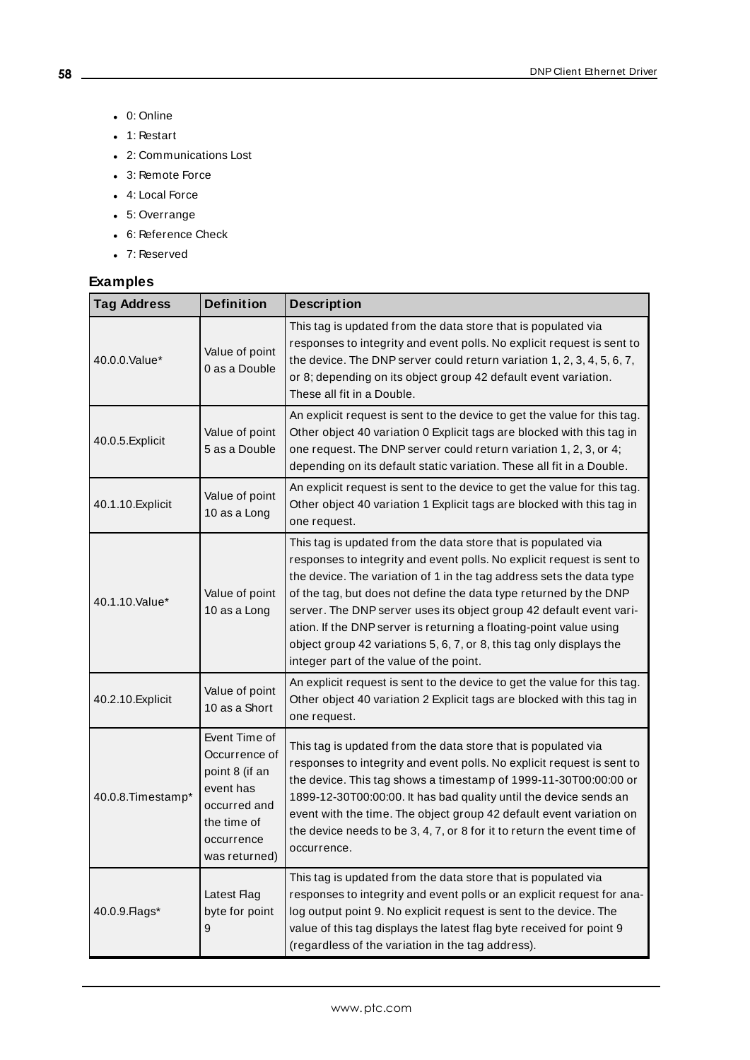- 0: Online
- 1: Restart
- 2: Communications Lost
- 3: Remote Force
- 4: Local Force
- 5: Overrange
- 6: Reference Check
- 7: Reserved

### Examples

| Tag Address | Definition | Description |
|---|---|---|
| 40.0.0.Value* | Value of point 0 as a Double | This tag is updated from the data store that is populated via responses to integrity and event polls. No explicit request is sent to the device. The DNP server could return variation 1, 2, 3, 4, 5, 6, 7, or 8; depending on its object group 42 default event variation. These all fit in a Double. |
| 40.0.5.Explicit | Value of point 5 as a Double | An explicit request is sent to the device to get the value for this tag. Other object 40 variation 0 Explicit tags are blocked with this tag in one request. The DNP server could return variation 1, 2, 3, or 4; depending on its default static variation. These all fit in a Double. |
| 40.1.10.Explicit | Value of point 10 as a Long | An explicit request is sent to the device to get the value for this tag. Other object 40 variation 1 Explicit tags are blocked with this tag in one request. |
| 40.1.10.Value* | Value of point 10 as a Long | This tag is updated from the data store that is populated via responses to integrity and event polls. No explicit request is sent to the device. The variation of 1 in the tag address sets the data type of the tag, but does not define the data type returned by the DNP server. The DNP server uses its object group 42 default event variation. If the DNP server is returning a floating-point value using object group 42 variations 5, 6, 7, or 8, this tag only displays the integer part of the value of the point. |
| 40.2.10.Explicit | Value of point 10 as a Short | An explicit request is sent to the device to get the value for this tag. Other object 40 variation 2 Explicit tags are blocked with this tag in one request. |
| 40.0.8.Timestamp* | Event Time of Occurrence of point 8 (if an event has occurred and the time of occurrence was returned) | This tag is updated from the data store that is populated via responses to integrity and event polls. No explicit request is sent to the device. This tag shows a timestamp of 1999-11-30T00:00:00 or 1899-12-30T00:00:00. It has bad quality until the device sends an event with the time. The object group 42 default event variation on the device needs to be 3, 4, 7, or 8 for it to return the event time of occurrence. |
| 40.0.9.Flags* | Latest Flag byte for point 9 | This tag is updated from the data store that is populated via responses to integrity and event polls or an explicit request for analog output point 9. No explicit request is sent to the device. The value of this tag displays the latest flag byte received for point 9 (regardless of the variation in the tag address). |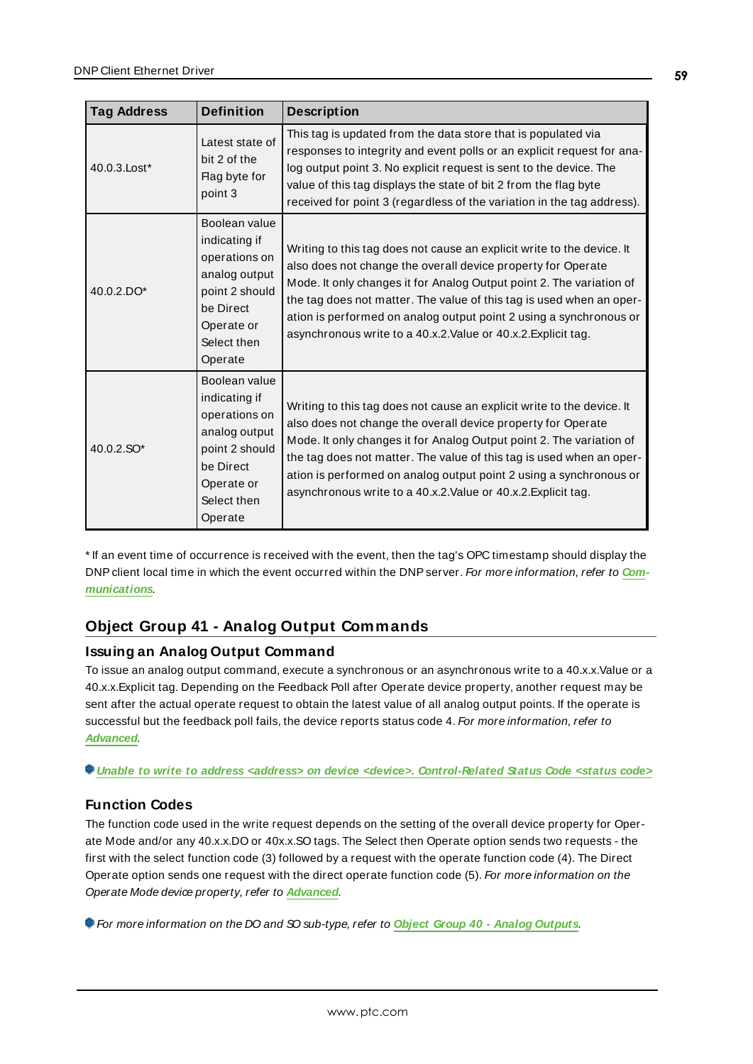| Tag Address | Definition | Description |
|---|---|---|
| 40.0.3.Lost* | Latest state of bit 2 of the Flag byte for point 3 | This tag is updated from the data store that is populated via responses to integrity and event polls or an explicit request for analog output point 3. No explicit request is sent to the device. The value of this tag displays the state of bit 2 from the flag byte received for point 3 (regardless of the variation in the tag address). |
| 40.0.2.DO* | Boolean value indicating if operations on analog output point 2 should be Direct Operate or Select then Operate | Writing to this tag does not cause an explicit write to the device. It also does not change the overall device property for Operate Mode. It only changes it for Analog Output point 2. The variation of the tag does not matter. The value of this tag is used when an operation is performed on analog output point 2 using a synchronous or asynchronous write to a 40.x.2.Value or 40.x.2.Explicit tag. |
| 40.0.2.SO* | Boolean value indicating if operations on analog output point 2 should be Direct Operate or Select then Operate | Writing to this tag does not cause an explicit write to the device. It also does not change the overall device property for Operate Mode. It only changes it for Analog Output point 2. The variation of the tag does not matter. The value of this tag is used when an operation is performed on analog output point 2 using a synchronous or asynchronous write to a 40.x.2.Value or 40.x.2.Explicit tag. |

* If an event time of occurrence is received with the event, then the tag's OPC timestamp should display the DNP client local time in which the event occurred within the DNP server. *For more information, refer to* ***Communications****.*

## Object Group 41 - Analog Output Commands

### Issuing an Analog Output Command

To issue an analog output command, execute a synchronous or an asynchronous write to a 40.x.x.Value or a 40.x.x.Explicit tag. Depending on the Feedback Poll after Operate device property, another request may be sent after the actual operate request to obtain the latest value of all analog output points. If the operate is successful but the feedback poll fails, the device reports status code 4. *For more information, refer to* ***Advanced****.*

***Unable to write to address <address> on device <device>. Control-Related Status Code <status code>***

### Function Codes

The function code used in the write request depends on the setting of the overall device property for Operate Mode and/or any 40.x.x.DO or 40x.x.SO tags. The Select then Operate option sends two requests - the first with the select function code (3) followed by a request with the operate function code (4). The Direct Operate option sends one request with the direct operate function code (5). *For more information on the Operate Mode device property, refer to* ***Advanced****.*

*For more information on the DO and SO sub-type, refer to* ***Object Group 40 - Analog Outputs****.*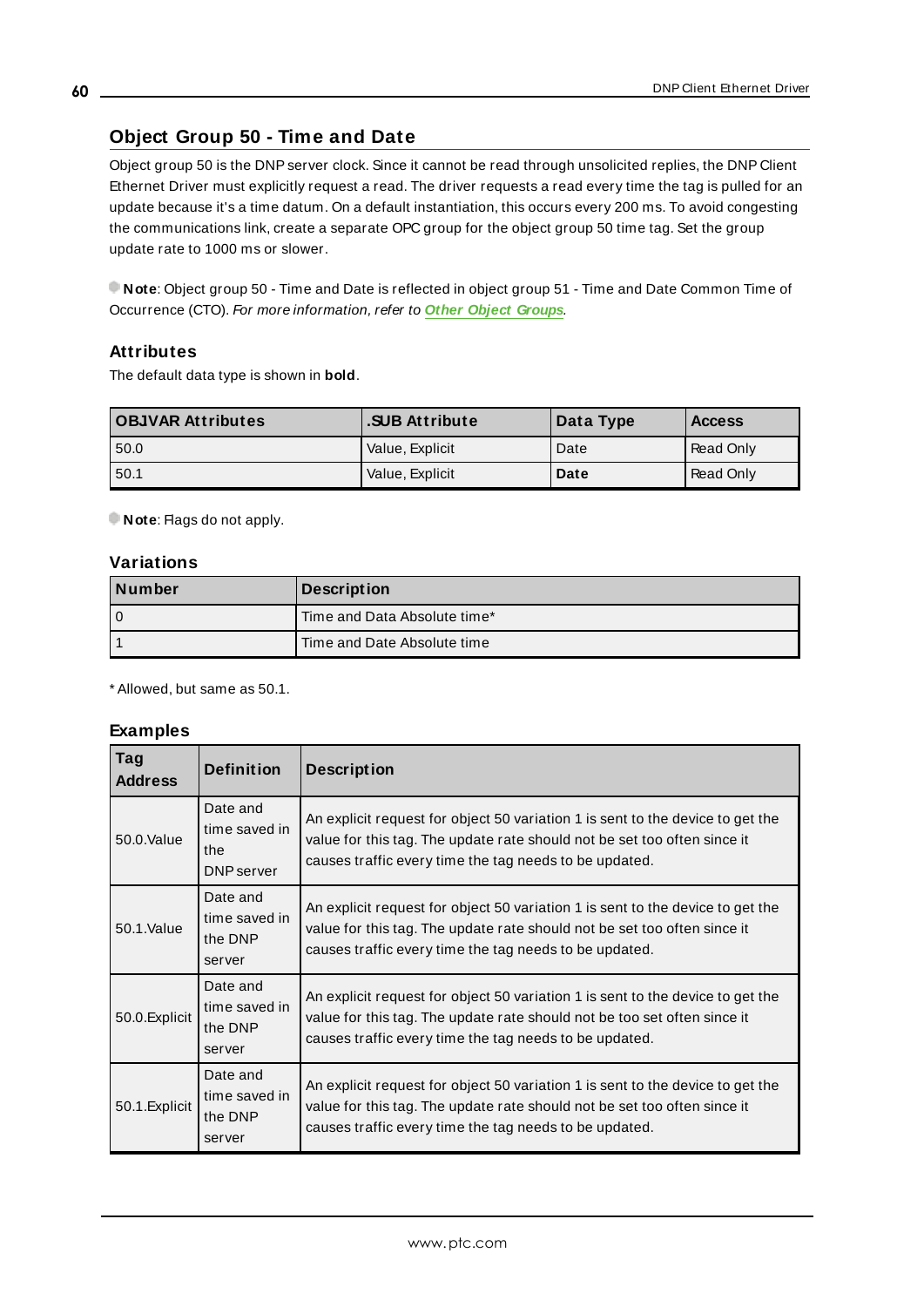## Object Group 50 - Time and Date

Object group 50 is the DNP server clock. Since it cannot be read through unsolicited replies, the DNP Client Ethernet Driver must explicitly request a read. The driver requests a read every time the tag is pulled for an update because it's a time datum. On a default instantiation, this occurs every 200 ms. To avoid congesting the communications link, create a separate OPC group for the object group 50 time tag. Set the group update rate to 1000 ms or slower.

**Note**: Object group 50 - Time and Date is reflected in object group 51 - Time and Date Common Time of Occurrence (CTO). *For more information, refer to* ***Other Object Groups****.*

### Attributes

The default data type is shown in **bold**.

| OBJVAR Attributes | .SUB Attribute | Data Type | Access |
|---|---|---|---|
| 50.0 | Value, Explicit | Date | Read Only |
| 50.1 | Value, Explicit | **Date** | Read Only |

**Note**: Flags do not apply.

### Variations

| Number | Description |
|---|---|
| 0 | Time and Data Absolute time* |
| 1 | Time and Date Absolute time |

* Allowed, but same as 50.1.

### Examples

| Tag Address | Definition | Description |
|---|---|---|
| 50.0.Value | Date and time saved in the DNP server | An explicit request for object 50 variation 1 is sent to the device to get the value for this tag. The update rate should not be set too often since it causes traffic every time the tag needs to be updated. |
| 50.1.Value | Date and time saved in the DNP server | An explicit request for object 50 variation 1 is sent to the device to get the value for this tag. The update rate should not be set too often since it causes traffic every time the tag needs to be updated. |
| 50.0.Explicit | Date and time saved in the DNP server | An explicit request for object 50 variation 1 is sent to the device to get the value for this tag. The update rate should not be too set often since it causes traffic every time the tag needs to be updated. |
| 50.1.Explicit | Date and time saved in the DNP server | An explicit request for object 50 variation 1 is sent to the device to get the value for this tag. The update rate should not be set too often since it causes traffic every time the tag needs to be updated. |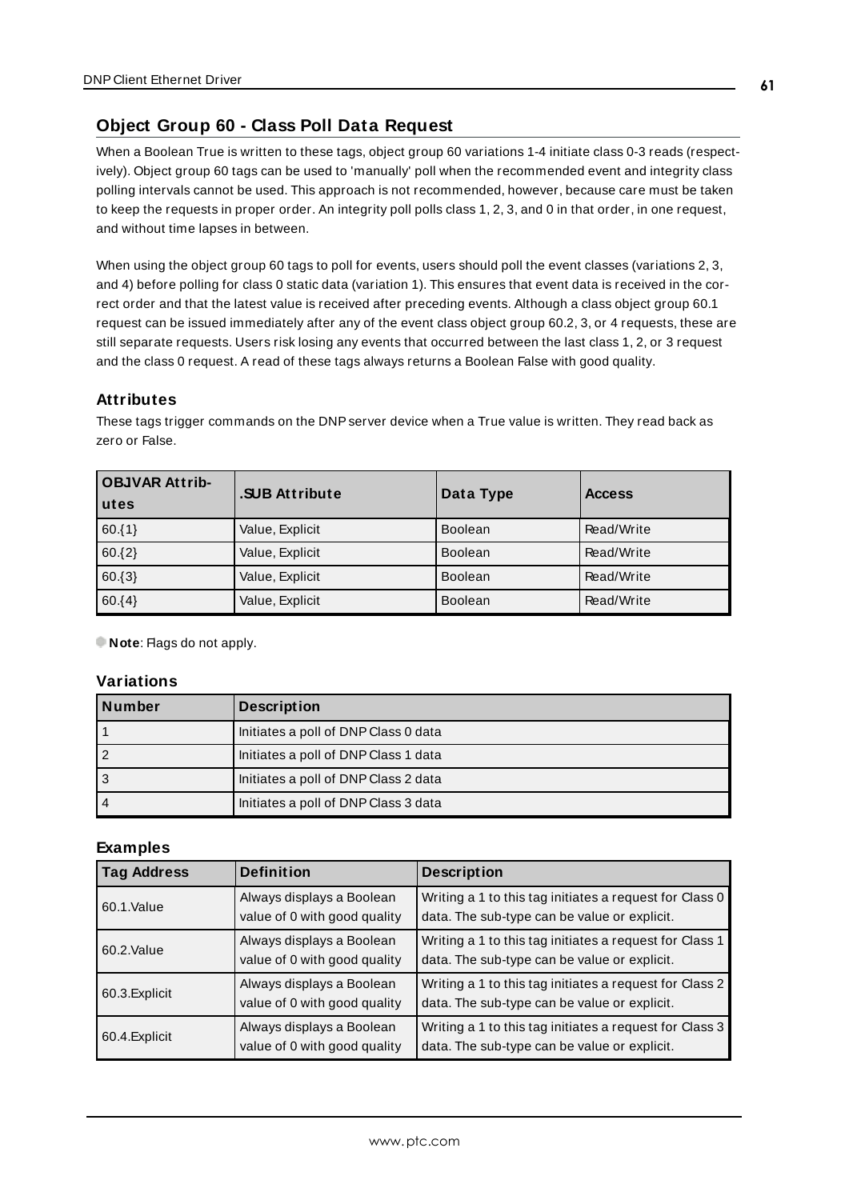## Object Group 60 - Class Poll Data Request

When a Boolean True is written to these tags, object group 60 variations 1-4 initiate class 0-3 reads (respectively). Object group 60 tags can be used to 'manually' poll when the recommended event and integrity class polling intervals cannot be used. This approach is not recommended, however, because care must be taken to keep the requests in proper order. An integrity poll polls class 1, 2, 3, and 0 in that order, in one request, and without time lapses in between.

When using the object group 60 tags to poll for events, users should poll the event classes (variations 2, 3, and 4) before polling for class 0 static data (variation 1). This ensures that event data is received in the correct order and that the latest value is received after preceding events. Although a class object group 60.1 request can be issued immediately after any of the event class object group 60.2, 3, or 4 requests, these are still separate requests. Users risk losing any events that occurred between the last class 1, 2, or 3 request and the class 0 request. A read of these tags always returns a Boolean False with good quality.

### Attributes

These tags trigger commands on the DNP server device when a True value is written. They read back as zero or False.

| OBJVAR Attributes | .SUB Attribute | Data Type | Access |
|---|---|---|---|
| 60.{1} | Value, Explicit | Boolean | Read/Write |
| 60.{2} | Value, Explicit | Boolean | Read/Write |
| 60.{3} | Value, Explicit | Boolean | Read/Write |
| 60.{4} | Value, Explicit | Boolean | Read/Write |

**Note**: Flags do not apply.

### Variations

| Number | Description |
|---|---|
| 1 | Initiates a poll of DNP Class 0 data |
| 2 | Initiates a poll of DNP Class 1 data |
| 3 | Initiates a poll of DNP Class 2 data |
| 4 | Initiates a poll of DNP Class 3 data |

### Examples

| Tag Address | Definition | Description |
|---|---|---|
| 60.1.Value | Always displays a Boolean value of 0 with good quality | Writing a 1 to this tag initiates a request for Class 0 data. The sub-type can be value or explicit. |
| 60.2.Value | Always displays a Boolean value of 0 with good quality | Writing a 1 to this tag initiates a request for Class 1 data. The sub-type can be value or explicit. |
| 60.3.Explicit | Always displays a Boolean value of 0 with good quality | Writing a 1 to this tag initiates a request for Class 2 data. The sub-type can be value or explicit. |
| 60.4.Explicit | Always displays a Boolean value of 0 with good quality | Writing a 1 to this tag initiates a request for Class 3 data. The sub-type can be value or explicit. |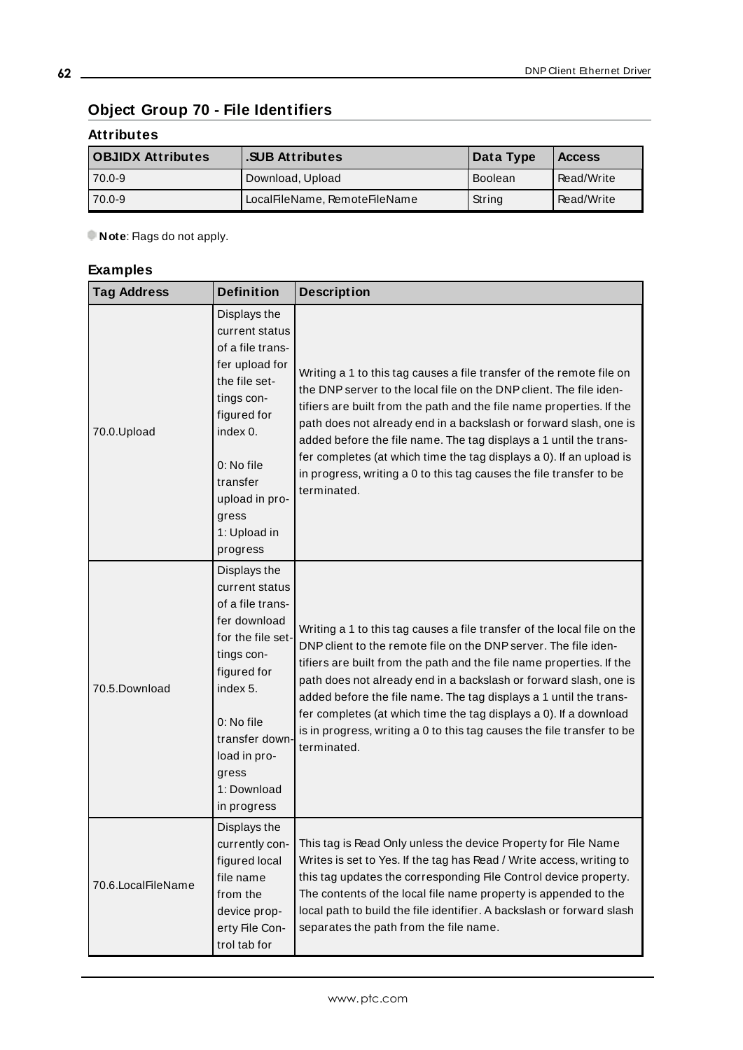## Object Group 70 - File Identifiers

### Attributes

| OBJIDX Attributes | .SUB Attributes | Data Type | Access |
|---|---|---|---|
| 70.0-9 | Download, Upload | Boolean | Read/Write |
| 70.0-9 | LocalFileName, RemoteFileName | String | Read/Write |

**Note**: Flags do not apply.

### Examples

| Tag Address | Definition | Description |
|---|---|---|
| 70.0.Upload | Displays the current status of a file transfer upload for the file settings configured for index 0.<br><br>0: No file transfer upload in progress<br>1: Upload in progress | Writing a 1 to this tag causes a file transfer of the remote file on the DNP server to the local file on the DNP client. The file identifiers are built from the path and the file name properties. If the path does not already end in a backslash or forward slash, one is added before the file name. The tag displays a 1 until the transfer completes (at which time the tag displays a 0). If an upload is in progress, writing a 0 to this tag causes the file transfer to be terminated. |
| 70.5.Download | Displays the current status of a file transfer download for the file settings configured for index 5.<br><br>0: No file transfer download in progress<br>1: Download in progress | Writing a 1 to this tag causes a file transfer of the local file on the DNP client to the remote file on the DNP server. The file identifiers are built from the path and the file name properties. If the path does not already end in a backslash or forward slash, one is added before the file name. The tag displays a 1 until the transfer completes (at which time the tag displays a 0). If a download is in progress, writing a 0 to this tag causes the file transfer to be terminated. |
| 70.6.LocalFileName | Displays the currently configured local file name from the device property File Control tab for | This tag is Read Only unless the device Property for File Name Writes is set to Yes. If the tag has Read / Write access, writing to this tag updates the corresponding File Control device property. The contents of the local file name property is appended to the local path to build the file identifier. A backslash or forward slash separates the path from the file name. |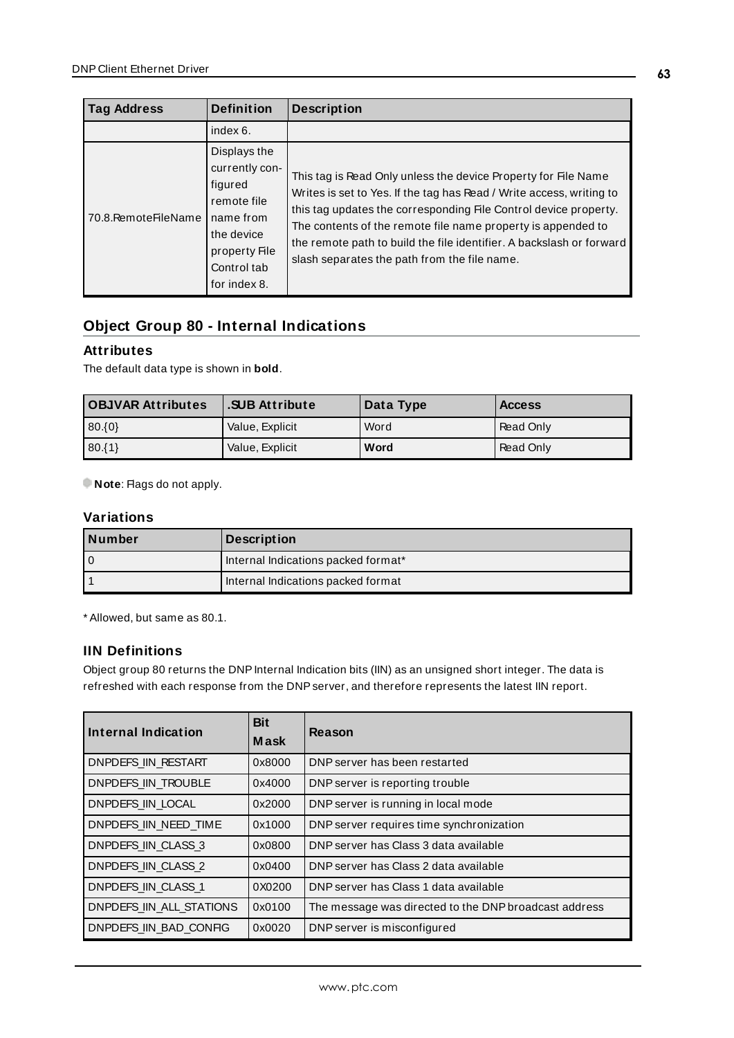| Tag Address | Definition | Description |
|---|---|---|
| | index 6. | |
| 70.8.RemoteFileName | Displays the currently configured remote file name from the device property File Control tab for index 8. | This tag is Read Only unless the device Property for File Name Writes is set to Yes. If the tag has Read / Write access, writing to this tag updates the corresponding File Control device property. The contents of the remote file name property is appended to the remote path to build the file identifier. A backslash or forward slash separates the path from the file name. |

## Object Group 80 - Internal Indications

### Attributes

The default data type is shown in **bold**.

| OBJVAR Attributes | .SUB Attribute | Data Type | Access |
|---|---|---|---|
| 80.{0} | Value, Explicit | Word | Read Only |
| 80.{1} | Value, Explicit | **Word** | Read Only |

**Note**: Flags do not apply.

### Variations

| Number | Description |
|---|---|
| 0 | Internal Indications packed format* |
| 1 | Internal Indications packed format |

* Allowed, but same as 80.1.

### IIN Definitions

Object group 80 returns the DNP Internal Indication bits (IIN) as an unsigned short integer. The data is refreshed with each response from the DNP server, and therefore represents the latest IIN report.

| Internal Indication | Bit Mask | Reason |
|---|---|---|
| DNPDEFS_IIN_RESTART | 0x8000 | DNP server has been restarted |
| DNPDEFS_IIN_TROUBLE | 0x4000 | DNP server is reporting trouble |
| DNPDEFS_IIN_LOCAL | 0x2000 | DNP server is running in local mode |
| DNPDEFS_IIN_NEED_TIME | 0x1000 | DNP server requires time synchronization |
| DNPDEFS_IIN_CLASS_3 | 0x0800 | DNP server has Class 3 data available |
| DNPDEFS_IIN_CLASS_2 | 0x0400 | DNP server has Class 2 data available |
| DNPDEFS_IIN_CLASS_1 | 0X0200 | DNP server has Class 1 data available |
| DNPDEFS_IIN_ALL_STATIONS | 0x0100 | The message was directed to the DNP broadcast address |
| DNPDEFS_IIN_BAD_CONFIG | 0x0020 | DNP server is misconfigured |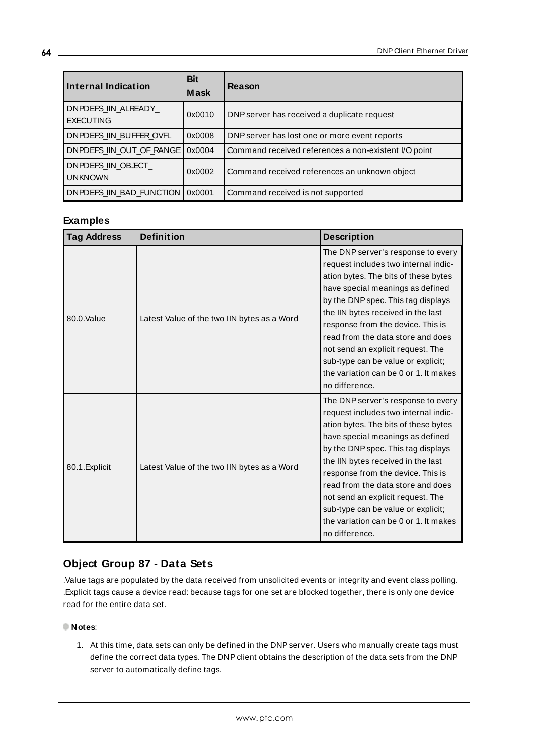| Internal Indication | Bit Mask | Reason |
|---|---|---|
| DNPDEFS_IIN_ALREADY_EXECUTING | 0x0010 | DNP server has received a duplicate request |
| DNPDEFS_IIN_BUFFER_OVFL | 0x0008 | DNP server has lost one or more event reports |
| DNPDEFS_IIN_OUT_OF_RANGE | 0x0004 | Command received references a non-existent I/O point |
| DNPDEFS_IIN_OBJECT_UNKNOWN | 0x0002 | Command received references an unknown object |
| DNPDEFS_IIN_BAD_FUNCTION | 0x0001 | Command received is not supported |

**Examples**

| Tag Address | Definition | Description |
|---|---|---|
| 80.0.Value | Latest Value of the two IIN bytes as a Word | The DNP server's response to every request includes two internal indication bytes. The bits of these bytes have special meanings as defined by the DNP spec. This tag displays the IIN bytes received in the last response from the device. This is read from the data store and does not send an explicit request. The sub-type can be value or explicit; the variation can be 0 or 1. It makes no difference. |
| 80.1.Explicit | Latest Value of the two IIN bytes as a Word | The DNP server's response to every request includes two internal indication bytes. The bits of these bytes have special meanings as defined by the DNP spec. This tag displays the IIN bytes received in the last response from the device. This is read from the data store and does not send an explicit request. The sub-type can be value or explicit; the variation can be 0 or 1. It makes no difference. |

## Object Group 87 - Data Sets

.Value tags are populated by the data received from unsolicited events or integrity and event class polling. .Explicit tags cause a device read: because tags for one set are blocked together, there is only one device read for the entire data set.

**Notes**:

1. At this time, data sets can only be defined in the DNP server. Users who manually create tags must define the correct data types. The DNP client obtains the description of the data sets from the DNP server to automatically define tags.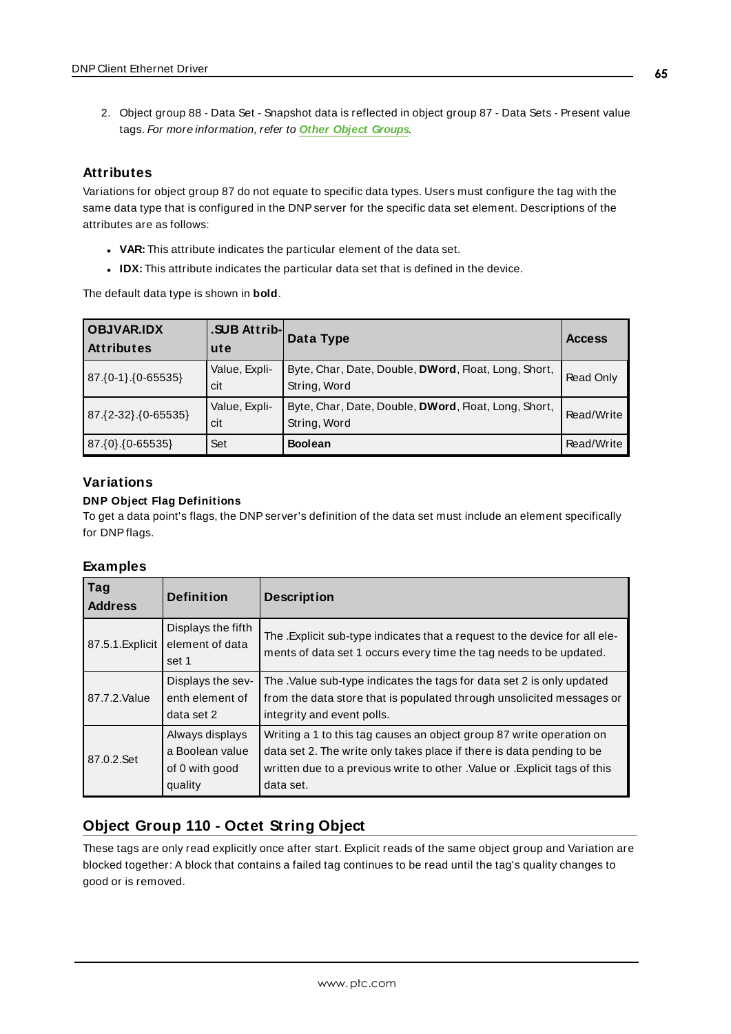2. Object group 88 - Data Set - Snapshot data is reflected in object group 87 - Data Sets - Present value tags. *For more information, refer to* ***Other Object Groups****.*

### Attributes

Variations for object group 87 do not equate to specific data types. Users must configure the tag with the same data type that is configured in the DNP server for the specific data set element. Descriptions of the attributes are as follows:

- **VAR:** This attribute indicates the particular element of the data set.
- **IDX:** This attribute indicates the particular data set that is defined in the device.

The default data type is shown in **bold**.

| OBJVAR.IDX Attributes | .SUB Attribute | Data Type | Access |
|---|---|---|---|
| 87.{0-1}.{0-65535} | Value, Explicit | Byte, Char, Date, Double, **DWord**, Float, Long, Short, String, Word | Read Only |
| 87.{2-32}.{0-65535} | Value, Explicit | Byte, Char, Date, Double, **DWord**, Float, Long, Short, String, Word | Read/Write |
| 87.{0}.{0-65535} | Set | **Boolean** | Read/Write |

### Variations

#### DNP Object Flag Definitions

To get a data point's flags, the DNP server's definition of the data set must include an element specifically for DNP flags.

### Examples

| Tag Address | Definition | Description |
|---|---|---|
| 87.5.1.Explicit | Displays the fifth element of data set 1 | The .Explicit sub-type indicates that a request to the device for all elements of data set 1 occurs every time the tag needs to be updated. |
| 87.7.2.Value | Displays the seventh element of data set 2 | The .Value sub-type indicates the tags for data set 2 is only updated from the data store that is populated through unsolicited messages or integrity and event polls. |
| 87.0.2.Set | Always displays a Boolean value of 0 with good quality | Writing a 1 to this tag causes an object group 87 write operation on data set 2. The write only takes place if there is data pending to be written due to a previous write to other .Value or .Explicit tags of this data set. |

## Object Group 110 - Octet String Object

These tags are only read explicitly once after start. Explicit reads of the same object group and Variation are blocked together: A block that contains a failed tag continues to be read until the tag's quality changes to good or is removed.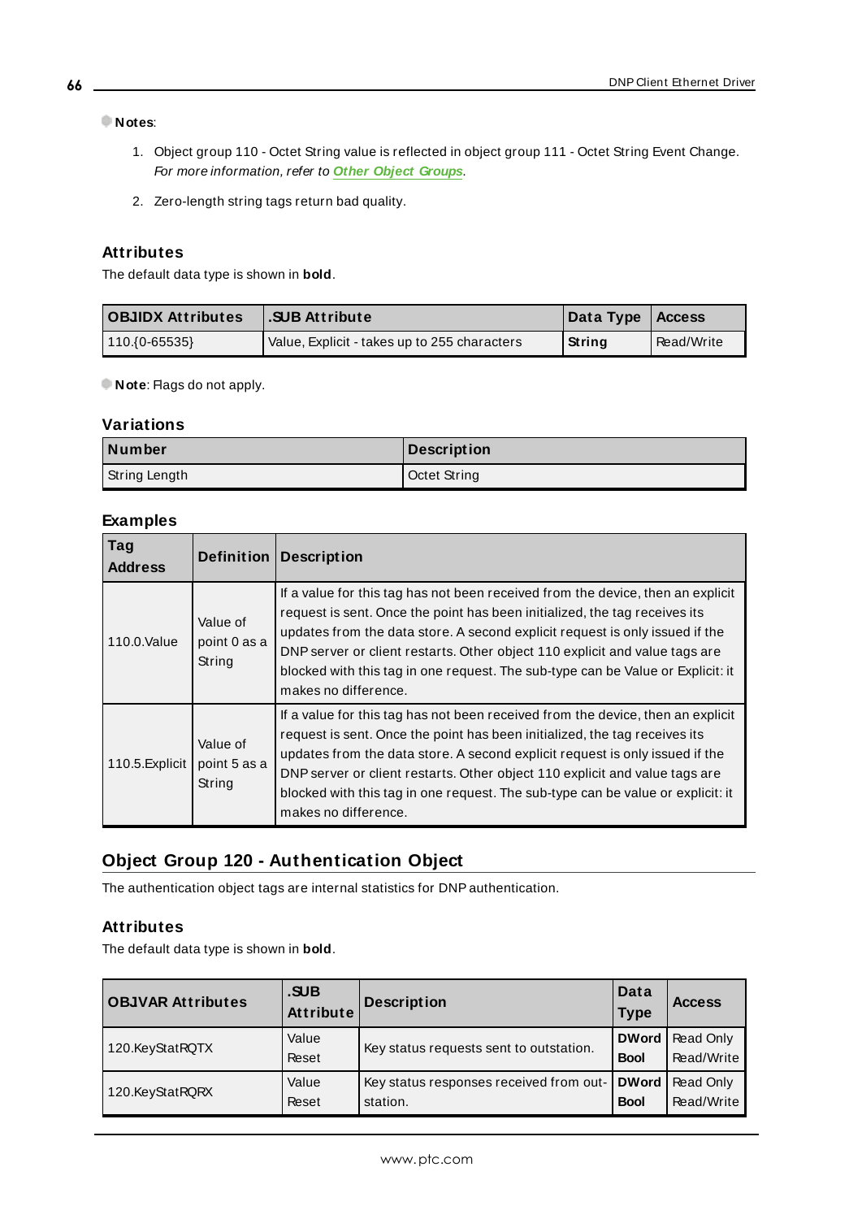**Notes**:

1. Object group 110 - Octet String value is reflected in object group 111 - Octet String Event Change. *For more information, refer to* ***Other Object Groups****.*
2. Zero-length string tags return bad quality.

### Attributes

The default data type is shown in **bold**.

| OBJIDX Attributes | .SUB Attribute | Data Type | Access |
|---|---|---|---|
| 110.{0-65535} | Value, Explicit - takes up to 255 characters | **String** | Read/Write |

**Note**: Flags do not apply.

### Variations

| Number | Description |
|---|---|
| String Length | Octet String |

### Examples

| Tag Address | Definition | Description |
|---|---|---|
| 110.0.Value | Value of point 0 as a String | If a value for this tag has not been received from the device, then an explicit request is sent. Once the point has been initialized, the tag receives its updates from the data store. A second explicit request is only issued if the DNP server or client restarts. Other object 110 explicit and value tags are blocked with this tag in one request. The sub-type can be Value or Explicit: it makes no difference. |
| 110.5.Explicit | Value of point 5 as a String | If a value for this tag has not been received from the device, then an explicit request is sent. Once the point has been initialized, the tag receives its updates from the data store. A second explicit request is only issued if the DNP server or client restarts. Other object 110 explicit and value tags are blocked with this tag in one request. The sub-type can be value or explicit: it makes no difference. |

## Object Group 120 - Authentication Object

The authentication object tags are internal statistics for DNP authentication.

### Attributes

The default data type is shown in **bold**.

| OBJVAR Attributes | .SUB Attribute | Description | Data Type | Access |
|---|---|---|---|---|
| 120.KeyStatRQTX | Value<br>Reset | Key status requests sent to outstation. | **DWord**<br>**Bool** | Read Only<br>Read/Write |
| 120.KeyStatRQRX | Value<br>Reset | Key status responses received from out-station. | **DWord**<br>**Bool** | Read Only<br>Read/Write |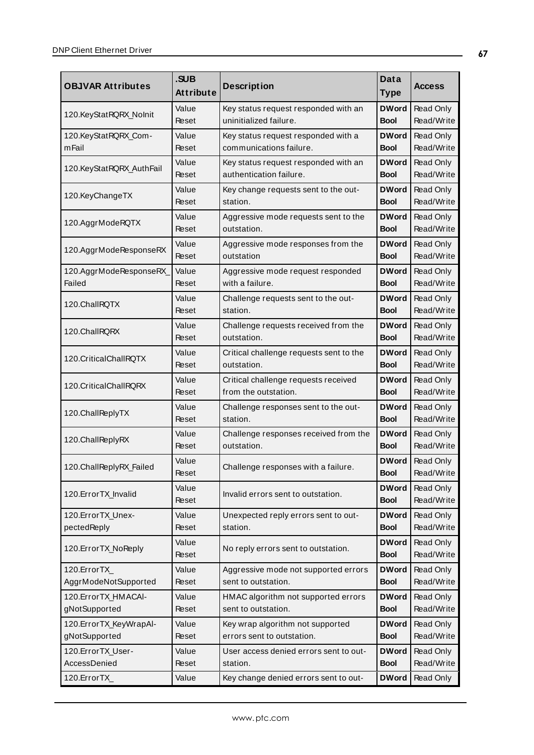| OBJVAR Attributes | .SUB Attribute | Description | Data Type | Access |
|---|---|---|---|---|
| 120.KeyStatRQRX_NoInit | Value<br>Reset | Key status request responded with an uninitialized failure. | **DWord**<br>**Bool** | Read Only<br>Read/Write |
| 120.KeyStatRQRX_Com-mFail | Value<br>Reset | Key status request responded with a communications failure. | **DWord**<br>**Bool** | Read Only<br>Read/Write |
| 120.KeyStatRQRX_AuthFail | Value<br>Reset | Key status request responded with an authentication failure. | **DWord**<br>**Bool** | Read Only<br>Read/Write |
| 120.KeyChangeTX | Value<br>Reset | Key change requests sent to the out-station. | **DWord**<br>**Bool** | Read Only<br>Read/Write |
| 120.AggrModeRQTX | Value<br>Reset | Aggressive mode requests sent to the outstation. | **DWord**<br>**Bool** | Read Only<br>Read/Write |
| 120.AggrModeResponseRX | Value<br>Reset | Aggressive mode responses from the outstation | **DWord**<br>**Bool** | Read Only<br>Read/Write |
| 120.AggrModeResponseRX_Failed | Value<br>Reset | Aggressive mode request responded with a failure. | **DWord**<br>**Bool** | Read Only<br>Read/Write |
| 120.ChallRQTX | Value<br>Reset | Challenge requests sent to the out-station. | **DWord**<br>**Bool** | Read Only<br>Read/Write |
| 120.ChallRQRX | Value<br>Reset | Challenge requests received from the outstation. | **DWord**<br>**Bool** | Read Only<br>Read/Write |
| 120.CriticalChallRQTX | Value<br>Reset | Critical challenge requests sent to the outstation. | **DWord**<br>**Bool** | Read Only<br>Read/Write |
| 120.CriticalChallRQRX | Value<br>Reset | Critical challenge requests received from the outstation. | **DWord**<br>**Bool** | Read Only<br>Read/Write |
| 120.ChallReplyTX | Value<br>Reset | Challenge responses sent to the out-station. | **DWord**<br>**Bool** | Read Only<br>Read/Write |
| 120.ChallReplyRX | Value<br>Reset | Challenge responses received from the outstation. | **DWord**<br>**Bool** | Read Only<br>Read/Write |
| 120.ChallReplyRX_Failed | Value<br>Reset | Challenge responses with a failure. | **DWord**<br>**Bool** | Read Only<br>Read/Write |
| 120.ErrorTX_Invalid | Value<br>Reset | Invalid errors sent to outstation. | **DWord**<br>**Bool** | Read Only<br>Read/Write |
| 120.ErrorTX_Unex-pectedReply | Value<br>Reset | Unexpected reply errors sent to out-station. | **DWord**<br>**Bool** | Read Only<br>Read/Write |
| 120.ErrorTX_NoReply | Value<br>Reset | No reply errors sent to outstation. | **DWord**<br>**Bool** | Read Only<br>Read/Write |
| 120.ErrorTX_AggrModeNotSupported | Value<br>Reset | Aggressive mode not supported errors sent to outstation. | **DWord**<br>**Bool** | Read Only<br>Read/Write |
| 120.ErrorTX_HMACAl-gNotSupported | Value<br>Reset | HMAC algorithm not supported errors sent to outstation. | **DWord**<br>**Bool** | Read Only<br>Read/Write |
| 120.ErrorTX_KeyWrapAl-gNotSupported | Value<br>Reset | Key wrap algorithm not supported errors sent to outstation. | **DWord**<br>**Bool** | Read Only<br>Read/Write |
| 120.ErrorTX_User-AccessDenied | Value<br>Reset | User access denied errors sent to out-station. | **DWord**<br>**Bool** | Read Only<br>Read/Write |
| 120.ErrorTX_ | Value | Key change denied errors sent to out- | **DWord** | Read Only |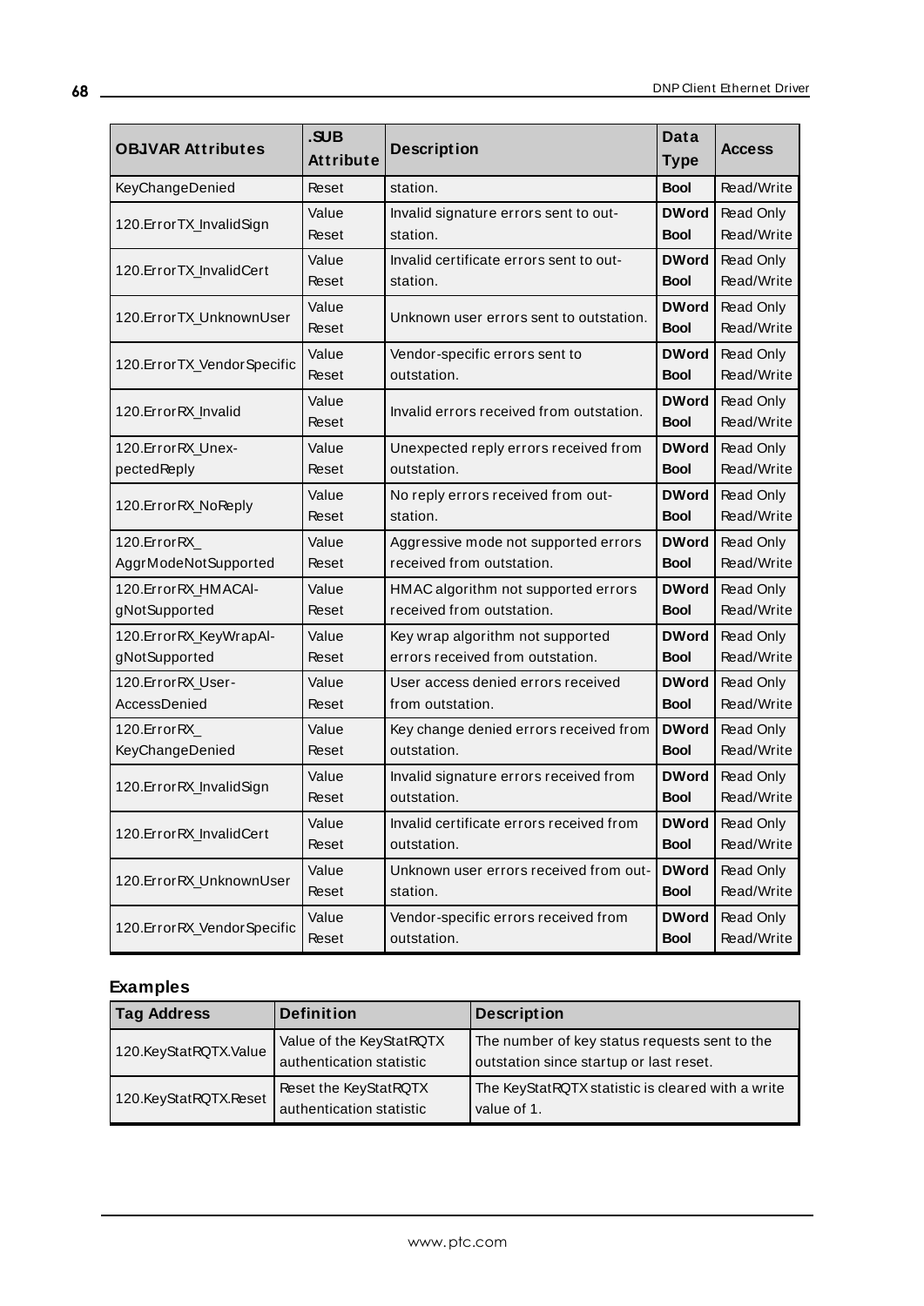| OBJVAR Attributes | .SUB Attribute | Description | Data Type | Access |
|---|---|---|---|---|
| KeyChangeDenied | Reset | station. | **Bool** | Read/Write |
| 120.ErrorTX_InvalidSign | Value<br>Reset | Invalid signature errors sent to out-station. | **DWord**<br>**Bool** | Read Only<br>Read/Write |
| 120.ErrorTX_InvalidCert | Value<br>Reset | Invalid certificate errors sent to out-station. | **DWord**<br>**Bool** | Read Only<br>Read/Write |
| 120.ErrorTX_UnknownUser | Value<br>Reset | Unknown user errors sent to outstation. | **DWord**<br>**Bool** | Read Only<br>Read/Write |
| 120.ErrorTX_VendorSpecific | Value<br>Reset | Vendor-specific errors sent to outstation. | **DWord**<br>**Bool** | Read Only<br>Read/Write |
| 120.ErrorRX_Invalid | Value<br>Reset | Invalid errors received from outstation. | **DWord**<br>**Bool** | Read Only<br>Read/Write |
| 120.ErrorRX_Unex-pectedReply | Value<br>Reset | Unexpected reply errors received from outstation. | **DWord**<br>**Bool** | Read Only<br>Read/Write |
| 120.ErrorRX_NoReply | Value<br>Reset | No reply errors received from out-station. | **DWord**<br>**Bool** | Read Only<br>Read/Write |
| 120.ErrorRX_AggrModeNotSupported | Value<br>Reset | Aggressive mode not supported errors received from outstation. | **DWord**<br>**Bool** | Read Only<br>Read/Write |
| 120.ErrorRX_HMACAl-gNotSupported | Value<br>Reset | HMAC algorithm not supported errors received from outstation. | **DWord**<br>**Bool** | Read Only<br>Read/Write |
| 120.ErrorRX_KeyWrapAl-gNotSupported | Value<br>Reset | Key wrap algorithm not supported errors received from outstation. | **DWord**<br>**Bool** | Read Only<br>Read/Write |
| 120.ErrorRX_User-AccessDenied | Value<br>Reset | User access denied errors received from outstation. | **DWord**<br>**Bool** | Read Only<br>Read/Write |
| 120.ErrorRX_KeyChangeDenied | Value<br>Reset | Key change denied errors received from outstation. | **DWord**<br>**Bool** | Read Only<br>Read/Write |
| 120.ErrorRX_InvalidSign | Value<br>Reset | Invalid signature errors received from outstation. | **DWord**<br>**Bool** | Read Only<br>Read/Write |
| 120.ErrorRX_InvalidCert | Value<br>Reset | Invalid certificate errors received from outstation. | **DWord**<br>**Bool** | Read Only<br>Read/Write |
| 120.ErrorRX_UnknownUser | Value<br>Reset | Unknown user errors received from out-station. | **DWord**<br>**Bool** | Read Only<br>Read/Write |
| 120.ErrorRX_VendorSpecific | Value<br>Reset | Vendor-specific errors received from outstation. | **DWord**<br>**Bool** | Read Only<br>Read/Write |

## Examples

| Tag Address | Definition | Description |
|---|---|---|
| 120.KeyStatRQTX.Value | Value of the KeyStatRQTX authentication statistic | The number of key status requests sent to the outstation since startup or last reset. |
| 120.KeyStatRQTX.Reset | Reset the KeyStatRQTX authentication statistic | The KeyStatRQTX statistic is cleared with a write value of 1. |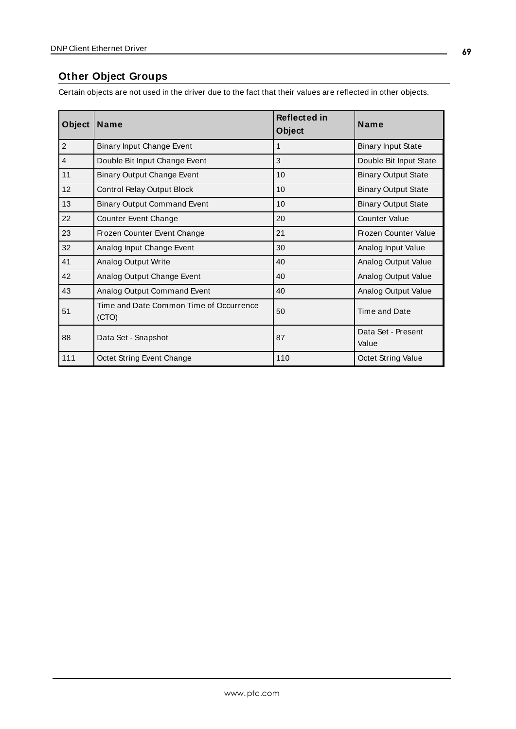## Other Object Groups

Certain objects are not used in the driver due to the fact that their values are reflected in other objects.

| Object | Name | Reflected in Object | Name |
|---|---|---|---|
| 2 | Binary Input Change Event | 1 | Binary Input State |
| 4 | Double Bit Input Change Event | 3 | Double Bit Input State |
| 11 | Binary Output Change Event | 10 | Binary Output State |
| 12 | Control Relay Output Block | 10 | Binary Output State |
| 13 | Binary Output Command Event | 10 | Binary Output State |
| 22 | Counter Event Change | 20 | Counter Value |
| 23 | Frozen Counter Event Change | 21 | Frozen Counter Value |
| 32 | Analog Input Change Event | 30 | Analog Input Value |
| 41 | Analog Output Write | 40 | Analog Output Value |
| 42 | Analog Output Change Event | 40 | Analog Output Value |
| 43 | Analog Output Command Event | 40 | Analog Output Value |
| 51 | Time and Date Common Time of Occurrence (CTO) | 50 | Time and Date |
| 88 | Data Set - Snapshot | 87 | Data Set - Present Value |
| 111 | Octet String Event Change | 110 | Octet String Value |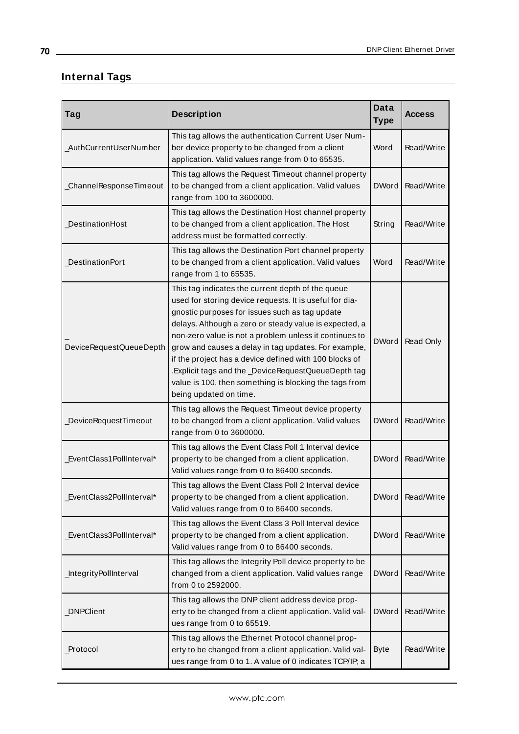## Internal Tags

| Tag | Description | Data Type | Access |
|---|---|---|---|
| _AuthCurrentUserNumber | This tag allows the authentication Current User Number device property to be changed from a client application. Valid values range from 0 to 65535. | Word | Read/Write |
| _ChannelResponseTimeout | This tag allows the Request Timeout channel property to be changed from a client application. Valid values range from 100 to 3600000. | DWord | Read/Write |
| _DestinationHost | This tag allows the Destination Host channel property to be changed from a client application. The Host address must be formatted correctly. | String | Read/Write |
| _DestinationPort | This tag allows the Destination Port channel property to be changed from a client application. Valid values range from 1 to 65535. | Word | Read/Write |
| _DeviceRequestQueueDepth | This tag indicates the current depth of the queue used for storing device requests. It is useful for diagnostic purposes for issues such as tag update delays. Although a zero or steady value is expected, a non-zero value is not a problem unless it continues to grow and causes a delay in tag updates. For example, if the project has a device defined with 100 blocks of .Explicit tags and the _DeviceRequestQueueDepth tag value is 100, then something is blocking the tags from being updated on time. | DWord | Read Only |
| _DeviceRequestTimeout | This tag allows the Request Timeout device property to be changed from a client application. Valid values range from 0 to 3600000. | DWord | Read/Write |
| _EventClass1PollInterval* | This tag allows the Event Class Poll 1 Interval device property to be changed from a client application. Valid values range from 0 to 86400 seconds. | DWord | Read/Write |
| _EventClass2PollInterval* | This tag allows the Event Class Poll 2 Interval device property to be changed from a client application. Valid values range from 0 to 86400 seconds. | DWord | Read/Write |
| _EventClass3PollInterval* | This tag allows the Event Class 3 Poll Interval device property to be changed from a client application. Valid values range from 0 to 86400 seconds. | DWord | Read/Write |
| _IntegrityPollInterval | This tag allows the Integrity Poll device property to be changed from a client application. Valid values range from 0 to 2592000. | DWord | Read/Write |
| _DNPClient | This tag allows the DNP client address device property to be changed from a client application. Valid values range from 0 to 65519. | DWord | Read/Write |
| _Protocol | This tag allows the Ethernet Protocol channel property to be changed from a client application. Valid values range from 0 to 1. A value of 0 indicates TCP/IP; a | Byte | Read/Write |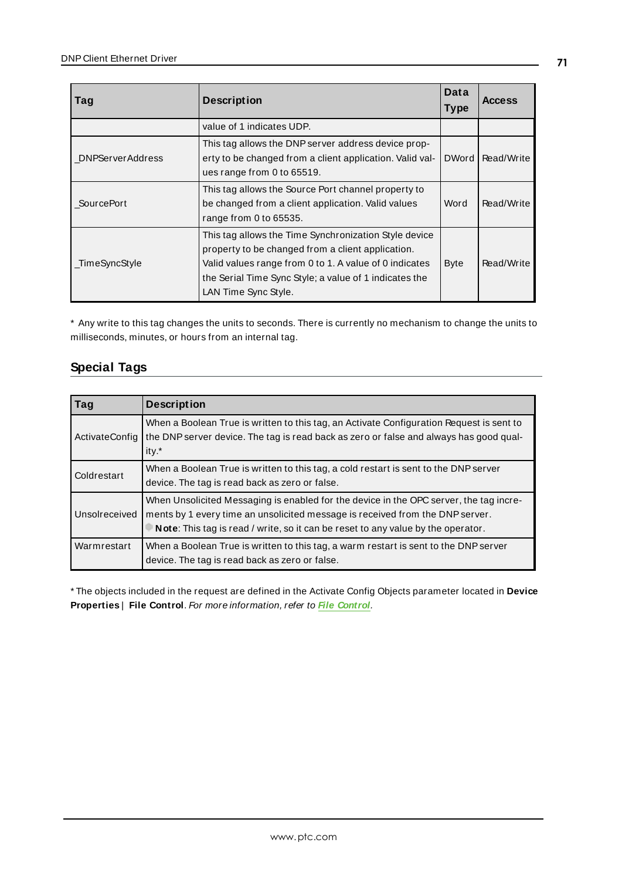| Tag | Description | Data Type | Access |
| --- | --- | --- | --- |
| | value of 1 indicates UDP. | | |
| _DNPServerAddress | This tag allows the DNP server address device property to be changed from a client application. Valid values range from 0 to 65519. | DWord | Read/Write |
| _SourcePort | This tag allows the Source Port channel property to be changed from a client application. Valid values range from 0 to 65535. | Word | Read/Write |
| _TimeSyncStyle | This tag allows the Time Synchronization Style device property to be changed from a client application. Valid values range from 0 to 1. A value of 0 indicates the Serial Time Sync Style; a value of 1 indicates the LAN Time Sync Style. | Byte | Read/Write |

* Any write to this tag changes the units to seconds. There is currently no mechanism to change the units to milliseconds, minutes, or hours from an internal tag.

## Special Tags

| Tag | Description |
| --- | --- |
| ActivateConfig | When a Boolean True is written to this tag, an Activate Configuration Request is sent to the DNP server device. The tag is read back as zero or false and always has good quality.* |
| Coldrestart | When a Boolean True is written to this tag, a cold restart is sent to the DNP server device. The tag is read back as zero or false. |
| Unsolreceived | When Unsolicited Messaging is enabled for the device in the OPC server, the tag increments by 1 every time an unsolicited message is received from the DNP server. **Note**: This tag is read / write, so it can be reset to any value by the operator. |
| Warmrestart | When a Boolean True is written to this tag, a warm restart is sent to the DNP server device. The tag is read back as zero or false. |

* The objects included in the request are defined in the Activate Config Objects parameter located in **Device Properties | File Control**. *For more information, refer to* ***File Control****.*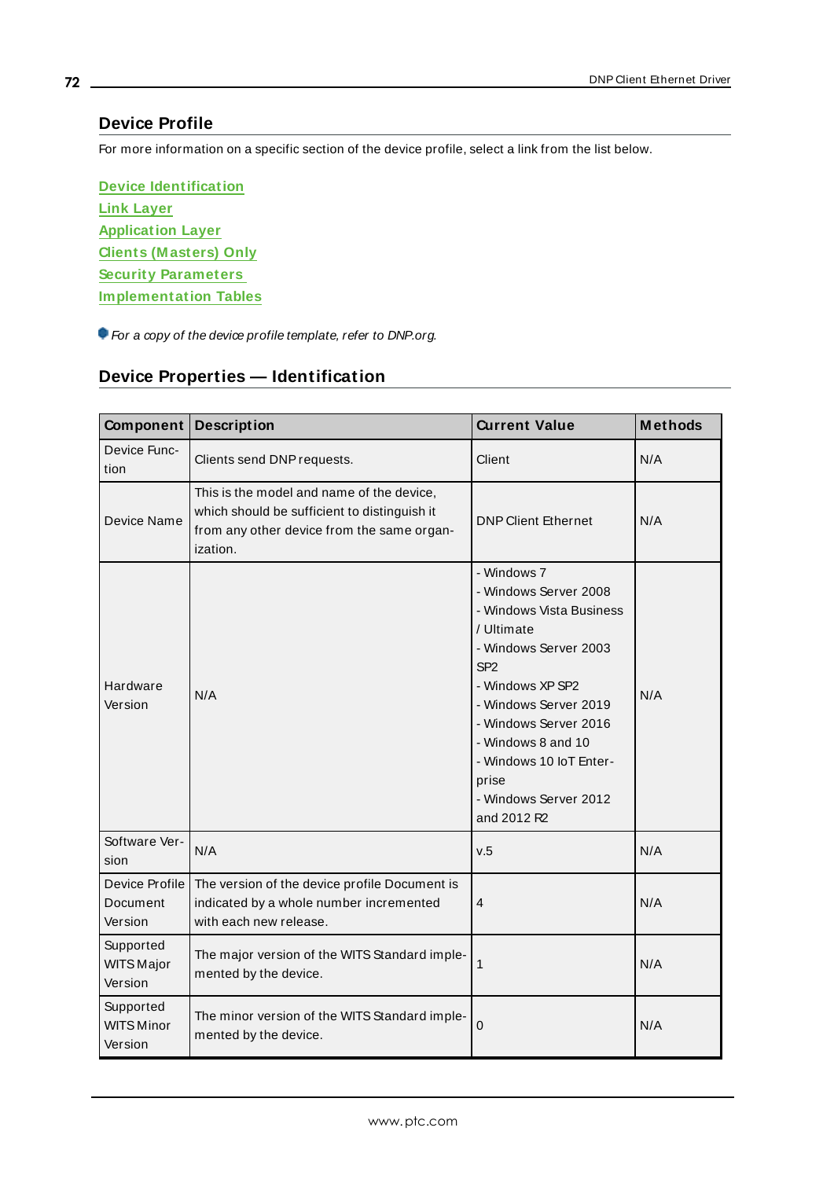## Device Profile

For more information on a specific section of the device profile, select a link from the list below.

[Device Identification](#)
[Link Layer](#)
[Application Layer](#)
[Clients (Masters) Only](#)
[Security Parameters](#)
[Implementation Tables](#)

*For a copy of the device profile template, refer to DNP.org.*

## Device Properties — Identification

| Component | Description | Current Value | Methods |
|---|---|---|---|
| Device Function | Clients send DNP requests. | Client | N/A |
| Device Name | This is the model and name of the device, which should be sufficient to distinguish it from any other device from the same organization. | DNP Client Ethernet | N/A |
| Hardware Version | N/A | - Windows 7<br>- Windows Server 2008<br>- Windows Vista Business / Ultimate<br>- Windows Server 2003 SP2<br>- Windows XP SP2<br>- Windows Server 2019<br>- Windows Server 2016<br>- Windows 8 and 10<br>- Windows 10 IoT Enterprise<br>- Windows Server 2012 and 2012 R2 | N/A |
| Software Version | N/A | v.5 | N/A |
| Device Profile Document Version | The version of the device profile Document is indicated by a whole number incremented with each new release. | 4 | N/A |
| Supported WITS Major Version | The major version of the WITS Standard implemented by the device. | 1 | N/A |
| Supported WITS Minor Version | The minor version of the WITS Standard implemented by the device. | 0 | N/A |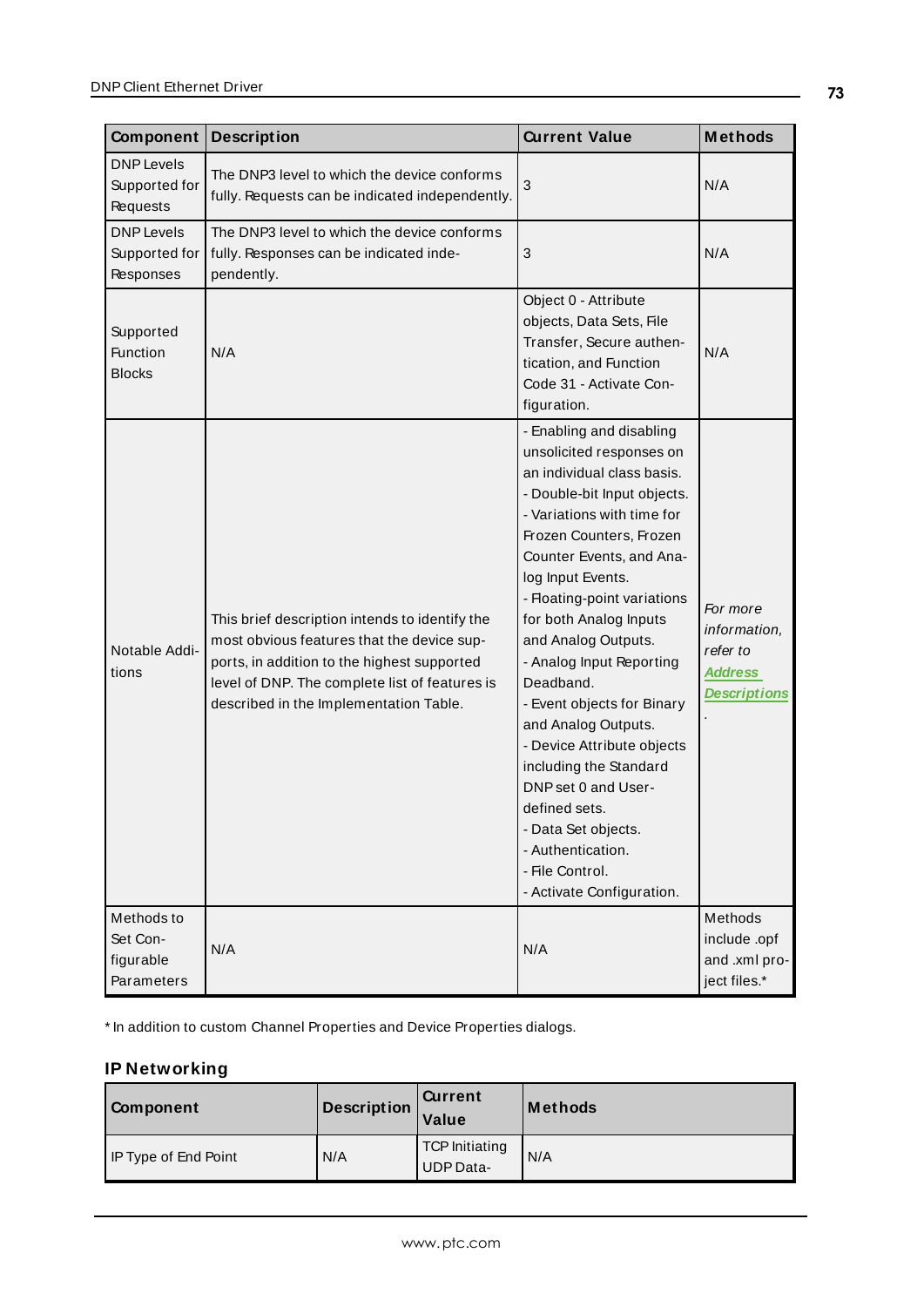| Component | Description | Current Value | Methods |
|---|---|---|---|
| DNP Levels Supported for Requests | The DNP3 level to which the device conforms fully. Requests can be indicated independently. | 3 | N/A |
| DNP Levels Supported for Responses | The DNP3 level to which the device conforms fully. Responses can be indicated independently. | 3 | N/A |
| Supported Function Blocks | N/A | Object 0 - Attribute objects, Data Sets, File Transfer, Secure authentication, and Function Code 31 - Activate Configuration. | N/A |
| Notable Additions | This brief description intends to identify the most obvious features that the device supports, in addition to the highest supported level of DNP. The complete list of features is described in the Implementation Table. | - Enabling and disabling unsolicited responses on an individual class basis.<br>- Double-bit Input objects.<br>- Variations with time for Frozen Counters, Frozen Counter Events, and Analog Input Events.<br>- Floating-point variations for both Analog Inputs and Analog Outputs.<br>- Analog Input Reporting Deadband.<br>- Event objects for Binary and Analog Outputs.<br>- Device Attribute objects including the Standard DNP set 0 and User-defined sets.<br>- Data Set objects.<br>- Authentication.<br>- File Control.<br>- Activate Configuration. | *For more information, refer to* ***Address Descriptions***. |
| Methods to Set Configurable Parameters | N/A | N/A | Methods include .opf and .xml project files.* |

* In addition to custom Channel Properties and Device Properties dialogs.

## IP Networking

| Component | Description | Current Value | Methods |
|---|---|---|---|
| IP Type of End Point | N/A | TCP Initiating UDP Data- | N/A |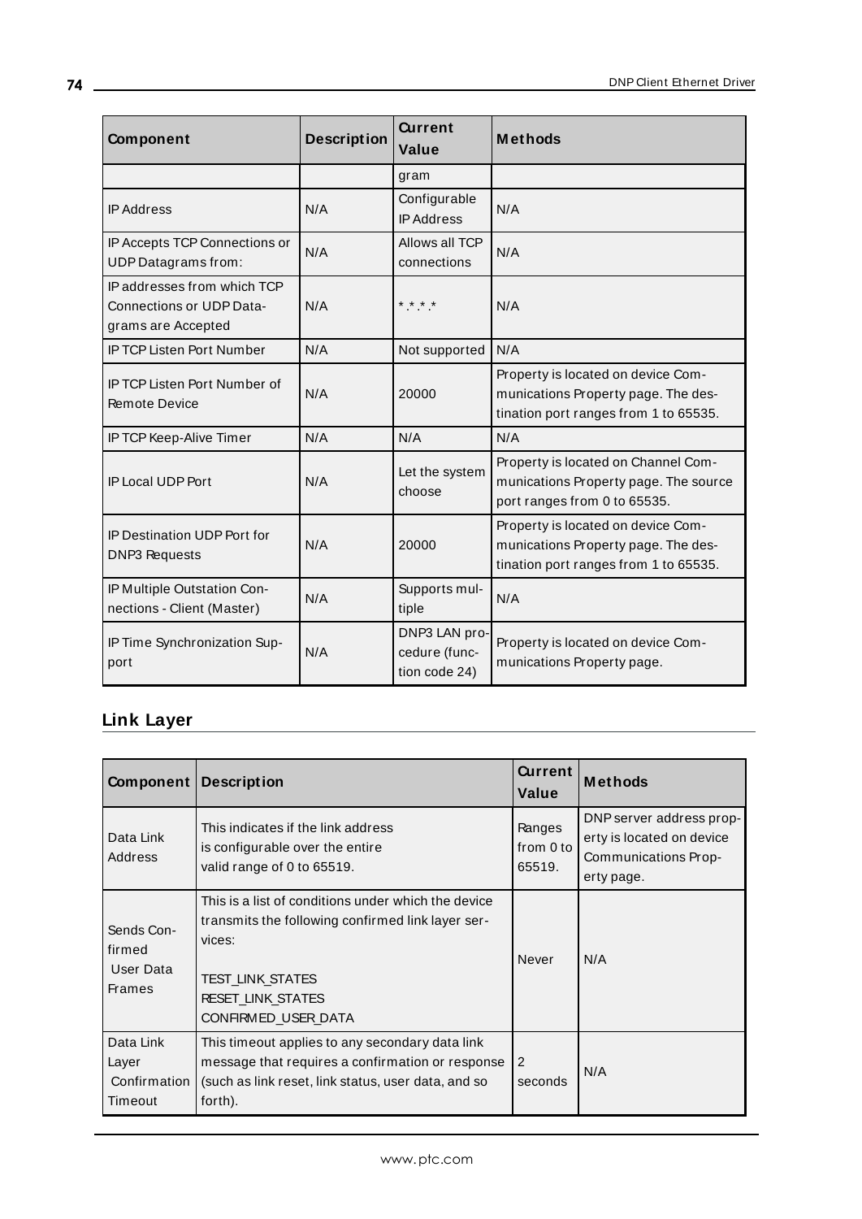| Component | Description | Current Value | Methods |
|---|---|---|---|
| | | gram | |
| IP Address | N/A | Configurable IP Address | N/A |
| IP Accepts TCP Connections or UDP Datagrams from: | N/A | Allows all TCP connections | N/A |
| IP addresses from which TCP Connections or UDP Datagrams are Accepted | N/A | *.*.*.* | N/A |
| IP TCP Listen Port Number | N/A | Not supported | N/A |
| IP TCP Listen Port Number of Remote Device | N/A | 20000 | Property is located on device Communications Property page. The destination port ranges from 1 to 65535. |
| IP TCP Keep-Alive Timer | N/A | N/A | N/A |
| IP Local UDP Port | N/A | Let the system choose | Property is located on Channel Communications Property page. The source port ranges from 0 to 65535. |
| IP Destination UDP Port for DNP3 Requests | N/A | 20000 | Property is located on device Communications Property page. The destination port ranges from 1 to 65535. |
| IP Multiple Outstation Connections - Client (Master) | N/A | Supports multiple | N/A |
| IP Time Synchronization Support | N/A | DNP3 LAN procedure (function code 24) | Property is located on device Communications Property page. |

## Link Layer

| Component | Description | Current Value | Methods |
|---|---|---|---|
| Data Link Address | This indicates if the link address is configurable over the entire valid range of 0 to 65519. | Ranges from 0 to 65519. | DNP server address property is located on device Communications Property page. |
| Sends Confirmed User Data Frames | This is a list of conditions under which the device transmits the following confirmed link layer services:<br><br>TEST_LINK_STATES<br>RESET_LINK_STATES<br>CONFIRMED_USER_DATA | Never | N/A |
| Data Link Layer Confirmation Timeout | This timeout applies to any secondary data link message that requires a confirmation or response (such as link reset, link status, user data, and so forth). | 2 seconds | N/A |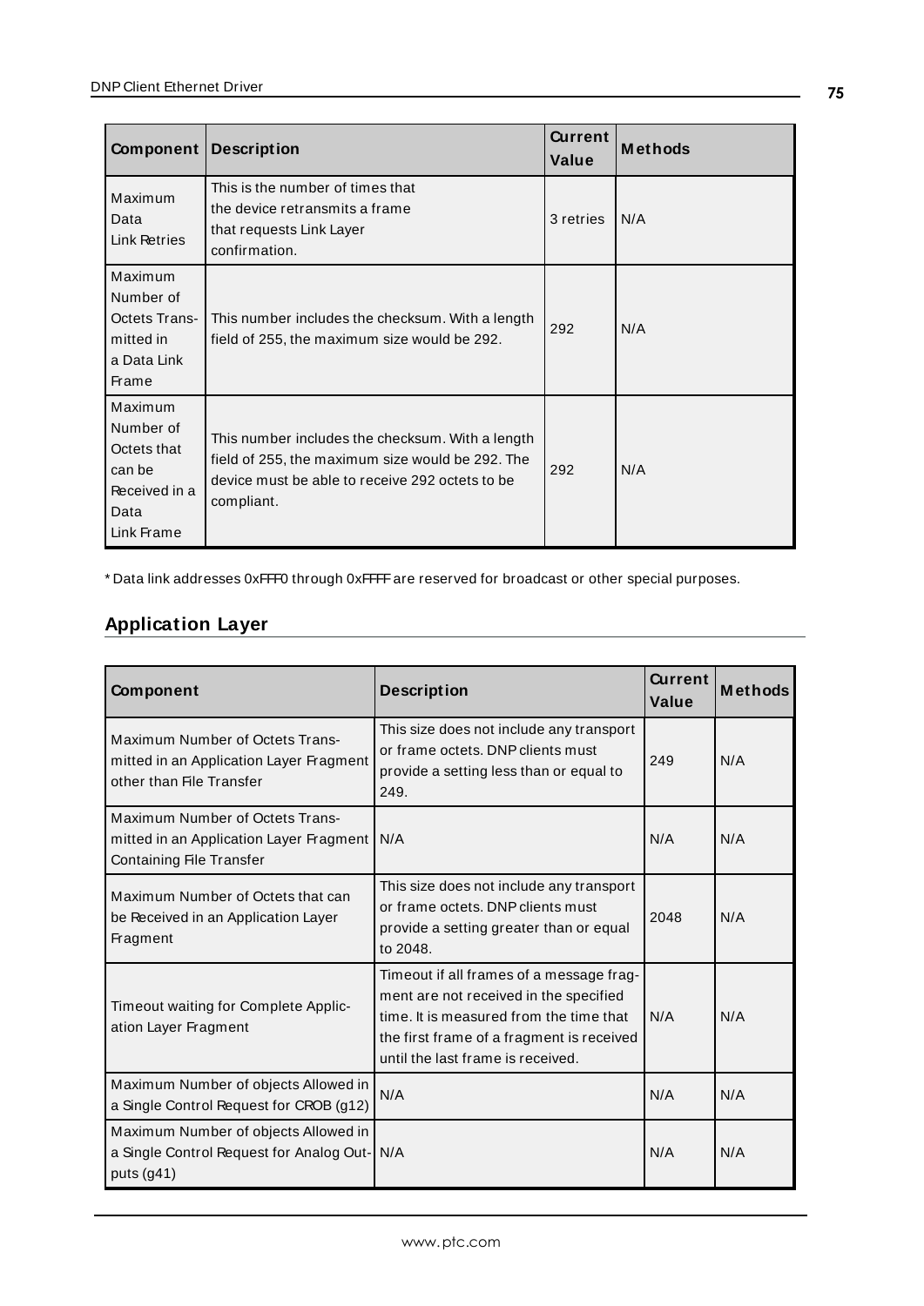| Component | Description | Current Value | Methods |
|---|---|---|---|
| Maximum Data Link Retries | This is the number of times that the device retransmits a frame that requests Link Layer confirmation. | 3 retries | N/A |
| Maximum Number of Octets Transmitted in a Data Link Frame | This number includes the checksum. With a length field of 255, the maximum size would be 292. | 292 | N/A |
| Maximum Number of Octets that can be Received in a Data Link Frame | This number includes the checksum. With a length field of 255, the maximum size would be 292. The device must be able to receive 292 octets to be compliant. | 292 | N/A |

* Data link addresses 0xFFF0 through 0xFFFF are reserved for broadcast or other special purposes.

## Application Layer

| Component | Description | Current Value | Methods |
|---|---|---|---|
| Maximum Number of Octets Transmitted in an Application Layer Fragment other than File Transfer | This size does not include any transport or frame octets. DNP clients must provide a setting less than or equal to 249. | 249 | N/A |
| Maximum Number of Octets Transmitted in an Application Layer Fragment Containing File Transfer | N/A | N/A | N/A |
| Maximum Number of Octets that can be Received in an Application Layer Fragment | This size does not include any transport or frame octets. DNP clients must provide a setting greater than or equal to 2048. | 2048 | N/A |
| Timeout waiting for Complete Application Layer Fragment | Timeout if all frames of a message fragment are not received in the specified time. It is measured from the time that the first frame of a fragment is received until the last frame is received. | N/A | N/A |
| Maximum Number of objects Allowed in a Single Control Request for CROB (g12) | N/A | N/A | N/A |
| Maximum Number of objects Allowed in a Single Control Request for Analog Outputs (g41) | N/A | N/A | N/A |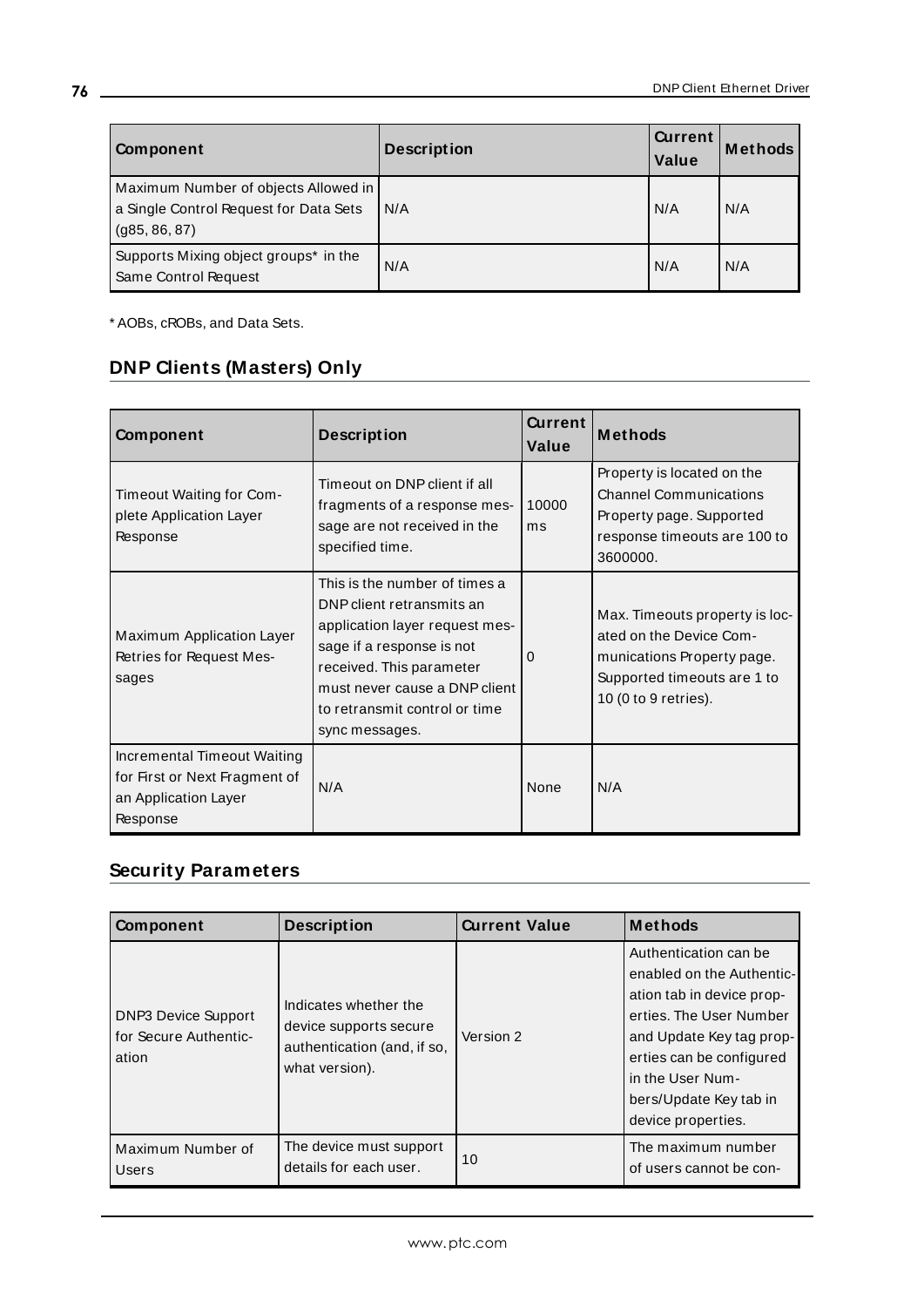| Component | Description | Current Value | Methods |
|---|---|---|---|
| Maximum Number of objects Allowed in a Single Control Request for Data Sets (g85, 86, 87) | N/A | N/A | N/A |
| Supports Mixing object groups* in the Same Control Request | N/A | N/A | N/A |

* AOBs, cROBs, and Data Sets.

## DNP Clients (Masters) Only

| Component | Description | Current Value | Methods |
|---|---|---|---|
| Timeout Waiting for Complete Application Layer Response | Timeout on DNP client if all fragments of a response message are not received in the specified time. | 10000 ms | Property is located on the Channel Communications Property page. Supported response timeouts are 100 to 3600000. |
| Maximum Application Layer Retries for Request Messages | This is the number of times a DNP client retransmits an application layer request message if a response is not received. This parameter must never cause a DNP client to retransmit control or time sync messages. | 0 | Max. Timeouts property is located on the Device Communications Property page. Supported timeouts are 1 to 10 (0 to 9 retries). |
| Incremental Timeout Waiting for First or Next Fragment of an Application Layer Response | N/A | None | N/A |

## Security Parameters

| Component | Description | Current Value | Methods |
|---|---|---|---|
| DNP3 Device Support for Secure Authentication | Indicates whether the device supports secure authentication (and, if so, what version). | Version 2 | Authentication can be enabled on the Authentication tab in device properties. The User Number and Update Key tag properties can be configured in the User Numbers/Update Key tab in device properties. |
| Maximum Number of Users | The device must support details for each user. | 10 | The maximum number of users cannot be con- |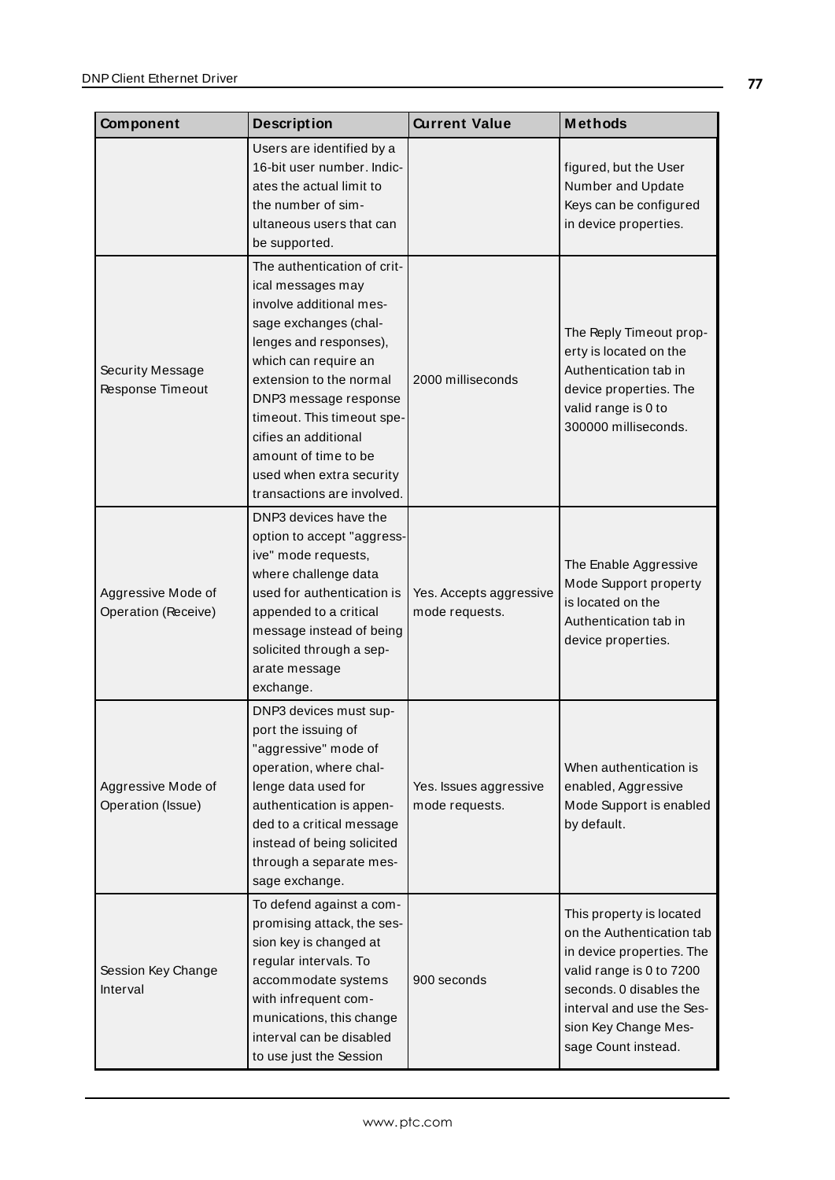| Component | Description | Current Value | Methods |
|---|---|---|---|
| | Users are identified by a 16-bit user number. Indicates the actual limit to the number of simultaneous users that can be supported. | | figured, but the User Number and Update Keys can be configured in device properties. |
| Security Message Response Timeout | The authentication of critical messages may involve additional message exchanges (challenges and responses), which can require an extension to the normal DNP3 message response timeout. This timeout specifies an additional amount of time to be used when extra security transactions are involved. | 2000 milliseconds | The Reply Timeout property is located on the Authentication tab in device properties. The valid range is 0 to 300000 milliseconds. |
| Aggressive Mode of Operation (Receive) | DNP3 devices have the option to accept "aggressive" mode requests, where challenge data used for authentication is appended to a critical message instead of being solicited through a separate message exchange. | Yes. Accepts aggressive mode requests. | The Enable Aggressive Mode Support property is located on the Authentication tab in device properties. |
| Aggressive Mode of Operation (Issue) | DNP3 devices must support the issuing of "aggressive" mode of operation, where challenge data used for authentication is appended to a critical message instead of being solicited through a separate message exchange. | Yes. Issues aggressive mode requests. | When authentication is enabled, Aggressive Mode Support is enabled by default. |
| Session Key Change Interval | To defend against a compromising attack, the session key is changed at regular intervals. To accommodate systems with infrequent communications, this change interval can be disabled to use just the Session | 900 seconds | This property is located on the Authentication tab in device properties. The valid range is 0 to 7200 seconds. 0 disables the interval and use the Session Key Change Message Count instead. |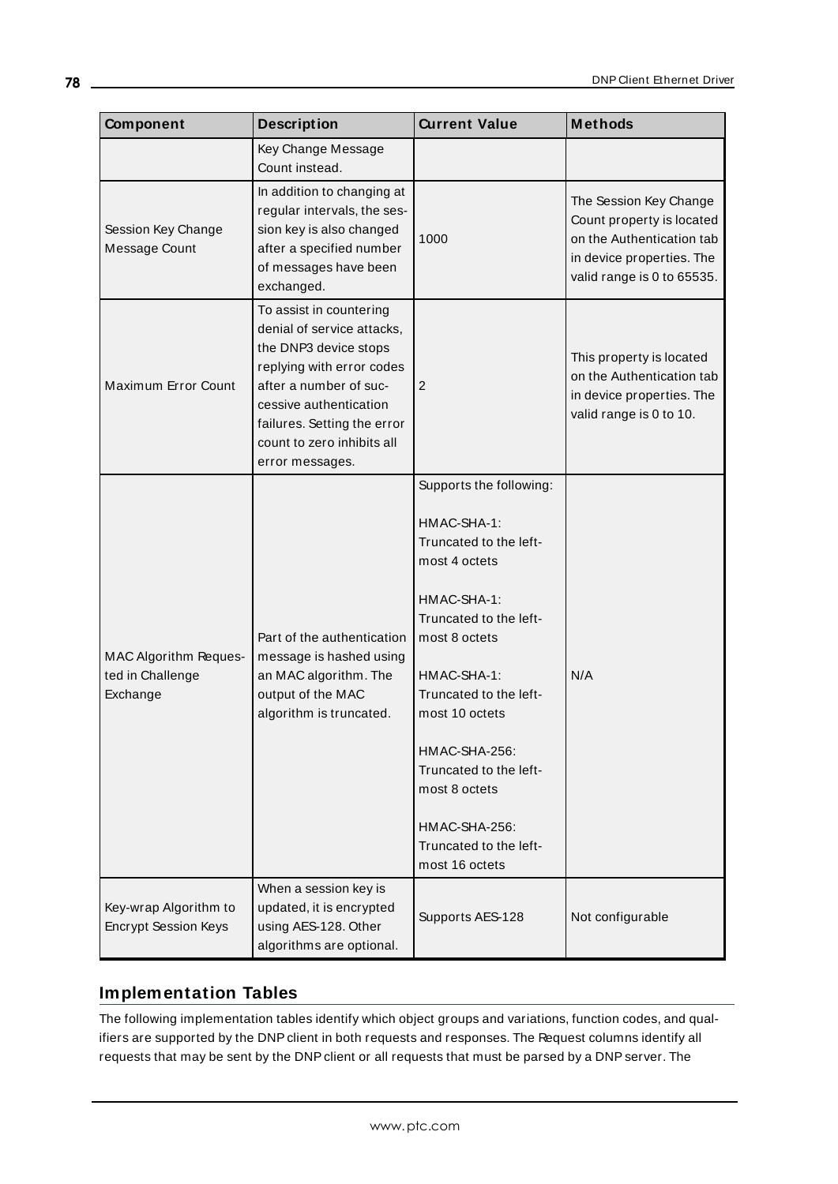| Component | Description | Current Value | Methods |
|---|---|---|---|
| | Key Change Message Count instead. | | |
| Session Key Change Message Count | In addition to changing at regular intervals, the session key is also changed after a specified number of messages have been exchanged. | 1000 | The Session Key Change Count property is located on the Authentication tab in device properties. The valid range is 0 to 65535. |
| Maximum Error Count | To assist in countering denial of service attacks, the DNP3 device stops replying with error codes after a number of successive authentication failures. Setting the error count to zero inhibits all error messages. | 2 | This property is located on the Authentication tab in device properties. The valid range is 0 to 10. |
| MAC Algorithm Requested in Challenge Exchange | Part of the authentication message is hashed using an MAC algorithm. The output of the MAC algorithm is truncated. | Supports the following:<br><br>HMAC-SHA-1: Truncated to the leftmost 4 octets<br><br>HMAC-SHA-1: Truncated to the leftmost 8 octets<br><br>HMAC-SHA-1: Truncated to the leftmost 10 octets<br><br>HMAC-SHA-256: Truncated to the leftmost 8 octets<br><br>HMAC-SHA-256: Truncated to the leftmost 16 octets | N/A |
| Key-wrap Algorithm to Encrypt Session Keys | When a session key is updated, it is encrypted using AES-128. Other algorithms are optional. | Supports AES-128 | Not configurable |

## Implementation Tables

The following implementation tables identify which object groups and variations, function codes, and qualifiers are supported by the DNP client in both requests and responses. The Request columns identify all requests that may be sent by the DNP client or all requests that must be parsed by a DNP server. The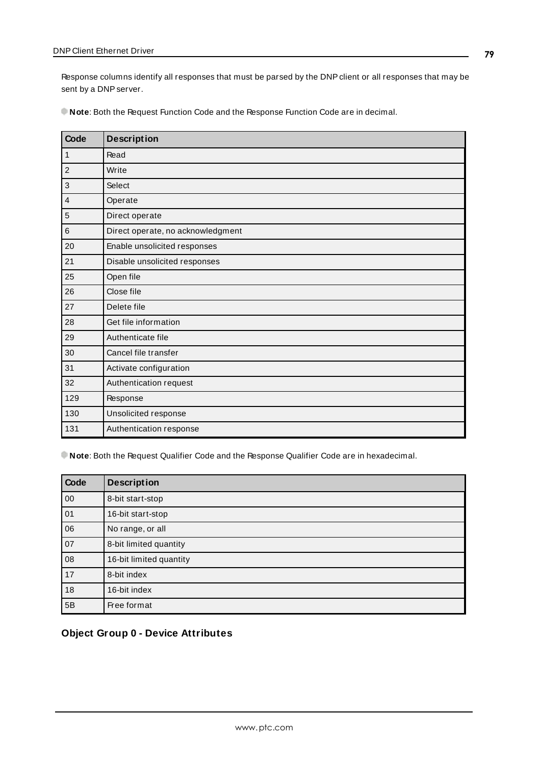Response columns identify all responses that must be parsed by the DNP client or all responses that may be sent by a DNP server.

**Note**: Both the Request Function Code and the Response Function Code are in decimal.

| Code | Description |
| --- | --- |
| 1 | Read |
| 2 | Write |
| 3 | Select |
| 4 | Operate |
| 5 | Direct operate |
| 6 | Direct operate, no acknowledgment |
| 20 | Enable unsolicited responses |
| 21 | Disable unsolicited responses |
| 25 | Open file |
| 26 | Close file |
| 27 | Delete file |
| 28 | Get file information |
| 29 | Authenticate file |
| 30 | Cancel file transfer |
| 31 | Activate configuration |
| 32 | Authentication request |
| 129 | Response |
| 130 | Unsolicited response |
| 131 | Authentication response |

**Note**: Both the Request Qualifier Code and the Response Qualifier Code are in hexadecimal.

| Code | Description |
| --- | --- |
| 00 | 8-bit start-stop |
| 01 | 16-bit start-stop |
| 06 | No range, or all |
| 07 | 8-bit limited quantity |
| 08 | 16-bit limited quantity |
| 17 | 8-bit index |
| 18 | 16-bit index |
| 5B | Free format |

### Object Group 0 - Device Attributes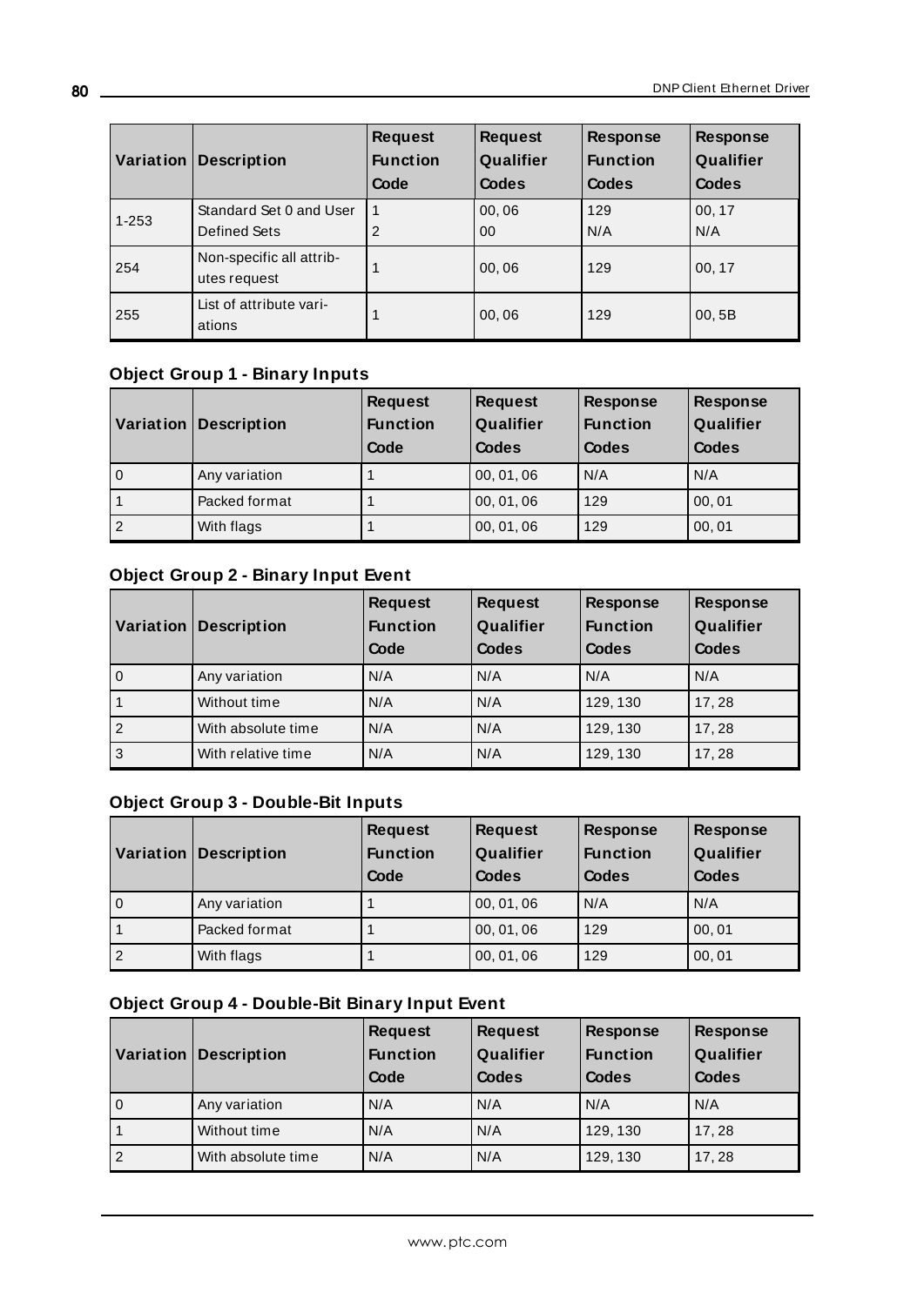| Variation | Description | Request Function Code | Request Qualifier Codes | Response Function Codes | Response Qualifier Codes |
|---|---|---|---|---|---|
| 1-253 | Standard Set 0 and User Defined Sets | 1<br>2 | 00, 06<br>00 | 129<br>N/A | 00, 17<br>N/A |
| 254 | Non-specific all attributes request | 1 | 00, 06 | 129 | 00, 17 |
| 255 | List of attribute variations | 1 | 00, 06 | 129 | 00, 5B |

### Object Group 1 - Binary Inputs

| Variation | Description | Request Function Code | Request Qualifier Codes | Response Function Codes | Response Qualifier Codes |
|---|---|---|---|---|---|
| 0 | Any variation | 1 | 00, 01, 06 | N/A | N/A |
| 1 | Packed format | 1 | 00, 01, 06 | 129 | 00, 01 |
| 2 | With flags | 1 | 00, 01, 06 | 129 | 00, 01 |

### Object Group 2 - Binary Input Event

| Variation | Description | Request Function Code | Request Qualifier Codes | Response Function Codes | Response Qualifier Codes |
|---|---|---|---|---|---|
| 0 | Any variation | N/A | N/A | N/A | N/A |
| 1 | Without time | N/A | N/A | 129, 130 | 17, 28 |
| 2 | With absolute time | N/A | N/A | 129, 130 | 17, 28 |
| 3 | With relative time | N/A | N/A | 129, 130 | 17, 28 |

### Object Group 3 - Double-Bit Inputs

| Variation | Description | Request Function Code | Request Qualifier Codes | Response Function Codes | Response Qualifier Codes |
|---|---|---|---|---|---|
| 0 | Any variation | 1 | 00, 01, 06 | N/A | N/A |
| 1 | Packed format | 1 | 00, 01, 06 | 129 | 00, 01 |
| 2 | With flags | 1 | 00, 01, 06 | 129 | 00, 01 |

### Object Group 4 - Double-Bit Binary Input Event

| Variation | Description | Request Function Code | Request Qualifier Codes | Response Function Codes | Response Qualifier Codes |
|---|---|---|---|---|---|
| 0 | Any variation | N/A | N/A | N/A | N/A |
| 1 | Without time | N/A | N/A | 129, 130 | 17, 28 |
| 2 | With absolute time | N/A | N/A | 129, 130 | 17, 28 |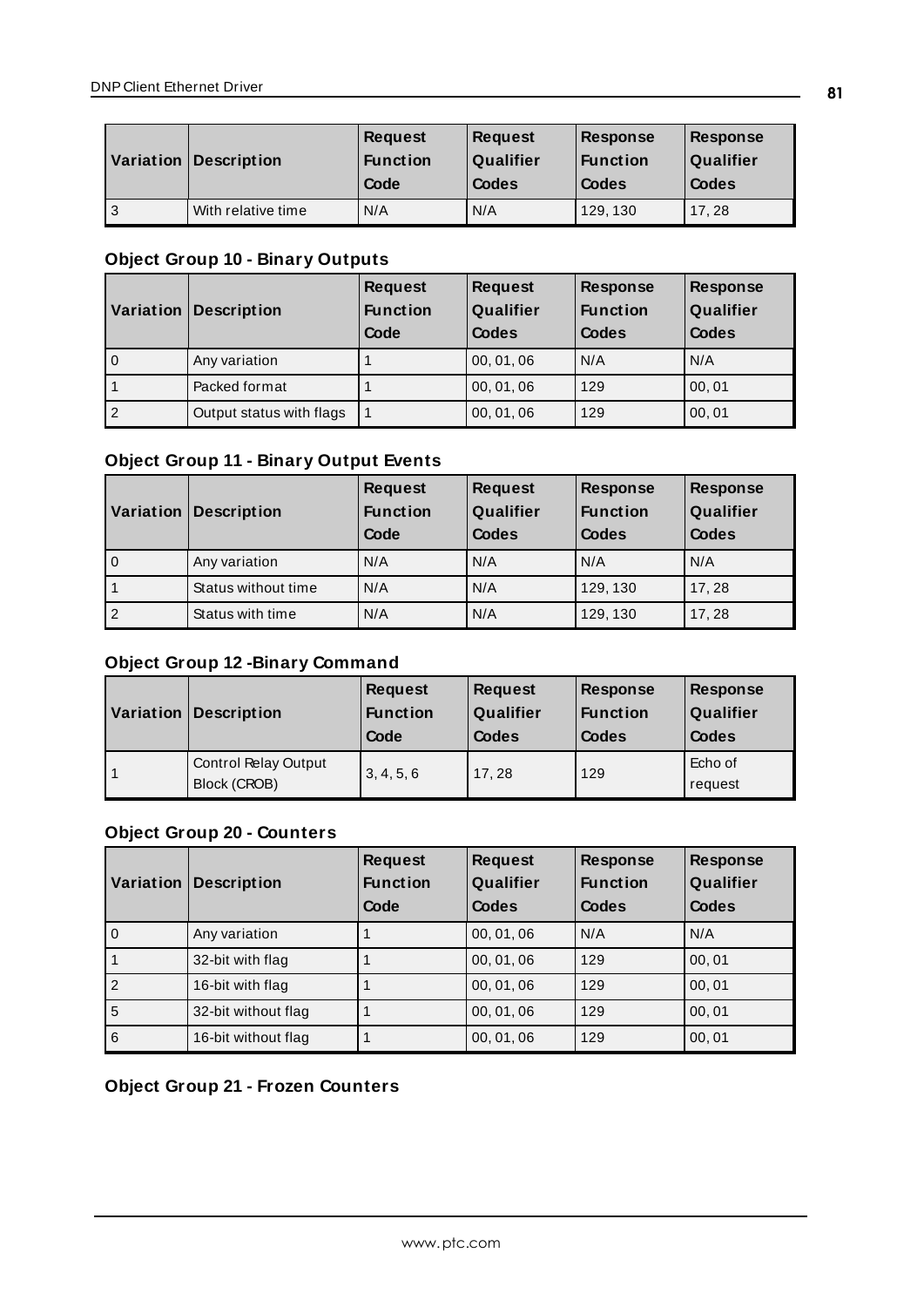| Variation | Description | Request Function Code | Request Qualifier Codes | Response Function Codes | Response Qualifier Codes |
|---|---|---|---|---|---|
| 3 | With relative time | N/A | N/A | 129, 130 | 17, 28 |

### Object Group 10 - Binary Outputs

| Variation | Description | Request Function Code | Request Qualifier Codes | Response Function Codes | Response Qualifier Codes |
|---|---|---|---|---|---|
| 0 | Any variation | 1 | 00, 01, 06 | N/A | N/A |
| 1 | Packed format | 1 | 00, 01, 06 | 129 | 00, 01 |
| 2 | Output status with flags | 1 | 00, 01, 06 | 129 | 00, 01 |

### Object Group 11 - Binary Output Events

| Variation | Description | Request Function Code | Request Qualifier Codes | Response Function Codes | Response Qualifier Codes |
|---|---|---|---|---|---|
| 0 | Any variation | N/A | N/A | N/A | N/A |
| 1 | Status without time | N/A | N/A | 129, 130 | 17, 28 |
| 2 | Status with time | N/A | N/A | 129, 130 | 17, 28 |

### Object Group 12 -Binary Command

| Variation | Description | Request Function Code | Request Qualifier Codes | Response Function Codes | Response Qualifier Codes |
|---|---|---|---|---|---|
| 1 | Control Relay Output Block (CROB) | 3, 4, 5, 6 | 17, 28 | 129 | Echo of request |

### Object Group 20 - Counters

| Variation | Description | Request Function Code | Request Qualifier Codes | Response Function Codes | Response Qualifier Codes |
|---|---|---|---|---|---|
| 0 | Any variation | 1 | 00, 01, 06 | N/A | N/A |
| 1 | 32-bit with flag | 1 | 00, 01, 06 | 129 | 00, 01 |
| 2 | 16-bit with flag | 1 | 00, 01, 06 | 129 | 00, 01 |
| 5 | 32-bit without flag | 1 | 00, 01, 06 | 129 | 00, 01 |
| 6 | 16-bit without flag | 1 | 00, 01, 06 | 129 | 00, 01 |

### Object Group 21 - Frozen Counters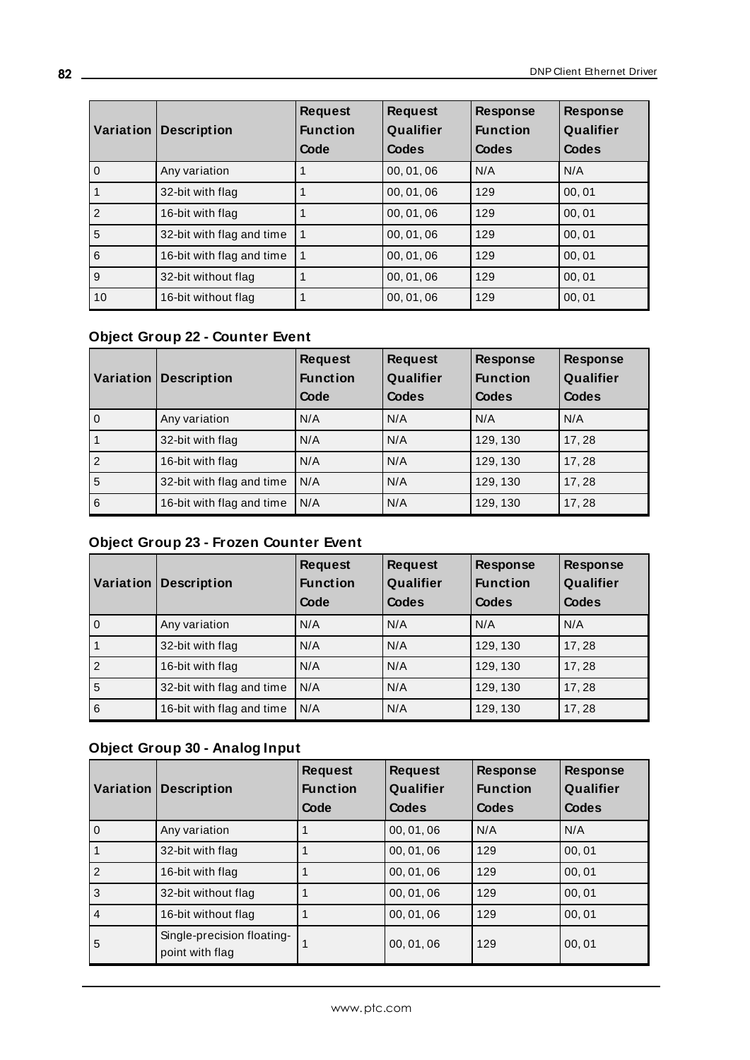| Variation | Description | Request Function Code | Request Qualifier Codes | Response Function Codes | Response Qualifier Codes |
| --- | --- | --- | --- | --- | --- |
| 0 | Any variation | 1 | 00, 01, 06 | N/A | N/A |
| 1 | 32-bit with flag | 1 | 00, 01, 06 | 129 | 00, 01 |
| 2 | 16-bit with flag | 1 | 00, 01, 06 | 129 | 00, 01 |
| 5 | 32-bit with flag and time | 1 | 00, 01, 06 | 129 | 00, 01 |
| 6 | 16-bit with flag and time | 1 | 00, 01, 06 | 129 | 00, 01 |
| 9 | 32-bit without flag | 1 | 00, 01, 06 | 129 | 00, 01 |
| 10 | 16-bit without flag | 1 | 00, 01, 06 | 129 | 00, 01 |

### Object Group 22 - Counter Event

| Variation | Description | Request Function Code | Request Qualifier Codes | Response Function Codes | Response Qualifier Codes |
| --- | --- | --- | --- | --- | --- |
| 0 | Any variation | N/A | N/A | N/A | N/A |
| 1 | 32-bit with flag | N/A | N/A | 129, 130 | 17, 28 |
| 2 | 16-bit with flag | N/A | N/A | 129, 130 | 17, 28 |
| 5 | 32-bit with flag and time | N/A | N/A | 129, 130 | 17, 28 |
| 6 | 16-bit with flag and time | N/A | N/A | 129, 130 | 17, 28 |

### Object Group 23 - Frozen Counter Event

| Variation | Description | Request Function Code | Request Qualifier Codes | Response Function Codes | Response Qualifier Codes |
| --- | --- | --- | --- | --- | --- |
| 0 | Any variation | N/A | N/A | N/A | N/A |
| 1 | 32-bit with flag | N/A | N/A | 129, 130 | 17, 28 |
| 2 | 16-bit with flag | N/A | N/A | 129, 130 | 17, 28 |
| 5 | 32-bit with flag and time | N/A | N/A | 129, 130 | 17, 28 |
| 6 | 16-bit with flag and time | N/A | N/A | 129, 130 | 17, 28 |

### Object Group 30 - Analog Input

| Variation | Description | Request Function Code | Request Qualifier Codes | Response Function Codes | Response Qualifier Codes |
| --- | --- | --- | --- | --- | --- |
| 0 | Any variation | 1 | 00, 01, 06 | N/A | N/A |
| 1 | 32-bit with flag | 1 | 00, 01, 06 | 129 | 00, 01 |
| 2 | 16-bit with flag | 1 | 00, 01, 06 | 129 | 00, 01 |
| 3 | 32-bit without flag | 1 | 00, 01, 06 | 129 | 00, 01 |
| 4 | 16-bit without flag | 1 | 00, 01, 06 | 129 | 00, 01 |
| 5 | Single-precision floating-point with flag | 1 | 00, 01, 06 | 129 | 00, 01 |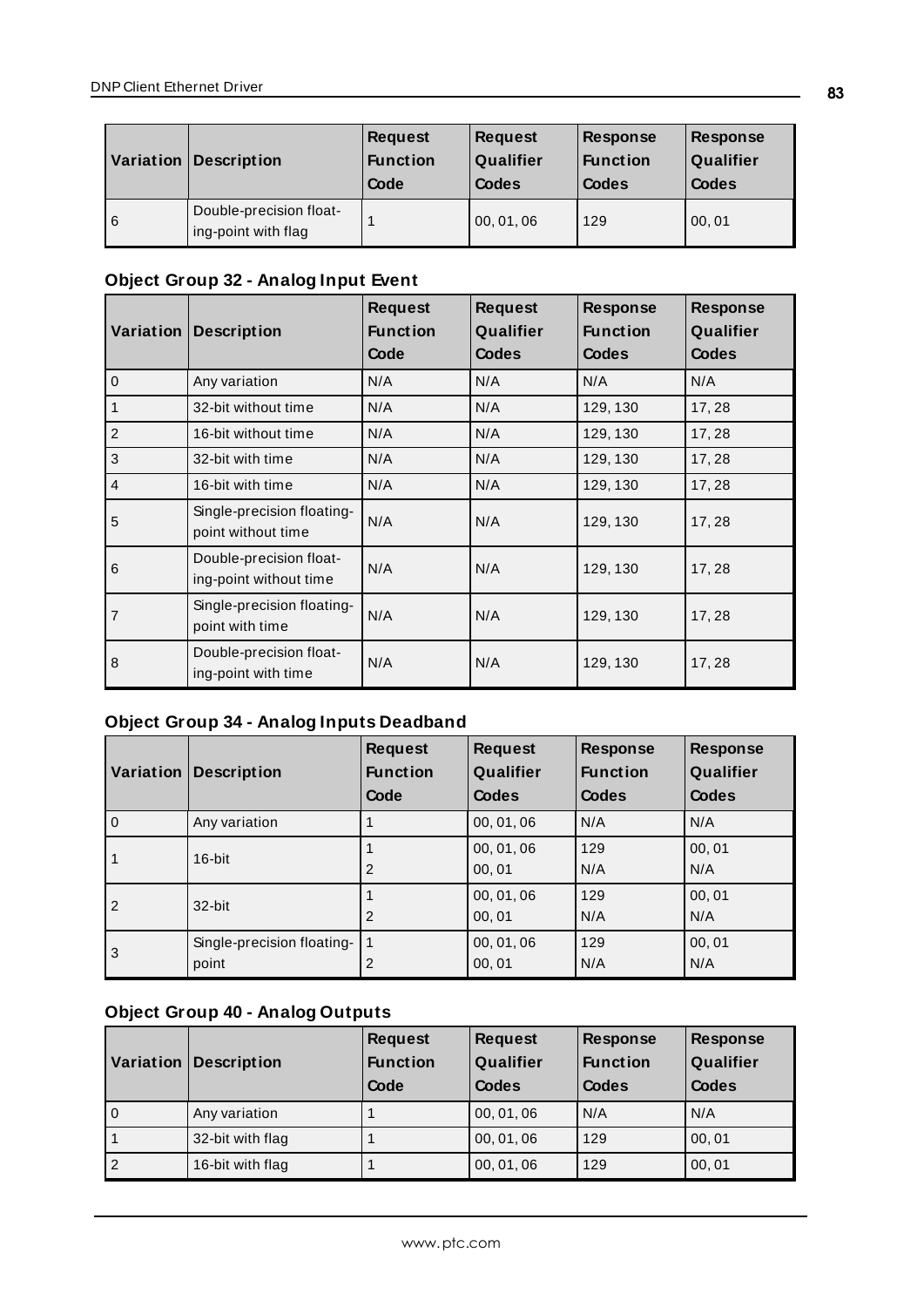| Variation | Description | Request Function Code | Request Qualifier Codes | Response Function Codes | Response Qualifier Codes |
|---|---|---|---|---|---|
| 6 | Double-precision floating-point with flag | 1 | 00, 01, 06 | 129 | 00, 01 |

### Object Group 32 - Analog Input Event

| Variation | Description | Request Function Code | Request Qualifier Codes | Response Function Codes | Response Qualifier Codes |
|---|---|---|---|---|---|
| 0 | Any variation | N/A | N/A | N/A | N/A |
| 1 | 32-bit without time | N/A | N/A | 129, 130 | 17, 28 |
| 2 | 16-bit without time | N/A | N/A | 129, 130 | 17, 28 |
| 3 | 32-bit with time | N/A | N/A | 129, 130 | 17, 28 |
| 4 | 16-bit with time | N/A | N/A | 129, 130 | 17, 28 |
| 5 | Single-precision floating-point without time | N/A | N/A | 129, 130 | 17, 28 |
| 6 | Double-precision floating-point without time | N/A | N/A | 129, 130 | 17, 28 |
| 7 | Single-precision floating-point with time | N/A | N/A | 129, 130 | 17, 28 |
| 8 | Double-precision floating-point with time | N/A | N/A | 129, 130 | 17, 28 |

### Object Group 34 - Analog Inputs Deadband

| Variation | Description | Request Function Code | Request Qualifier Codes | Response Function Codes | Response Qualifier Codes |
|---|---|---|---|---|---|
| 0 | Any variation | 1 | 00, 01, 06 | N/A | N/A |
| 1 | 16-bit | 1<br>2 | 00, 01, 06<br>00, 01 | 129<br>N/A | 00, 01<br>N/A |
| 2 | 32-bit | 1<br>2 | 00, 01, 06<br>00, 01 | 129<br>N/A | 00, 01<br>N/A |
| 3 | Single-precision floating-point | 1<br>2 | 00, 01, 06<br>00, 01 | 129<br>N/A | 00, 01<br>N/A |

### Object Group 40 - Analog Outputs

| Variation | Description | Request Function Code | Request Qualifier Codes | Response Function Codes | Response Qualifier Codes |
|---|---|---|---|---|---|
| 0 | Any variation | 1 | 00, 01, 06 | N/A | N/A |
| 1 | 32-bit with flag | 1 | 00, 01, 06 | 129 | 00, 01 |
| 2 | 16-bit with flag | 1 | 00, 01, 06 | 129 | 00, 01 |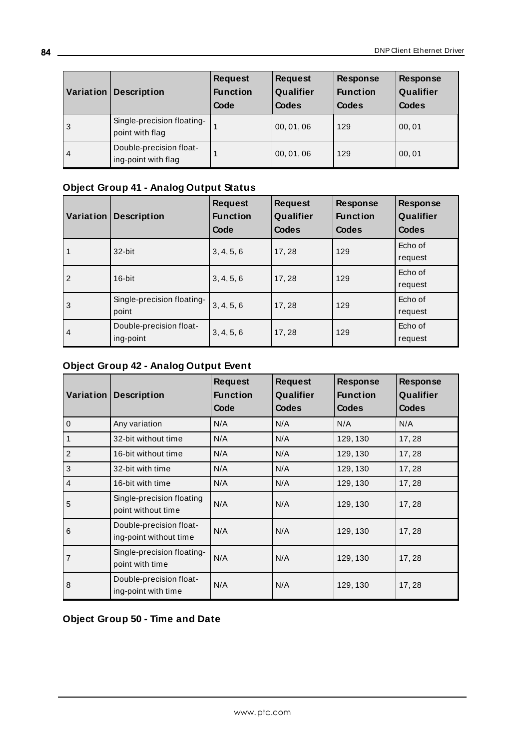| Variation | Description | Request Function Code | Request Qualifier Codes | Response Function Codes | Response Qualifier Codes |
|---|---|---|---|---|---|
| 3 | Single-precision floating-point with flag | 1 | 00, 01, 06 | 129 | 00, 01 |
| 4 | Double-precision floating-point with flag | 1 | 00, 01, 06 | 129 | 00, 01 |

### Object Group 41 - Analog Output Status

| Variation | Description | Request Function Code | Request Qualifier Codes | Response Function Codes | Response Qualifier Codes |
|---|---|---|---|---|---|
| 1 | 32-bit | 3, 4, 5, 6 | 17, 28 | 129 | Echo of request |
| 2 | 16-bit | 3, 4, 5, 6 | 17, 28 | 129 | Echo of request |
| 3 | Single-precision floating-point | 3, 4, 5, 6 | 17, 28 | 129 | Echo of request |
| 4 | Double-precision floating-point | 3, 4, 5, 6 | 17, 28 | 129 | Echo of request |

### Object Group 42 - Analog Output Event

| Variation | Description | Request Function Code | Request Qualifier Codes | Response Function Codes | Response Qualifier Codes |
|---|---|---|---|---|---|
| 0 | Any variation | N/A | N/A | N/A | N/A |
| 1 | 32-bit without time | N/A | N/A | 129, 130 | 17, 28 |
| 2 | 16-bit without time | N/A | N/A | 129, 130 | 17, 28 |
| 3 | 32-bit with time | N/A | N/A | 129, 130 | 17, 28 |
| 4 | 16-bit with time | N/A | N/A | 129, 130 | 17, 28 |
| 5 | Single-precision floating point without time | N/A | N/A | 129, 130 | 17, 28 |
| 6 | Double-precision floating-point without time | N/A | N/A | 129, 130 | 17, 28 |
| 7 | Single-precision floating-point with time | N/A | N/A | 129, 130 | 17, 28 |
| 8 | Double-precision floating-point with time | N/A | N/A | 129, 130 | 17, 28 |

### Object Group 50 - Time and Date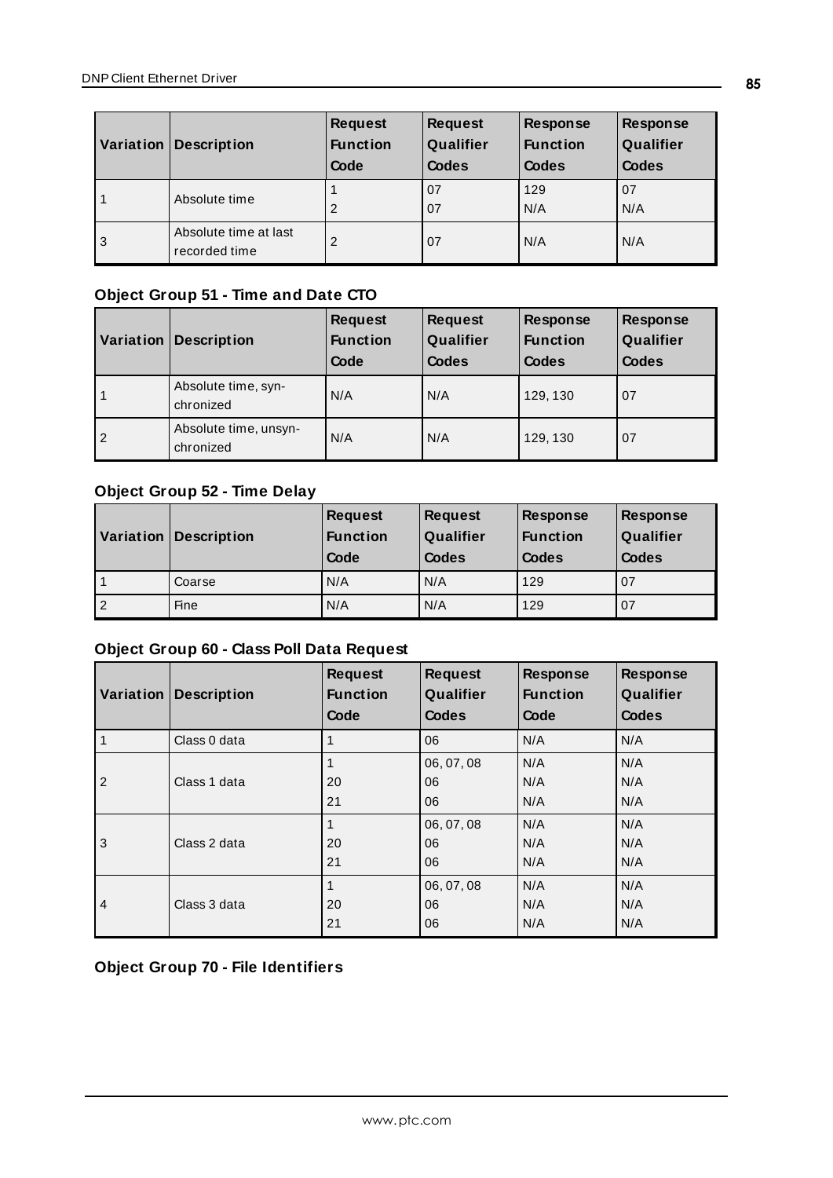| Variation | Description | Request Function Code | Request Qualifier Codes | Response Function Codes | Response Qualifier Codes |
|---|---|---|---|---|---|
| 1 | Absolute time | 1<br>2 | 07<br>07 | 129<br>N/A | 07<br>N/A |
| 3 | Absolute time at last recorded time | 2 | 07 | N/A | N/A |

### Object Group 51 - Time and Date CTO

| Variation | Description | Request Function Code | Request Qualifier Codes | Response Function Codes | Response Qualifier Codes |
|---|---|---|---|---|---|
| 1 | Absolute time, synchronized | N/A | N/A | 129, 130 | 07 |
| 2 | Absolute time, unsynchronized | N/A | N/A | 129, 130 | 07 |

### Object Group 52 - Time Delay

| Variation | Description | Request Function Code | Request Qualifier Codes | Response Function Codes | Response Qualifier Codes |
|---|---|---|---|---|---|
| 1 | Coarse | N/A | N/A | 129 | 07 |
| 2 | Fine | N/A | N/A | 129 | 07 |

### Object Group 60 - Class Poll Data Request

| Variation | Description | Request Function Code | Request Qualifier Codes | Response Function Code | Response Qualifier Codes |
|---|---|---|---|---|---|
| 1 | Class 0 data | 1 | 06 | N/A | N/A |
| 2 | Class 1 data | 1<br>20<br>21 | 06, 07, 08<br>06<br>06 | N/A<br>N/A<br>N/A | N/A<br>N/A<br>N/A |
| 3 | Class 2 data | 1<br>20<br>21 | 06, 07, 08<br>06<br>06 | N/A<br>N/A<br>N/A | N/A<br>N/A<br>N/A |
| 4 | Class 3 data | 1<br>20<br>21 | 06, 07, 08<br>06<br>06 | N/A<br>N/A<br>N/A | N/A<br>N/A<br>N/A |

### Object Group 70 - File Identifiers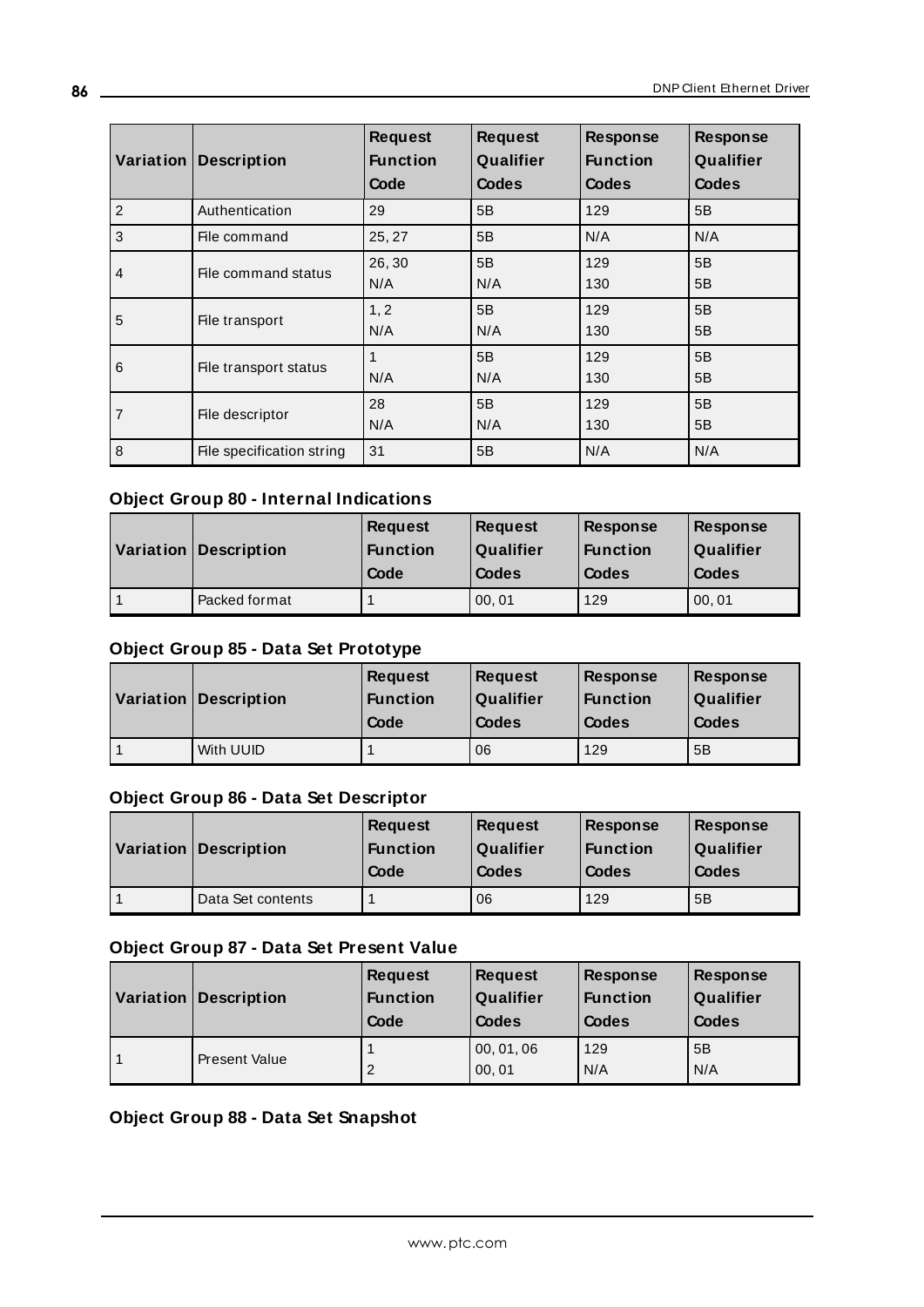| Variation | Description | Request Function Code | Request Qualifier Codes | Response Function Codes | Response Qualifier Codes |
|---|---|---|---|---|---|
| 2 | Authentication | 29 | 5B | 129 | 5B |
| 3 | File command | 25, 27 | 5B | N/A | N/A |
| 4 | File command status | 26, 30<br>N/A | 5B<br>N/A | 129<br>130 | 5B<br>5B |
| 5 | File transport | 1, 2<br>N/A | 5B<br>N/A | 129<br>130 | 5B<br>5B |
| 6 | File transport status | 1<br>N/A | 5B<br>N/A | 129<br>130 | 5B<br>5B |
| 7 | File descriptor | 28<br>N/A | 5B<br>N/A | 129<br>130 | 5B<br>5B |
| 8 | File specification string | 31 | 5B | N/A | N/A |

### Object Group 80 - Internal Indications

| Variation | Description | Request Function Code | Request Qualifier Codes | Response Function Codes | Response Qualifier Codes |
|---|---|---|---|---|---|
| 1 | Packed format | 1 | 00, 01 | 129 | 00, 01 |

### Object Group 85 - Data Set Prototype

| Variation | Description | Request Function Code | Request Qualifier Codes | Response Function Codes | Response Qualifier Codes |
|---|---|---|---|---|---|
| 1 | With UUID | 1 | 06 | 129 | 5B |

### Object Group 86 - Data Set Descriptor

| Variation | Description | Request Function Code | Request Qualifier Codes | Response Function Codes | Response Qualifier Codes |
|---|---|---|---|---|---|
| 1 | Data Set contents | 1 | 06 | 129 | 5B |

### Object Group 87 - Data Set Present Value

| Variation | Description | Request Function Code | Request Qualifier Codes | Response Function Codes | Response Qualifier Codes |
|---|---|---|---|---|---|
| 1 | Present Value | 1<br>2 | 00, 01, 06<br>00, 01 | 129<br>N/A | 5B<br>N/A |

### Object Group 88 - Data Set Snapshot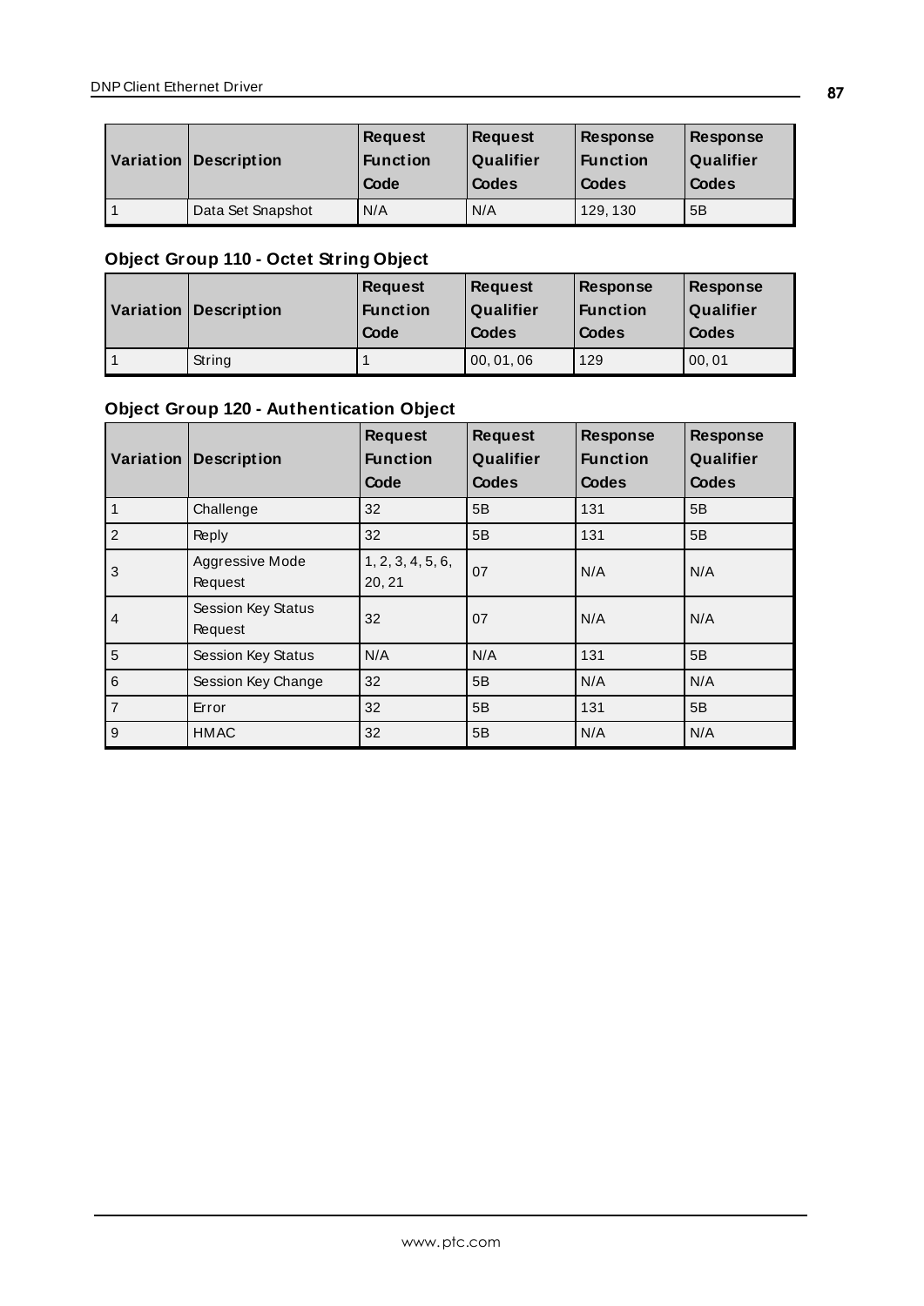| Variation | Description | Request Function Code | Request Qualifier Codes | Response Function Codes | Response Qualifier Codes |
|---|---|---|---|---|---|
| 1 | Data Set Snapshot | N/A | N/A | 129, 130 | 5B |

### Object Group 110 - Octet String Object

| Variation | Description | Request Function Code | Request Qualifier Codes | Response Function Codes | Response Qualifier Codes |
|---|---|---|---|---|---|
| 1 | String | 1 | 00, 01, 06 | 129 | 00, 01 |

### Object Group 120 - Authentication Object

| Variation | Description | Request Function Code | Request Qualifier Codes | Response Function Codes | Response Qualifier Codes |
|---|---|---|---|---|---|
| 1 | Challenge | 32 | 5B | 131 | 5B |
| 2 | Reply | 32 | 5B | 131 | 5B |
| 3 | Aggressive Mode Request | 1, 2, 3, 4, 5, 6, 20, 21 | 07 | N/A | N/A |
| 4 | Session Key Status Request | 32 | 07 | N/A | N/A |
| 5 | Session Key Status | N/A | N/A | 131 | 5B |
| 6 | Session Key Change | 32 | 5B | N/A | N/A |
| 7 | Error | 32 | 5B | 131 | 5B |
| 9 | HMAC | 32 | 5B | N/A | N/A |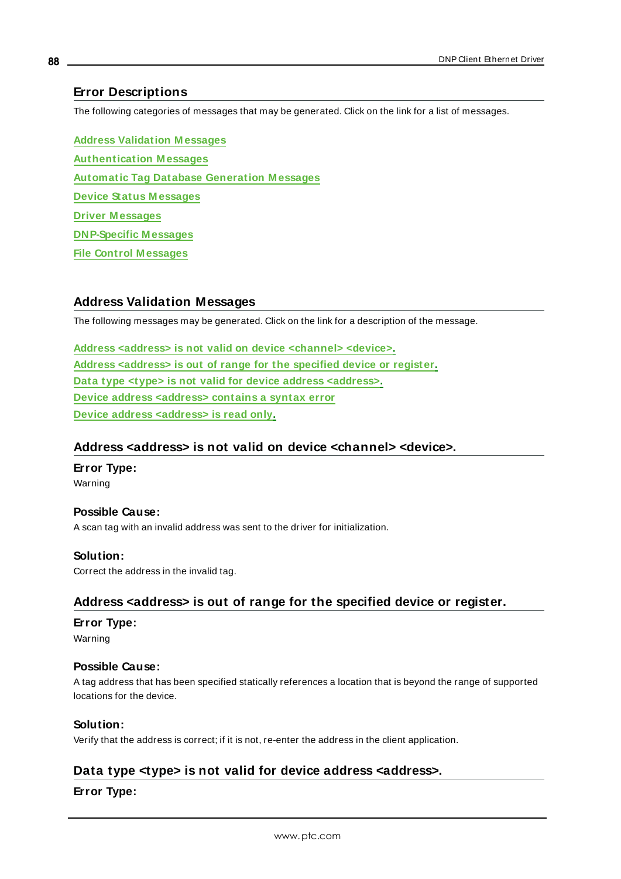## Error Descriptions

The following categories of messages that may be generated. Click on the link for a list of messages.

Address Validation Messages

Authentication Messages

Automatic Tag Database Generation Messages

Device Status Messages

Driver Messages

DNP-Specific Messages

File Control Messages

## Address Validation Messages

The following messages may be generated. Click on the link for a description of the message.

Address <address> is not valid on device <channel> <device>.
Address <address> is out of range for the specified device or register.
Data type <type> is not valid for device address <address>.
Device address <address> contains a syntax error
Device address <address> is read only.

### Address <address> is not valid on device <channel> <device>.

**Error Type:**
Warning

**Possible Cause:**
A scan tag with an invalid address was sent to the driver for initialization.

**Solution:**
Correct the address in the invalid tag.

### Address <address> is out of range for the specified device or register.

**Error Type:**
Warning

**Possible Cause:**
A tag address that has been specified statically references a location that is beyond the range of supported locations for the device.

**Solution:**
Verify that the address is correct; if it is not, re-enter the address in the client application.

### Data type <type> is not valid for device address <address>.

**Error Type:**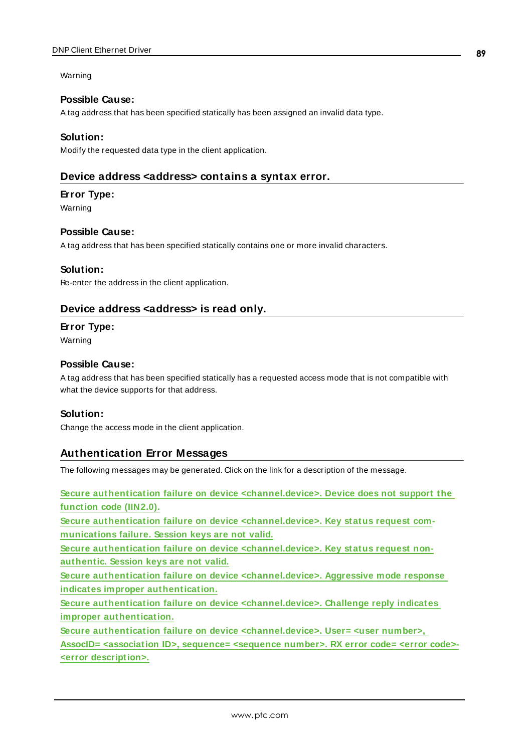Warning

### Possible Cause:

A tag address that has been specified statically has been assigned an invalid data type.

### Solution:

Modify the requested data type in the client application.

## Device address <address> contains a syntax error.

### Error Type:

Warning

### Possible Cause:

A tag address that has been specified statically contains one or more invalid characters.

### Solution:

Re-enter the address in the client application.

## Device address <address> is read only.

### Error Type:

Warning

### Possible Cause:

A tag address that has been specified statically has a requested access mode that is not compatible with what the device supports for that address.

### Solution:

Change the access mode in the client application.

## Authentication Error Messages

The following messages may be generated. Click on the link for a description of the message.

**Secure authentication failure on device <channel.device>. Device does not support the function code (IIN2.0).**
**Secure authentication failure on device <channel.device>. Key status request communications failure. Session keys are not valid.**
**Secure authentication failure on device <channel.device>. Key status request non-authentic. Session keys are not valid.**
**Secure authentication failure on device <channel.device>. Aggressive mode response indicates improper authentication.**
**Secure authentication failure on device <channel.device>. Challenge reply indicates improper authentication.**
**Secure authentication failure on device <channel.device>. User= <user number>, AssocID= <association ID>, sequence= <sequence number>. RX error code= <error code>-<error description>.**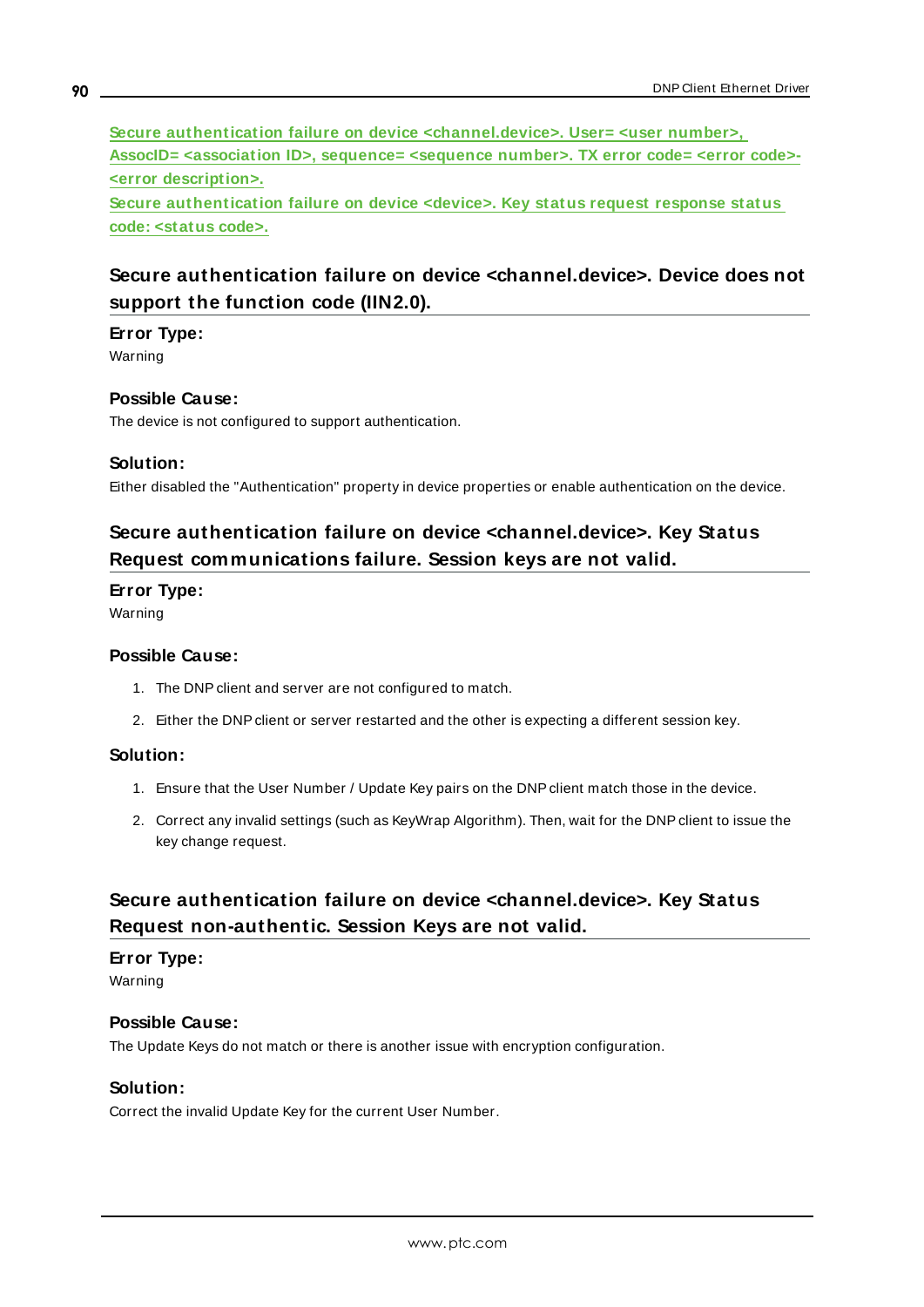Secure authentication failure on device <channel.device>. User= <user number>, AssocID= <association ID>, sequence= <sequence number>. TX error code= <error code>-<error description>.

Secure authentication failure on device <device>. Key status request response status code: <status code>.

## Secure authentication failure on device <channel.device>. Device does not support the function code (IIN2.0).

**Error Type:**

Warning

**Possible Cause:**

The device is not configured to support authentication.

**Solution:**

Either disabled the "Authentication" property in device properties or enable authentication on the device.

## Secure authentication failure on device <channel.device>. Key Status Request communications failure. Session keys are not valid.

**Error Type:**

Warning

**Possible Cause:**

1. The DNP client and server are not configured to match.
2. Either the DNP client or server restarted and the other is expecting a different session key.

**Solution:**

1. Ensure that the User Number / Update Key pairs on the DNP client match those in the device.
2. Correct any invalid settings (such as KeyWrap Algorithm). Then, wait for the DNP client to issue the key change request.

## Secure authentication failure on device <channel.device>. Key Status Request non-authentic. Session Keys are not valid.

**Error Type:**

Warning

**Possible Cause:**

The Update Keys do not match or there is another issue with encryption configuration.

**Solution:**

Correct the invalid Update Key for the current User Number.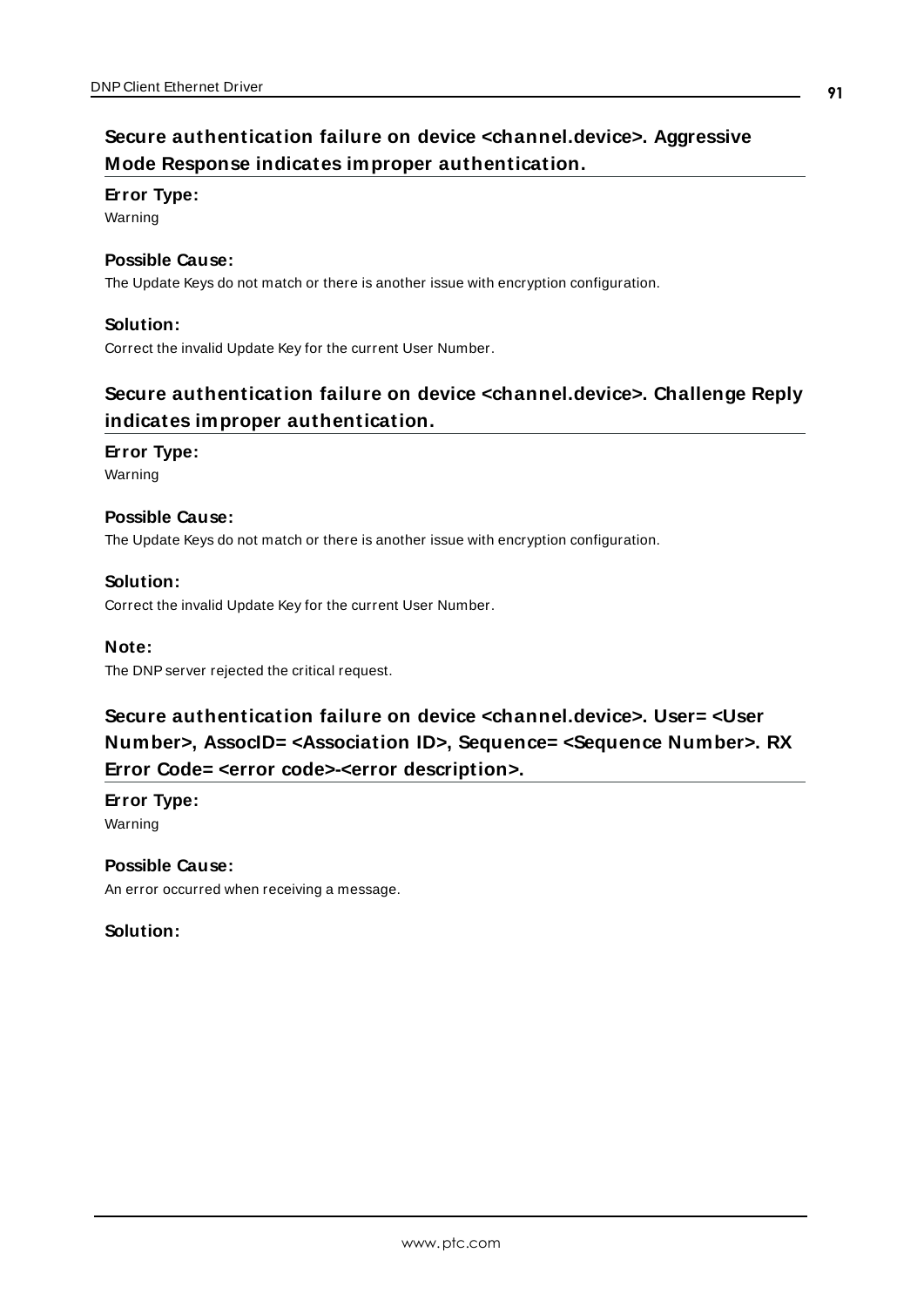## Secure authentication failure on device <channel.device>. Aggressive Mode Response indicates improper authentication.

**Error Type:**
Warning

**Possible Cause:**
The Update Keys do not match or there is another issue with encryption configuration.

**Solution:**
Correct the invalid Update Key for the current User Number.

## Secure authentication failure on device <channel.device>. Challenge Reply indicates improper authentication.

**Error Type:**
Warning

**Possible Cause:**
The Update Keys do not match or there is another issue with encryption configuration.

**Solution:**
Correct the invalid Update Key for the current User Number.

**Note:**
The DNP server rejected the critical request.

## Secure authentication failure on device <channel.device>. User= <User Number>, AssocID= <Association ID>, Sequence= <Sequence Number>. RX Error Code= <error code>-<error description>.

**Error Type:**
Warning

**Possible Cause:**
An error occurred when receiving a message.

**Solution:**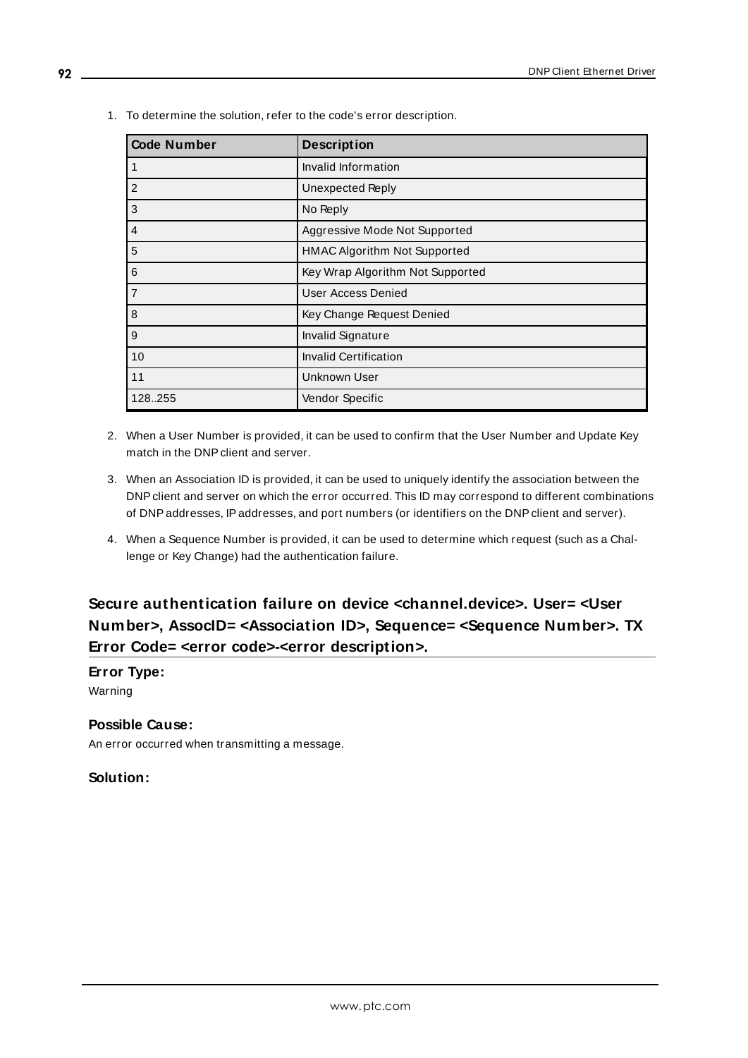1. To determine the solution, refer to the code's error description.

| Code Number | Description |
| --- | --- |
| 1 | Invalid Information |
| 2 | Unexpected Reply |
| 3 | No Reply |
| 4 | Aggressive Mode Not Supported |
| 5 | HMAC Algorithm Not Supported |
| 6 | Key Wrap Algorithm Not Supported |
| 7 | User Access Denied |
| 8 | Key Change Request Denied |
| 9 | Invalid Signature |
| 10 | Invalid Certification |
| 11 | Unknown User |
| 128..255 | Vendor Specific |

2. When a User Number is provided, it can be used to confirm that the User Number and Update Key match in the DNP client and server.

3. When an Association ID is provided, it can be used to uniquely identify the association between the DNP client and server on which the error occurred. This ID may correspond to different combinations of DNP addresses, IP addresses, and port numbers (or identifiers on the DNP client and server).

4. When a Sequence Number is provided, it can be used to determine which request (such as a Challenge or Key Change) had the authentication failure.

## Secure authentication failure on device <channel.device>. User= <User Number>, AssocID= <Association ID>, Sequence= <Sequence Number>. TX Error Code= <error code>-<error description>.

### Error Type:

Warning

### Possible Cause:

An error occurred when transmitting a message.

### Solution: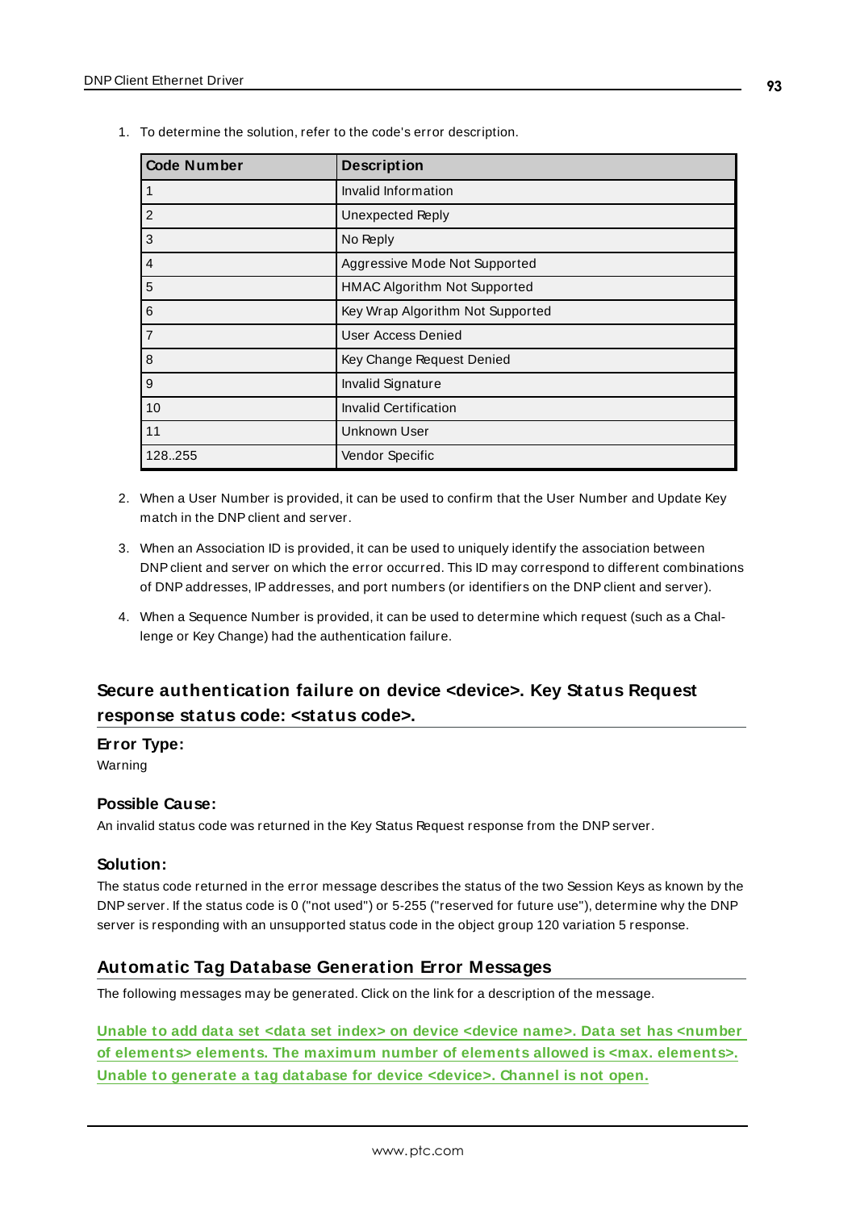1. To determine the solution, refer to the code's error description.

| Code Number | Description |
|---|---|
| 1 | Invalid Information |
| 2 | Unexpected Reply |
| 3 | No Reply |
| 4 | Aggressive Mode Not Supported |
| 5 | HMAC Algorithm Not Supported |
| 6 | Key Wrap Algorithm Not Supported |
| 7 | User Access Denied |
| 8 | Key Change Request Denied |
| 9 | Invalid Signature |
| 10 | Invalid Certification |
| 11 | Unknown User |
| 128..255 | Vendor Specific |

2. When a User Number is provided, it can be used to confirm that the User Number and Update Key match in the DNP client and server.

3. When an Association ID is provided, it can be used to uniquely identify the association between DNP client and server on which the error occurred. This ID may correspond to different combinations of DNP addresses, IP addresses, and port numbers (or identifiers on the DNP client and server).

4. When a Sequence Number is provided, it can be used to determine which request (such as a Challenge or Key Change) had the authentication failure.

## Secure authentication failure on device <device>. Key Status Request response status code: <status code>.

**Error Type:**
Warning

**Possible Cause:**
An invalid status code was returned in the Key Status Request response from the DNP server.

**Solution:**
The status code returned in the error message describes the status of the two Session Keys as known by the DNP server. If the status code is 0 ("not used") or 5-255 ("reserved for future use"), determine why the DNP server is responding with an unsupported status code in the object group 120 variation 5 response.

## Automatic Tag Database Generation Error Messages

The following messages may be generated. Click on the link for a description of the message.

**Unable to add data set <data set index> on device <device name>. Data set has <number of elements> elements. The maximum number of elements allowed is <max. elements>.**
**Unable to generate a tag database for device <device>. Channel is not open.**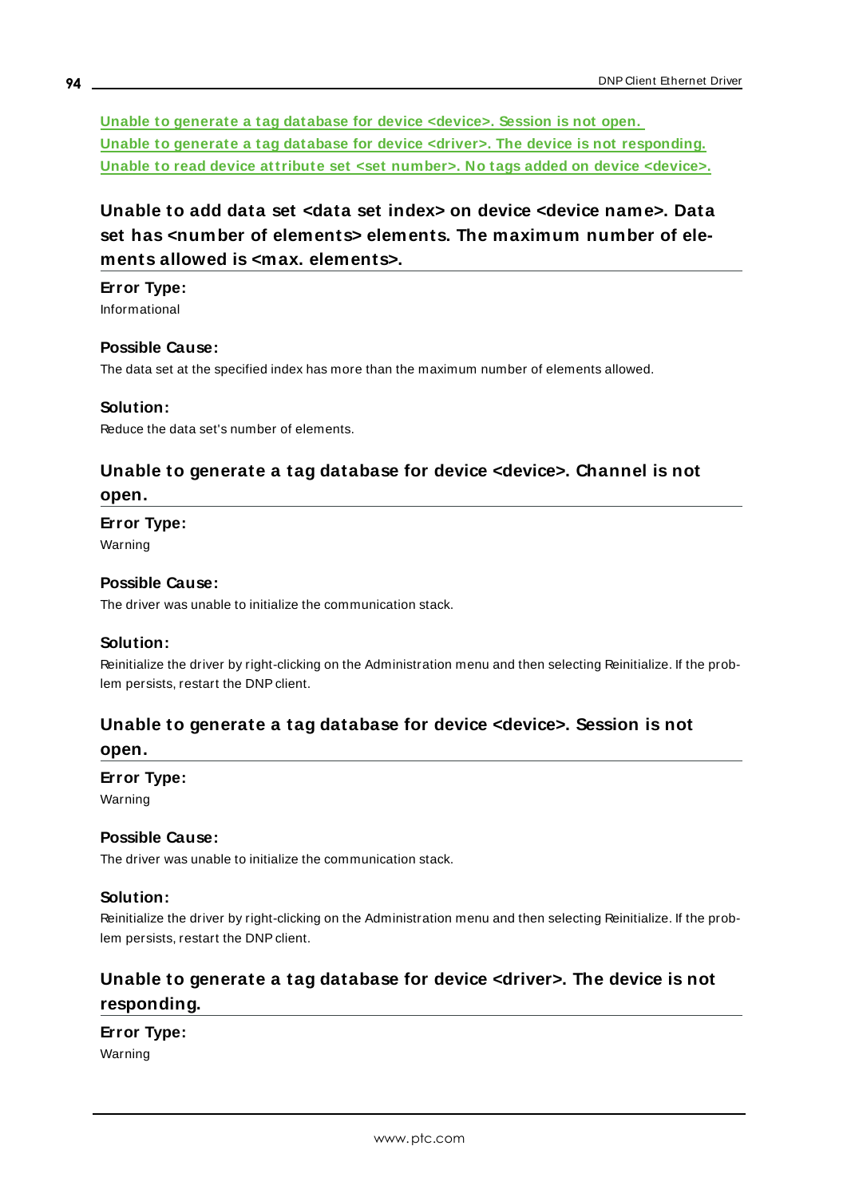[Unable to generate a tag database for device <device>. Session is not open.](#)
[Unable to generate a tag database for device <driver>. The device is not responding.](#)
[Unable to read device attribute set <set number>. No tags added on device <device>.](#)

## Unable to add data set <data set index> on device <device name>. Data set has <number of elements> elements. The maximum number of elements allowed is <max. elements>.

**Error Type:**
Informational

**Possible Cause:**
The data set at the specified index has more than the maximum number of elements allowed.

**Solution:**
Reduce the data set's number of elements.

## Unable to generate a tag database for device <device>. Channel is not open.

**Error Type:**
Warning

**Possible Cause:**
The driver was unable to initialize the communication stack.

**Solution:**
Reinitialize the driver by right-clicking on the Administration menu and then selecting Reinitialize. If the problem persists, restart the DNP client.

## Unable to generate a tag database for device <device>. Session is not open.

**Error Type:**
Warning

**Possible Cause:**
The driver was unable to initialize the communication stack.

**Solution:**
Reinitialize the driver by right-clicking on the Administration menu and then selecting Reinitialize. If the problem persists, restart the DNP client.

## Unable to generate a tag database for device <driver>. The device is not responding.

**Error Type:**
Warning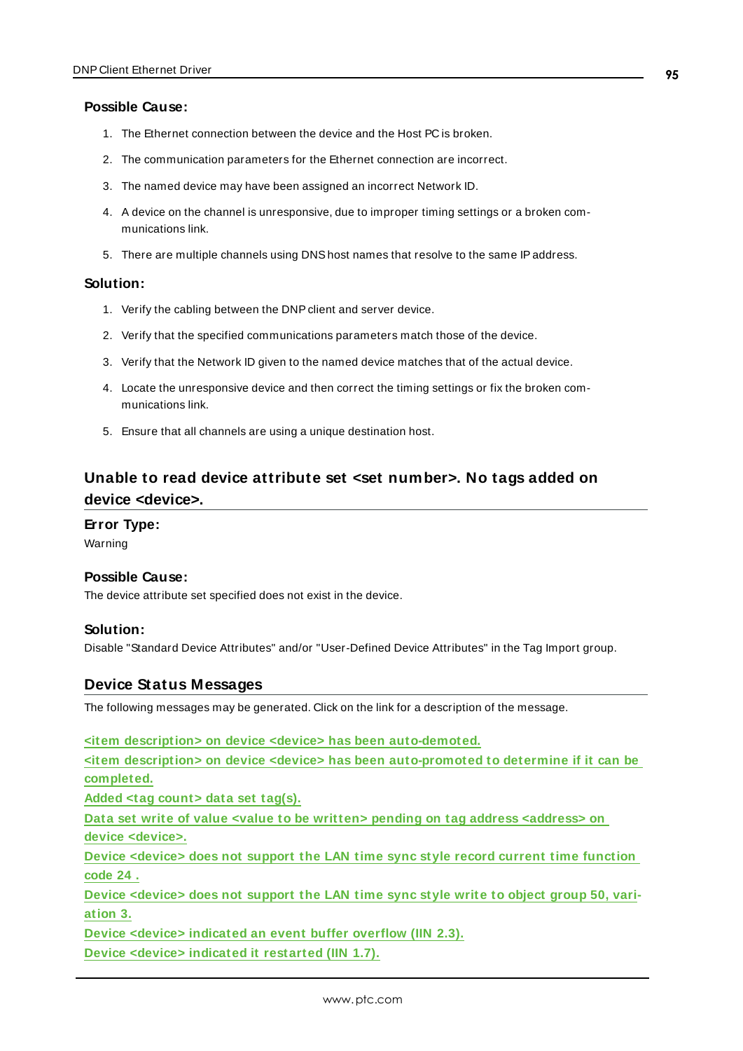#### Possible Cause:

1. The Ethernet connection between the device and the Host PC is broken.
2. The communication parameters for the Ethernet connection are incorrect.
3. The named device may have been assigned an incorrect Network ID.
4. A device on the channel is unresponsive, due to improper timing settings or a broken communications link.
5. There are multiple channels using DNS host names that resolve to the same IP address.

#### Solution:

1. Verify the cabling between the DNP client and server device.
2. Verify that the specified communications parameters match those of the device.
3. Verify that the Network ID given to the named device matches that of the actual device.
4. Locate the unresponsive device and then correct the timing settings or fix the broken communications link.
5. Ensure that all channels are using a unique destination host.

### Unable to read device attribute set <set number>. No tags added on device <device>.

#### Error Type:

Warning

#### Possible Cause:

The device attribute set specified does not exist in the device.

#### Solution:

Disable "Standard Device Attributes" and/or "User-Defined Device Attributes" in the Tag Import group.

### Device Status Messages

The following messages may be generated. Click on the link for a description of the message.

**<item description> on device <device> has been auto-demoted.**
**<item description> on device <device> has been auto-promoted to determine if it can be completed.**
**Added <tag count> data set tag(s).**
**Data set write of value <value to be written> pending on tag address <address> on device <device>.**
**Device <device> does not support the LAN time sync style record current time function code 24 .**
**Device <device> does not support the LAN time sync style write to object group 50, variation 3.**
**Device <device> indicated an event buffer overflow (IIN 2.3).**
**Device <device> indicated it restarted (IIN 1.7).**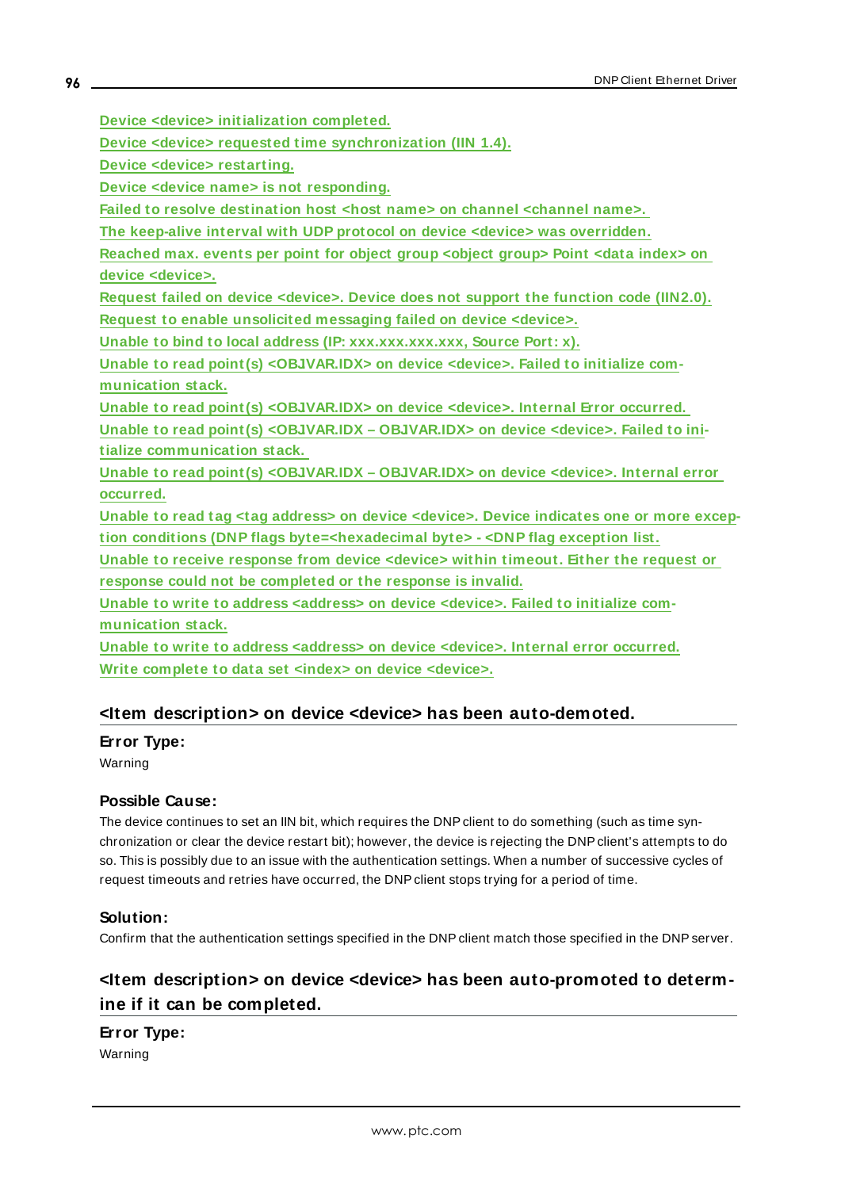Device <device> initialization completed.
Device <device> requested time synchronization (IIN 1.4).
Device <device> restarting.
Device <device name> is not responding.
Failed to resolve destination host <host name> on channel <channel name>.
The keep-alive interval with UDP protocol on device <device> was overridden.
Reached max. events per point for object group <object group> Point <data index> on device <device>.
Request failed on device <device>. Device does not support the function code (IIN2.0).
Request to enable unsolicited messaging failed on device <device>.
Unable to bind to local address (IP: xxx.xxx.xxx.xxx, Source Port: x).
Unable to read point(s) <OBJVAR.IDX> on device <device>. Failed to initialize communication stack.
Unable to read point(s) <OBJVAR.IDX> on device <device>. Internal Error occurred.
Unable to read point(s) <OBJVAR.IDX – OBJVAR.IDX> on device <device>. Failed to initialize communication stack.
Unable to read point(s) <OBJVAR.IDX – OBJVAR.IDX> on device <device>. Internal error occurred.
Unable to read tag <tag address> on device <device>. Device indicates one or more exception conditions (DNP flags byte=<hexadecimal byte> - <DNP flag exception list.
Unable to receive response from device <device> within timeout. Either the request or response could not be completed or the response is invalid.
Unable to write to address <address> on device <device>. Failed to initialize communication stack.
Unable to write to address <address> on device <device>. Internal error occurred.
Write complete to data set <index> on device <device>.

## <Item description> on device <device> has been auto-demoted.

**Error Type:**
Warning

**Possible Cause:**
The device continues to set an IIN bit, which requires the DNP client to do something (such as time synchronization or clear the device restart bit); however, the device is rejecting the DNP client's attempts to do so. This is possibly due to an issue with the authentication settings. When a number of successive cycles of request timeouts and retries have occurred, the DNP client stops trying for a period of time.

**Solution:**
Confirm that the authentication settings specified in the DNP client match those specified in the DNP server.

## <Item description> on device <device> has been auto-promoted to determine if it can be completed.

**Error Type:**
Warning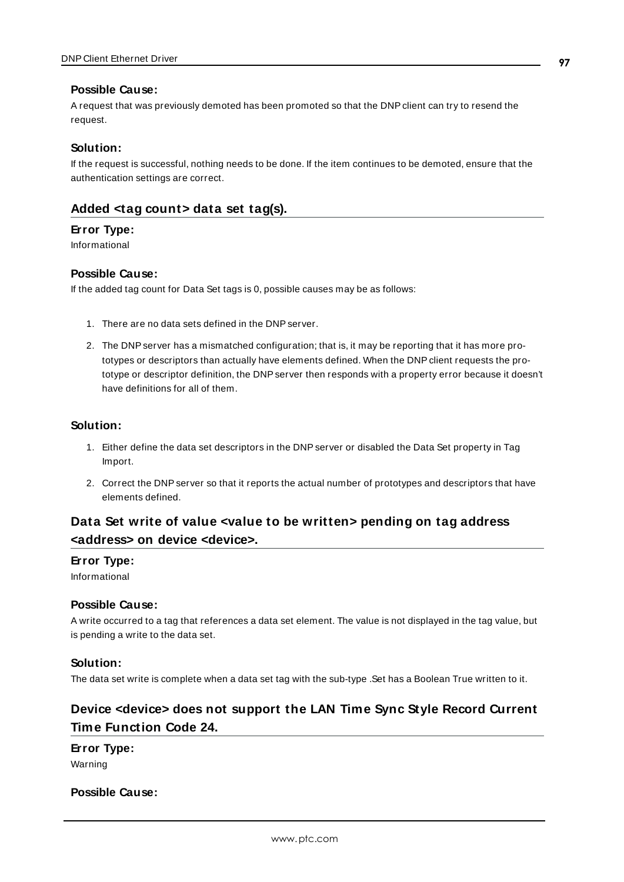#### Possible Cause:

A request that was previously demoted has been promoted so that the DNP client can try to resend the request.

#### Solution:

If the request is successful, nothing needs to be done. If the item continues to be demoted, ensure that the authentication settings are correct.

### Added <tag count> data set tag(s).

#### Error Type:

Informational

#### Possible Cause:

If the added tag count for Data Set tags is 0, possible causes may be as follows:

1. There are no data sets defined in the DNP server.
2. The DNP server has a mismatched configuration; that is, it may be reporting that it has more prototypes or descriptors than actually have elements defined. When the DNP client requests the prototype or descriptor definition, the DNP server then responds with a property error because it doesn't have definitions for all of them.

#### Solution:

1. Either define the data set descriptors in the DNP server or disabled the Data Set property in Tag Import.
2. Correct the DNP server so that it reports the actual number of prototypes and descriptors that have elements defined.

### Data Set write of value <value to be written> pending on tag address <address> on device <device>.

#### Error Type:

Informational

#### Possible Cause:

A write occurred to a tag that references a data set element. The value is not displayed in the tag value, but is pending a write to the data set.

#### Solution:

The data set write is complete when a data set tag with the sub-type .Set has a Boolean True written to it.

### Device <device> does not support the LAN Time Sync Style Record Current Time Function Code 24.

#### Error Type:

Warning

#### Possible Cause: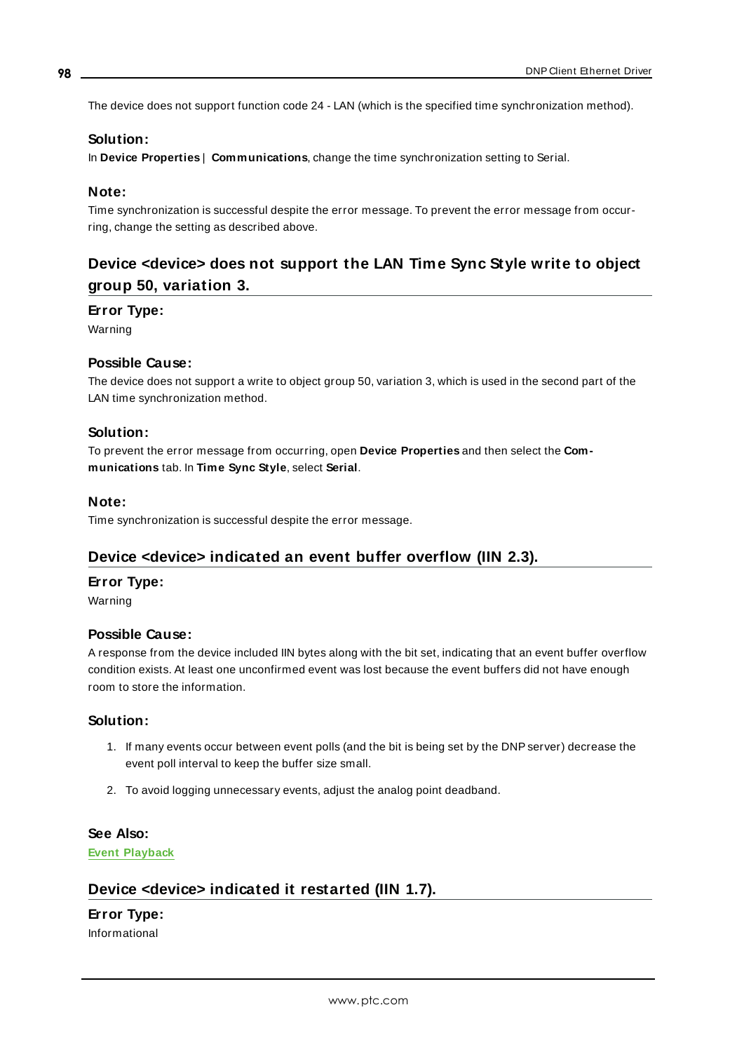The device does not support function code 24 - LAN (which is the specified time synchronization method).

### Solution:

In **Device Properties** | **Communications**, change the time synchronization setting to Serial.

### Note:

Time synchronization is successful despite the error message. To prevent the error message from occurring, change the setting as described above.

## Device <device> does not support the LAN Time Sync Style write to object group 50, variation 3.

### Error Type:

Warning

### Possible Cause:

The device does not support a write to object group 50, variation 3, which is used in the second part of the LAN time synchronization method.

### Solution:

To prevent the error message from occurring, open **Device Properties** and then select the **Communications** tab. In **Time Sync Style**, select **Serial**.

### Note:

Time synchronization is successful despite the error message.

## Device <device> indicated an event buffer overflow (IIN 2.3).

### Error Type:

Warning

### Possible Cause:

A response from the device included IIN bytes along with the bit set, indicating that an event buffer overflow condition exists. At least one unconfirmed event was lost because the event buffers did not have enough room to store the information.

### Solution:

1. If many events occur between event polls (and the bit is being set by the DNP server) decrease the event poll interval to keep the buffer size small.
2. To avoid logging unnecessary events, adjust the analog point deadband.

### See Also:

**Event Playback**

## Device <device> indicated it restarted (IIN 1.7).

### Error Type:

Informational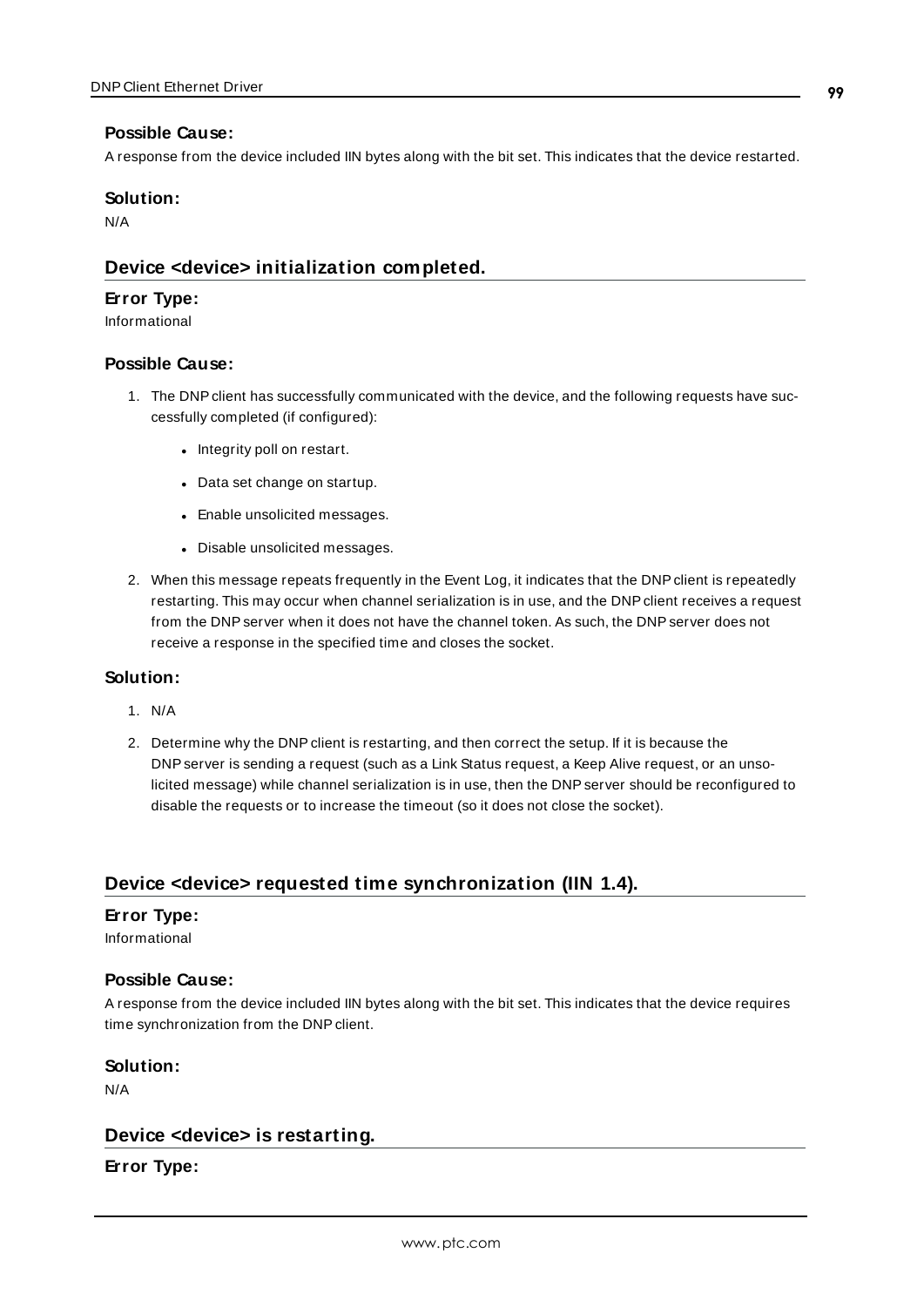**Possible Cause:**

A response from the device included IIN bytes along with the bit set. This indicates that the device restarted.

**Solution:**

N/A

## Device <device> initialization completed.

**Error Type:**

Informational

**Possible Cause:**

1. The DNP client has successfully communicated with the device, and the following requests have successfully completed (if configured):
   - Integrity poll on restart.
   - Data set change on startup.
   - Enable unsolicited messages.
   - Disable unsolicited messages.
2. When this message repeats frequently in the Event Log, it indicates that the DNP client is repeatedly restarting. This may occur when channel serialization is in use, and the DNP client receives a request from the DNP server when it does not have the channel token. As such, the DNP server does not receive a response in the specified time and closes the socket.

**Solution:**

1. N/A
2. Determine why the DNP client is restarting, and then correct the setup. If it is because the DNP server is sending a request (such as a Link Status request, a Keep Alive request, or an unsolicited message) while channel serialization is in use, then the DNP server should be reconfigured to disable the requests or to increase the timeout (so it does not close the socket).

## Device <device> requested time synchronization (IIN 1.4).

**Error Type:**

Informational

**Possible Cause:**

A response from the device included IIN bytes along with the bit set. This indicates that the device requires time synchronization from the DNP client.

**Solution:**

N/A

## Device <device> is restarting.

**Error Type:**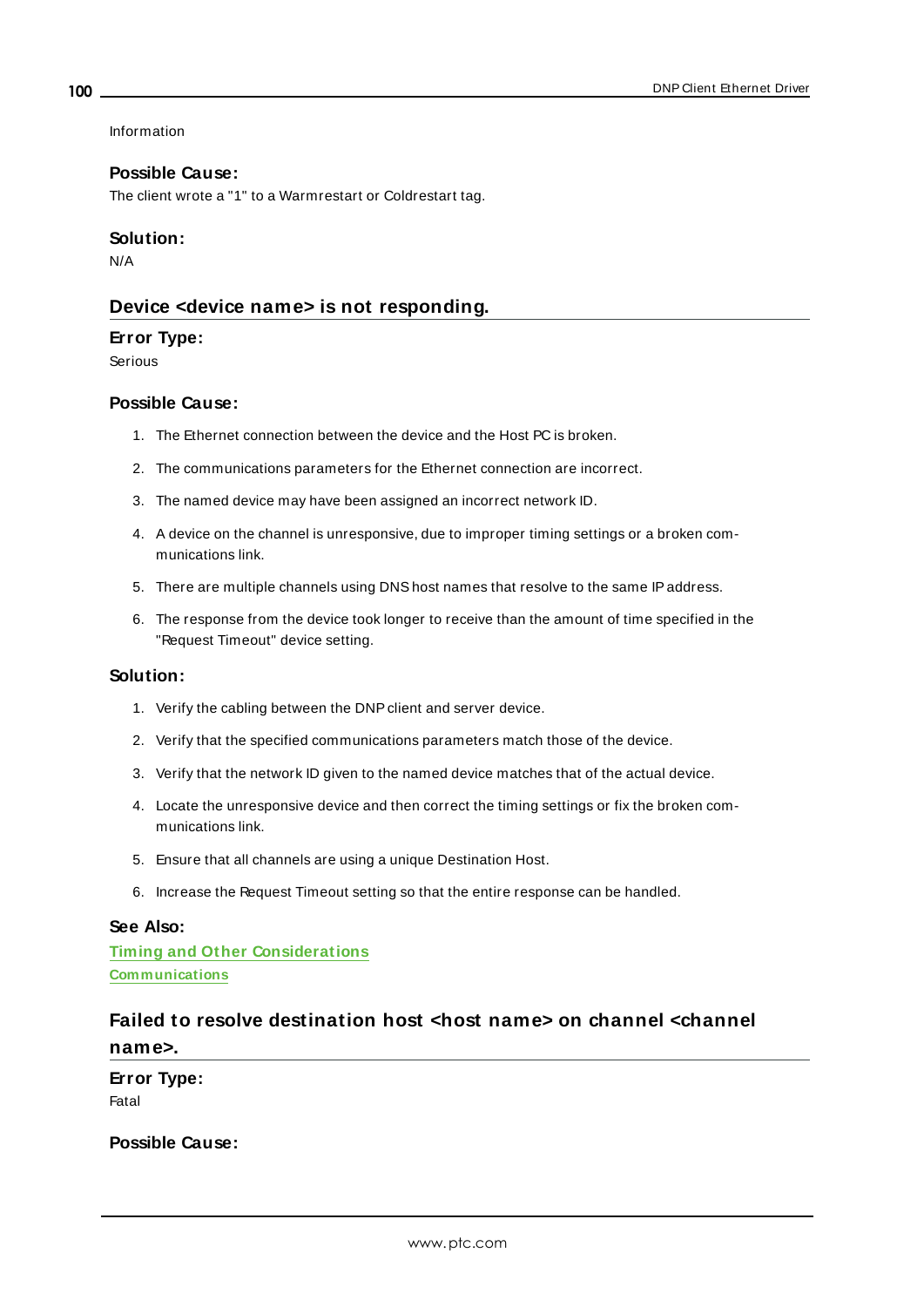Information

**Possible Cause:**

The client wrote a "1" to a Warmrestart or Coldrestart tag.

**Solution:**

N/A

## Device <device name> is not responding.

**Error Type:**

Serious

**Possible Cause:**

1. The Ethernet connection between the device and the Host PC is broken.
2. The communications parameters for the Ethernet connection are incorrect.
3. The named device may have been assigned an incorrect network ID.
4. A device on the channel is unresponsive, due to improper timing settings or a broken communications link.
5. There are multiple channels using DNS host names that resolve to the same IP address.
6. The response from the device took longer to receive than the amount of time specified in the "Request Timeout" device setting.

**Solution:**

1. Verify the cabling between the DNP client and server device.
2. Verify that the specified communications parameters match those of the device.
3. Verify that the network ID given to the named device matches that of the actual device.
4. Locate the unresponsive device and then correct the timing settings or fix the broken communications link.
5. Ensure that all channels are using a unique Destination Host.
6. Increase the Request Timeout setting so that the entire response can be handled.

**See Also:**

**Timing and Other Considerations**

**Communications**

## Failed to resolve destination host <host name> on channel <channel name>.

**Error Type:**

Fatal

**Possible Cause:**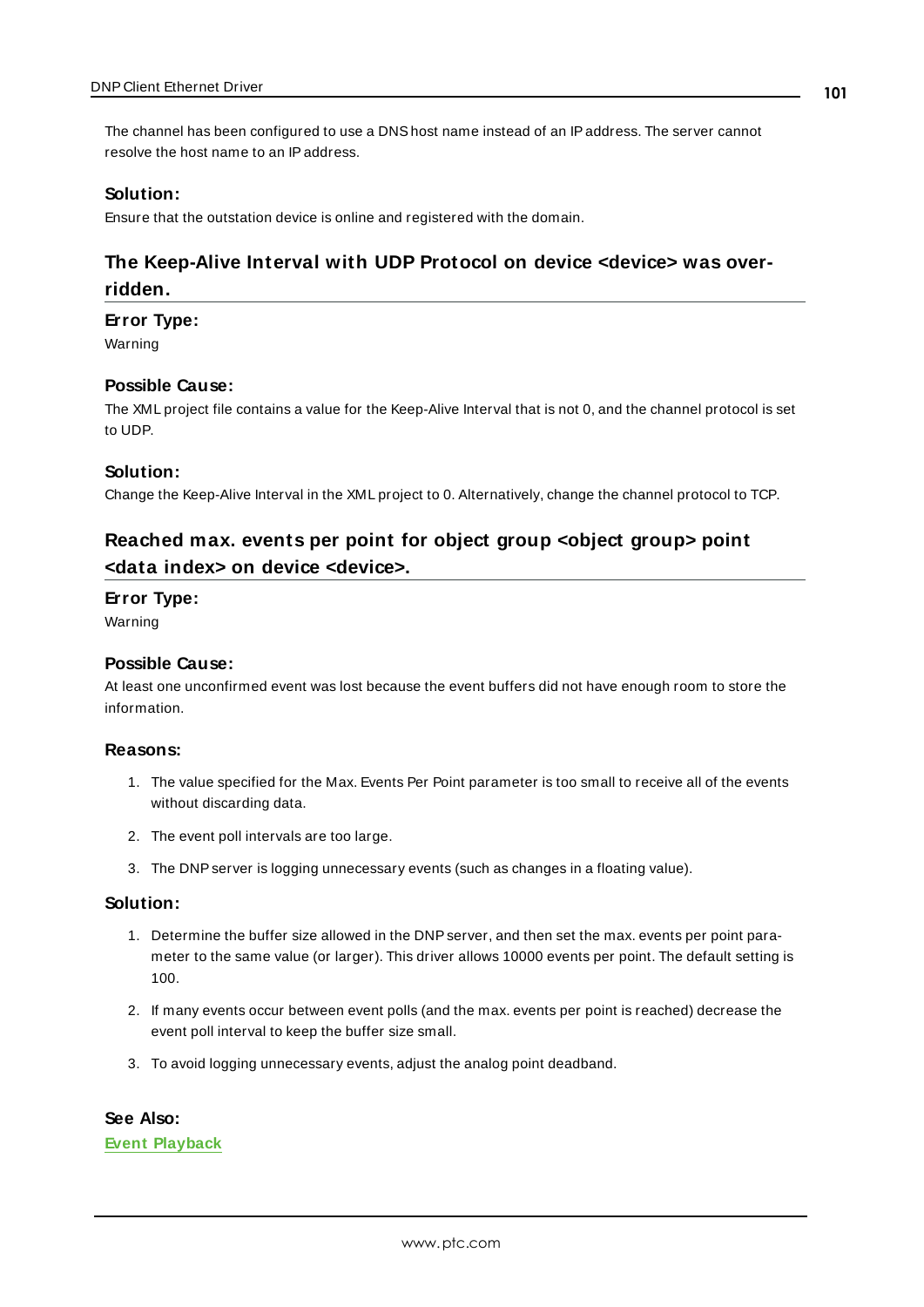The channel has been configured to use a DNS host name instead of an IP address. The server cannot resolve the host name to an IP address.

#### Solution:

Ensure that the outstation device is online and registered with the domain.

### The Keep-Alive Interval with UDP Protocol on device <device> was overridden.

#### Error Type:

Warning

#### Possible Cause:

The XML project file contains a value for the Keep-Alive Interval that is not 0, and the channel protocol is set to UDP.

#### Solution:

Change the Keep-Alive Interval in the XML project to 0. Alternatively, change the channel protocol to TCP.

### Reached max. events per point for object group <object group> point <data index> on device <device>.

#### Error Type:

Warning

#### Possible Cause:

At least one unconfirmed event was lost because the event buffers did not have enough room to store the information.

#### Reasons:

1. The value specified for the Max. Events Per Point parameter is too small to receive all of the events without discarding data.
2. The event poll intervals are too large.
3. The DNP server is logging unnecessary events (such as changes in a floating value).

#### Solution:

1. Determine the buffer size allowed in the DNP server, and then set the max. events per point parameter to the same value (or larger). This driver allows 10000 events per point. The default setting is 100.
2. If many events occur between event polls (and the max. events per point is reached) decrease the event poll interval to keep the buffer size small.
3. To avoid logging unnecessary events, adjust the analog point deadband.

#### See Also:

**Event Playback**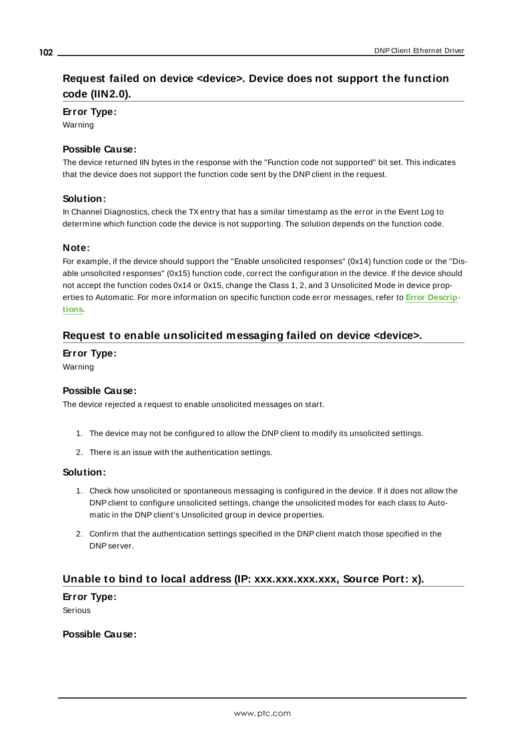## Request failed on device <device>. Device does not support the function code (IIN2.0).

### Error Type:

Warning

### Possible Cause:

The device returned IIN bytes in the response with the "Function code not supported" bit set. This indicates that the device does not support the function code sent by the DNP client in the request.

### Solution:

In Channel Diagnostics, check the TX entry that has a similar timestamp as the error in the Event Log to determine which function code the device is not supporting. The solution depends on the function code.

### Note:

For example, if the device should support the "Enable unsolicited responses" (0x14) function code or the "Disable unsolicited responses" (0x15) function code, correct the configuration in the device. If the device should not accept the function codes 0x14 or 0x15, change the Class 1, 2, and 3 Unsolicited Mode in device properties to Automatic. For more information on specific function code error messages, refer to **Error Descriptions**.

## Request to enable unsolicited messaging failed on device <device>.

### Error Type:

Warning

### Possible Cause:

The device rejected a request to enable unsolicited messages on start.

1. The device may not be configured to allow the DNP client to modify its unsolicited settings.
2. There is an issue with the authentication settings.

### Solution:

1. Check how unsolicited or spontaneous messaging is configured in the device. If it does not allow the DNP client to configure unsolicited settings, change the unsolicited modes for each class to Automatic in the DNP client's Unsolicited group in device properties.
2. Confirm that the authentication settings specified in the DNP client match those specified in the DNP server.

## Unable to bind to local address (IP: xxx.xxx.xxx.xxx, Source Port: x).

### Error Type:

Serious

### Possible Cause: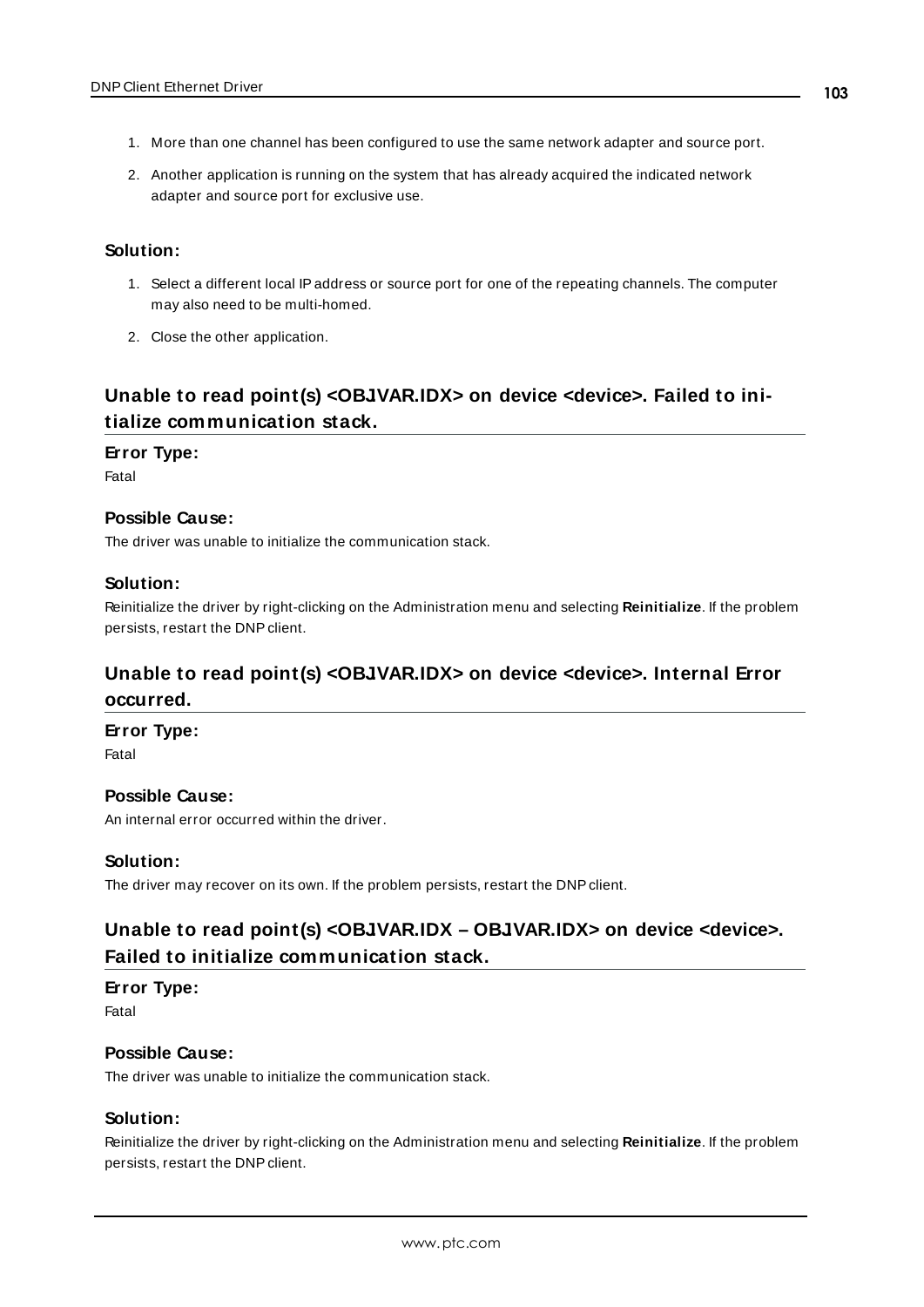1. More than one channel has been configured to use the same network adapter and source port.
2. Another application is running on the system that has already acquired the indicated network adapter and source port for exclusive use.

**Solution:**

1. Select a different local IP address or source port for one of the repeating channels. The computer may also need to be multi-homed.
2. Close the other application.

## Unable to read point(s) <OBJVAR.IDX> on device <device>. Failed to initialize communication stack.

**Error Type:**

Fatal

**Possible Cause:**

The driver was unable to initialize the communication stack.

**Solution:**

Reinitialize the driver by right-clicking on the Administration menu and selecting **Reinitialize**. If the problem persists, restart the DNP client.

## Unable to read point(s) <OBJVAR.IDX> on device <device>. Internal Error occurred.

**Error Type:**

Fatal

**Possible Cause:**

An internal error occurred within the driver.

**Solution:**

The driver may recover on its own. If the problem persists, restart the DNP client.

## Unable to read point(s) <OBJVAR.IDX – OBJVAR.IDX> on device <device>. Failed to initialize communication stack.

**Error Type:**

Fatal

**Possible Cause:**

The driver was unable to initialize the communication stack.

**Solution:**

Reinitialize the driver by right-clicking on the Administration menu and selecting **Reinitialize**. If the problem persists, restart the DNP client.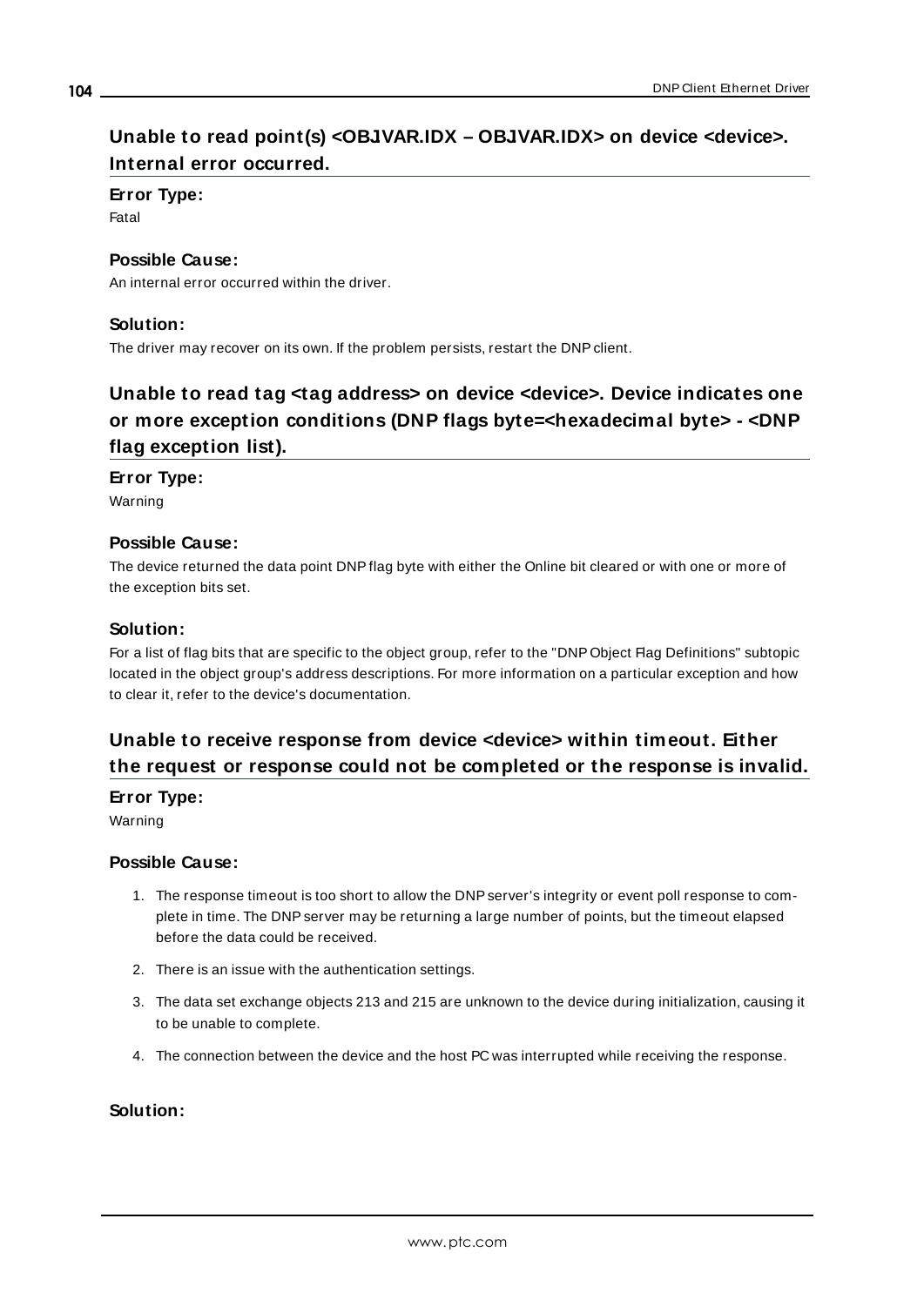## Unable to read point(s) <OBJVAR.IDX – OBJVAR.IDX> on device <device>. Internal error occurred.

### Error Type:

Fatal

### Possible Cause:

An internal error occurred within the driver.

### Solution:

The driver may recover on its own. If the problem persists, restart the DNP client.

## Unable to read tag <tag address> on device <device>. Device indicates one or more exception conditions (DNP flags byte=<hexadecimal byte> - <DNP flag exception list).

### Error Type:

Warning

### Possible Cause:

The device returned the data point DNP flag byte with either the Online bit cleared or with one or more of the exception bits set.

### Solution:

For a list of flag bits that are specific to the object group, refer to the "DNP Object Flag Definitions" subtopic located in the object group's address descriptions. For more information on a particular exception and how to clear it, refer to the device's documentation.

## Unable to receive response from device <device> within timeout. Either the request or response could not be completed or the response is invalid.

### Error Type:

Warning

### Possible Cause:

1. The response timeout is too short to allow the DNP server's integrity or event poll response to complete in time. The DNP server may be returning a large number of points, but the timeout elapsed before the data could be received.
2. There is an issue with the authentication settings.
3. The data set exchange objects 213 and 215 are unknown to the device during initialization, causing it to be unable to complete.
4. The connection between the device and the host PC was interrupted while receiving the response.

### Solution: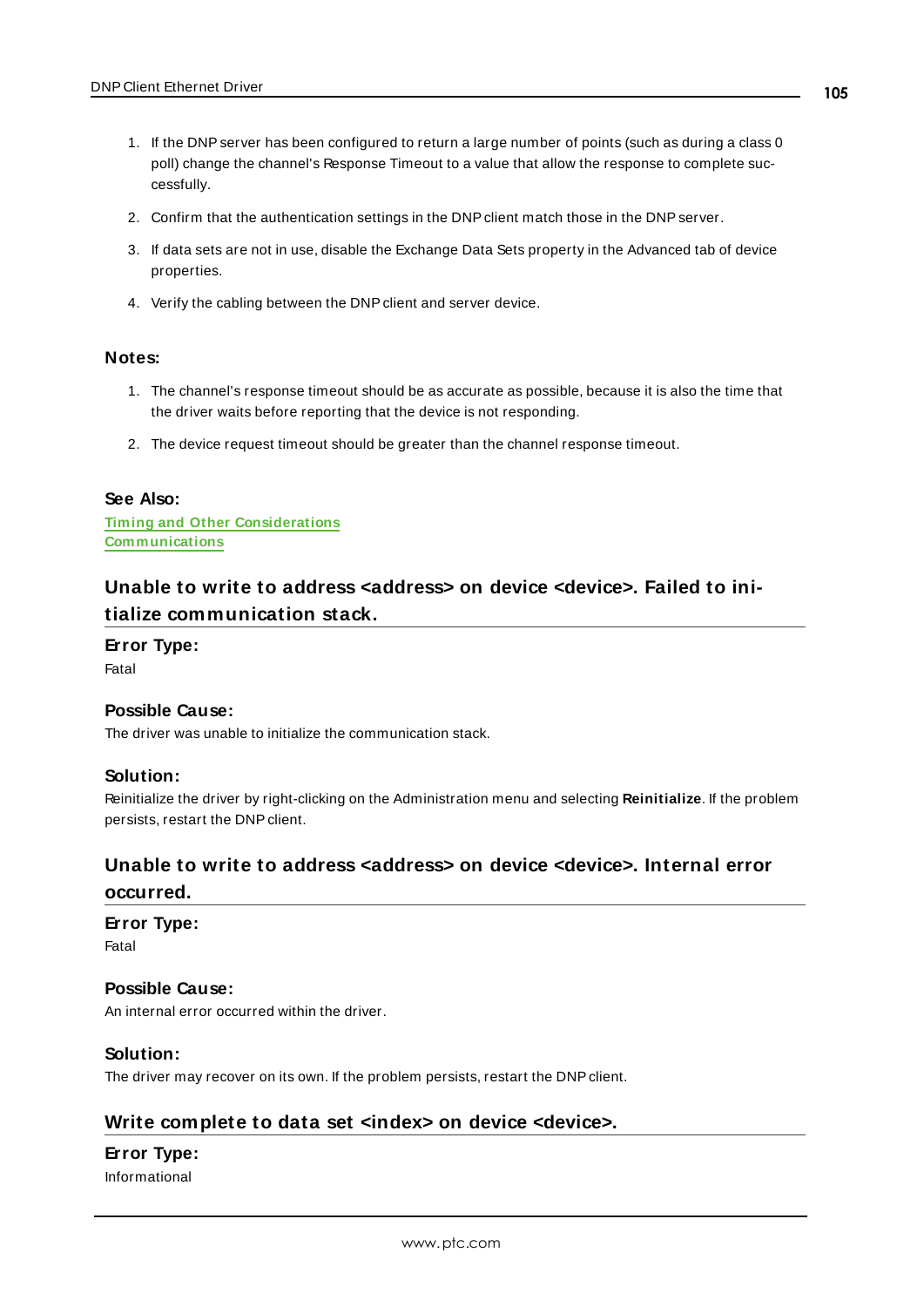1. If the DNP server has been configured to return a large number of points (such as during a class 0 poll) change the channel's Response Timeout to a value that allow the response to complete successfully.
2. Confirm that the authentication settings in the DNP client match those in the DNP server.
3. If data sets are not in use, disable the Exchange Data Sets property in the Advanced tab of device properties.
4. Verify the cabling between the DNP client and server device.

### Notes:

1. The channel's response timeout should be as accurate as possible, because it is also the time that the driver waits before reporting that the device is not responding.
2. The device request timeout should be greater than the channel response timeout.

### See Also:

Timing and Other Considerations
Communications

## Unable to write to address <address> on device <device>. Failed to initialize communication stack.

### Error Type:

Fatal

### Possible Cause:

The driver was unable to initialize the communication stack.

### Solution:

Reinitialize the driver by right-clicking on the Administration menu and selecting **Reinitialize**. If the problem persists, restart the DNP client.

## Unable to write to address <address> on device <device>. Internal error occurred.

### Error Type:

Fatal

### Possible Cause:

An internal error occurred within the driver.

### Solution:

The driver may recover on its own. If the problem persists, restart the DNP client.

## Write complete to data set <index> on device <device>.

### Error Type:

Informational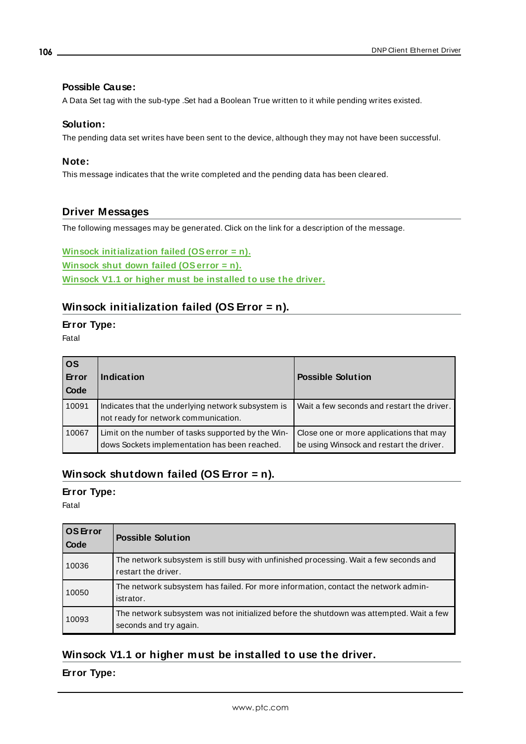### Possible Cause:

A Data Set tag with the sub-type .Set had a Boolean True written to it while pending writes existed.

### Solution:

The pending data set writes have been sent to the device, although they may not have been successful.

### Note:

This message indicates that the write completed and the pending data has been cleared.

## Driver Messages

The following messages may be generated. Click on the link for a description of the message.

**Winsock initialization failed (OS error = n).**
**Winsock shut down failed (OS error = n).**
**Winsock V1.1 or higher must be installed to use the driver.**

## Winsock initialization failed (OS Error = n).

### Error Type:

Fatal

| OS Error Code | Indication | Possible Solution |
| --- | --- | --- |
| 10091 | Indicates that the underlying network subsystem is not ready for network communication. | Wait a few seconds and restart the driver. |
| 10067 | Limit on the number of tasks supported by the Windows Sockets implementation has been reached. | Close one or more applications that may be using Winsock and restart the driver. |

## Winsock shutdown failed (OS Error = n).

### Error Type:

Fatal

| OS Error Code | Possible Solution |
| --- | --- |
| 10036 | The network subsystem is still busy with unfinished processing. Wait a few seconds and restart the driver. |
| 10050 | The network subsystem has failed. For more information, contact the network administrator. |
| 10093 | The network subsystem was not initialized before the shutdown was attempted. Wait a few seconds and try again. |

## Winsock V1.1 or higher must be installed to use the driver.

### Error Type: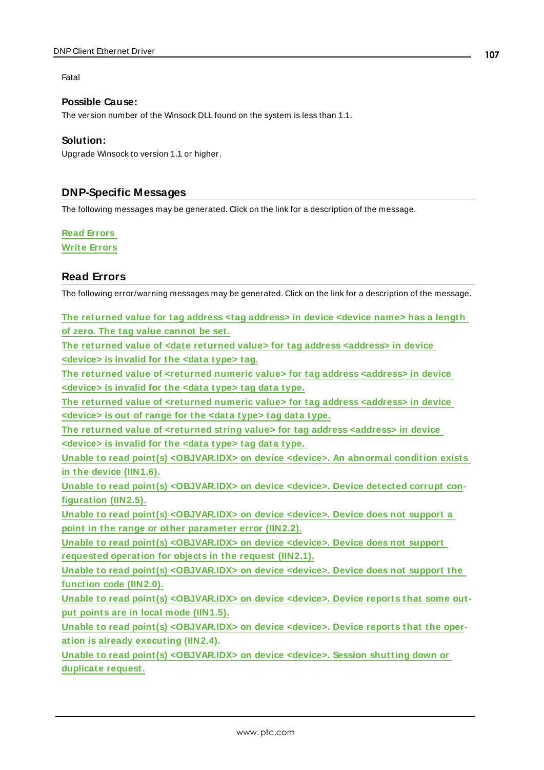Fatal

**Possible Cause:**

The version number of the Winsock DLL found on the system is less than 1.1.

**Solution:**

Upgrade Winsock to version 1.1 or higher.

## DNP-Specific Messages

The following messages may be generated. Click on the link for a description of the message.

**Read Errors**

**Write Errors**

## Read Errors

The following error/warning messages may be generated. Click on the link for a description of the message.

**The returned value for tag address <tag address> in device <device name> has a length of zero. The tag value cannot be set.**

**The returned value of <date returned value> for tag address <address> in device <device> is invalid for the <data type> tag.**

**The returned value of <returned numeric value> for tag address <address> in device <device> is invalid for the <data type> tag data type.**

**The returned value of <returned numeric value> for tag address <address> in device <device> is out of range for the <data type> tag data type.**

**The returned value of <returned string value> for tag address <address> in device <device> is invalid for the <data type> tag data type.**

**Unable to read point(s) <OBJVAR.IDX> on device <device>. An abnormal condition exists in the device (IIN1.6).**

**Unable to read point(s) <OBJVAR.IDX> on device <device>. Device detected corrupt configuration (IIN2.5).**

**Unable to read point(s) <OBJVAR.IDX> on device <device>. Device does not support a point in the range or other parameter error (IIN2.2).**

**Unable to read point(s) <OBJVAR.IDX> on device <device>. Device does not support requested operation for objects in the request (IIN2.1).**

**Unable to read point(s) <OBJVAR.IDX> on device <device>. Device does not support the function code (IIN2.0).**

**Unable to read point(s) <OBJVAR.IDX> on device <device>. Device reports that some output points are in local mode (IIN1.5).**

**Unable to read point(s) <OBJVAR.IDX> on device <device>. Device reports that the operation is already executing (IIN2.4).**

**Unable to read point(s) <OBJVAR.IDX> on device <device>. Session shutting down or duplicate request.**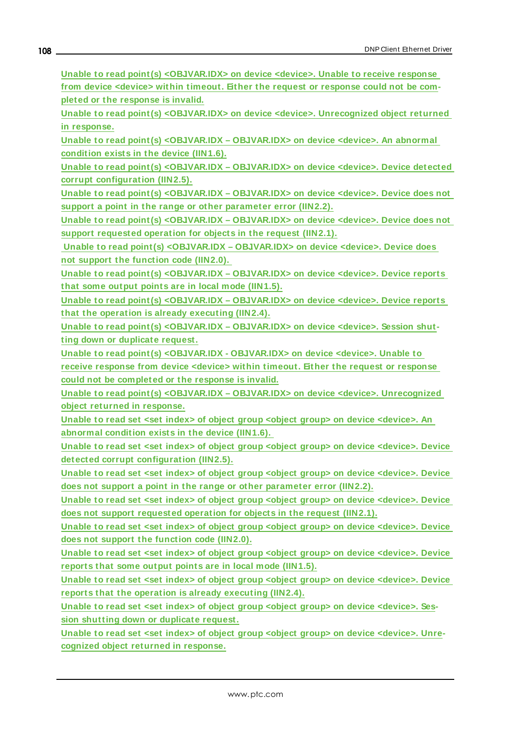Unable to read point(s) <OBJVAR.IDX> on device <device>. Unable to receive response from device <device> within timeout. Either the request or response could not be completed or the response is invalid.

Unable to read point(s) <OBJVAR.IDX> on device <device>. Unrecognized object returned in response.

Unable to read point(s) <OBJVAR.IDX – OBJVAR.IDX> on device <device>. An abnormal condition exists in the device (IIN1.6).

Unable to read point(s) <OBJVAR.IDX – OBJVAR.IDX> on device <device>. Device detected corrupt configuration (IIN2.5).

Unable to read point(s) <OBJVAR.IDX – OBJVAR.IDX> on device <device>. Device does not support a point in the range or other parameter error (IIN2.2).

Unable to read point(s) <OBJVAR.IDX – OBJVAR.IDX> on device <device>. Device does not support requested operation for objects in the request (IIN2.1).

Unable to read point(s) <OBJVAR.IDX – OBJVAR.IDX> on device <device>. Device does not support the function code (IIN2.0).

Unable to read point(s) <OBJVAR.IDX – OBJVAR.IDX> on device <device>. Device reports that some output points are in local mode (IIN1.5).

Unable to read point(s) <OBJVAR.IDX – OBJVAR.IDX> on device <device>. Device reports that the operation is already executing (IIN2.4).

Unable to read point(s) <OBJVAR.IDX – OBJVAR.IDX> on device <device>. Session shutting down or duplicate request.

Unable to read point(s) <OBJVAR.IDX - OBJVAR.IDX> on device <device>. Unable to receive response from device <device> within timeout. Either the request or response could not be completed or the response is invalid.

Unable to read point(s) <OBJVAR.IDX – OBJVAR.IDX> on device <device>. Unrecognized object returned in response.

Unable to read set <set index> of object group <object group> on device <device>. An abnormal condition exists in the device (IIN1.6).

Unable to read set <set index> of object group <object group> on device <device>. Device detected corrupt configuration (IIN2.5).

Unable to read set <set index> of object group <object group> on device <device>. Device does not support a point in the range or other parameter error (IIN2.2).

Unable to read set <set index> of object group <object group> on device <device>. Device does not support requested operation for objects in the request (IIN2.1).

Unable to read set <set index> of object group <object group> on device <device>. Device does not support the function code (IIN2.0).

Unable to read set <set index> of object group <object group> on device <device>. Device reports that some output points are in local mode (IIN1.5).

Unable to read set <set index> of object group <object group> on device <device>. Device reports that the operation is already executing (IIN2.4).

Unable to read set <set index> of object group <object group> on device <device>. Session shutting down or duplicate request.

Unable to read set <set index> of object group <object group> on device <device>. Unrecognized object returned in response.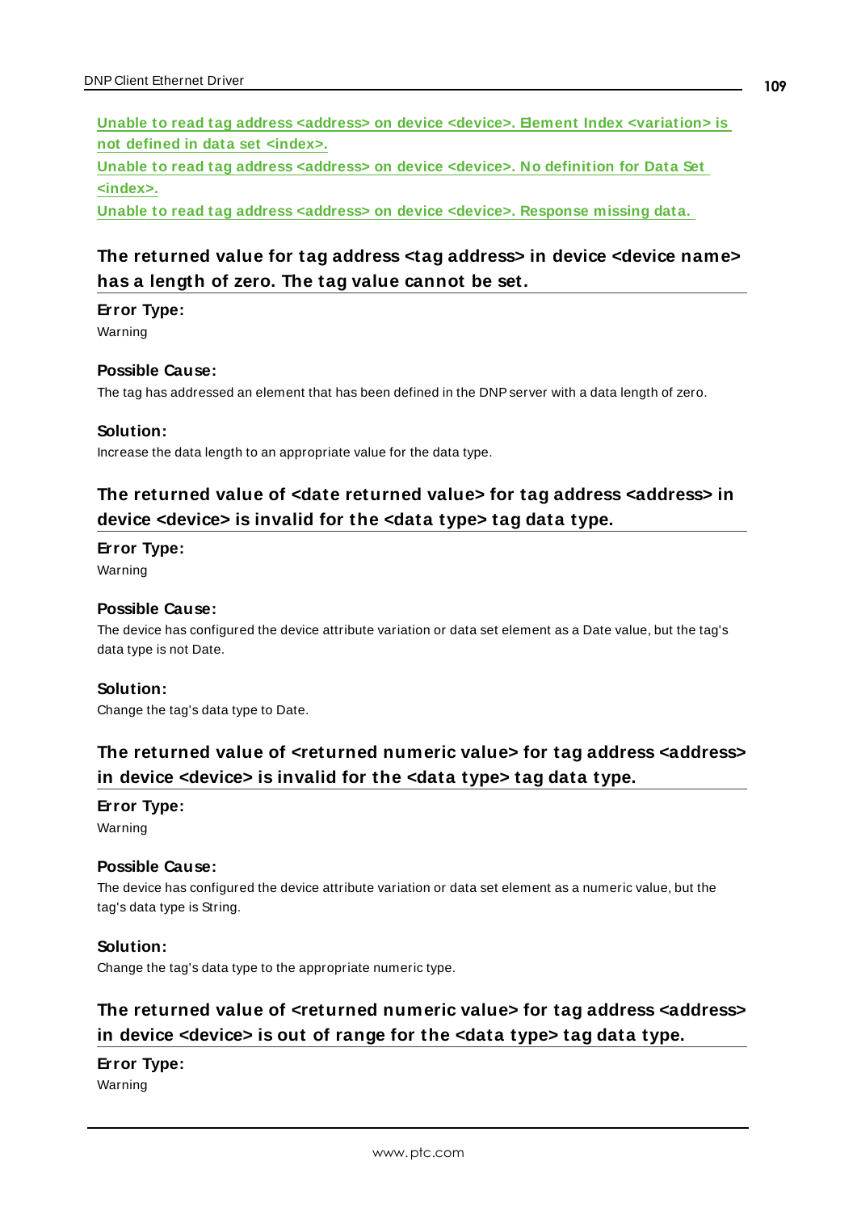[Unable to read tag address <address> on device <device>. Element Index <variation> is not defined in data set <index>.]

[Unable to read tag address <address> on device <device>. No definition for Data Set <index>.]

[Unable to read tag address <address> on device <device>. Response missing data.]

## The returned value for tag address <tag address> in device <device name> has a length of zero. The tag value cannot be set.

**Error Type:**
Warning

**Possible Cause:**
The tag has addressed an element that has been defined in the DNP server with a data length of zero.

**Solution:**
Increase the data length to an appropriate value for the data type.

## The returned value of <date returned value> for tag address <address> in device <device> is invalid for the <data type> tag data type.

**Error Type:**
Warning

**Possible Cause:**
The device has configured the device attribute variation or data set element as a Date value, but the tag's data type is not Date.

**Solution:**
Change the tag's data type to Date.

## The returned value of <returned numeric value> for tag address <address> in device <device> is invalid for the <data type> tag data type.

**Error Type:**
Warning

**Possible Cause:**
The device has configured the device attribute variation or data set element as a numeric value, but the tag's data type is String.

**Solution:**
Change the tag's data type to the appropriate numeric type.

## The returned value of <returned numeric value> for tag address <address> in device <device> is out of range for the <data type> tag data type.

**Error Type:**
Warning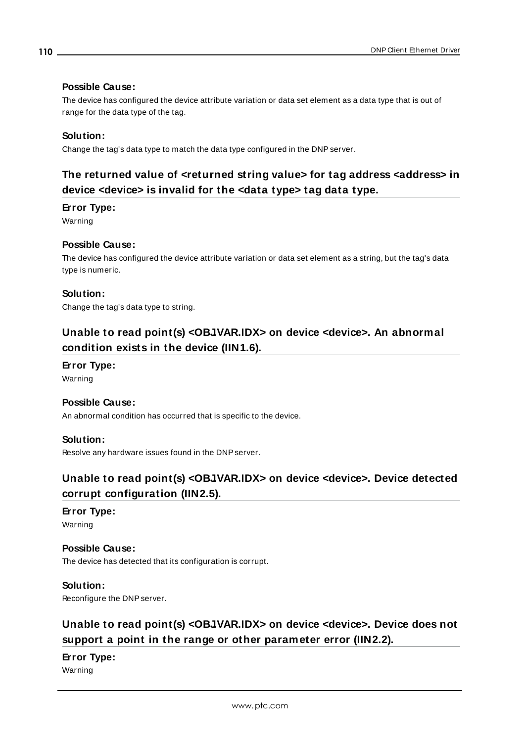**Possible Cause:**

The device has configured the device attribute variation or data set element as a data type that is out of range for the data type of the tag.

**Solution:**

Change the tag's data type to match the data type configured in the DNP server.

## The returned value of <returned string value> for tag address <address> in device <device> is invalid for the <data type> tag data type.

**Error Type:**

Warning

**Possible Cause:**

The device has configured the device attribute variation or data set element as a string, but the tag's data type is numeric.

**Solution:**

Change the tag's data type to string.

## Unable to read point(s) <OBJVAR.IDX> on device <device>. An abnormal condition exists in the device (IIN1.6).

**Error Type:**

Warning

**Possible Cause:**

An abnormal condition has occurred that is specific to the device.

**Solution:**

Resolve any hardware issues found in the DNP server.

## Unable to read point(s) <OBJVAR.IDX> on device <device>. Device detected corrupt configuration (IIN2.5).

**Error Type:**

Warning

**Possible Cause:**

The device has detected that its configuration is corrupt.

**Solution:**

Reconfigure the DNP server.

## Unable to read point(s) <OBJVAR.IDX> on device <device>. Device does not support a point in the range or other parameter error (IIN2.2).

**Error Type:**

Warning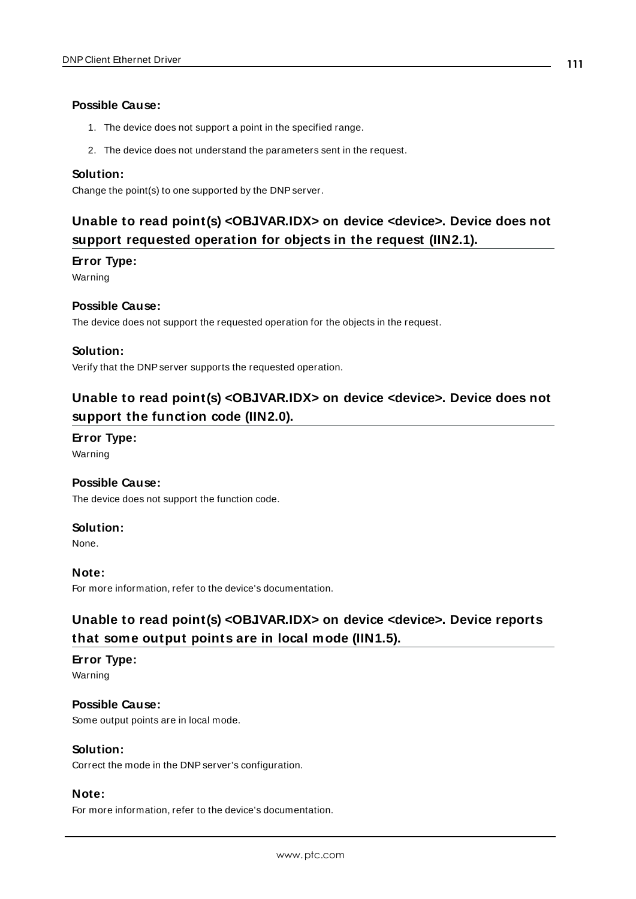**Possible Cause:**

1. The device does not support a point in the specified range.
2. The device does not understand the parameters sent in the request.

**Solution:**

Change the point(s) to one supported by the DNP server.

## Unable to read point(s) <OBJVAR.IDX> on device <device>. Device does not support requested operation for objects in the request (IIN2.1).

**Error Type:**

Warning

**Possible Cause:**

The device does not support the requested operation for the objects in the request.

**Solution:**

Verify that the DNP server supports the requested operation.

## Unable to read point(s) <OBJVAR.IDX> on device <device>. Device does not support the function code (IIN2.0).

**Error Type:**

Warning

**Possible Cause:**

The device does not support the function code.

**Solution:**

None.

**Note:**

For more information, refer to the device's documentation.

## Unable to read point(s) <OBJVAR.IDX> on device <device>. Device reports that some output points are in local mode (IIN1.5).

**Error Type:**

Warning

**Possible Cause:**

Some output points are in local mode.

**Solution:**

Correct the mode in the DNP server's configuration.

**Note:**

For more information, refer to the device's documentation.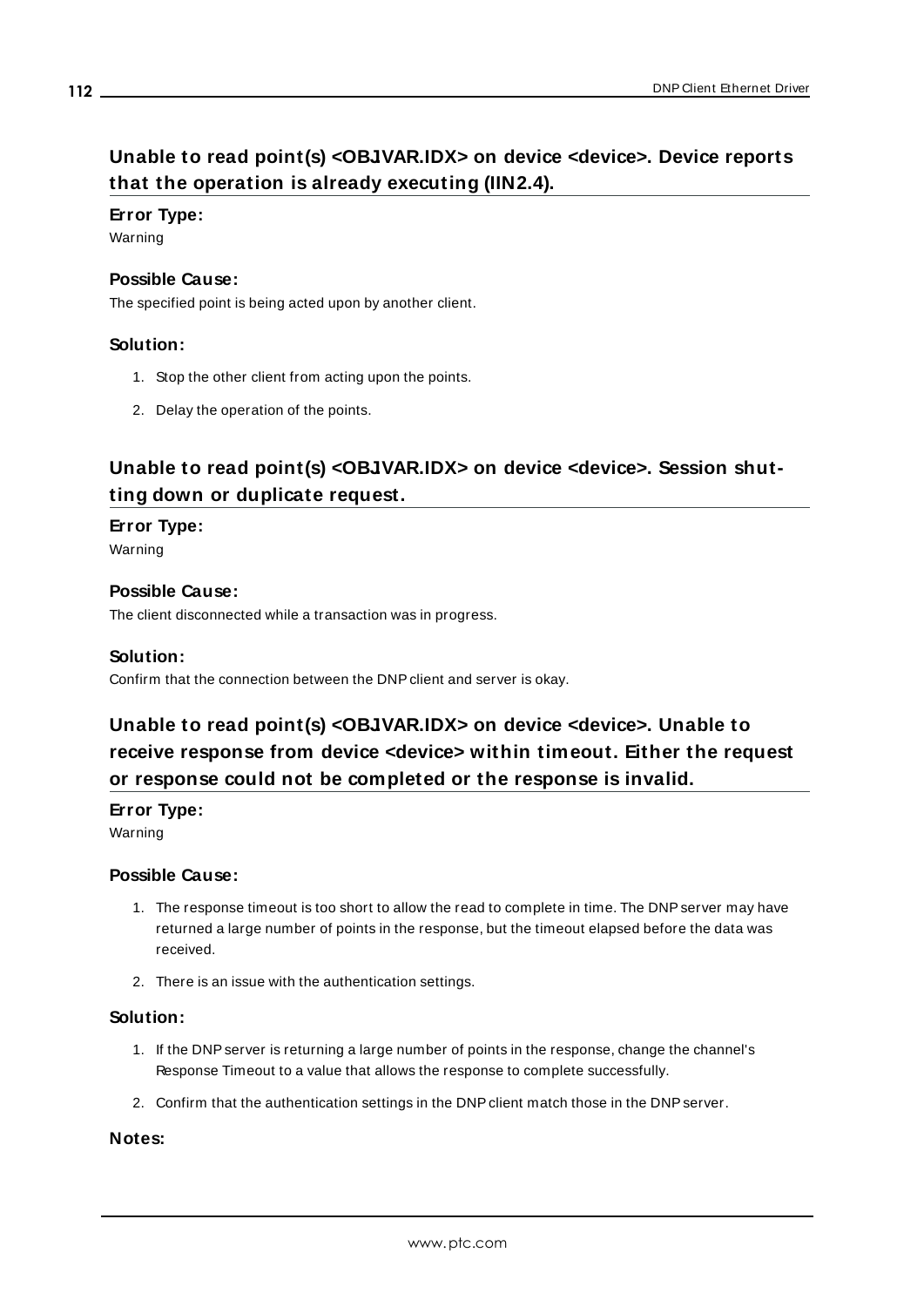## Unable to read point(s) <OBJVAR.IDX> on device <device>. Device reports that the operation is already executing (IIN2.4).

**Error Type:**

Warning

**Possible Cause:**

The specified point is being acted upon by another client.

**Solution:**

1. Stop the other client from acting upon the points.
2. Delay the operation of the points.

## Unable to read point(s) <OBJVAR.IDX> on device <device>. Session shutting down or duplicate request.

**Error Type:**

Warning

**Possible Cause:**

The client disconnected while a transaction was in progress.

**Solution:**

Confirm that the connection between the DNP client and server is okay.

## Unable to read point(s) <OBJVAR.IDX> on device <device>. Unable to receive response from device <device> within timeout. Either the request or response could not be completed or the response is invalid.

**Error Type:**

Warning

**Possible Cause:**

1. The response timeout is too short to allow the read to complete in time. The DNP server may have returned a large number of points in the response, but the timeout elapsed before the data was received.
2. There is an issue with the authentication settings.

**Solution:**

1. If the DNP server is returning a large number of points in the response, change the channel's Response Timeout to a value that allows the response to complete successfully.
2. Confirm that the authentication settings in the DNP client match those in the DNP server.

**Notes:**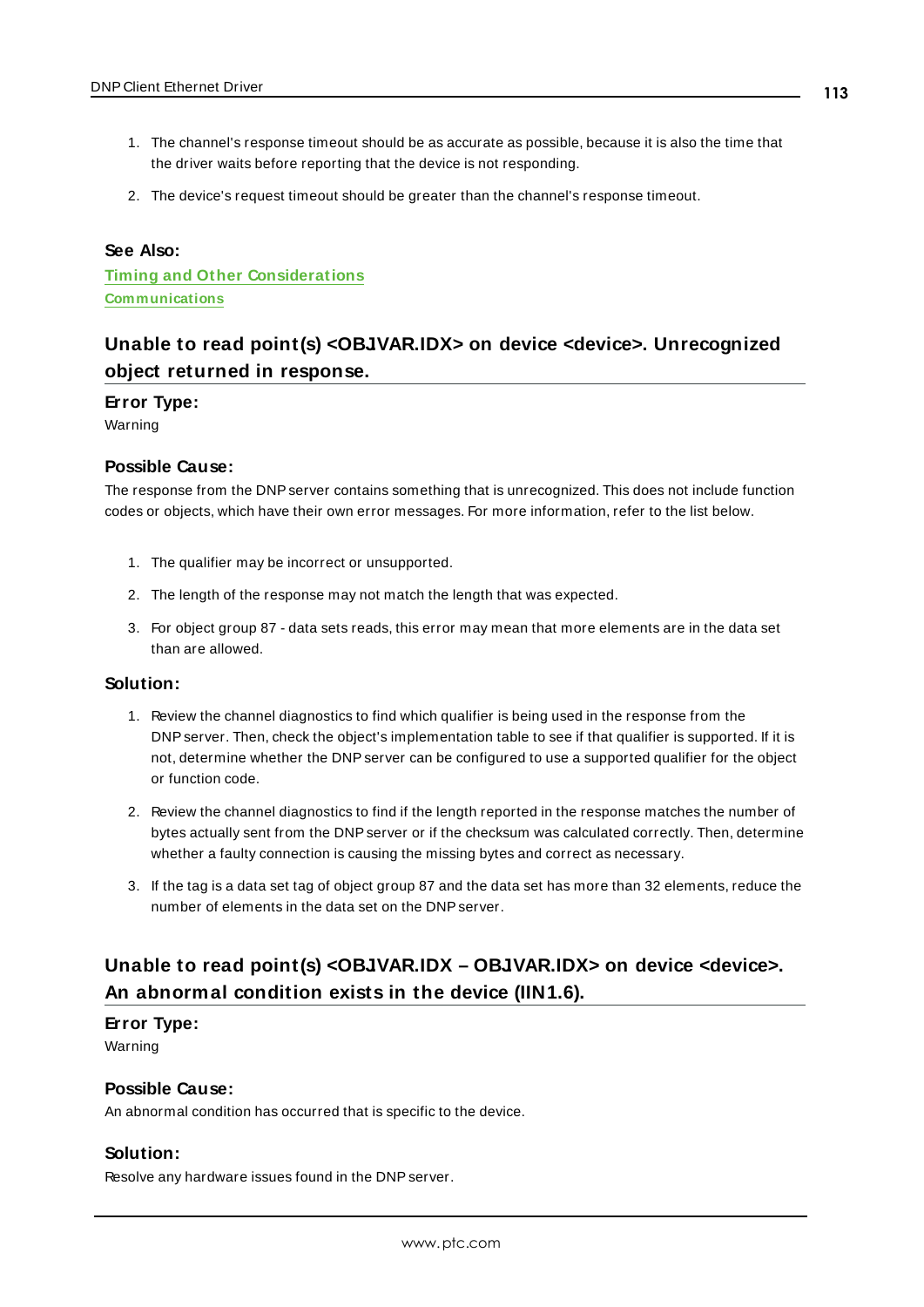1. The channel's response timeout should be as accurate as possible, because it is also the time that the driver waits before reporting that the device is not responding.
2. The device's request timeout should be greater than the channel's response timeout.

**See Also:**
**Timing and Other Considerations**
**Communications**

## Unable to read point(s) <OBJVAR.IDX> on device <device>. Unrecognized object returned in response.

**Error Type:**
Warning

**Possible Cause:**
The response from the DNP server contains something that is unrecognized. This does not include function codes or objects, which have their own error messages. For more information, refer to the list below.

1. The qualifier may be incorrect or unsupported.
2. The length of the response may not match the length that was expected.
3. For object group 87 - data sets reads, this error may mean that more elements are in the data set than are allowed.

**Solution:**

1. Review the channel diagnostics to find which qualifier is being used in the response from the DNP server. Then, check the object's implementation table to see if that qualifier is supported. If it is not, determine whether the DNP server can be configured to use a supported qualifier for the object or function code.
2. Review the channel diagnostics to find if the length reported in the response matches the number of bytes actually sent from the DNP server or if the checksum was calculated correctly. Then, determine whether a faulty connection is causing the missing bytes and correct as necessary.
3. If the tag is a data set tag of object group 87 and the data set has more than 32 elements, reduce the number of elements in the data set on the DNP server.

## Unable to read point(s) <OBJVAR.IDX – OBJVAR.IDX> on device <device>. An abnormal condition exists in the device (IIN1.6).

**Error Type:**
Warning

**Possible Cause:**
An abnormal condition has occurred that is specific to the device.

**Solution:**
Resolve any hardware issues found in the DNP server.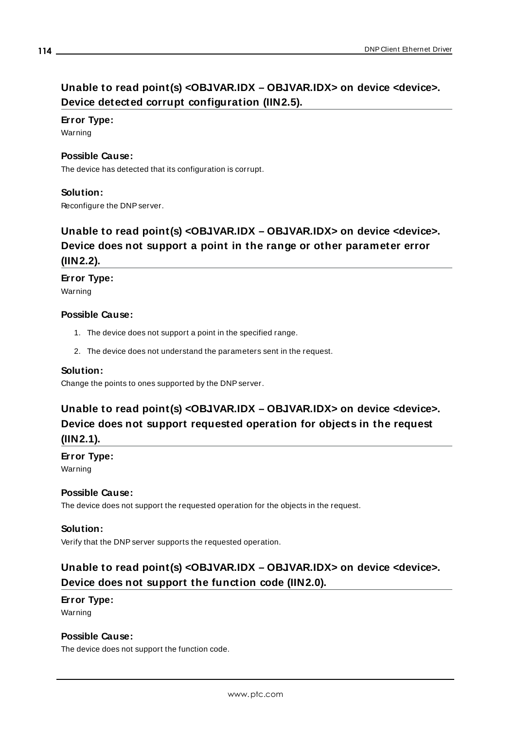## Unable to read point(s) <OBJVAR.IDX – OBJVAR.IDX> on device <device>. Device detected corrupt configuration (IIN2.5).

**Error Type:**
Warning

**Possible Cause:**
The device has detected that its configuration is corrupt.

**Solution:**
Reconfigure the DNP server.

## Unable to read point(s) <OBJVAR.IDX – OBJVAR.IDX> on device <device>. Device does not support a point in the range or other parameter error (IIN2.2).

**Error Type:**
Warning

**Possible Cause:**

1. The device does not support a point in the specified range.
2. The device does not understand the parameters sent in the request.

**Solution:**
Change the points to ones supported by the DNP server.

## Unable to read point(s) <OBJVAR.IDX – OBJVAR.IDX> on device <device>. Device does not support requested operation for objects in the request (IIN2.1).

**Error Type:**
Warning

**Possible Cause:**
The device does not support the requested operation for the objects in the request.

**Solution:**
Verify that the DNP server supports the requested operation.

## Unable to read point(s) <OBJVAR.IDX – OBJVAR.IDX> on device <device>. Device does not support the function code (IIN2.0).

**Error Type:**
Warning

**Possible Cause:**
The device does not support the function code.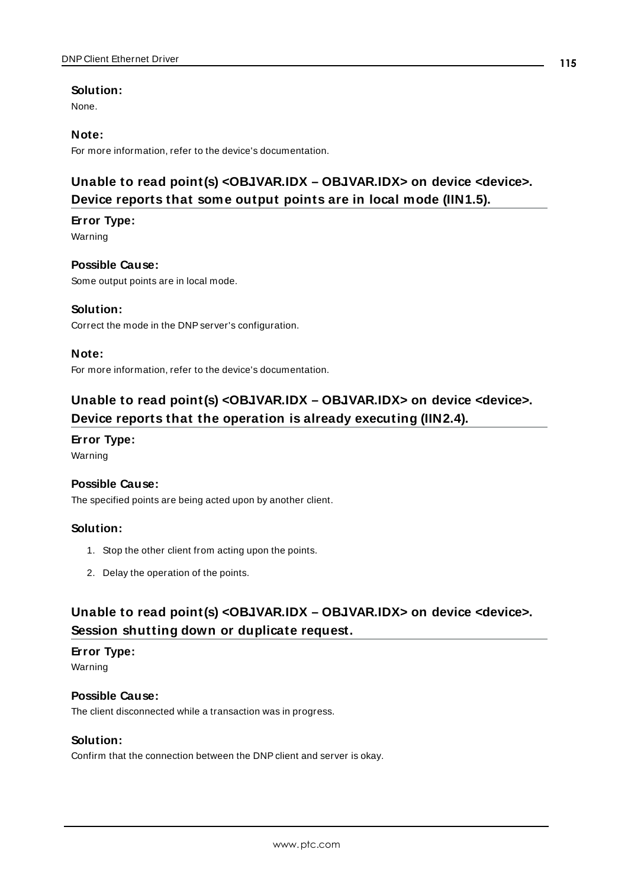**Solution:**

None.

**Note:**

For more information, refer to the device's documentation.

## Unable to read point(s) <OBJVAR.IDX – OBJVAR.IDX> on device <device>. Device reports that some output points are in local mode (IIN1.5).

**Error Type:**

Warning

**Possible Cause:**

Some output points are in local mode.

**Solution:**

Correct the mode in the DNP server's configuration.

**Note:**

For more information, refer to the device's documentation.

## Unable to read point(s) <OBJVAR.IDX – OBJVAR.IDX> on device <device>. Device reports that the operation is already executing (IIN2.4).

**Error Type:**

Warning

**Possible Cause:**

The specified points are being acted upon by another client.

**Solution:**

1. Stop the other client from acting upon the points.
2. Delay the operation of the points.

## Unable to read point(s) <OBJVAR.IDX – OBJVAR.IDX> on device <device>. Session shutting down or duplicate request.

**Error Type:**

Warning

**Possible Cause:**

The client disconnected while a transaction was in progress.

**Solution:**

Confirm that the connection between the DNP client and server is okay.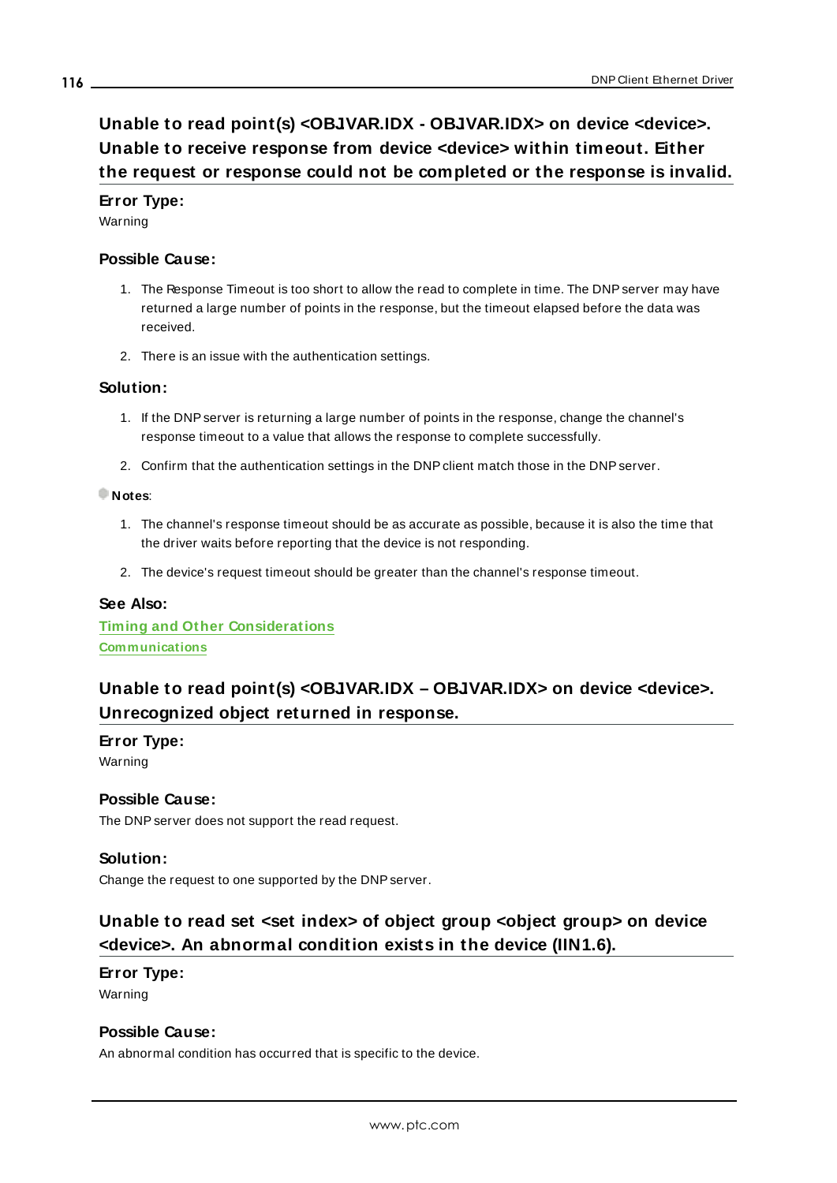## Unable to read point(s) <OBJVAR.IDX - OBJVAR.IDX> on device <device>. Unable to receive response from device <device> within timeout. Either the request or response could not be completed or the response is invalid.

**Error Type:**
Warning

**Possible Cause:**

1. The Response Timeout is too short to allow the read to complete in time. The DNP server may have returned a large number of points in the response, but the timeout elapsed before the data was received.
2. There is an issue with the authentication settings.

**Solution:**

1. If the DNP server is returning a large number of points in the response, change the channel's response timeout to a value that allows the response to complete successfully.
2. Confirm that the authentication settings in the DNP client match those in the DNP server.

**Notes**:

1. The channel's response timeout should be as accurate as possible, because it is also the time that the driver waits before reporting that the device is not responding.
2. The device's request timeout should be greater than the channel's response timeout.

**See Also:**
Timing and Other Considerations
Communications

## Unable to read point(s) <OBJVAR.IDX – OBJVAR.IDX> on device <device>. Unrecognized object returned in response.

**Error Type:**
Warning

**Possible Cause:**
The DNP server does not support the read request.

**Solution:**
Change the request to one supported by the DNP server.

## Unable to read set <set index> of object group <object group> on device <device>. An abnormal condition exists in the device (IIN1.6).

**Error Type:**
Warning

**Possible Cause:**
An abnormal condition has occurred that is specific to the device.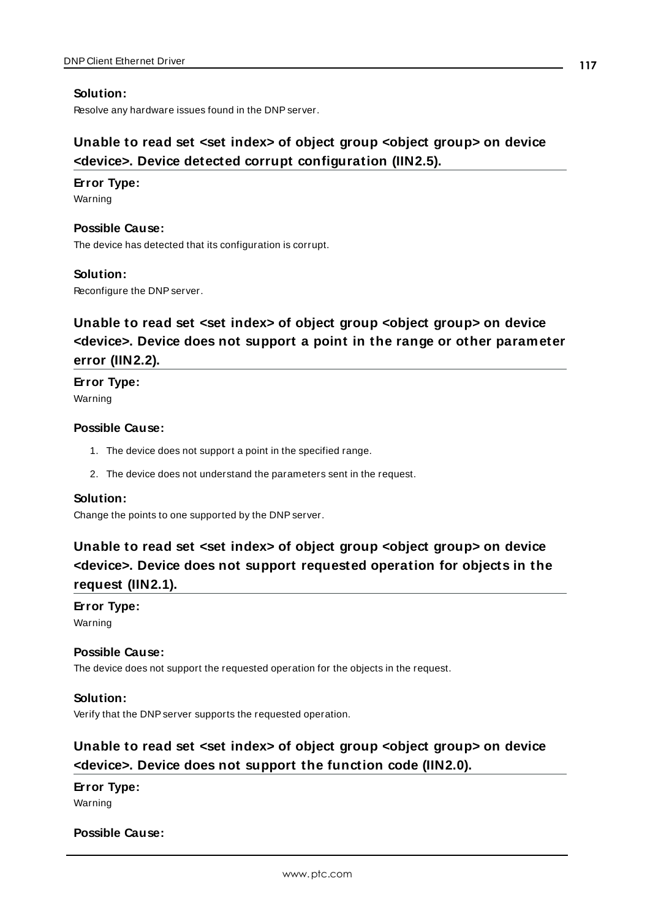**Solution:**

Resolve any hardware issues found in the DNP server.

## Unable to read set <set index> of object group <object group> on device <device>. Device detected corrupt configuration (IIN2.5).

**Error Type:**

Warning

**Possible Cause:**

The device has detected that its configuration is corrupt.

**Solution:**

Reconfigure the DNP server.

## Unable to read set <set index> of object group <object group> on device <device>. Device does not support a point in the range or other parameter error (IIN2.2).

**Error Type:**

Warning

**Possible Cause:**

1. The device does not support a point in the specified range.
2. The device does not understand the parameters sent in the request.

**Solution:**

Change the points to one supported by the DNP server.

## Unable to read set <set index> of object group <object group> on device <device>. Device does not support requested operation for objects in the request (IIN2.1).

**Error Type:**

Warning

**Possible Cause:**

The device does not support the requested operation for the objects in the request.

**Solution:**

Verify that the DNP server supports the requested operation.

## Unable to read set <set index> of object group <object group> on device <device>. Device does not support the function code (IIN2.0).

**Error Type:**

Warning

**Possible Cause:**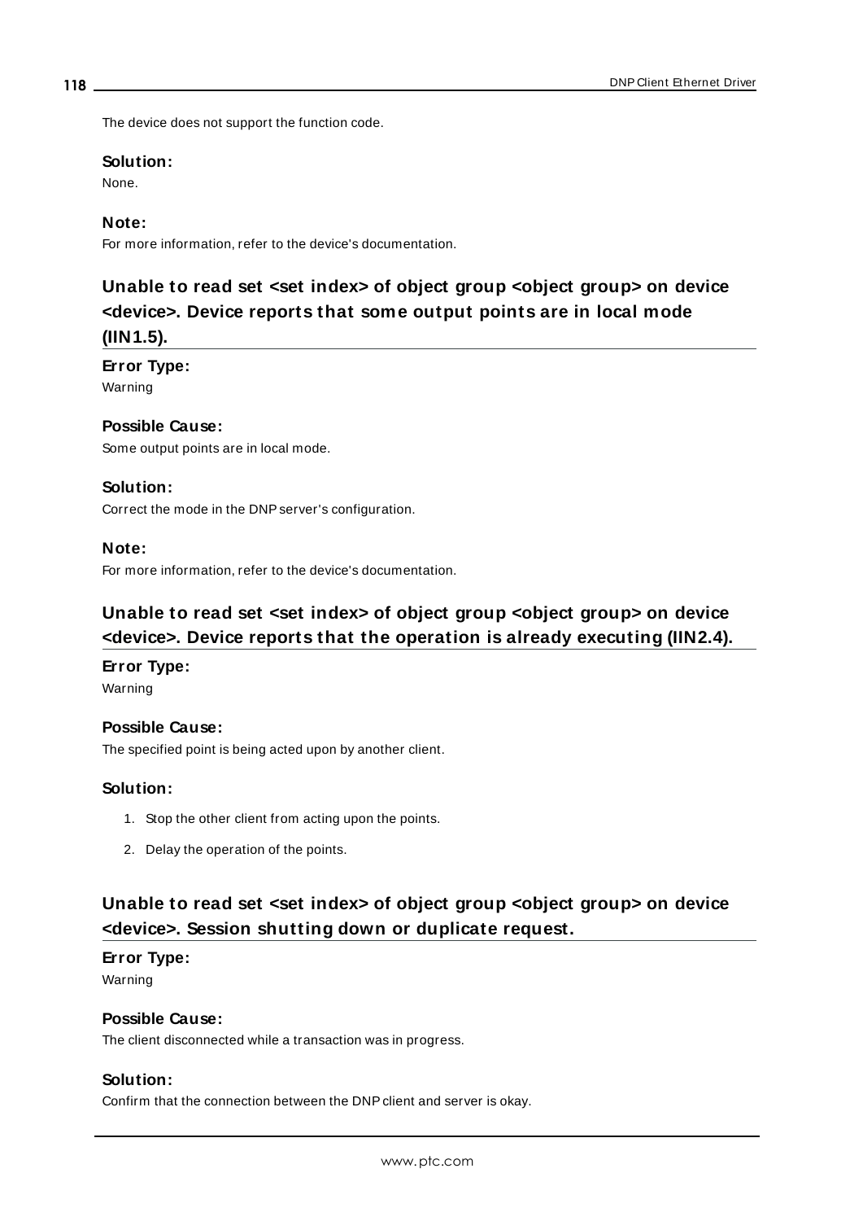The device does not support the function code.

**Solution:**

None.

**Note:**

For more information, refer to the device's documentation.

## Unable to read set <set index> of object group <object group> on device <device>. Device reports that some output points are in local mode (IIN1.5).

**Error Type:**

Warning

**Possible Cause:**

Some output points are in local mode.

**Solution:**

Correct the mode in the DNP server's configuration.

**Note:**

For more information, refer to the device's documentation.

## Unable to read set <set index> of object group <object group> on device <device>. Device reports that the operation is already executing (IIN2.4).

**Error Type:**

Warning

**Possible Cause:**

The specified point is being acted upon by another client.

**Solution:**

1. Stop the other client from acting upon the points.
2. Delay the operation of the points.

## Unable to read set <set index> of object group <object group> on device <device>. Session shutting down or duplicate request.

**Error Type:**

Warning

**Possible Cause:**

The client disconnected while a transaction was in progress.

**Solution:**

Confirm that the connection between the DNP client and server is okay.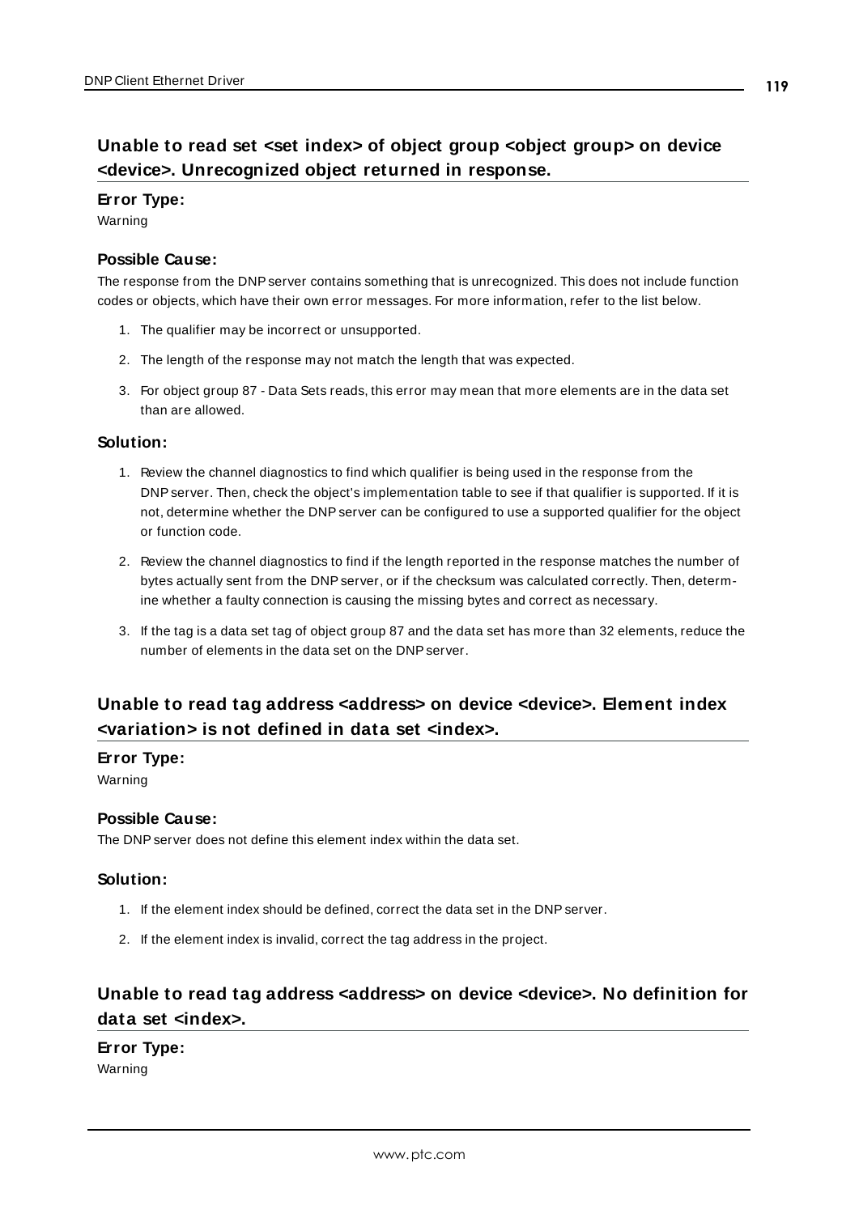## Unable to read set <set index> of object group <object group> on device <device>. Unrecognized object returned in response.

**Error Type:**

Warning

**Possible Cause:**

The response from the DNP server contains something that is unrecognized. This does not include function codes or objects, which have their own error messages. For more information, refer to the list below.

1. The qualifier may be incorrect or unsupported.
2. The length of the response may not match the length that was expected.
3. For object group 87 - Data Sets reads, this error may mean that more elements are in the data set than are allowed.

**Solution:**

1. Review the channel diagnostics to find which qualifier is being used in the response from the DNP server. Then, check the object's implementation table to see if that qualifier is supported. If it is not, determine whether the DNP server can be configured to use a supported qualifier for the object or function code.
2. Review the channel diagnostics to find if the length reported in the response matches the number of bytes actually sent from the DNP server, or if the checksum was calculated correctly. Then, determine whether a faulty connection is causing the missing bytes and correct as necessary.
3. If the tag is a data set tag of object group 87 and the data set has more than 32 elements, reduce the number of elements in the data set on the DNP server.

## Unable to read tag address <address> on device <device>. Element index <variation> is not defined in data set <index>.

**Error Type:**

Warning

**Possible Cause:**

The DNP server does not define this element index within the data set.

**Solution:**

1. If the element index should be defined, correct the data set in the DNP server.
2. If the element index is invalid, correct the tag address in the project.

## Unable to read tag address <address> on device <device>. No definition for data set <index>.

**Error Type:**

Warning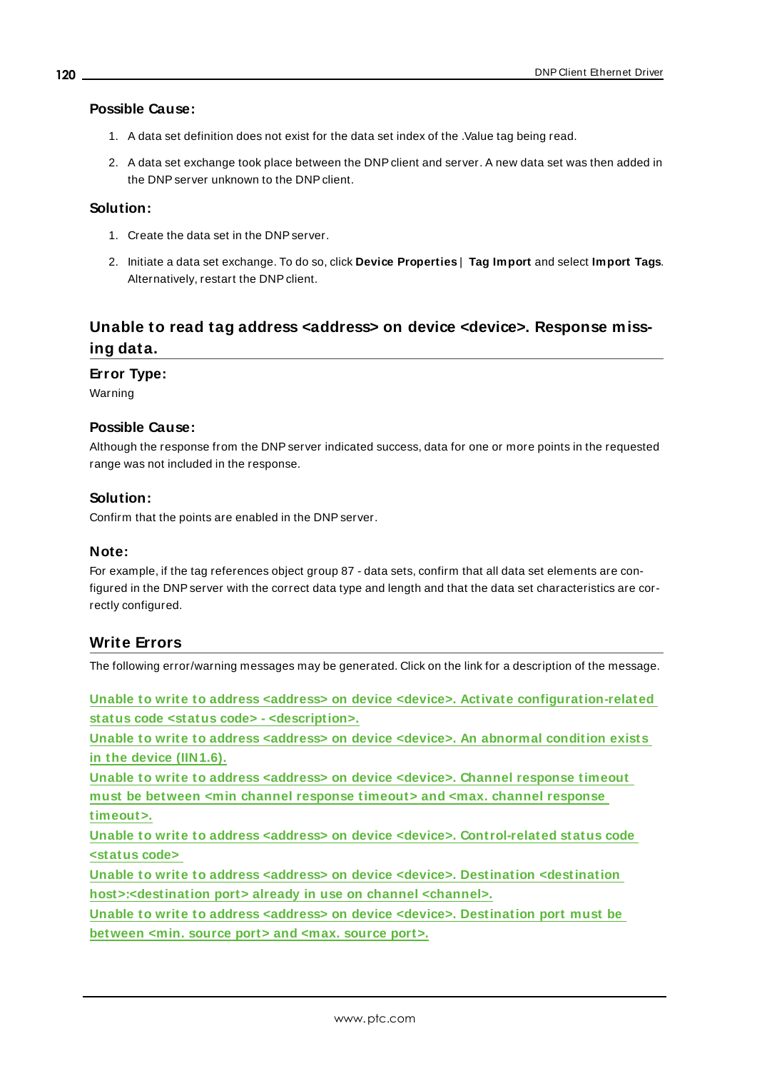**Possible Cause:**

1. A data set definition does not exist for the data set index of the .Value tag being read.
2. A data set exchange took place between the DNP client and server. A new data set was then added in the DNP server unknown to the DNP client.

**Solution:**

1. Create the data set in the DNP server.
2. Initiate a data set exchange. To do so, click **Device Properties** | **Tag Import** and select **Import Tags**. Alternatively, restart the DNP client.

## Unable to read tag address <address> on device <device>. Response missing data.

**Error Type:**

Warning

**Possible Cause:**

Although the response from the DNP server indicated success, data for one or more points in the requested range was not included in the response.

**Solution:**

Confirm that the points are enabled in the DNP server.

**Note:**

For example, if the tag references object group 87 - data sets, confirm that all data set elements are configured in the DNP server with the correct data type and length and that the data set characteristics are correctly configured.

## Write Errors

The following error/warning messages may be generated. Click on the link for a description of the message.

**Unable to write to address <address> on device <device>. Activate configuration-related status code <status code> - <description>.**
**Unable to write to address <address> on device <device>. An abnormal condition exists in the device (IIN1.6).**
**Unable to write to address <address> on device <device>. Channel response timeout must be between <min channel response timeout> and <max. channel response timeout>.**
**Unable to write to address <address> on device <device>. Control-related status code <status code>**
**Unable to write to address <address> on device <device>. Destination <destination host>:<destination port> already in use on channel <channel>.**
**Unable to write to address <address> on device <device>. Destination port must be between <min. source port> and <max. source port>.**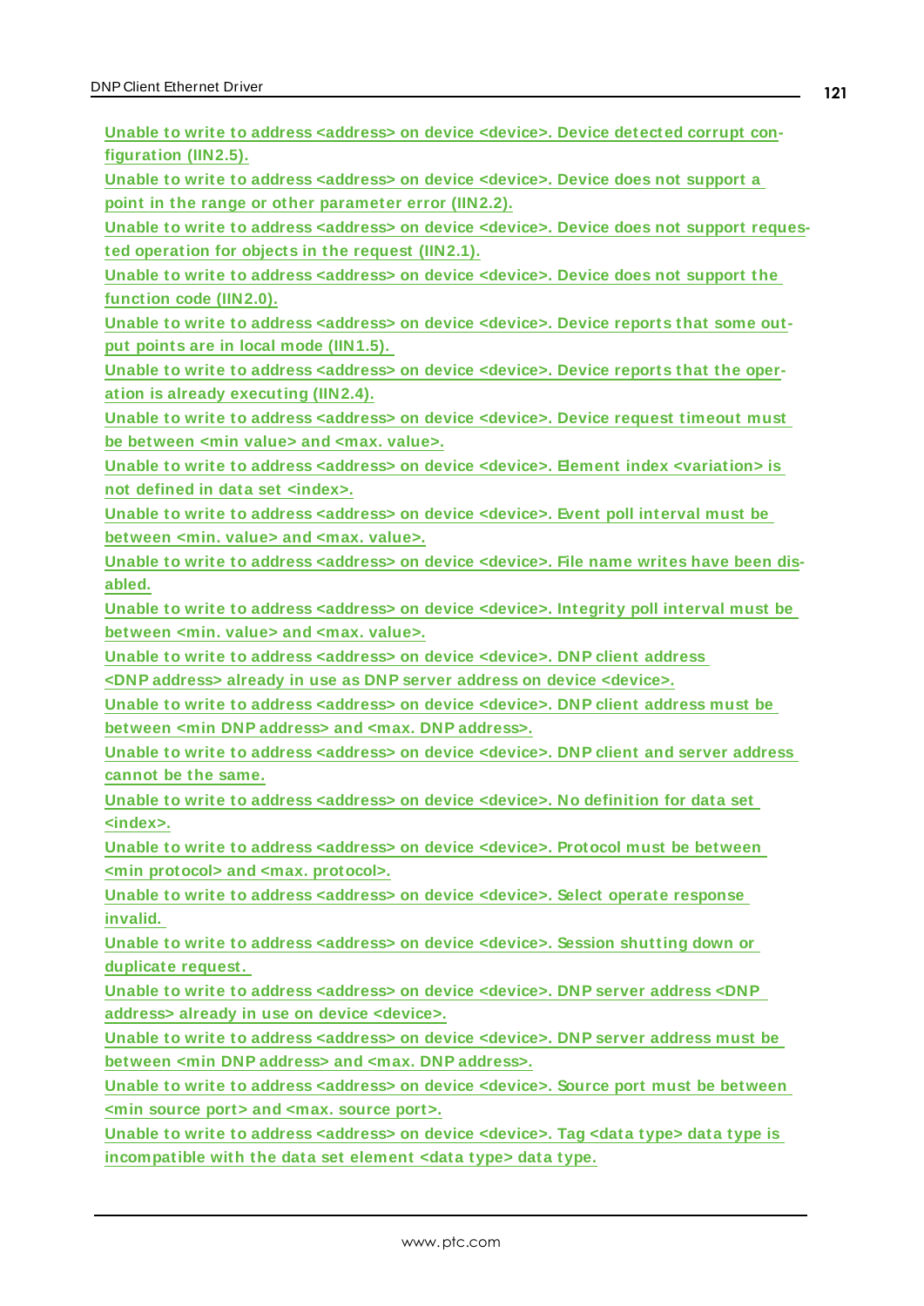Unable to write to address <address> on device <device>. Device detected corrupt configuration (IIN2.5).

Unable to write to address <address> on device <device>. Device does not support a point in the range or other parameter error (IIN2.2).

Unable to write to address <address> on device <device>. Device does not support requested operation for objects in the request (IIN2.1).

Unable to write to address <address> on device <device>. Device does not support the function code (IIN2.0).

Unable to write to address <address> on device <device>. Device reports that some output points are in local mode (IIN1.5).

Unable to write to address <address> on device <device>. Device reports that the operation is already executing (IIN2.4).

Unable to write to address <address> on device <device>. Device request timeout must be between <min value> and <max. value>.

Unable to write to address <address> on device <device>. Element index <variation> is not defined in data set <index>.

Unable to write to address <address> on device <device>. Event poll interval must be between <min. value> and <max. value>.

Unable to write to address <address> on device <device>. File name writes have been disabled.

Unable to write to address <address> on device <device>. Integrity poll interval must be between <min. value> and <max. value>.

Unable to write to address <address> on device <device>. DNP client address <DNP address> already in use as DNP server address on device <device>.

Unable to write to address <address> on device <device>. DNP client address must be between <min DNP address> and <max. DNP address>.

Unable to write to address <address> on device <device>. DNP client and server address cannot be the same.

Unable to write to address <address> on device <device>. No definition for data set <index>.

Unable to write to address <address> on device <device>. Protocol must be between <min protocol> and <max. protocol>.

Unable to write to address <address> on device <device>. Select operate response invalid.

Unable to write to address <address> on device <device>. Session shutting down or duplicate request.

Unable to write to address <address> on device <device>. DNP server address <DNP address> already in use on device <device>.

Unable to write to address <address> on device <device>. DNP server address must be between <min DNP address> and <max. DNP address>.

Unable to write to address <address> on device <device>. Source port must be between <min source port> and <max. source port>.

Unable to write to address <address> on device <device>. Tag <data type> data type is incompatible with the data set element <data type> data type.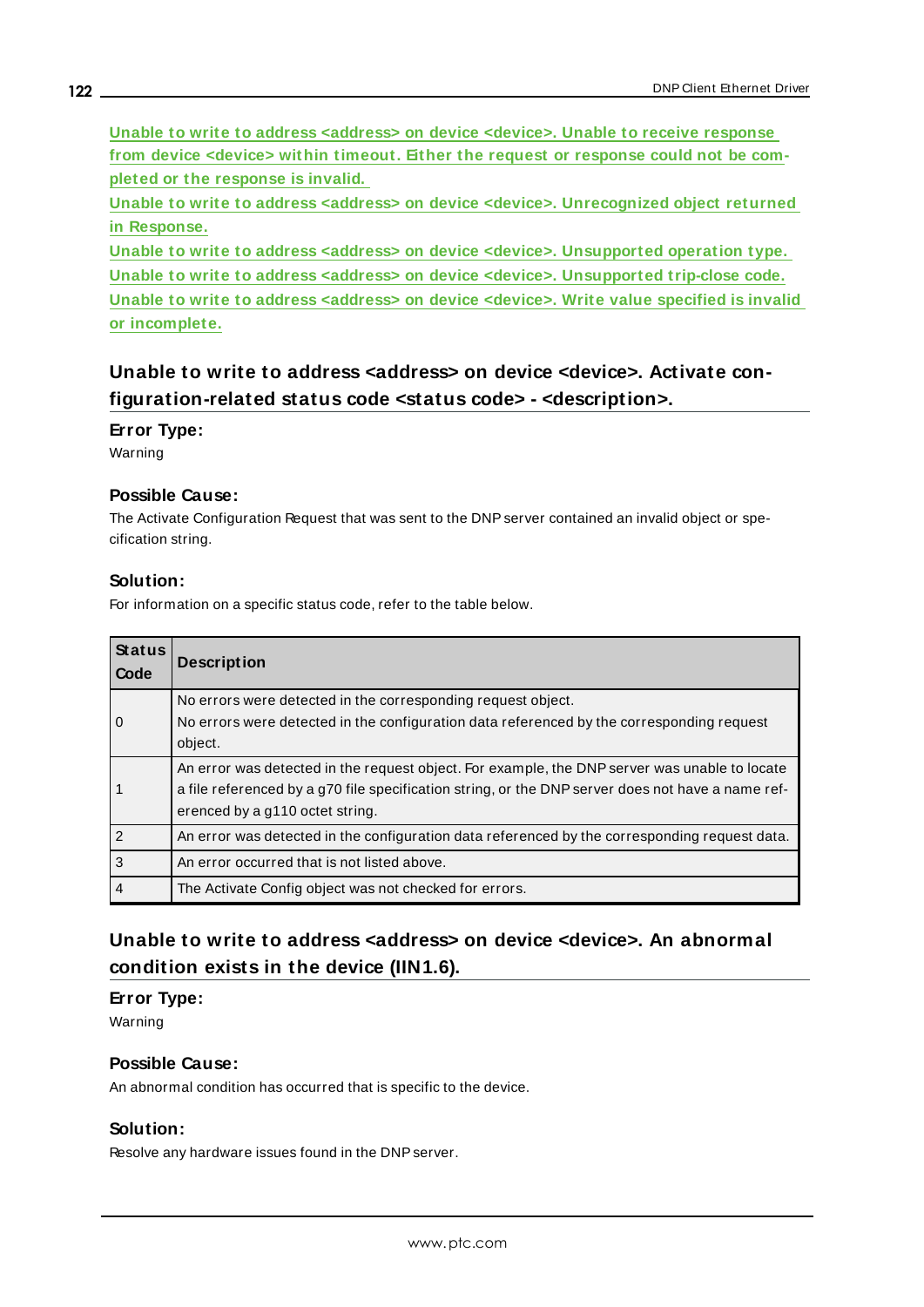[Unable to write to address <address> on device <device>. Unable to receive response from device <device> within timeout. Either the request or response could not be completed or the response is invalid.]
[Unable to write to address <address> on device <device>. Unrecognized object returned in Response.]
[Unable to write to address <address> on device <device>. Unsupported operation type.]
[Unable to write to address <address> on device <device>. Unsupported trip-close code.]
[Unable to write to address <address> on device <device>. Write value specified is invalid or incomplete.]

## Unable to write to address <address> on device <device>. Activate configuration-related status code <status code> - <description>.

**Error Type:**
Warning

**Possible Cause:**
The Activate Configuration Request that was sent to the DNP server contained an invalid object or specification string.

**Solution:**
For information on a specific status code, refer to the table below.

| Status Code | Description |
|---|---|
| 0 | No errors were detected in the corresponding request object.<br>No errors were detected in the configuration data referenced by the corresponding request object. |
| 1 | An error was detected in the request object. For example, the DNP server was unable to locate a file referenced by a g70 file specification string, or the DNP server does not have a name referenced by a g110 octet string. |
| 2 | An error was detected in the configuration data referenced by the corresponding request data. |
| 3 | An error occurred that is not listed above. |
| 4 | The Activate Config object was not checked for errors. |

## Unable to write to address <address> on device <device>. An abnormal condition exists in the device (IIN1.6).

**Error Type:**
Warning

**Possible Cause:**
An abnormal condition has occurred that is specific to the device.

**Solution:**
Resolve any hardware issues found in the DNP server.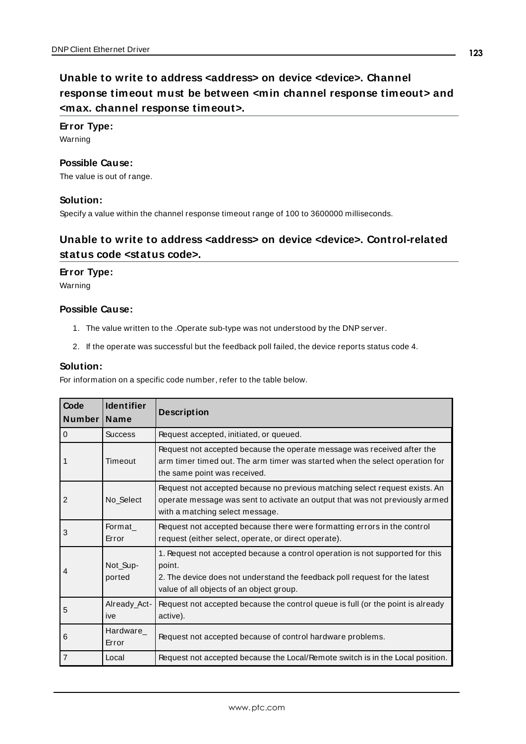## Unable to write to address <address> on device <device>. Channel response timeout must be between <min channel response timeout> and <max. channel response timeout>.

**Error Type:**

Warning

**Possible Cause:**

The value is out of range.

**Solution:**

Specify a value within the channel response timeout range of 100 to 3600000 milliseconds.

## Unable to write to address <address> on device <device>. Control-related status code <status code>.

**Error Type:**

Warning

**Possible Cause:**

1. The value written to the .Operate sub-type was not understood by the DNP server.
2. If the operate was successful but the feedback poll failed, the device reports status code 4.

**Solution:**

For information on a specific code number, refer to the table below.

| Code Number | Identifier Name | Description |
|---|---|---|
| 0 | Success | Request accepted, initiated, or queued. |
| 1 | Timeout | Request not accepted because the operate message was received after the arm timer timed out. The arm timer was started when the select operation for the same point was received. |
| 2 | No_Select | Request not accepted because no previous matching select request exists. An operate message was sent to activate an output that was not previously armed with a matching select message. |
| 3 | Format_Error | Request not accepted because there were formatting errors in the control request (either select, operate, or direct operate). |
| 4 | Not_Supported | 1. Request not accepted because a control operation is not supported for this point.<br>2. The device does not understand the feedback poll request for the latest value of all objects of an object group. |
| 5 | Already_Active | Request not accepted because the control queue is full (or the point is already active). |
| 6 | Hardware_Error | Request not accepted because of control hardware problems. |
| 7 | Local | Request not accepted because the Local/Remote switch is in the Local position. |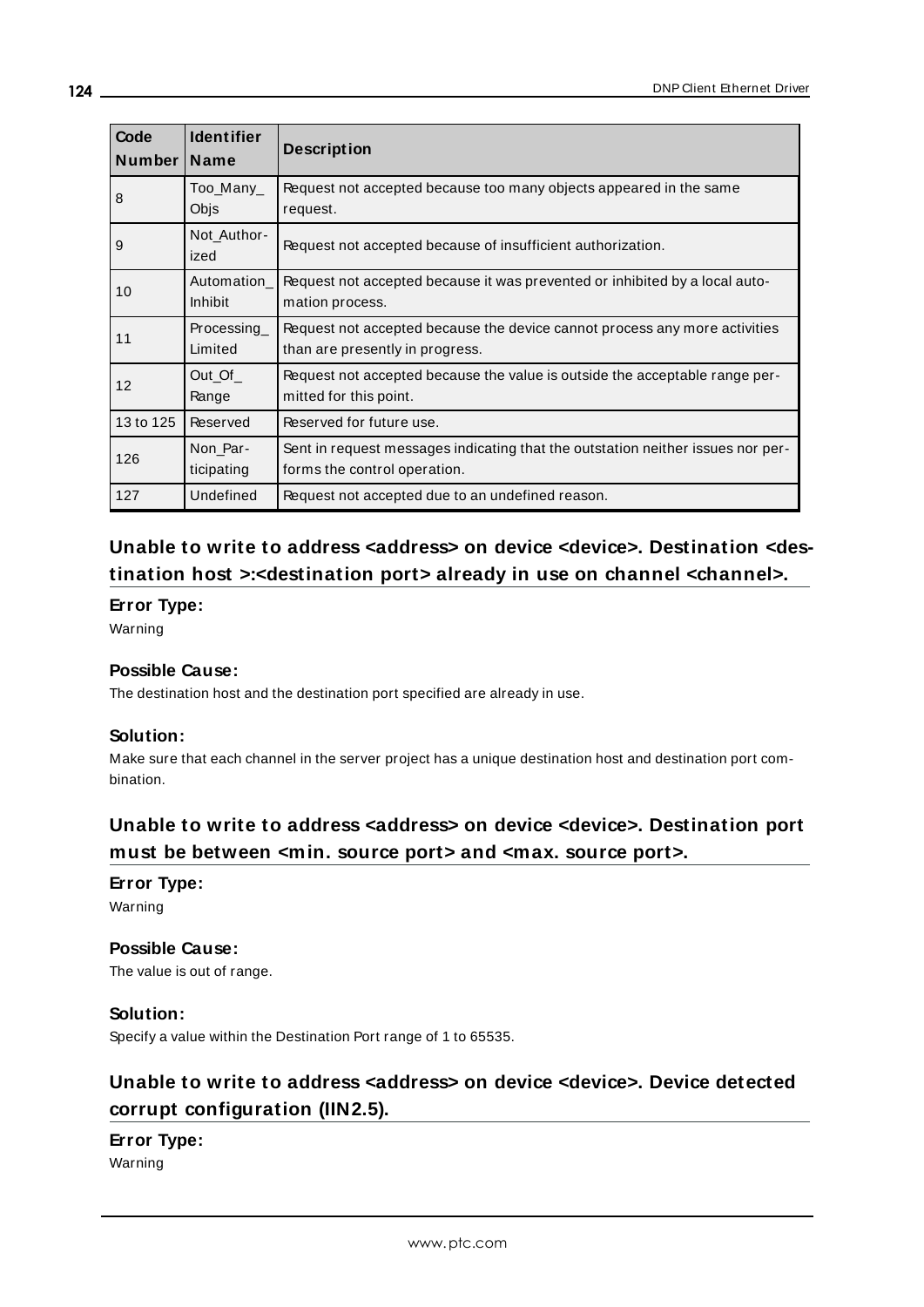| Code Number | Identifier Name | Description |
| --- | --- | --- |
| 8 | Too_Many_Objs | Request not accepted because too many objects appeared in the same request. |
| 9 | Not_Authorized | Request not accepted because of insufficient authorization. |
| 10 | Automation_Inhibit | Request not accepted because it was prevented or inhibited by a local automation process. |
| 11 | Processing_Limited | Request not accepted because the device cannot process any more activities than are presently in progress. |
| 12 | Out_Of_Range | Request not accepted because the value is outside the acceptable range permitted for this point. |
| 13 to 125 | Reserved | Reserved for future use. |
| 126 | Non_Participating | Sent in request messages indicating that the outstation neither issues nor performs the control operation. |
| 127 | Undefined | Request not accepted due to an undefined reason. |

## Unable to write to address <address> on device <device>. Destination <destination host >:<destination port> already in use on channel <channel>.

**Error Type:**
Warning

**Possible Cause:**
The destination host and the destination port specified are already in use.

**Solution:**
Make sure that each channel in the server project has a unique destination host and destination port combination.

## Unable to write to address <address> on device <device>. Destination port must be between <min. source port> and <max. source port>.

**Error Type:**
Warning

**Possible Cause:**
The value is out of range.

**Solution:**
Specify a value within the Destination Port range of 1 to 65535.

## Unable to write to address <address> on device <device>. Device detected corrupt configuration (IIN2.5).

**Error Type:**
Warning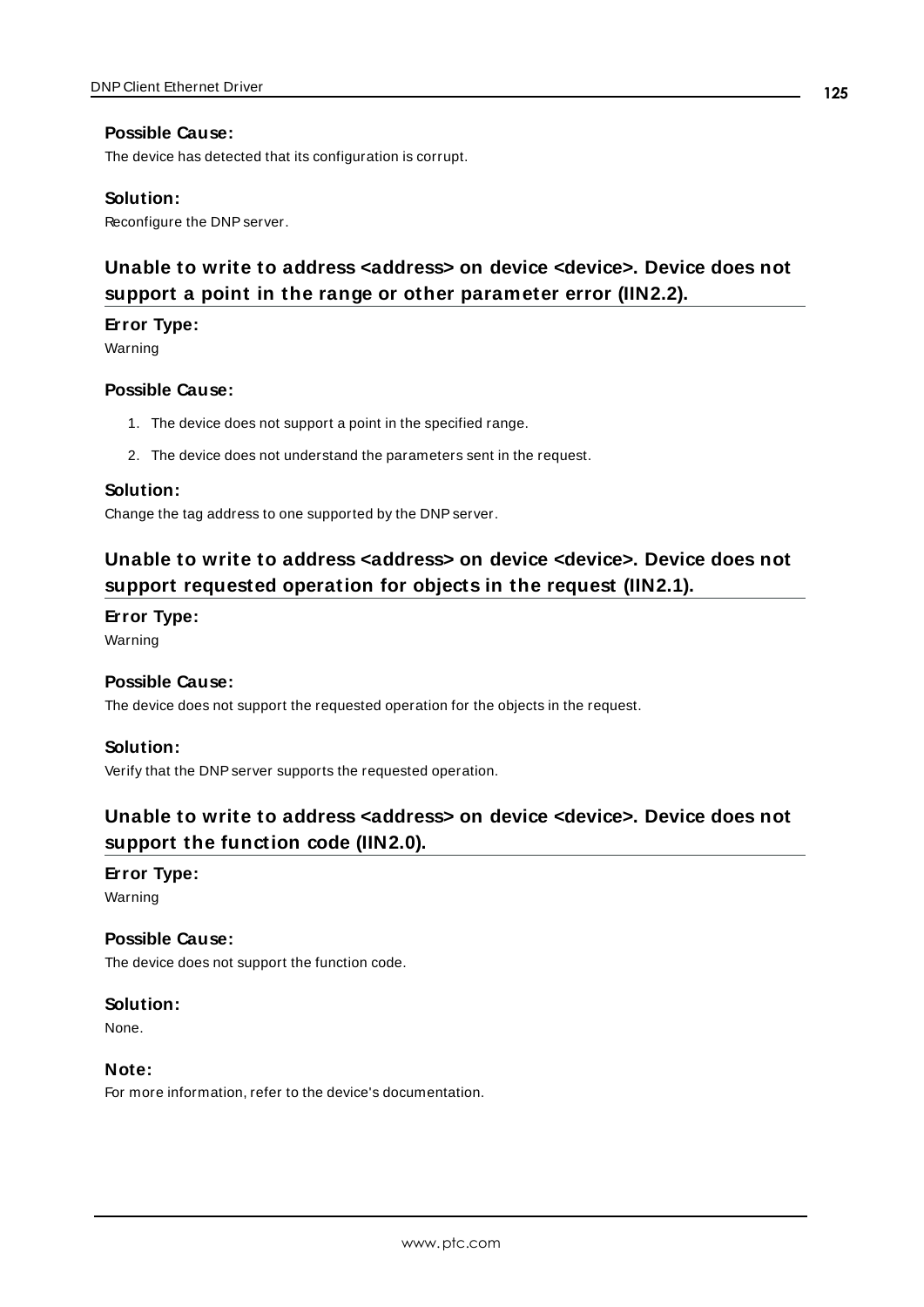#### Possible Cause:

The device has detected that its configuration is corrupt.

#### Solution:

Reconfigure the DNP server.

### Unable to write to address <address> on device <device>. Device does not support a point in the range or other parameter error (IIN2.2).

#### Error Type:

Warning

#### Possible Cause:

1. The device does not support a point in the specified range.
2. The device does not understand the parameters sent in the request.

#### Solution:

Change the tag address to one supported by the DNP server.

### Unable to write to address <address> on device <device>. Device does not support requested operation for objects in the request (IIN2.1).

#### Error Type:

Warning

#### Possible Cause:

The device does not support the requested operation for the objects in the request.

#### Solution:

Verify that the DNP server supports the requested operation.

### Unable to write to address <address> on device <device>. Device does not support the function code (IIN2.0).

#### Error Type:

Warning

#### Possible Cause:

The device does not support the function code.

#### Solution:

None.

#### Note:

For more information, refer to the device's documentation.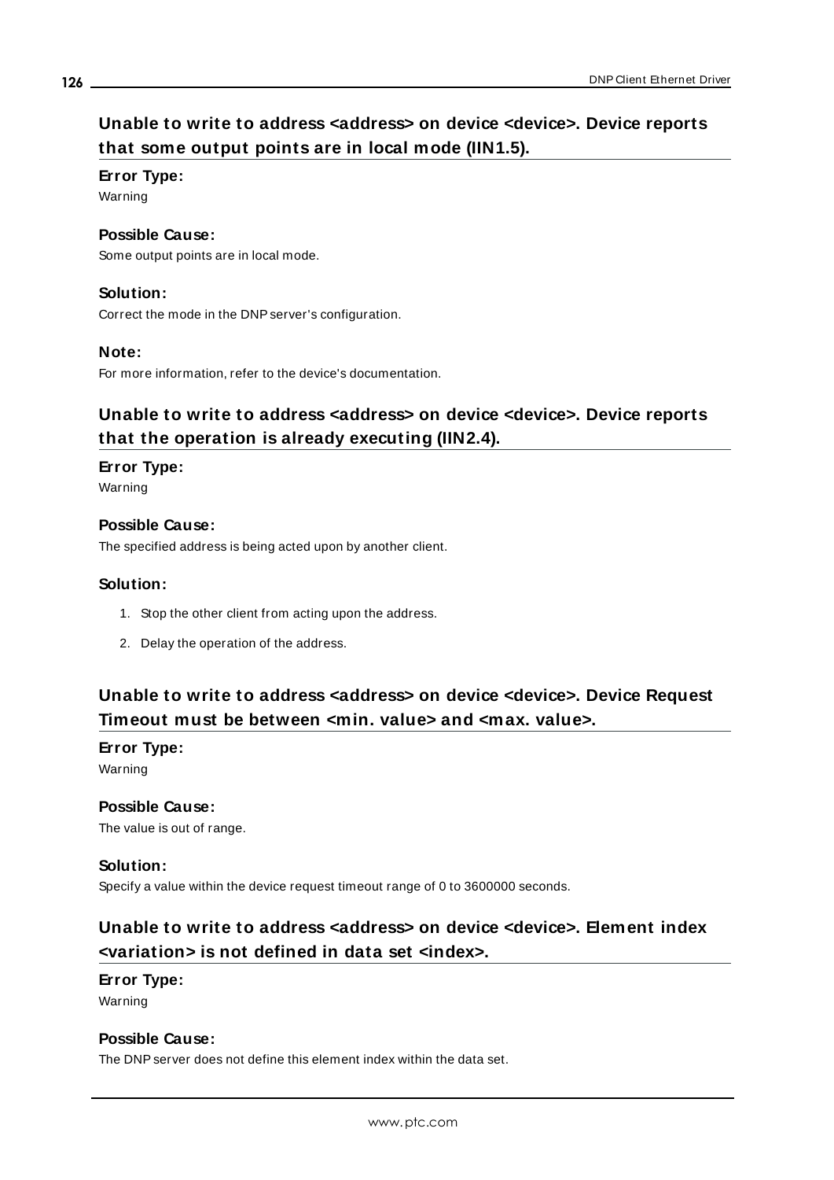## Unable to write to address <address> on device <device>. Device reports that some output points are in local mode (IIN1.5).

**Error Type:**
Warning

**Possible Cause:**
Some output points are in local mode.

**Solution:**
Correct the mode in the DNP server's configuration.

**Note:**
For more information, refer to the device's documentation.

## Unable to write to address <address> on device <device>. Device reports that the operation is already executing (IIN2.4).

**Error Type:**
Warning

**Possible Cause:**
The specified address is being acted upon by another client.

**Solution:**

1. Stop the other client from acting upon the address.
2. Delay the operation of the address.

## Unable to write to address <address> on device <device>. Device Request Timeout must be between <min. value> and <max. value>.

**Error Type:**
Warning

**Possible Cause:**
The value is out of range.

**Solution:**
Specify a value within the device request timeout range of 0 to 3600000 seconds.

## Unable to write to address <address> on device <device>. Element index <variation> is not defined in data set <index>.

**Error Type:**
Warning

**Possible Cause:**
The DNP server does not define this element index within the data set.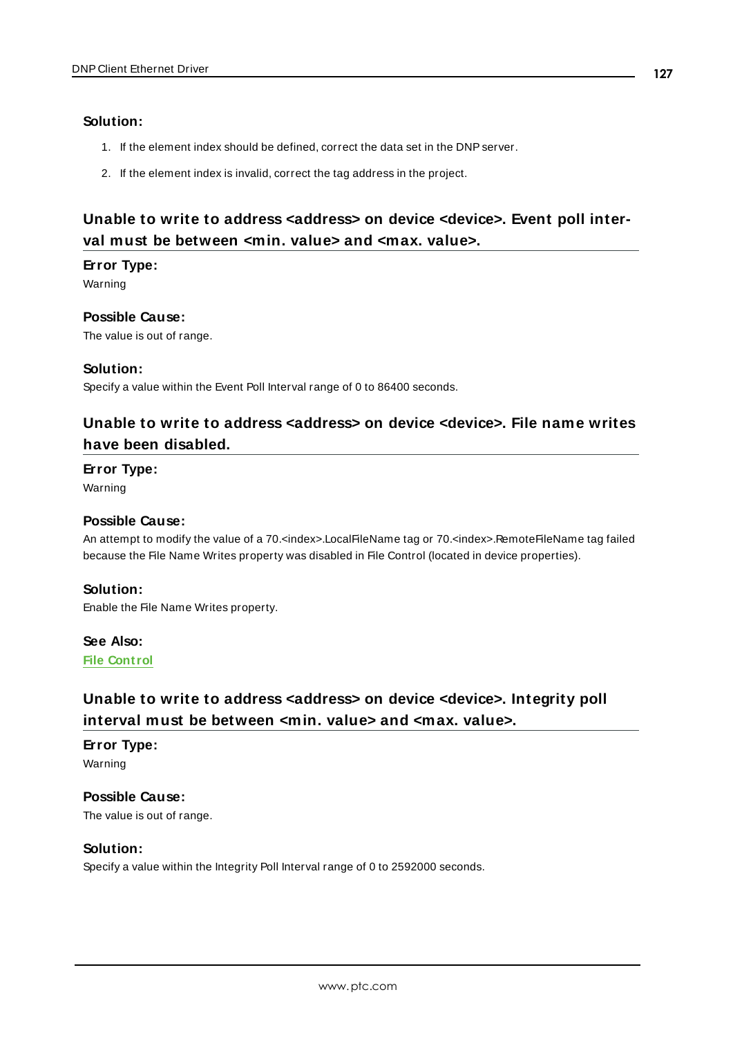**Solution:**

1. If the element index should be defined, correct the data set in the DNP server.
2. If the element index is invalid, correct the tag address in the project.

## Unable to write to address <address> on device <device>. Event poll interval must be between <min. value> and <max. value>.

**Error Type:**
Warning

**Possible Cause:**
The value is out of range.

**Solution:**
Specify a value within the Event Poll Interval range of 0 to 86400 seconds.

## Unable to write to address <address> on device <device>. File name writes have been disabled.

**Error Type:**
Warning

**Possible Cause:**
An attempt to modify the value of a 70.<index>.LocalFileName tag or 70.<index>.RemoteFileName tag failed because the File Name Writes property was disabled in File Control (located in device properties).

**Solution:**
Enable the File Name Writes property.

**See Also:**
**File Control**

## Unable to write to address <address> on device <device>. Integrity poll interval must be between <min. value> and <max. value>.

**Error Type:**
Warning

**Possible Cause:**
The value is out of range.

**Solution:**
Specify a value within the Integrity Poll Interval range of 0 to 2592000 seconds.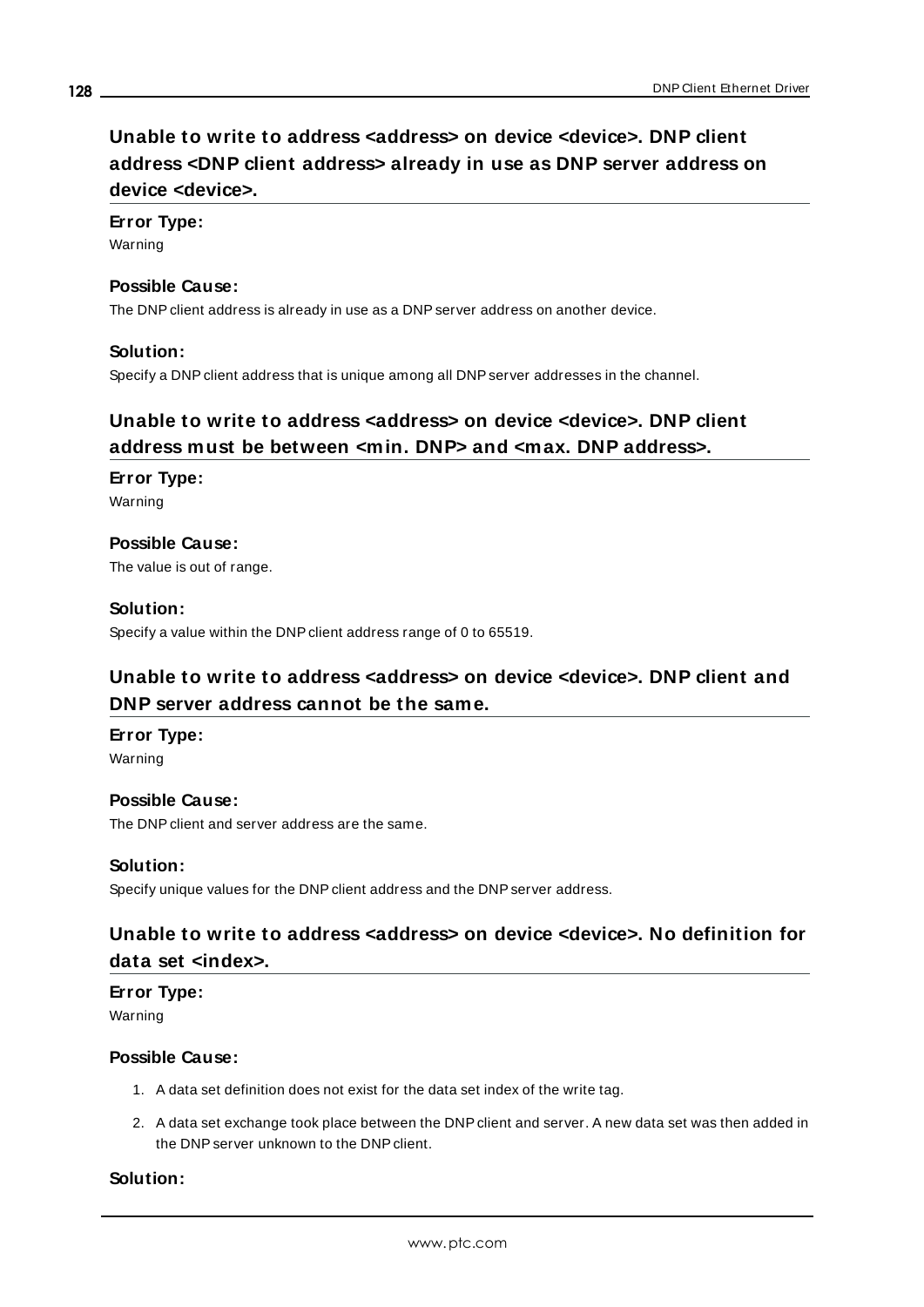## Unable to write to address <address> on device <device>. DNP client address <DNP client address> already in use as DNP server address on device <device>.

**Error Type:**
Warning

**Possible Cause:**
The DNP client address is already in use as a DNP server address on another device.

**Solution:**
Specify a DNP client address that is unique among all DNP server addresses in the channel.

## Unable to write to address <address> on device <device>. DNP client address must be between <min. DNP> and <max. DNP address>.

**Error Type:**
Warning

**Possible Cause:**
The value is out of range.

**Solution:**
Specify a value within the DNP client address range of 0 to 65519.

## Unable to write to address <address> on device <device>. DNP client and DNP server address cannot be the same.

**Error Type:**
Warning

**Possible Cause:**
The DNP client and server address are the same.

**Solution:**
Specify unique values for the DNP client address and the DNP server address.

## Unable to write to address <address> on device <device>. No definition for data set <index>.

**Error Type:**
Warning

**Possible Cause:**

1. A data set definition does not exist for the data set index of the write tag.
2. A data set exchange took place between the DNP client and server. A new data set was then added in the DNP server unknown to the DNP client.

**Solution:**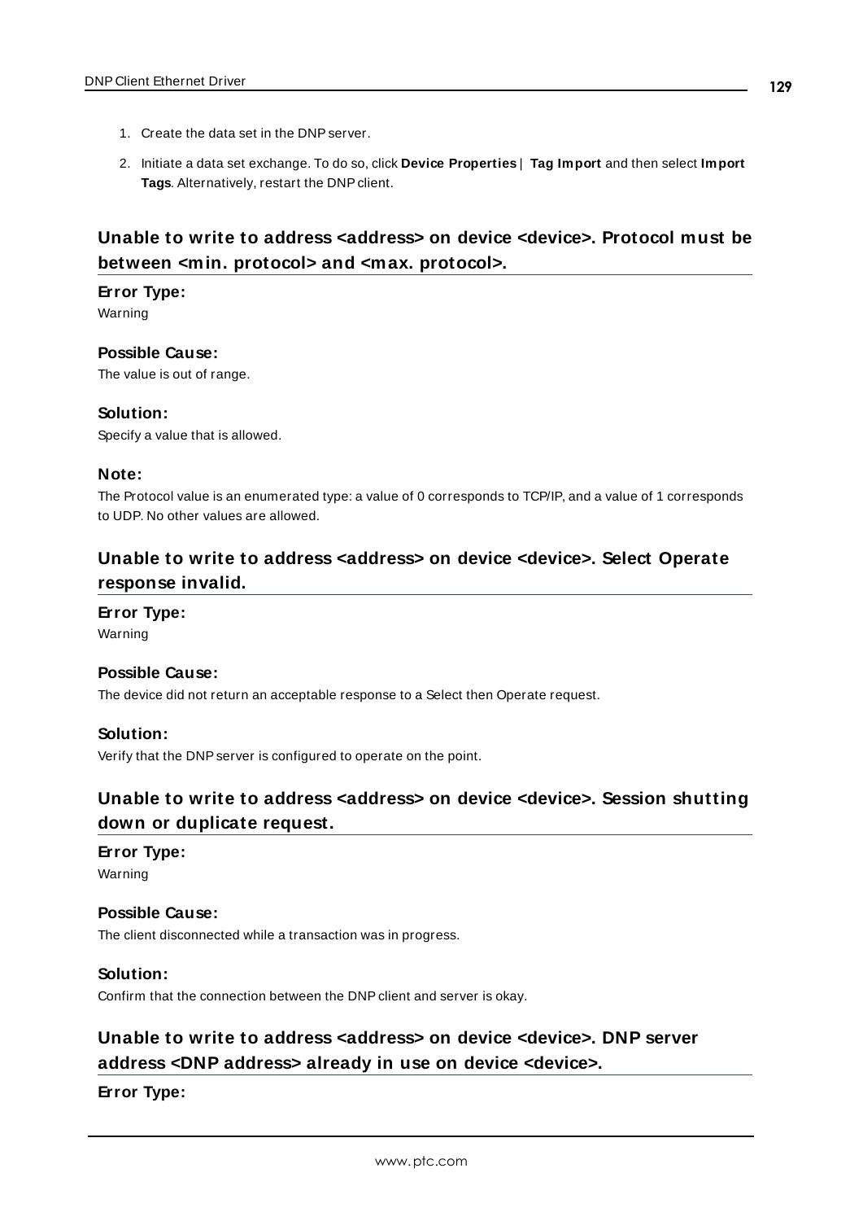1. Create the data set in the DNP server.
2. Initiate a data set exchange. To do so, click **Device Properties** | **Tag Import** and then select **Import Tags**. Alternatively, restart the DNP client.

## Unable to write to address <address> on device <device>. Protocol must be between <min. protocol> and <max. protocol>.

**Error Type:**
Warning

**Possible Cause:**
The value is out of range.

**Solution:**
Specify a value that is allowed.

**Note:**
The Protocol value is an enumerated type: a value of 0 corresponds to TCP/IP, and a value of 1 corresponds to UDP. No other values are allowed.

## Unable to write to address <address> on device <device>. Select Operate response invalid.

**Error Type:**
Warning

**Possible Cause:**
The device did not return an acceptable response to a Select then Operate request.

**Solution:**
Verify that the DNP server is configured to operate on the point.

## Unable to write to address <address> on device <device>. Session shutting down or duplicate request.

**Error Type:**
Warning

**Possible Cause:**
The client disconnected while a transaction was in progress.

**Solution:**
Confirm that the connection between the DNP client and server is okay.

## Unable to write to address <address> on device <device>. DNP server address <DNP address> already in use on device <device>.

**Error Type:**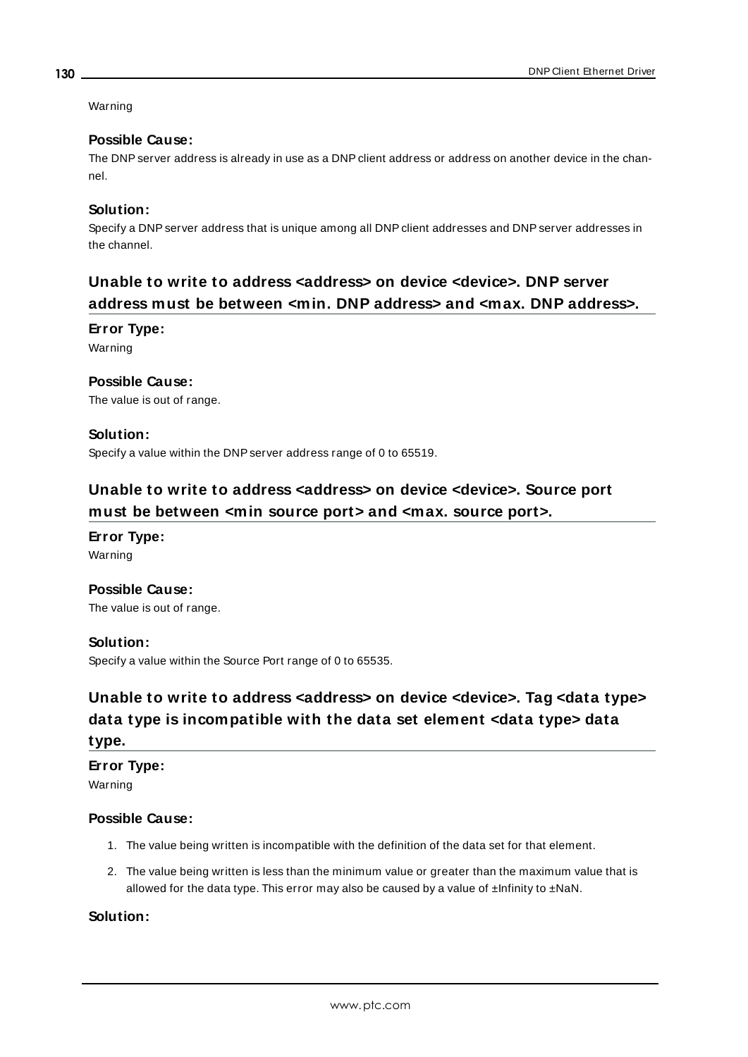Warning

### Possible Cause:

The DNP server address is already in use as a DNP client address or address on another device in the channel.

### Solution:

Specify a DNP server address that is unique among all DNP client addresses and DNP server addresses in the channel.

## Unable to write to address <address> on device <device>. DNP server address must be between <min. DNP address> and <max. DNP address>.

### Error Type:

Warning

### Possible Cause:

The value is out of range.

### Solution:

Specify a value within the DNP server address range of 0 to 65519.

## Unable to write to address <address> on device <device>. Source port must be between <min source port> and <max. source port>.

### Error Type:

Warning

### Possible Cause:

The value is out of range.

### Solution:

Specify a value within the Source Port range of 0 to 65535.

## Unable to write to address <address> on device <device>. Tag <data type> data type is incompatible with the data set element <data type> data type.

### Error Type:

Warning

### Possible Cause:

1. The value being written is incompatible with the definition of the data set for that element.
2. The value being written is less than the minimum value or greater than the maximum value that is allowed for the data type. This error may also be caused by a value of ±Infinity to ±NaN.

### Solution: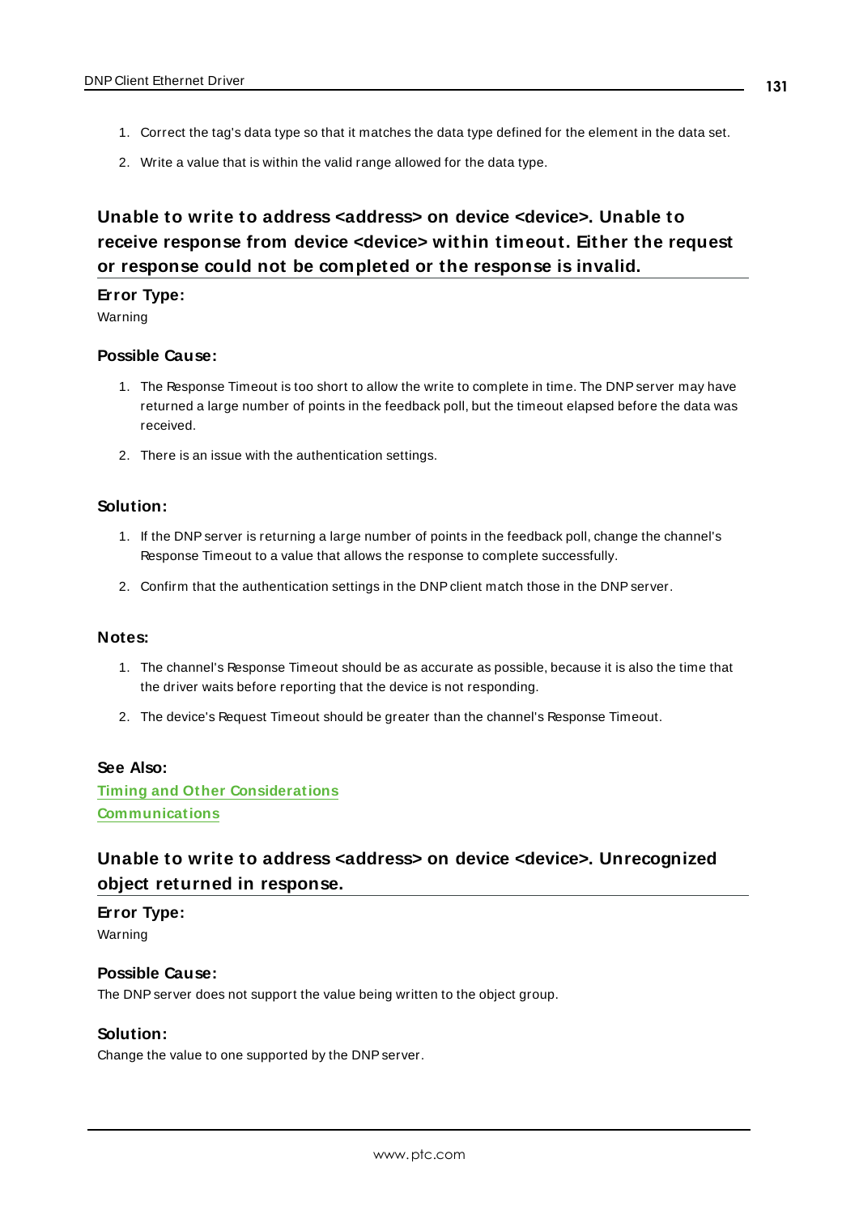1. Correct the tag's data type so that it matches the data type defined for the element in the data set.
2. Write a value that is within the valid range allowed for the data type.

## Unable to write to address <address> on device <device>. Unable to receive response from device <device> within timeout. Either the request or response could not be completed or the response is invalid.

**Error Type:**

Warning

**Possible Cause:**

1. The Response Timeout is too short to allow the write to complete in time. The DNP server may have returned a large number of points in the feedback poll, but the timeout elapsed before the data was received.
2. There is an issue with the authentication settings.

**Solution:**

1. If the DNP server is returning a large number of points in the feedback poll, change the channel's Response Timeout to a value that allows the response to complete successfully.
2. Confirm that the authentication settings in the DNP client match those in the DNP server.

**Notes:**

1. The channel's Response Timeout should be as accurate as possible, because it is also the time that the driver waits before reporting that the device is not responding.
2. The device's Request Timeout should be greater than the channel's Response Timeout.

**See Also:**

**Timing and Other Considerations**
**Communications**

## Unable to write to address <address> on device <device>. Unrecognized object returned in response.

**Error Type:**

Warning

**Possible Cause:**

The DNP server does not support the value being written to the object group.

**Solution:**

Change the value to one supported by the DNP server.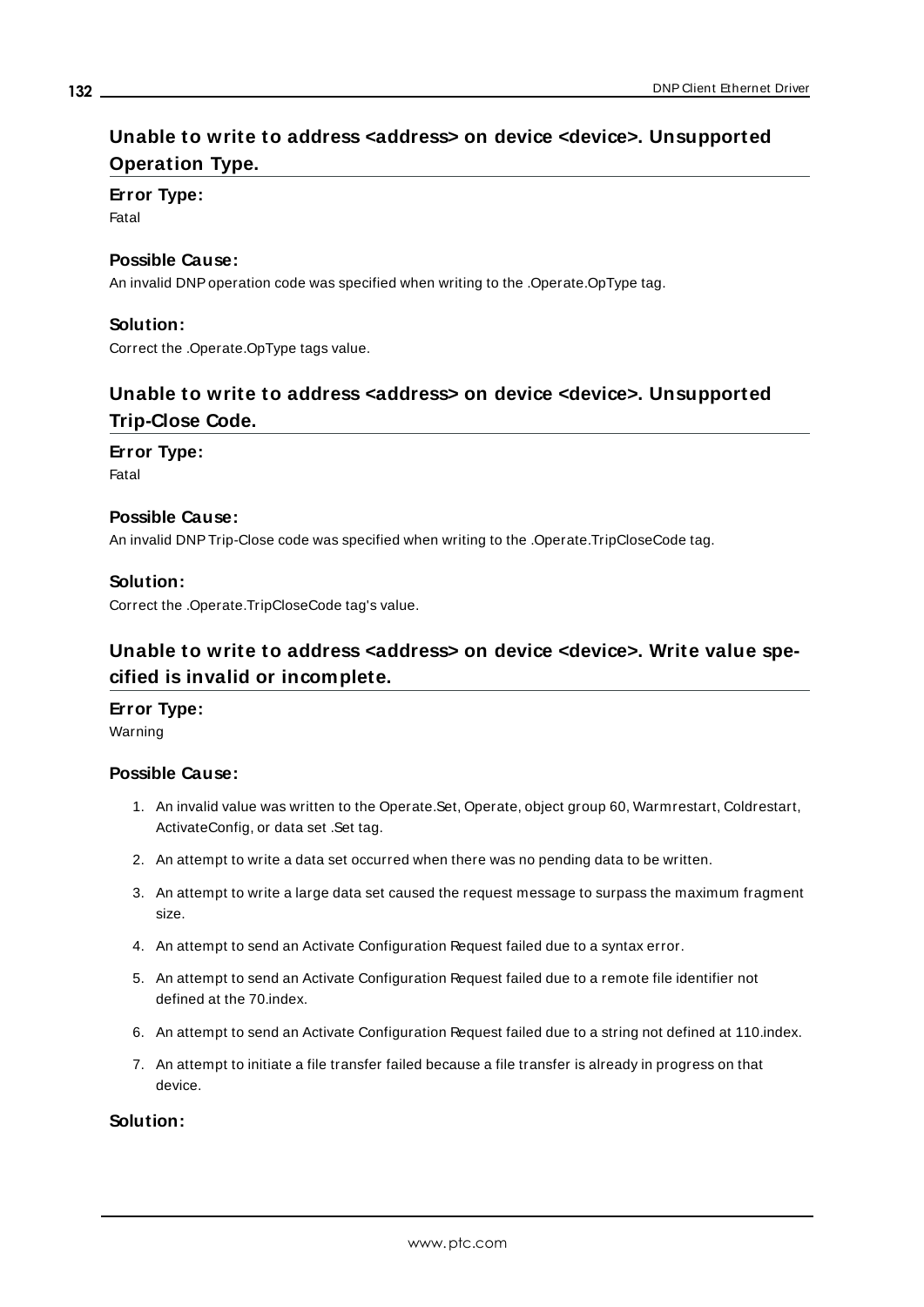## Unable to write to address <address> on device <device>. Unsupported Operation Type.

### Error Type:

Fatal

### Possible Cause:

An invalid DNP operation code was specified when writing to the .Operate.OpType tag.

### Solution:

Correct the .Operate.OpType tags value.

## Unable to write to address <address> on device <device>. Unsupported Trip-Close Code.

### Error Type:

Fatal

### Possible Cause:

An invalid DNP Trip-Close code was specified when writing to the .Operate.TripCloseCode tag.

### Solution:

Correct the .Operate.TripCloseCode tag's value.

## Unable to write to address <address> on device <device>. Write value specified is invalid or incomplete.

### Error Type:

Warning

### Possible Cause:

1. An invalid value was written to the Operate.Set, Operate, object group 60, Warmrestart, Coldrestart, ActivateConfig, or data set .Set tag.
2. An attempt to write a data set occurred when there was no pending data to be written.
3. An attempt to write a large data set caused the request message to surpass the maximum fragment size.
4. An attempt to send an Activate Configuration Request failed due to a syntax error.
5. An attempt to send an Activate Configuration Request failed due to a remote file identifier not defined at the 70.index.
6. An attempt to send an Activate Configuration Request failed due to a string not defined at 110.index.
7. An attempt to initiate a file transfer failed because a file transfer is already in progress on that device.

### Solution: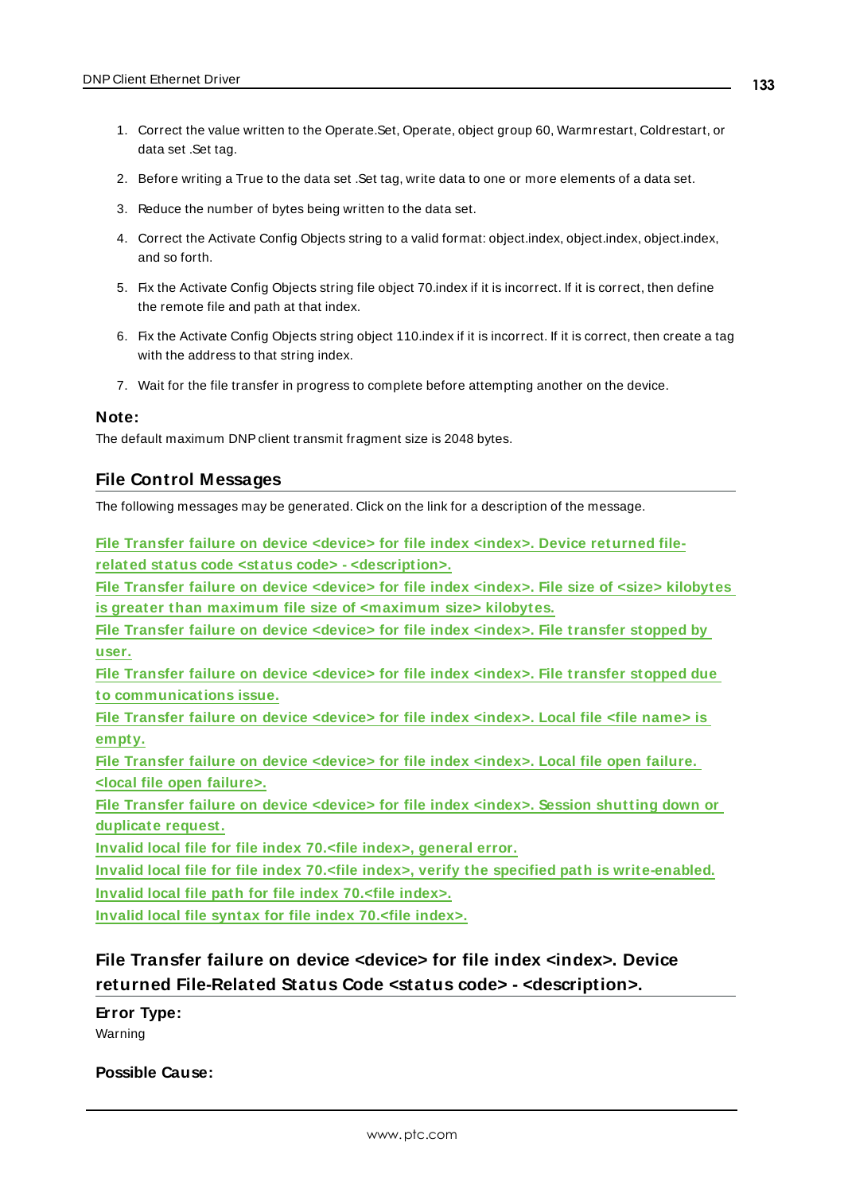1. Correct the value written to the Operate.Set, Operate, object group 60, Warmrestart, Coldrestart, or data set .Set tag.
2. Before writing a True to the data set .Set tag, write data to one or more elements of a data set.
3. Reduce the number of bytes being written to the data set.
4. Correct the Activate Config Objects string to a valid format: object.index, object.index, object.index, and so forth.
5. Fix the Activate Config Objects string file object 70.index if it is incorrect. If it is correct, then define the remote file and path at that index.
6. Fix the Activate Config Objects string object 110.index if it is incorrect. If it is correct, then create a tag with the address to that string index.
7. Wait for the file transfer in progress to complete before attempting another on the device.

**Note:**
The default maximum DNP client transmit fragment size is 2048 bytes.

## File Control Messages

The following messages may be generated. Click on the link for a description of the message.

**File Transfer failure on device <device> for file index <index>. Device returned file-related status code <status code> - <description>.**
**File Transfer failure on device <device> for file index <index>. File size of <size> kilobytes is greater than maximum file size of <maximum size> kilobytes.**
**File Transfer failure on device <device> for file index <index>. File transfer stopped by user.**
**File Transfer failure on device <device> for file index <index>. File transfer stopped due to communications issue.**
**File Transfer failure on device <device> for file index <index>. Local file <file name> is empty.**
**File Transfer failure on device <device> for file index <index>. Local file open failure. <local file open failure>.**
**File Transfer failure on device <device> for file index <index>. Session shutting down or duplicate request.**
**Invalid local file for file index 70.<file index>, general error.**
**Invalid local file for file index 70.<file index>, verify the specified path is write-enabled.**
**Invalid local file path for file index 70.<file index>.**
**Invalid local file syntax for file index 70.<file index>.**

### File Transfer failure on device <device> for file index <index>. Device returned File-Related Status Code <status code> - <description>.

**Error Type:**
Warning

**Possible Cause:**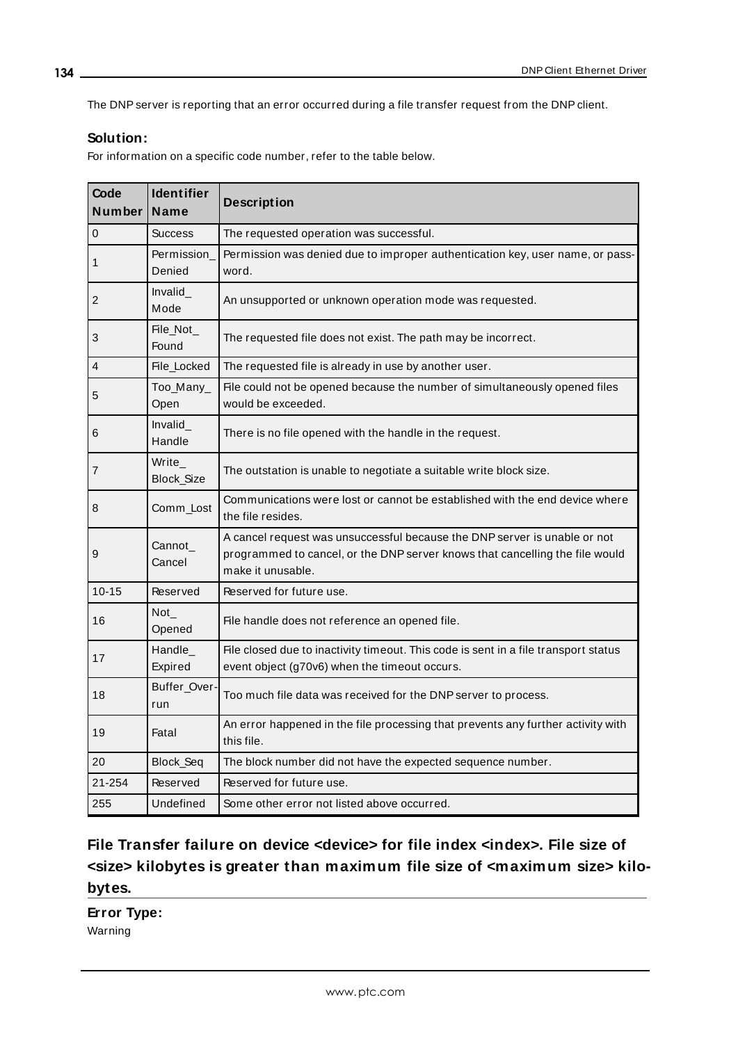The DNP server is reporting that an error occurred during a file transfer request from the DNP client.

**Solution:**

For information on a specific code number, refer to the table below.

| Code Number | Identifier Name | Description |
|---|---|---|
| 0 | Success | The requested operation was successful. |
| 1 | Permission_Denied | Permission was denied due to improper authentication key, user name, or password. |
| 2 | Invalid_Mode | An unsupported or unknown operation mode was requested. |
| 3 | File_Not_Found | The requested file does not exist. The path may be incorrect. |
| 4 | File_Locked | The requested file is already in use by another user. |
| 5 | Too_Many_Open | File could not be opened because the number of simultaneously opened files would be exceeded. |
| 6 | Invalid_Handle | There is no file opened with the handle in the request. |
| 7 | Write_Block_Size | The outstation is unable to negotiate a suitable write block size. |
| 8 | Comm_Lost | Communications were lost or cannot be established with the end device where the file resides. |
| 9 | Cannot_Cancel | A cancel request was unsuccessful because the DNP server is unable or not programmed to cancel, or the DNP server knows that cancelling the file would make it unusable. |
| 10-15 | Reserved | Reserved for future use. |
| 16 | Not_Opened | File handle does not reference an opened file. |
| 17 | Handle_Expired | File closed due to inactivity timeout. This code is sent in a file transport status event object (g70v6) when the timeout occurs. |
| 18 | Buffer_Overrun | Too much file data was received for the DNP server to process. |
| 19 | Fatal | An error happened in the file processing that prevents any further activity with this file. |
| 20 | Block_Seq | The block number did not have the expected sequence number. |
| 21-254 | Reserved | Reserved for future use. |
| 255 | Undefined | Some other error not listed above occurred. |

## File Transfer failure on device <device> for file index <index>. File size of <size> kilobytes is greater than maximum file size of <maximum size> kilobytes.

**Error Type:**

Warning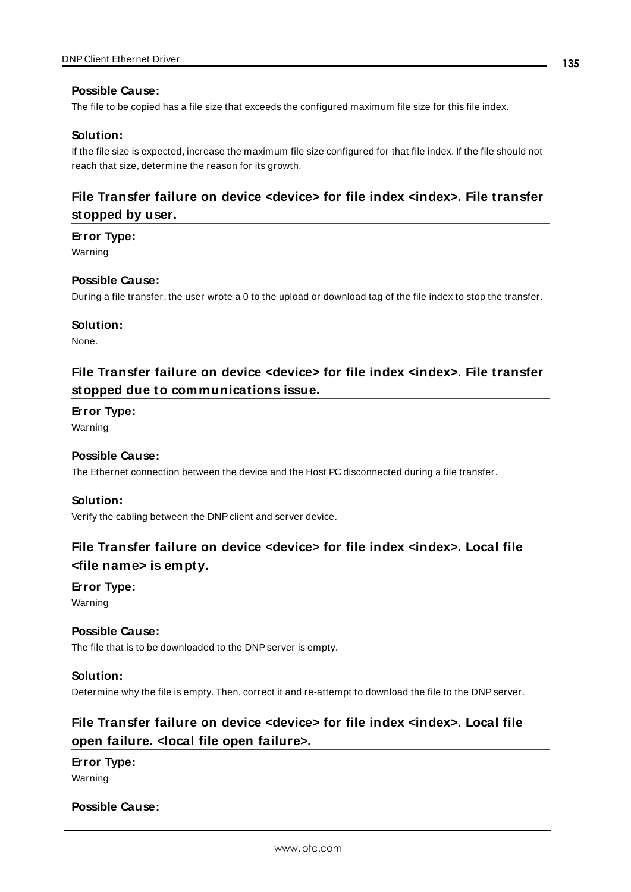#### Possible Cause:

The file to be copied has a file size that exceeds the configured maximum file size for this file index.

#### Solution:

If the file size is expected, increase the maximum file size configured for that file index. If the file should not reach that size, determine the reason for its growth.

### File Transfer failure on device <device> for file index <index>. File transfer stopped by user.

#### Error Type:

Warning

#### Possible Cause:

During a file transfer, the user wrote a 0 to the upload or download tag of the file index to stop the transfer.

#### Solution:

None.

### File Transfer failure on device <device> for file index <index>. File transfer stopped due to communications issue.

#### Error Type:

Warning

#### Possible Cause:

The Ethernet connection between the device and the Host PC disconnected during a file transfer.

#### Solution:

Verify the cabling between the DNP client and server device.

### File Transfer failure on device <device> for file index <index>. Local file <file name> is empty.

#### Error Type:

Warning

#### Possible Cause:

The file that is to be downloaded to the DNP server is empty.

#### Solution:

Determine why the file is empty. Then, correct it and re-attempt to download the file to the DNP server.

### File Transfer failure on device <device> for file index <index>. Local file open failure. <local file open failure>.

#### Error Type:

Warning

#### Possible Cause: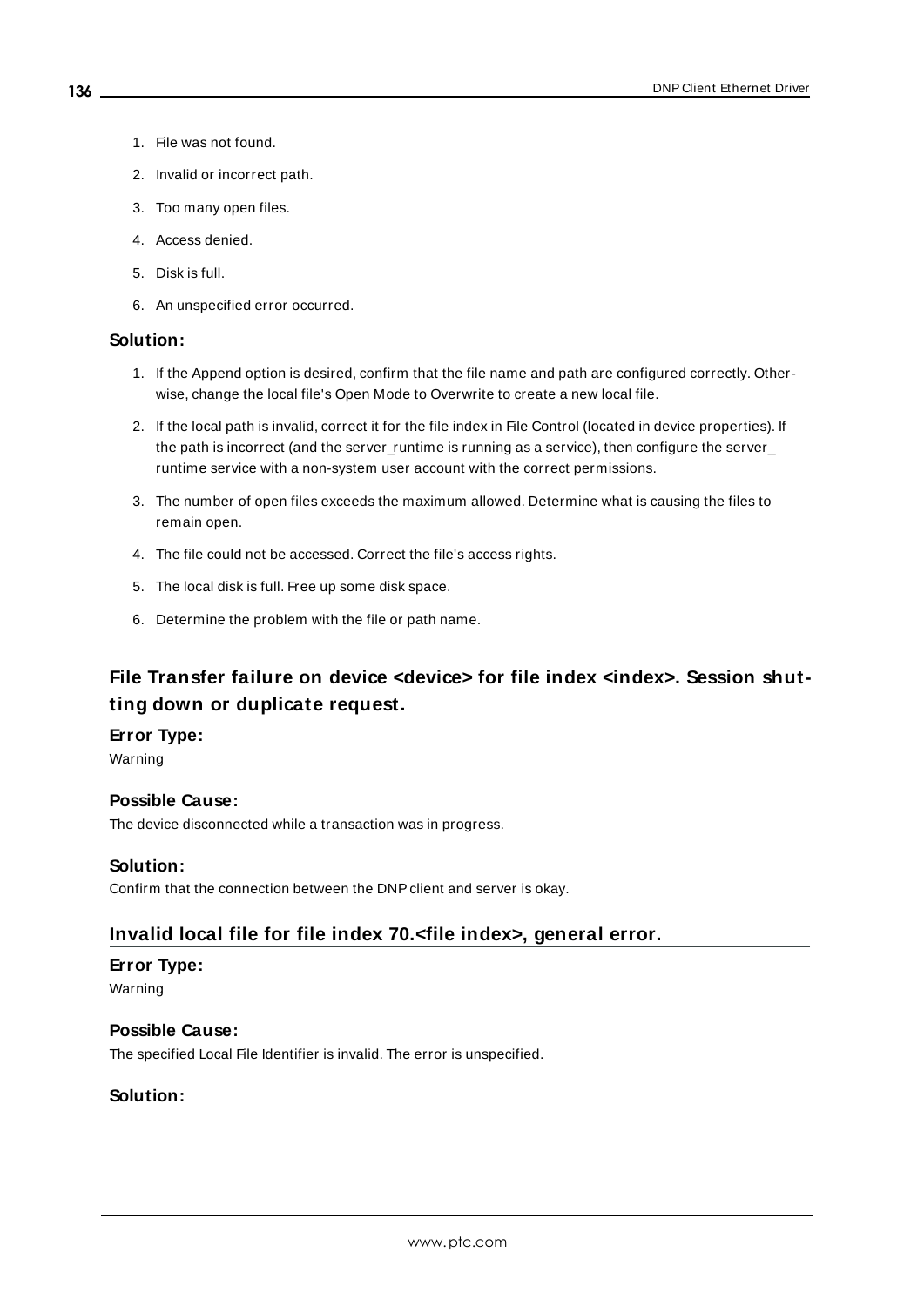1. File was not found.
2. Invalid or incorrect path.
3. Too many open files.
4. Access denied.
5. Disk is full.
6. An unspecified error occurred.

**Solution:**

1. If the Append option is desired, confirm that the file name and path are configured correctly. Otherwise, change the local file's Open Mode to Overwrite to create a new local file.
2. If the local path is invalid, correct it for the file index in File Control (located in device properties). If the path is incorrect (and the server_runtime is running as a service), then configure the server_runtime service with a non-system user account with the correct permissions.
3. The number of open files exceeds the maximum allowed. Determine what is causing the files to remain open.
4. The file could not be accessed. Correct the file's access rights.
5. The local disk is full. Free up some disk space.
6. Determine the problem with the file or path name.

## File Transfer failure on device <device> for file index <index>. Session shutting down or duplicate request.

**Error Type:**

Warning

**Possible Cause:**

The device disconnected while a transaction was in progress.

**Solution:**

Confirm that the connection between the DNP client and server is okay.

## Invalid local file for file index 70.<file index>, general error.

**Error Type:**

Warning

**Possible Cause:**

The specified Local File Identifier is invalid. The error is unspecified.

**Solution:**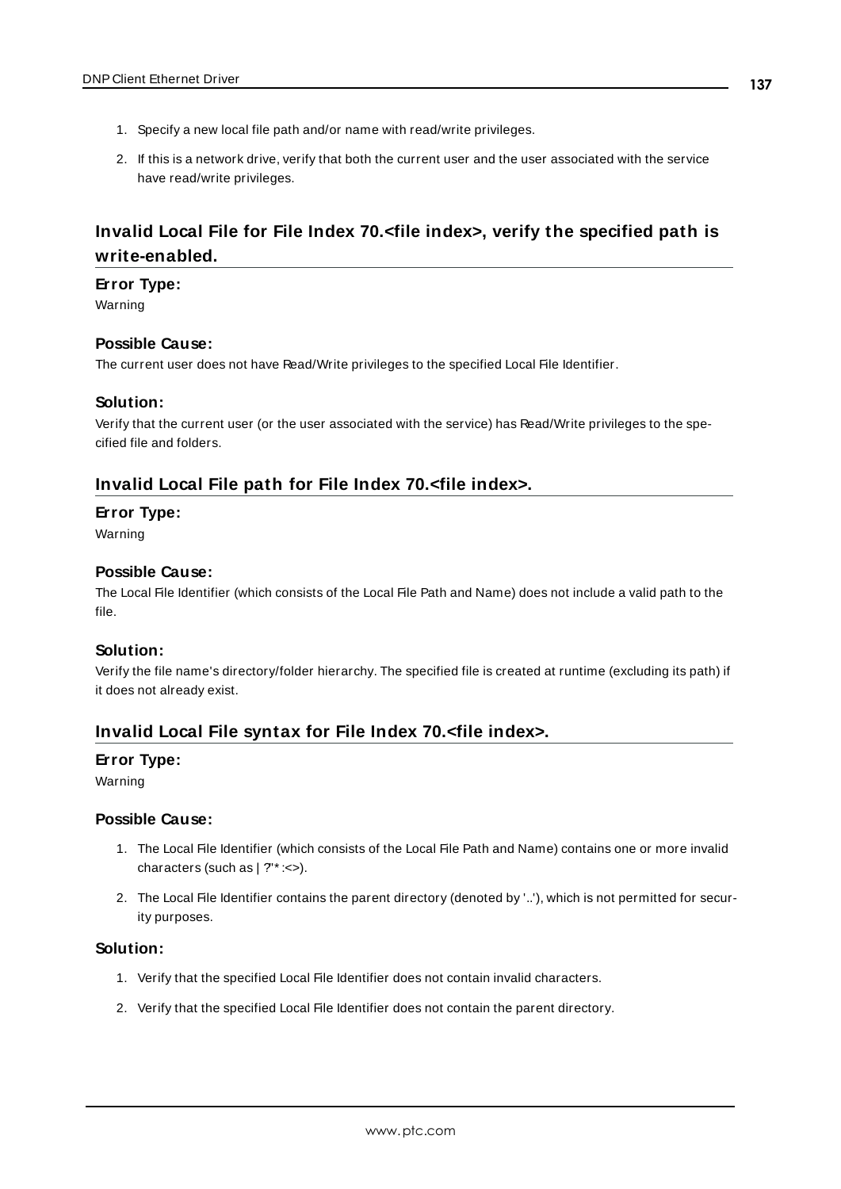1. Specify a new local file path and/or name with read/write privileges.
2. If this is a network drive, verify that both the current user and the user associated with the service have read/write privileges.

## Invalid Local File for File Index 70.<file index>, verify the specified path is write-enabled.

**Error Type:**

Warning

**Possible Cause:**

The current user does not have Read/Write privileges to the specified Local File Identifier.

**Solution:**

Verify that the current user (or the user associated with the service) has Read/Write privileges to the specified file and folders.

## Invalid Local File path for File Index 70.<file index>.

**Error Type:**

Warning

**Possible Cause:**

The Local File Identifier (which consists of the Local File Path and Name) does not include a valid path to the file.

**Solution:**

Verify the file name's directory/folder hierarchy. The specified file is created at runtime (excluding its path) if it does not already exist.

## Invalid Local File syntax for File Index 70.<file index>.

**Error Type:**

Warning

**Possible Cause:**

1. The Local File Identifier (which consists of the Local File Path and Name) contains one or more invalid characters (such as | ?"* :<>).
2. The Local File Identifier contains the parent directory (denoted by '..'), which is not permitted for security purposes.

**Solution:**

1. Verify that the specified Local File Identifier does not contain invalid characters.
2. Verify that the specified Local File Identifier does not contain the parent directory.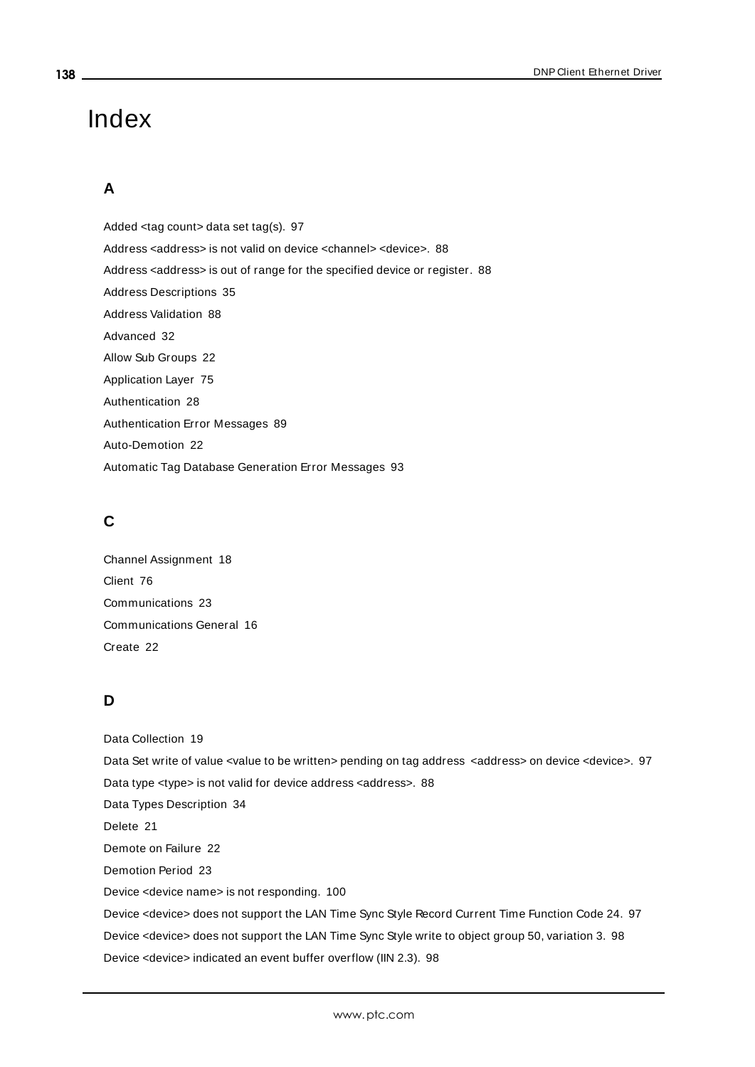# Index

## A

Added <tag count> data set tag(s). 97

Address <address> is not valid on device <channel> <device>. 88

Address <address> is out of range for the specified device or register. 88

Address Descriptions 35

Address Validation 88

Advanced 32

Allow Sub Groups 22

Application Layer 75

Authentication 28

Authentication Error Messages 89

Auto-Demotion 22

Automatic Tag Database Generation Error Messages 93

## C

Channel Assignment 18

Client 76

Communications 23

Communications General 16

Create 22

## D

Data Collection 19

Data Set write of value <value to be written> pending on tag address <address> on device <device>. 97

Data type <type> is not valid for device address <address>. 88

Data Types Description 34

Delete 21

Demote on Failure 22

Demotion Period 23

Device <device name> is not responding. 100

Device <device> does not support the LAN Time Sync Style Record Current Time Function Code 24. 97

Device <device> does not support the LAN Time Sync Style write to object group 50, variation 3. 98

Device <device> indicated an event buffer overflow (IIN 2.3). 98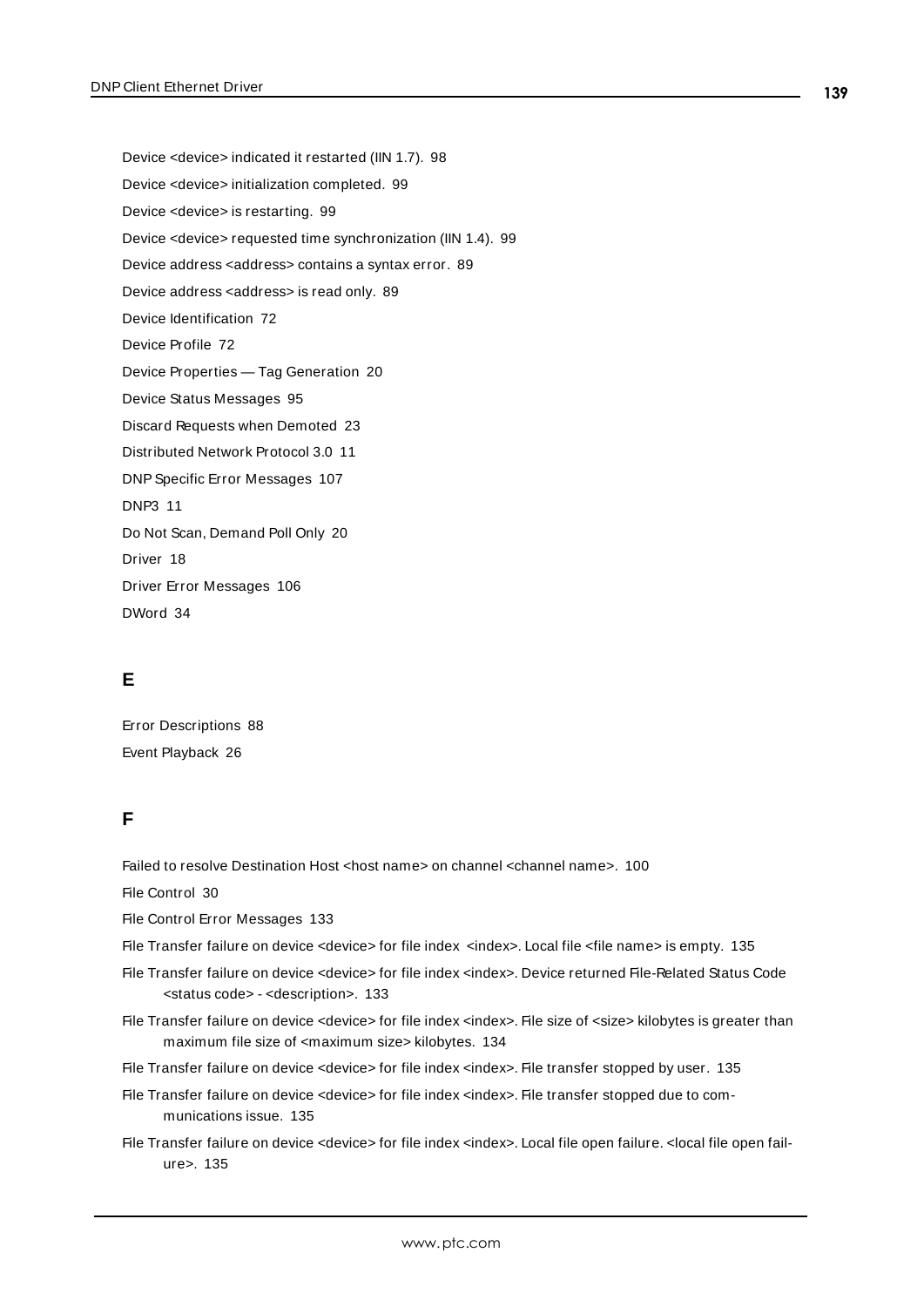Device <device> indicated it restarted (IIN 1.7). 98

Device <device> initialization completed. 99

Device <device> is restarting. 99

Device <device> requested time synchronization (IIN 1.4). 99

Device address <address> contains a syntax error. 89

Device address <address> is read only. 89

Device Identification 72

Device Profile 72

Device Properties — Tag Generation 20

Device Status Messages 95

Discard Requests when Demoted 23

Distributed Network Protocol 3.0 11

DNP Specific Error Messages 107

DNP3 11

Do Not Scan, Demand Poll Only 20

Driver 18

Driver Error Messages 106

DWord 34

## E

Error Descriptions 88

Event Playback 26

## F

Failed to resolve Destination Host <host name> on channel <channel name>. 100

File Control 30

File Control Error Messages 133

File Transfer failure on device <device> for file index <index>. Local file <file name> is empty. 135

File Transfer failure on device <device> for file index <index>. Device returned File-Related Status Code <status code> - <description>. 133

File Transfer failure on device <device> for file index <index>. File size of <size> kilobytes is greater than maximum file size of <maximum size> kilobytes. 134

File Transfer failure on device <device> for file index <index>. File transfer stopped by user. 135

File Transfer failure on device <device> for file index <index>. File transfer stopped due to communications issue. 135

File Transfer failure on device <device> for file index <index>. Local file open failure. <local file open failure>. 135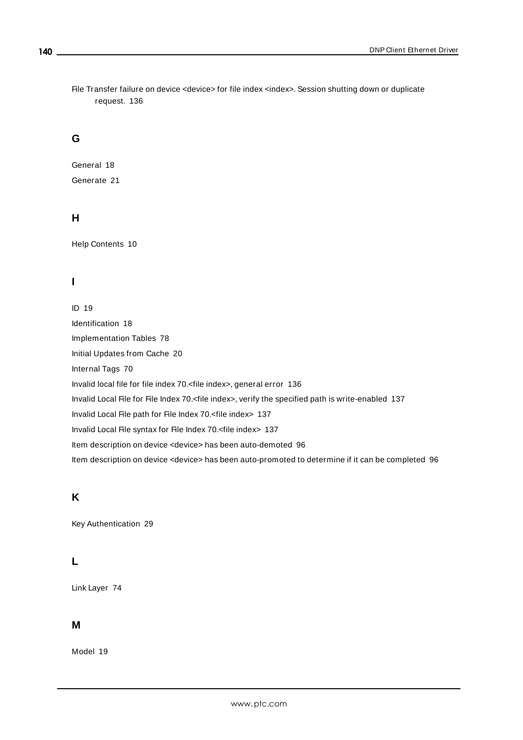File Transfer failure on device <device> for file index <index>. Session shutting down or duplicate request. 136

## G

General 18

Generate 21

## H

Help Contents 10

## I

ID 19

Identification 18

Implementation Tables 78

Initial Updates from Cache 20

Internal Tags 70

Invalid local file for file index 70.<file index>, general error 136

Invalid Local File for File Index 70.<file index>, verify the specified path is write-enabled 137

Invalid Local File path for File Index 70.<file index> 137

Invalid Local File syntax for File Index 70.<file index> 137

Item description on device <device> has been auto-demoted 96

Item description on device <device> has been auto-promoted to determine if it can be completed 96

## K

Key Authentication 29

## L

Link Layer 74

## M

Model 19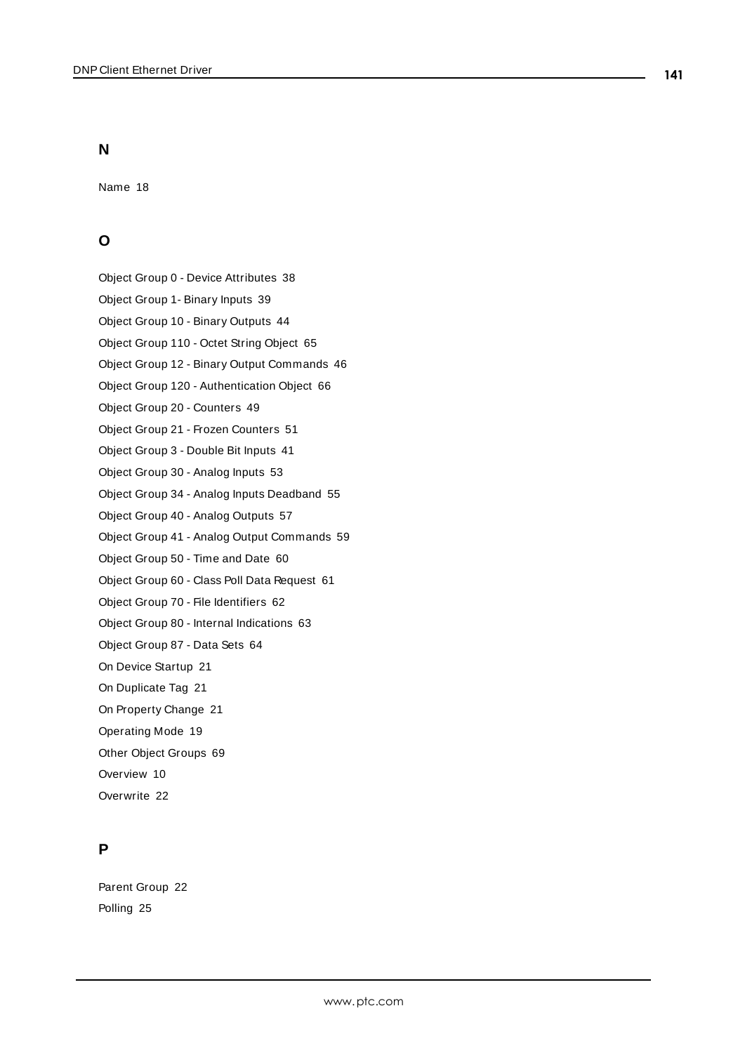## N

Name 18

## O

Object Group 0 - Device Attributes 38

Object Group 1- Binary Inputs 39

Object Group 10 - Binary Outputs 44

Object Group 110 - Octet String Object 65

Object Group 12 - Binary Output Commands 46

Object Group 120 - Authentication Object 66

Object Group 20 - Counters 49

Object Group 21 - Frozen Counters 51

Object Group 3 - Double Bit Inputs 41

Object Group 30 - Analog Inputs 53

Object Group 34 - Analog Inputs Deadband 55

Object Group 40 - Analog Outputs 57

Object Group 41 - Analog Output Commands 59

Object Group 50 - Time and Date 60

Object Group 60 - Class Poll Data Request 61

Object Group 70 - File Identifiers 62

Object Group 80 - Internal Indications 63

Object Group 87 - Data Sets 64

On Device Startup 21

On Duplicate Tag 21

On Property Change 21

Operating Mode 19

Other Object Groups 69

Overview 10

Overwrite 22

## P

Parent Group 22

Polling 25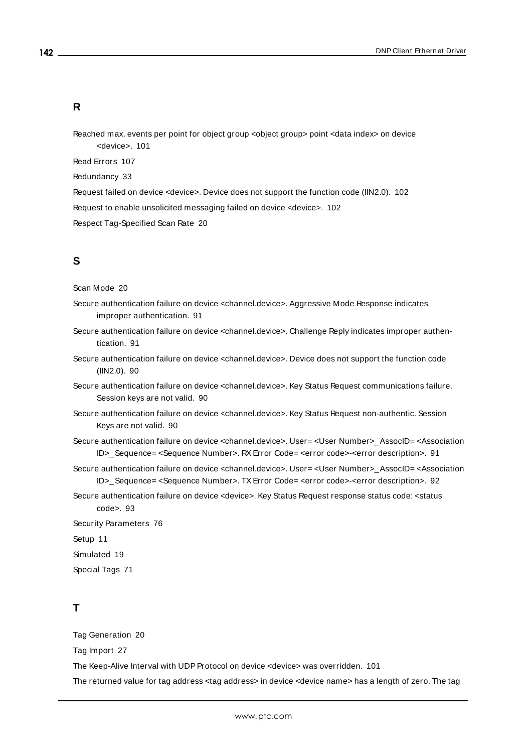## R

Reached max. events per point for object group <object group> point <data index> on device <device>. 101

Read Errors 107

Redundancy 33

Request failed on device <device>. Device does not support the function code (IIN2.0). 102

Request to enable unsolicited messaging failed on device <device>. 102

Respect Tag-Specified Scan Rate 20

## S

Scan Mode 20

Secure authentication failure on device <channel.device>. Aggressive Mode Response indicates improper authentication. 91

Secure authentication failure on device <channel.device>. Challenge Reply indicates improper authentication. 91

Secure authentication failure on device <channel.device>. Device does not support the function code (IIN2.0). 90

Secure authentication failure on device <channel.device>. Key Status Request communications failure. Session keys are not valid. 90

Secure authentication failure on device <channel.device>. Key Status Request non-authentic. Session Keys are not valid. 90

Secure authentication failure on device <channel.device>. User= <User Number>_AssocID= <Association ID>_Sequence= <Sequence Number>. RX Error Code= <error code>-<error description>. 91

Secure authentication failure on device <channel.device>. User= <User Number>_AssocID= <Association ID>_Sequence= <Sequence Number>. TX Error Code= <error code>-<error description>. 92

Secure authentication failure on device <device>. Key Status Request response status code: <status code>. 93

Security Parameters 76

Setup 11

Simulated 19

Special Tags 71

## T

Tag Generation 20

Tag Import 27

The Keep-Alive Interval with UDP Protocol on device <device> was overridden. 101

The returned value for tag address <tag address> in device <device name> has a length of zero. The tag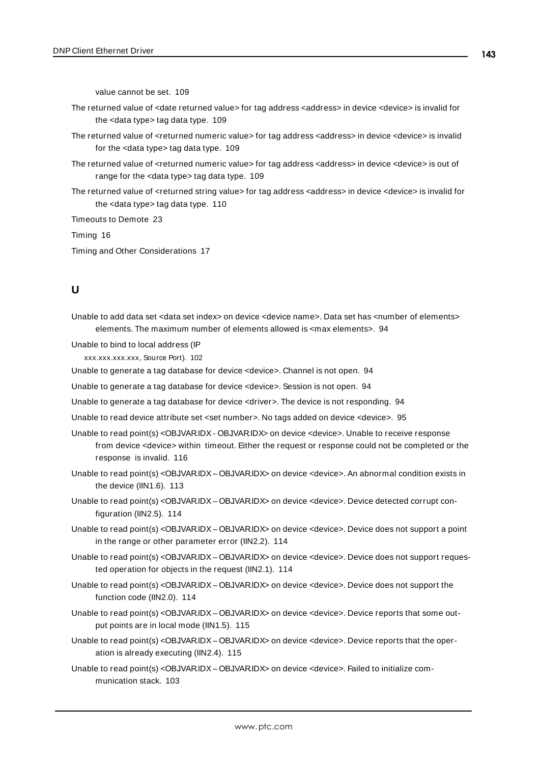value cannot be set. 109

The returned value of <date returned value> for tag address <address> in device <device> is invalid for the <data type> tag data type. 109

The returned value of <returned numeric value> for tag address <address> in device <device> is invalid for the <data type> tag data type. 109

The returned value of <returned numeric value> for tag address <address> in device <device> is out of range for the <data type> tag data type. 109

The returned value of <returned string value> for tag address <address> in device <device> is invalid for the <data type> tag data type. 110

Timeouts to Demote 23

Timing 16

Timing and Other Considerations 17

## U

Unable to add data set <data set index> on device <device name>. Data set has <number of elements> elements. The maximum number of elements allowed is <max elements>. 94

Unable to bind to local address (IP xxx.xxx.xxx.xxx, Source Port). 102

Unable to generate a tag database for device <device>. Channel is not open. 94

Unable to generate a tag database for device <device>. Session is not open. 94

Unable to generate a tag database for device <driver>. The device is not responding. 94

Unable to read device attribute set <set number>. No tags added on device <device>. 95

Unable to read point(s) <OBJVAR.IDX - OBJVAR.IDX> on device <device>. Unable to receive response from device <device> within timeout. Either the request or response could not be completed or the response is invalid. 116

Unable to read point(s) <OBJVAR.IDX – OBJVAR.IDX> on device <device>. An abnormal condition exists in the device (IIN1.6). 113

Unable to read point(s) <OBJVAR.IDX – OBJVAR.IDX> on device <device>. Device detected corrupt configuration (IIN2.5). 114

Unable to read point(s) <OBJVAR.IDX – OBJVAR.IDX> on device <device>. Device does not support a point in the range or other parameter error (IIN2.2). 114

Unable to read point(s) <OBJVAR.IDX – OBJVAR.IDX> on device <device>. Device does not support requested operation for objects in the request (IIN2.1). 114

Unable to read point(s) <OBJVAR.IDX – OBJVAR.IDX> on device <device>. Device does not support the function code (IIN2.0). 114

Unable to read point(s) <OBJVAR.IDX – OBJVAR.IDX> on device <device>. Device reports that some output points are in local mode (IIN1.5). 115

Unable to read point(s) <OBJVAR.IDX – OBJVAR.IDX> on device <device>. Device reports that the operation is already executing (IIN2.4). 115

Unable to read point(s) <OBJVAR.IDX – OBJVAR.IDX> on device <device>. Failed to initialize communication stack. 103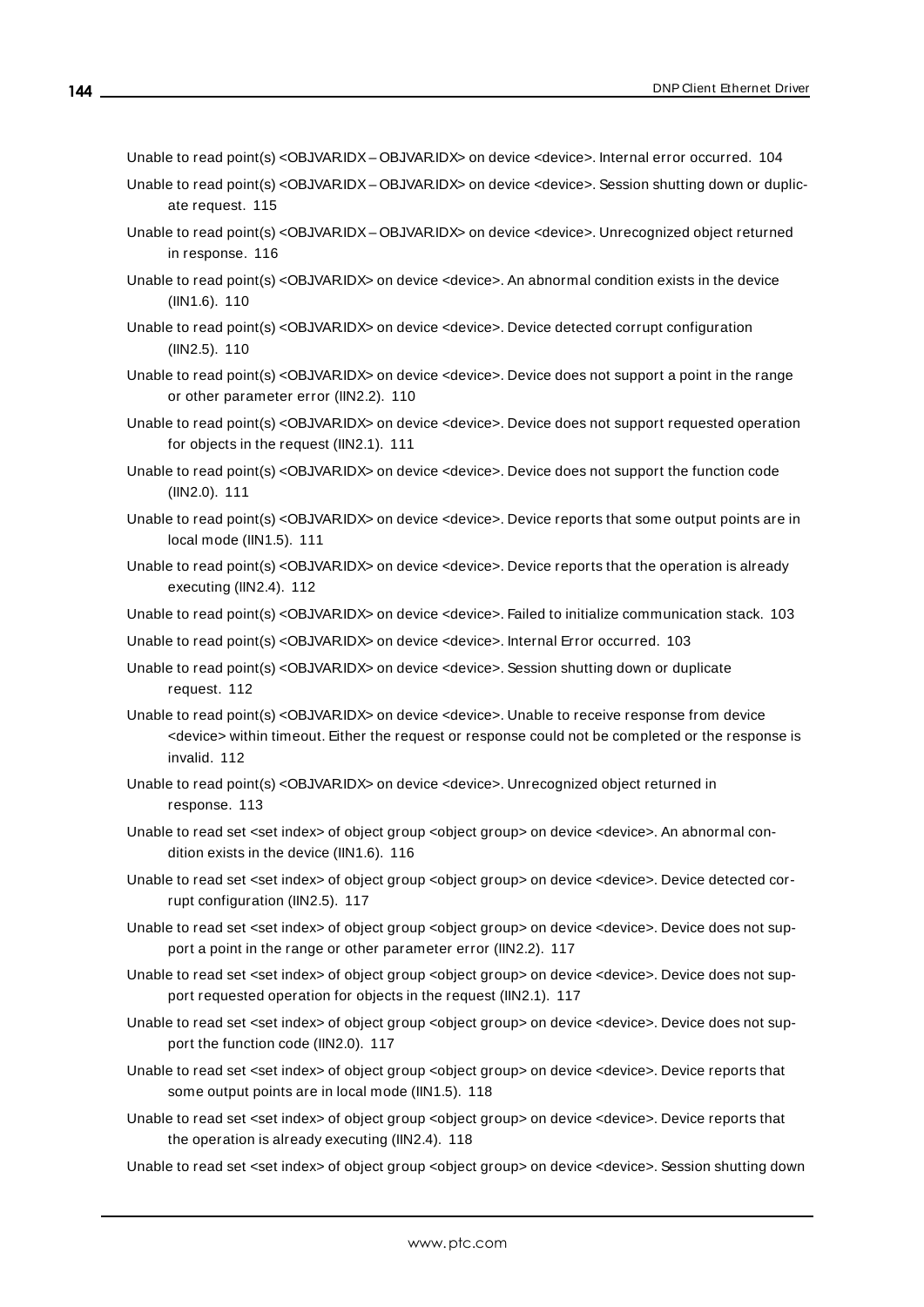Unable to read point(s) <OBJVAR.IDX – OBJVAR.IDX> on device <device>. Internal error occurred. 104

Unable to read point(s) <OBJVAR.IDX – OBJVAR.IDX> on device <device>. Session shutting down or duplicate request. 115

Unable to read point(s) <OBJVAR.IDX – OBJVAR.IDX> on device <device>. Unrecognized object returned in response. 116

Unable to read point(s) <OBJVAR.IDX> on device <device>. An abnormal condition exists in the device (IIN1.6). 110

Unable to read point(s) <OBJVAR.IDX> on device <device>. Device detected corrupt configuration (IIN2.5). 110

Unable to read point(s) <OBJVAR.IDX> on device <device>. Device does not support a point in the range or other parameter error (IIN2.2). 110

Unable to read point(s) <OBJVAR.IDX> on device <device>. Device does not support requested operation for objects in the request (IIN2.1). 111

Unable to read point(s) <OBJVAR.IDX> on device <device>. Device does not support the function code (IIN2.0). 111

Unable to read point(s) <OBJVAR.IDX> on device <device>. Device reports that some output points are in local mode (IIN1.5). 111

Unable to read point(s) <OBJVAR.IDX> on device <device>. Device reports that the operation is already executing (IIN2.4). 112

Unable to read point(s) <OBJVAR.IDX> on device <device>. Failed to initialize communication stack. 103

Unable to read point(s) <OBJVAR.IDX> on device <device>. Internal Error occurred. 103

Unable to read point(s) <OBJVAR.IDX> on device <device>. Session shutting down or duplicate request. 112

Unable to read point(s) <OBJVAR.IDX> on device <device>. Unable to receive response from device <device> within timeout. Either the request or response could not be completed or the response is invalid. 112

Unable to read point(s) <OBJVAR.IDX> on device <device>. Unrecognized object returned in response. 113

Unable to read set <set index> of object group <object group> on device <device>. An abnormal condition exists in the device (IIN1.6). 116

Unable to read set <set index> of object group <object group> on device <device>. Device detected corrupt configuration (IIN2.5). 117

Unable to read set <set index> of object group <object group> on device <device>. Device does not support a point in the range or other parameter error (IIN2.2). 117

Unable to read set <set index> of object group <object group> on device <device>. Device does not support requested operation for objects in the request (IIN2.1). 117

Unable to read set <set index> of object group <object group> on device <device>. Device does not support the function code (IIN2.0). 117

Unable to read set <set index> of object group <object group> on device <device>. Device reports that some output points are in local mode (IIN1.5). 118

Unable to read set <set index> of object group <object group> on device <device>. Device reports that the operation is already executing (IIN2.4). 118

Unable to read set <set index> of object group <object group> on device <device>. Session shutting down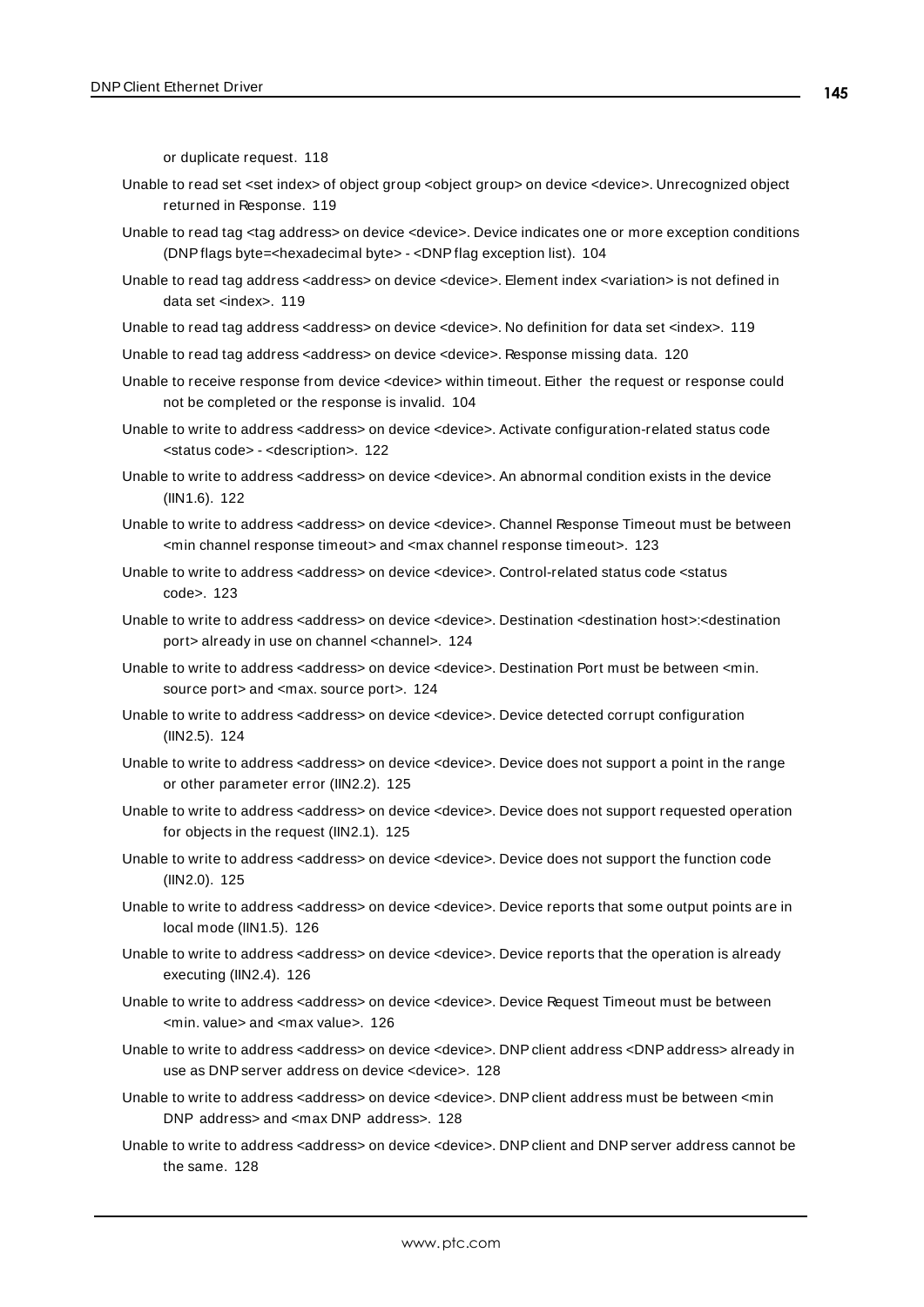or duplicate request. 118

Unable to read set <set index> of object group <object group> on device <device>. Unrecognized object returned in Response. 119

Unable to read tag <tag address> on device <device>. Device indicates one or more exception conditions (DNP flags byte=<hexadecimal byte> - <DNP flag exception list). 104

Unable to read tag address <address> on device <device>. Element index <variation> is not defined in data set <index>. 119

Unable to read tag address <address> on device <device>. No definition for data set <index>. 119

Unable to read tag address <address> on device <device>. Response missing data. 120

Unable to receive response from device <device> within timeout. Either the request or response could not be completed or the response is invalid. 104

Unable to write to address <address> on device <device>. Activate configuration-related status code <status code> - <description>. 122

Unable to write to address <address> on device <device>. An abnormal condition exists in the device (IIN1.6). 122

Unable to write to address <address> on device <device>. Channel Response Timeout must be between <min channel response timeout> and <max channel response timeout>. 123

Unable to write to address <address> on device <device>. Control-related status code <status code>. 123

Unable to write to address <address> on device <device>. Destination <destination host>:<destination port> already in use on channel <channel>. 124

Unable to write to address <address> on device <device>. Destination Port must be between <min. source port> and <max. source port>. 124

Unable to write to address <address> on device <device>. Device detected corrupt configuration (IIN2.5). 124

Unable to write to address <address> on device <device>. Device does not support a point in the range or other parameter error (IIN2.2). 125

Unable to write to address <address> on device <device>. Device does not support requested operation for objects in the request (IIN2.1). 125

Unable to write to address <address> on device <device>. Device does not support the function code (IIN2.0). 125

Unable to write to address <address> on device <device>. Device reports that some output points are in local mode (IIN1.5). 126

Unable to write to address <address> on device <device>. Device reports that the operation is already executing (IIN2.4). 126

Unable to write to address <address> on device <device>. Device Request Timeout must be between <min. value> and <max value>. 126

Unable to write to address <address> on device <device>. DNP client address <DNP address> already in use as DNP server address on device <device>. 128

Unable to write to address <address> on device <device>. DNP client address must be between <min DNP address> and <max DNP address>. 128

Unable to write to address <address> on device <device>. DNP client and DNP server address cannot be the same. 128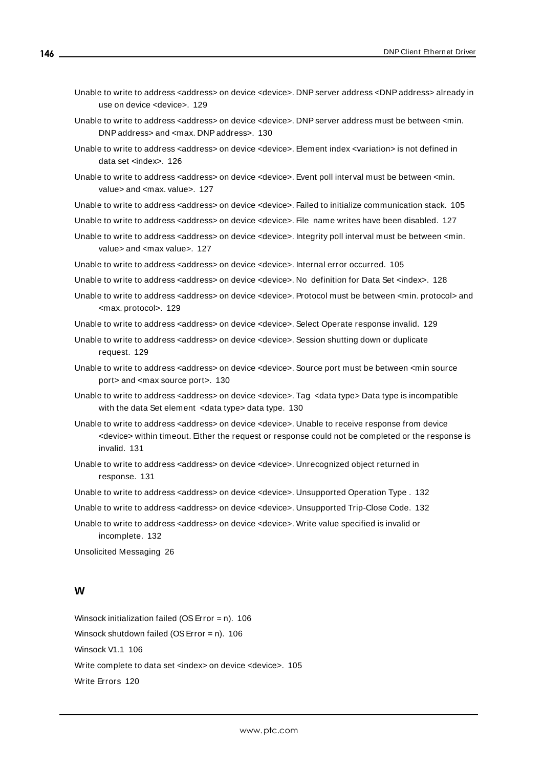Unable to write to address <address> on device <device>. DNP server address <DNP address> already in use on device <device>. 129

Unable to write to address <address> on device <device>. DNP server address must be between <min. DNP address> and <max. DNP address>. 130

Unable to write to address <address> on device <device>. Element index <variation> is not defined in data set <index>. 126

Unable to write to address <address> on device <device>. Event poll interval must be between <min. value> and <max. value>. 127

Unable to write to address <address> on device <device>. Failed to initialize communication stack. 105

Unable to write to address <address> on device <device>. File name writes have been disabled. 127

Unable to write to address <address> on device <device>. Integrity poll interval must be between <min. value> and <max value>. 127

Unable to write to address <address> on device <device>. Internal error occurred. 105

Unable to write to address <address> on device <device>. No definition for Data Set <index>. 128

Unable to write to address <address> on device <device>. Protocol must be between <min. protocol> and <max. protocol>. 129

Unable to write to address <address> on device <device>. Select Operate response invalid. 129

Unable to write to address <address> on device <device>. Session shutting down or duplicate request. 129

Unable to write to address <address> on device <device>. Source port must be between <min source port> and <max source port>. 130

Unable to write to address <address> on device <device>. Tag <data type> Data type is incompatible with the data Set element <data type> data type. 130

Unable to write to address <address> on device <device>. Unable to receive response from device <device> within timeout. Either the request or response could not be completed or the response is invalid. 131

Unable to write to address <address> on device <device>. Unrecognized object returned in response. 131

Unable to write to address <address> on device <device>. Unsupported Operation Type . 132

Unable to write to address <address> on device <device>. Unsupported Trip-Close Code. 132

Unable to write to address <address> on device <device>. Write value specified is invalid or incomplete. 132

Unsolicited Messaging 26

## W

Winsock initialization failed (OS Error = n). 106

Winsock shutdown failed (OS Error = n). 106

Winsock V1.1 106

Write complete to data set <index> on device <device>. 105

Write Errors 120